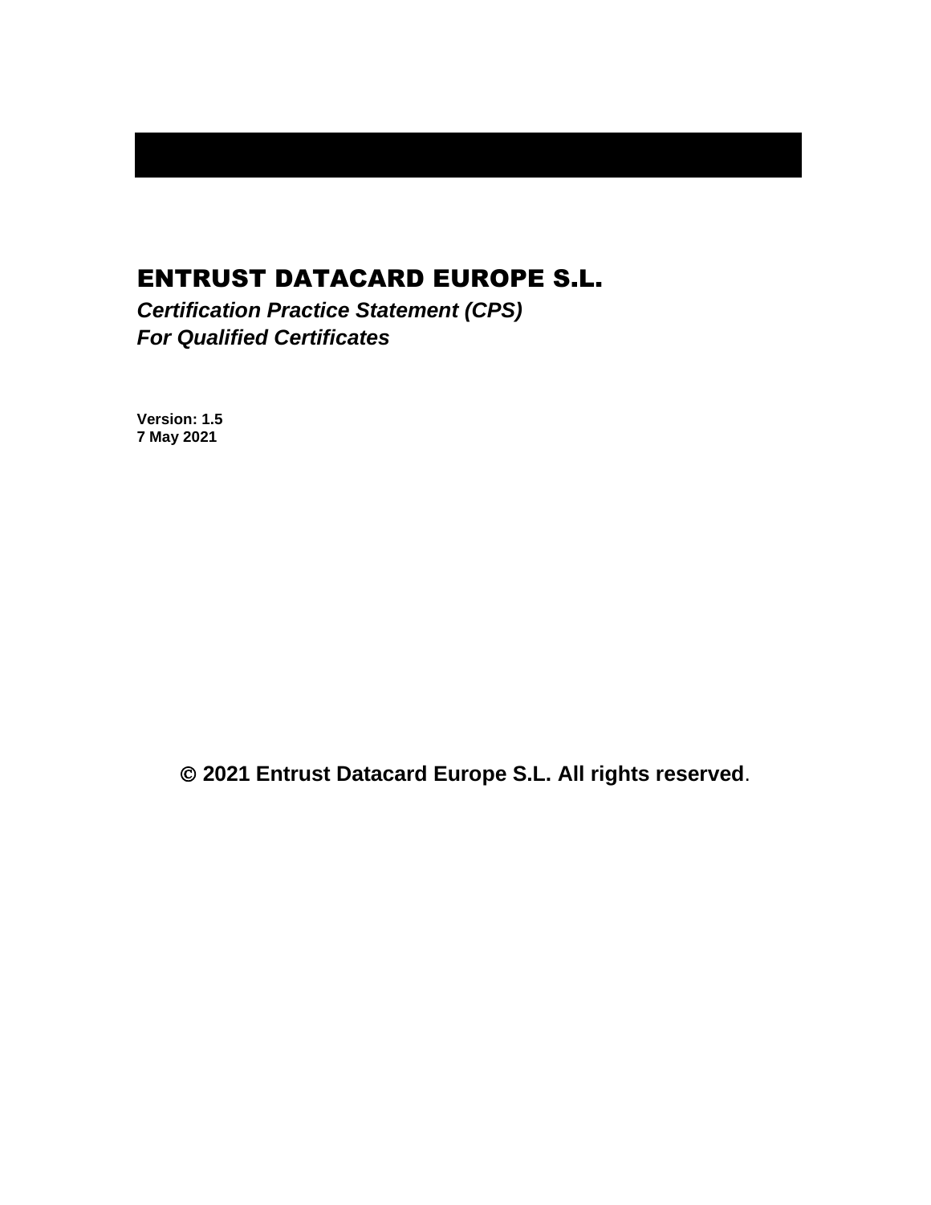# ENTRUST DATACARD EUROPE S.L.

***Certification Practice Statement (CPS)***
***For Qualified Certificates***

**Version: 1.5**
**7 May 2021**

**© 2021 Entrust Datacard Europe S.L. All rights reserved**.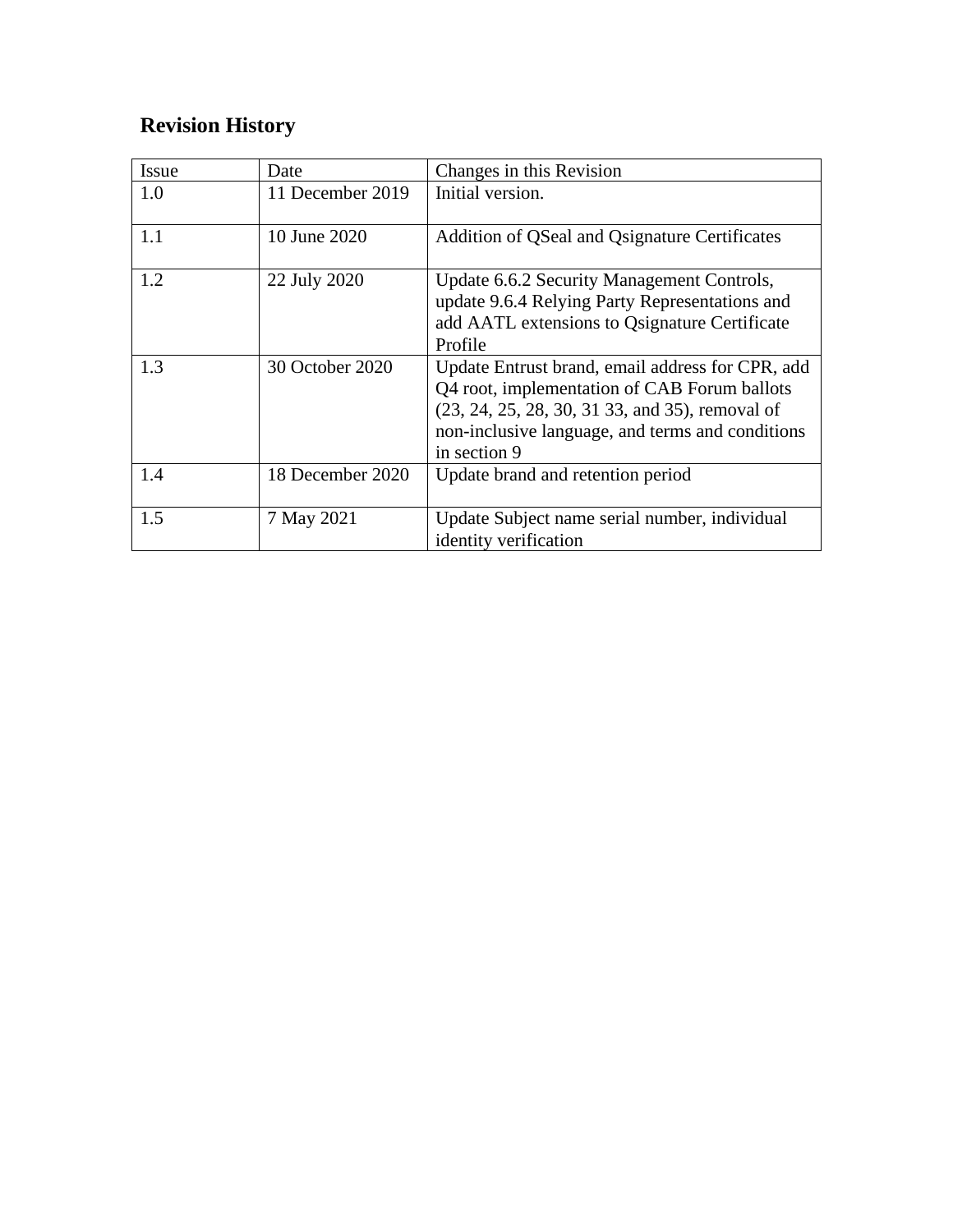## Revision History

| Issue | Date | Changes in this Revision |
|---|---|---|
| 1.0 | 11 December 2019 | Initial version. |
| 1.1 | 10 June 2020 | Addition of QSeal and Qsignature Certificates |
| 1.2 | 22 July 2020 | Update 6.6.2 Security Management Controls, update 9.6.4 Relying Party Representations and add AATL extensions to Qsignature Certificate Profile |
| 1.3 | 30 October 2020 | Update Entrust brand, email address for CPR, add Q4 root, implementation of CAB Forum ballots (23, 24, 25, 28, 30, 31 33, and 35), removal of non-inclusive language, and terms and conditions in section 9 |
| 1.4 | 18 December 2020 | Update brand and retention period |
| 1.5 | 7 May 2021 | Update Subject name serial number, individual identity verification |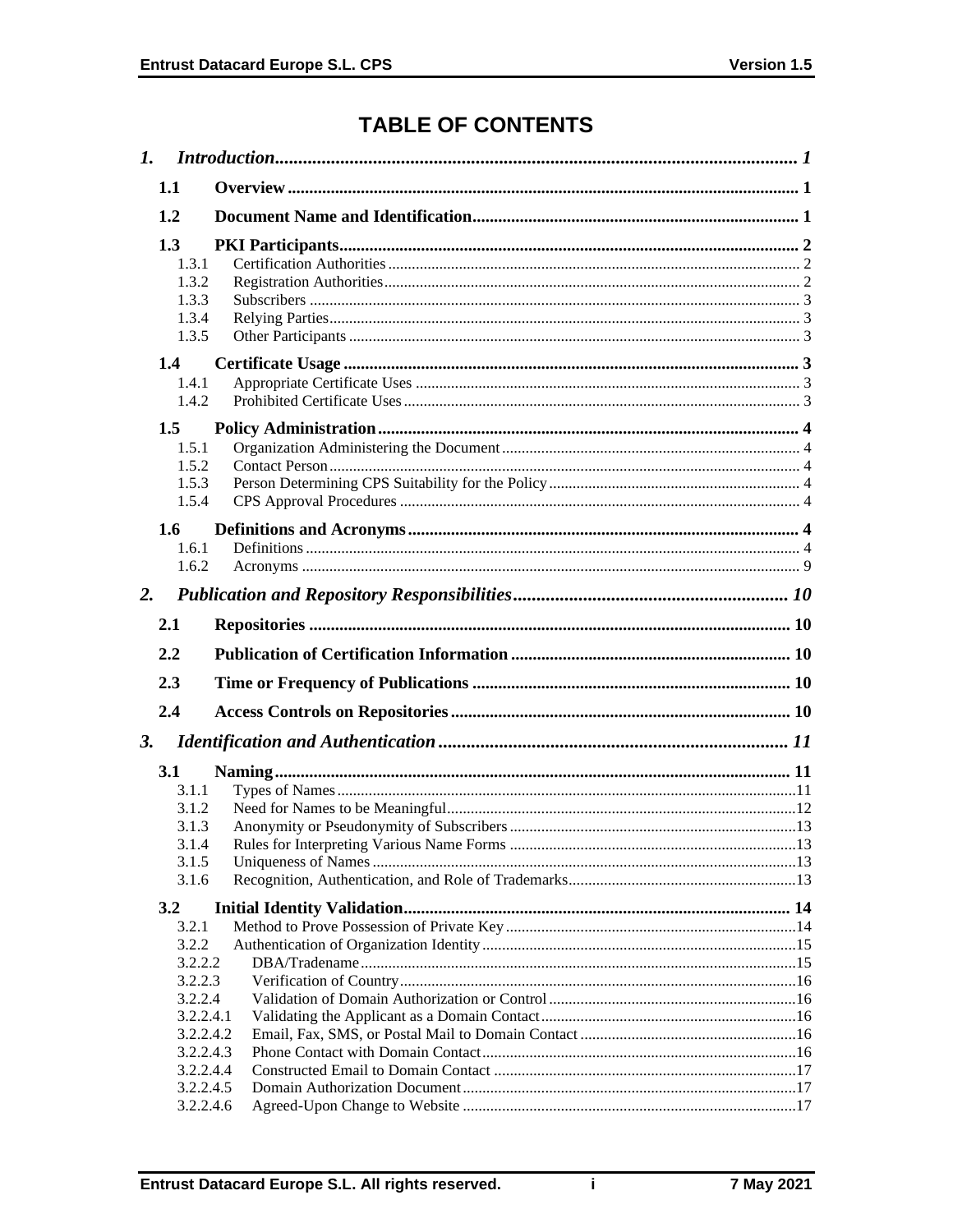# TABLE OF CONTENTS

**1. Introduction** ........ 1

- **1.1 Overview** ........ 1
- **1.2 Document Name and Identification** ........ 1
- **1.3 PKI Participants** ........ 2
  - 1.3.1 Certification Authorities ........ 2
  - 1.3.2 Registration Authorities ........ 2
  - 1.3.3 Subscribers ........ 3
  - 1.3.4 Relying Parties ........ 3
  - 1.3.5 Other Participants ........ 3
- **1.4 Certificate Usage** ........ 3
  - 1.4.1 Appropriate Certificate Uses ........ 3
  - 1.4.2 Prohibited Certificate Uses ........ 3
- **1.5 Policy Administration** ........ 4
  - 1.5.1 Organization Administering the Document ........ 4
  - 1.5.2 Contact Person ........ 4
  - 1.5.3 Person Determining CPS Suitability for the Policy ........ 4
  - 1.5.4 CPS Approval Procedures ........ 4
- **1.6 Definitions and Acronyms** ........ 4
  - 1.6.1 Definitions ........ 4
  - 1.6.2 Acronyms ........ 9

**2. Publication and Repository Responsibilities** ........ 10

- **2.1 Repositories** ........ 10
- **2.2 Publication of Certification Information** ........ 10
- **2.3 Time or Frequency of Publications** ........ 10
- **2.4 Access Controls on Repositories** ........ 10

**3. Identification and Authentication** ........ 11

- **3.1 Naming** ........ 11
  - 3.1.1 Types of Names ........ 11
  - 3.1.2 Need for Names to be Meaningful ........ 12
  - 3.1.3 Anonymity or Pseudonymity of Subscribers ........ 13
  - 3.1.4 Rules for Interpreting Various Name Forms ........ 13
  - 3.1.5 Uniqueness of Names ........ 13
  - 3.1.6 Recognition, Authentication, and Role of Trademarks ........ 13
- **3.2 Initial Identity Validation** ........ 14
  - 3.2.1 Method to Prove Possession of Private Key ........ 14
  - 3.2.2 Authentication of Organization Identity ........ 15
  - 3.2.2.2 DBA/Tradename ........ 15
  - 3.2.2.3 Verification of Country ........ 16
  - 3.2.2.4 Validation of Domain Authorization or Control ........ 16
  - 3.2.2.4.1 Validating the Applicant as a Domain Contact ........ 16
  - 3.2.2.4.2 Email, Fax, SMS, or Postal Mail to Domain Contact ........ 16
  - 3.2.2.4.3 Phone Contact with Domain Contact ........ 16
  - 3.2.2.4.4 Constructed Email to Domain Contact ........ 17
  - 3.2.2.4.5 Domain Authorization Document ........ 17
  - 3.2.2.4.6 Agreed-Upon Change to Website ........ 17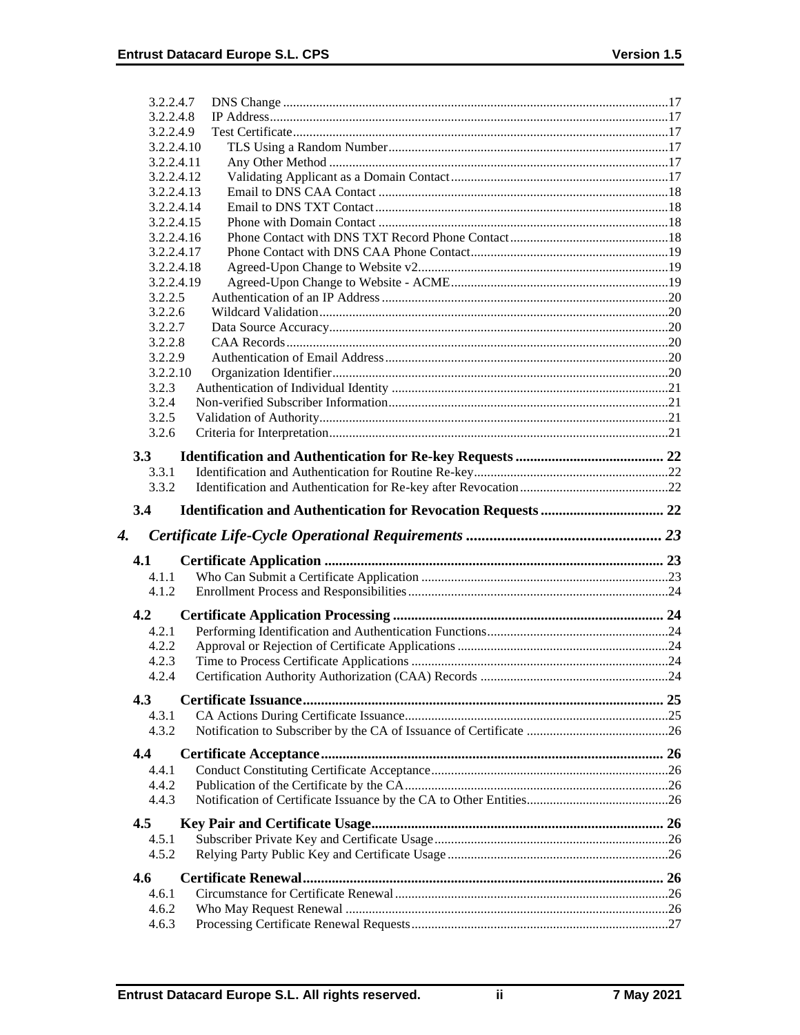3.2.2.4.7 DNS Change .....17
3.2.2.4.8 IP Address .....17
3.2.2.4.9 Test Certificate .....17
3.2.2.4.10 TLS Using a Random Number .....17
3.2.2.4.11 Any Other Method .....17
3.2.2.4.12 Validating Applicant as a Domain Contact .....17
3.2.2.4.13 Email to DNS CAA Contact .....18
3.2.2.4.14 Email to DNS TXT Contact .....18
3.2.2.4.15 Phone with Domain Contact .....18
3.2.2.4.16 Phone Contact with DNS TXT Record Phone Contact .....18
3.2.2.4.17 Phone Contact with DNS CAA Phone Contact .....19
3.2.2.4.18 Agreed-Upon Change to Website v2 .....19
3.2.2.4.19 Agreed-Upon Change to Website - ACME .....19
3.2.2.5 Authentication of an IP Address .....20
3.2.2.6 Wildcard Validation .....20
3.2.2.7 Data Source Accuracy .....20
3.2.2.8 CAA Records .....20
3.2.2.9 Authentication of Email Address .....20
3.2.2.10 Organization Identifier .....20
3.2.3 Authentication of Individual Identity .....21
3.2.4 Non-verified Subscriber Information .....21
3.2.5 Validation of Authority .....21
3.2.6 Criteria for Interpretation .....21

**3.3 Identification and Authentication for Re-key Requests ..... 22**
3.3.1 Identification and Authentication for Routine Re-key .....22
3.3.2 Identification and Authentication for Re-key after Revocation .....22

**3.4 Identification and Authentication for Revocation Requests ..... 22**

***4. Certificate Life-Cycle Operational Requirements ..... 23***

**4.1 Certificate Application ..... 23**
4.1.1 Who Can Submit a Certificate Application .....23
4.1.2 Enrollment Process and Responsibilities .....24

**4.2 Certificate Application Processing ..... 24**
4.2.1 Performing Identification and Authentication Functions .....24
4.2.2 Approval or Rejection of Certificate Applications .....24
4.2.3 Time to Process Certificate Applications .....24
4.2.4 Certification Authority Authorization (CAA) Records .....24

**4.3 Certificate Issuance ..... 25**
4.3.1 CA Actions During Certificate Issuance .....25
4.3.2 Notification to Subscriber by the CA of Issuance of Certificate .....26

**4.4 Certificate Acceptance ..... 26**
4.4.1 Conduct Constituting Certificate Acceptance .....26
4.4.2 Publication of the Certificate by the CA .....26
4.4.3 Notification of Certificate Issuance by the CA to Other Entities .....26

**4.5 Key Pair and Certificate Usage ..... 26**
4.5.1 Subscriber Private Key and Certificate Usage .....26
4.5.2 Relying Party Public Key and Certificate Usage .....26

**4.6 Certificate Renewal ..... 26**
4.6.1 Circumstance for Certificate Renewal .....26
4.6.2 Who May Request Renewal .....26
4.6.3 Processing Certificate Renewal Requests .....27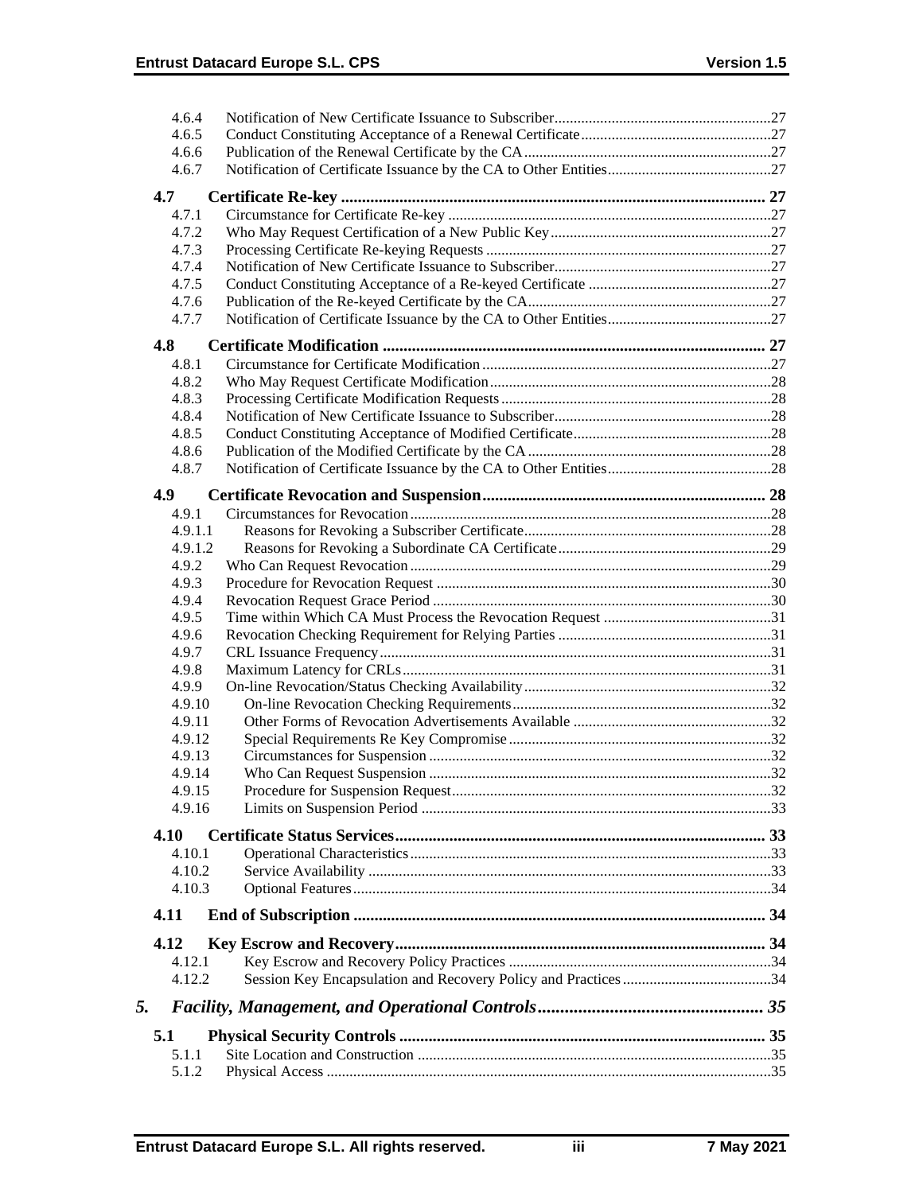4.6.4 Notification of New Certificate Issuance to Subscriber....27
4.6.5 Conduct Constituting Acceptance of a Renewal Certificate....27
4.6.6 Publication of the Renewal Certificate by the CA....27
4.6.7 Notification of Certificate Issuance by the CA to Other Entities....27

**4.7 Certificate Re-key .... 27**

4.7.1 Circumstance for Certificate Re-key....27
4.7.2 Who May Request Certification of a New Public Key....27
4.7.3 Processing Certificate Re-keying Requests....27
4.7.4 Notification of New Certificate Issuance to Subscriber....27
4.7.5 Conduct Constituting Acceptance of a Re-keyed Certificate....27
4.7.6 Publication of the Re-keyed Certificate by the CA....27
4.7.7 Notification of Certificate Issuance by the CA to Other Entities....27

**4.8 Certificate Modification .... 27**

4.8.1 Circumstance for Certificate Modification....27
4.8.2 Who May Request Certificate Modification....28
4.8.3 Processing Certificate Modification Requests....28
4.8.4 Notification of New Certificate Issuance to Subscriber....28
4.8.5 Conduct Constituting Acceptance of Modified Certificate....28
4.8.6 Publication of the Modified Certificate by the CA....28
4.8.7 Notification of Certificate Issuance by the CA to Other Entities....28

**4.9 Certificate Revocation and Suspension.... 28**

4.9.1 Circumstances for Revocation....28
4.9.1.1 Reasons for Revoking a Subscriber Certificate....28
4.9.1.2 Reasons for Revoking a Subordinate CA Certificate....29
4.9.2 Who Can Request Revocation....29
4.9.3 Procedure for Revocation Request....30
4.9.4 Revocation Request Grace Period....30
4.9.5 Time within Which CA Must Process the Revocation Request....31
4.9.6 Revocation Checking Requirement for Relying Parties....31
4.9.7 CRL Issuance Frequency....31
4.9.8 Maximum Latency for CRLs....31
4.9.9 On-line Revocation/Status Checking Availability....32
4.9.10 On-line Revocation Checking Requirements....32
4.9.11 Other Forms of Revocation Advertisements Available....32
4.9.12 Special Requirements Re Key Compromise....32
4.9.13 Circumstances for Suspension....32
4.9.14 Who Can Request Suspension....32
4.9.15 Procedure for Suspension Request....32
4.9.16 Limits on Suspension Period....33

**4.10 Certificate Status Services.... 33**

4.10.1 Operational Characteristics....33
4.10.2 Service Availability....33
4.10.3 Optional Features....34

**4.11 End of Subscription .... 34**

**4.12 Key Escrow and Recovery.... 34**

4.12.1 Key Escrow and Recovery Policy Practices....34
4.12.2 Session Key Encapsulation and Recovery Policy and Practices....34

***5. Facility, Management, and Operational Controls.... 35***

**5.1 Physical Security Controls .... 35**

5.1.1 Site Location and Construction....35
5.1.2 Physical Access....35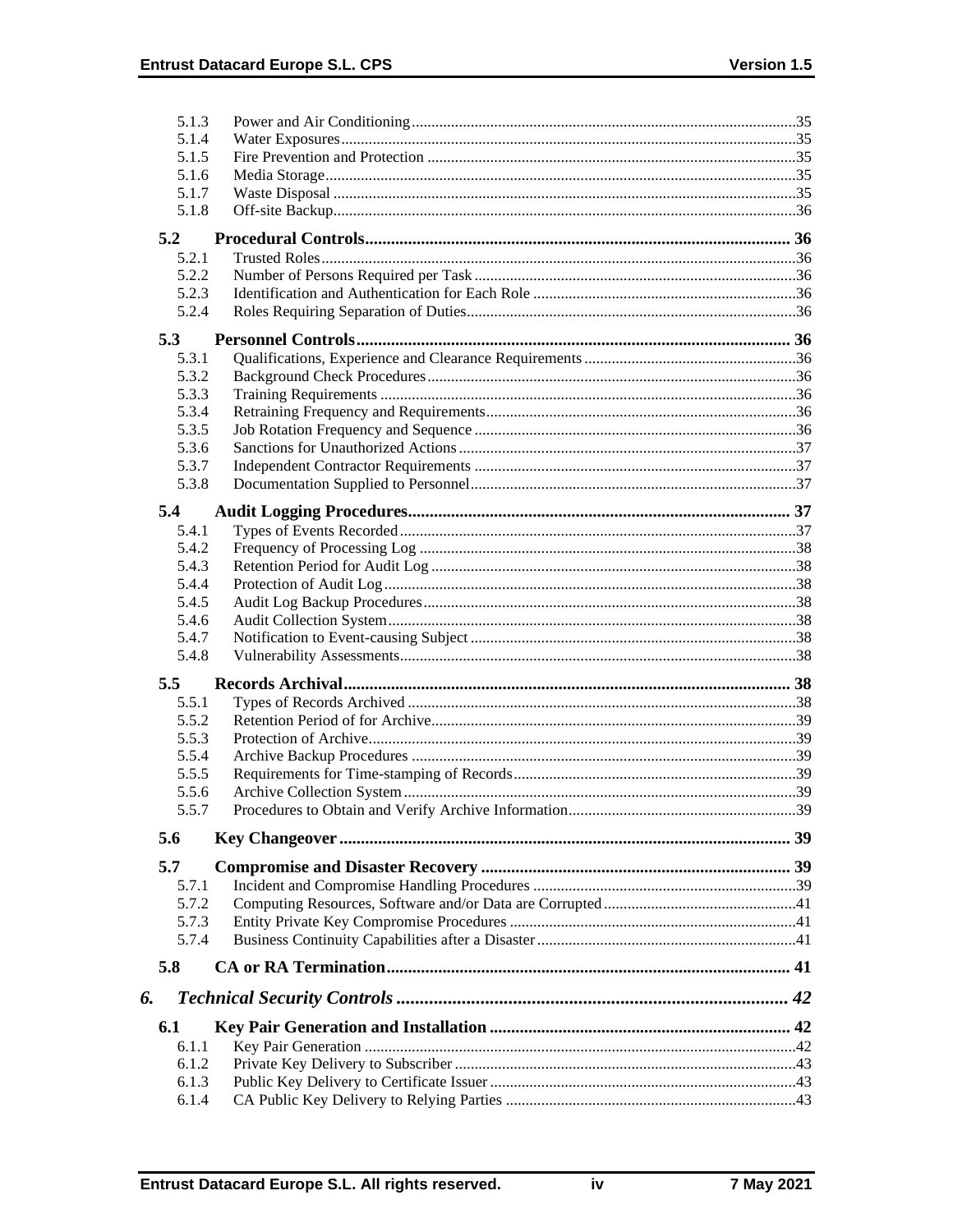| | | |
|---|---|---|
| 5.1.3 | Power and Air Conditioning | 35 |
| 5.1.4 | Water Exposures | 35 |
| 5.1.5 | Fire Prevention and Protection | 35 |
| 5.1.6 | Media Storage | 35 |
| 5.1.7 | Waste Disposal | 35 |
| 5.1.8 | Off-site Backup | 36 |
| **5.2** | **Procedural Controls** | **36** |
| 5.2.1 | Trusted Roles | 36 |
| 5.2.2 | Number of Persons Required per Task | 36 |
| 5.2.3 | Identification and Authentication for Each Role | 36 |
| 5.2.4 | Roles Requiring Separation of Duties | 36 |
| **5.3** | **Personnel Controls** | **36** |
| 5.3.1 | Qualifications, Experience and Clearance Requirements | 36 |
| 5.3.2 | Background Check Procedures | 36 |
| 5.3.3 | Training Requirements | 36 |
| 5.3.4 | Retraining Frequency and Requirements | 36 |
| 5.3.5 | Job Rotation Frequency and Sequence | 36 |
| 5.3.6 | Sanctions for Unauthorized Actions | 37 |
| 5.3.7 | Independent Contractor Requirements | 37 |
| 5.3.8 | Documentation Supplied to Personnel | 37 |
| **5.4** | **Audit Logging Procedures** | **37** |
| 5.4.1 | Types of Events Recorded | 37 |
| 5.4.2 | Frequency of Processing Log | 38 |
| 5.4.3 | Retention Period for Audit Log | 38 |
| 5.4.4 | Protection of Audit Log | 38 |
| 5.4.5 | Audit Log Backup Procedures | 38 |
| 5.4.6 | Audit Collection System | 38 |
| 5.4.7 | Notification to Event-causing Subject | 38 |
| 5.4.8 | Vulnerability Assessments | 38 |
| **5.5** | **Records Archival** | **38** |
| 5.5.1 | Types of Records Archived | 38 |
| 5.5.2 | Retention Period of for Archive | 39 |
| 5.5.3 | Protection of Archive | 39 |
| 5.5.4 | Archive Backup Procedures | 39 |
| 5.5.5 | Requirements for Time-stamping of Records | 39 |
| 5.5.6 | Archive Collection System | 39 |
| 5.5.7 | Procedures to Obtain and Verify Archive Information | 39 |
| **5.6** | **Key Changeover** | **39** |
| **5.7** | **Compromise and Disaster Recovery** | **39** |
| 5.7.1 | Incident and Compromise Handling Procedures | 39 |
| 5.7.2 | Computing Resources, Software and/or Data are Corrupted | 41 |
| 5.7.3 | Entity Private Key Compromise Procedures | 41 |
| 5.7.4 | Business Continuity Capabilities after a Disaster | 41 |
| **5.8** | **CA or RA Termination** | **41** |
| ***6.*** | ***Technical Security Controls*** | ***42*** |
| **6.1** | **Key Pair Generation and Installation** | **42** |
| 6.1.1 | Key Pair Generation | 42 |
| 6.1.2 | Private Key Delivery to Subscriber | 43 |
| 6.1.3 | Public Key Delivery to Certificate Issuer | 43 |
| 6.1.4 | CA Public Key Delivery to Relying Parties | 43 |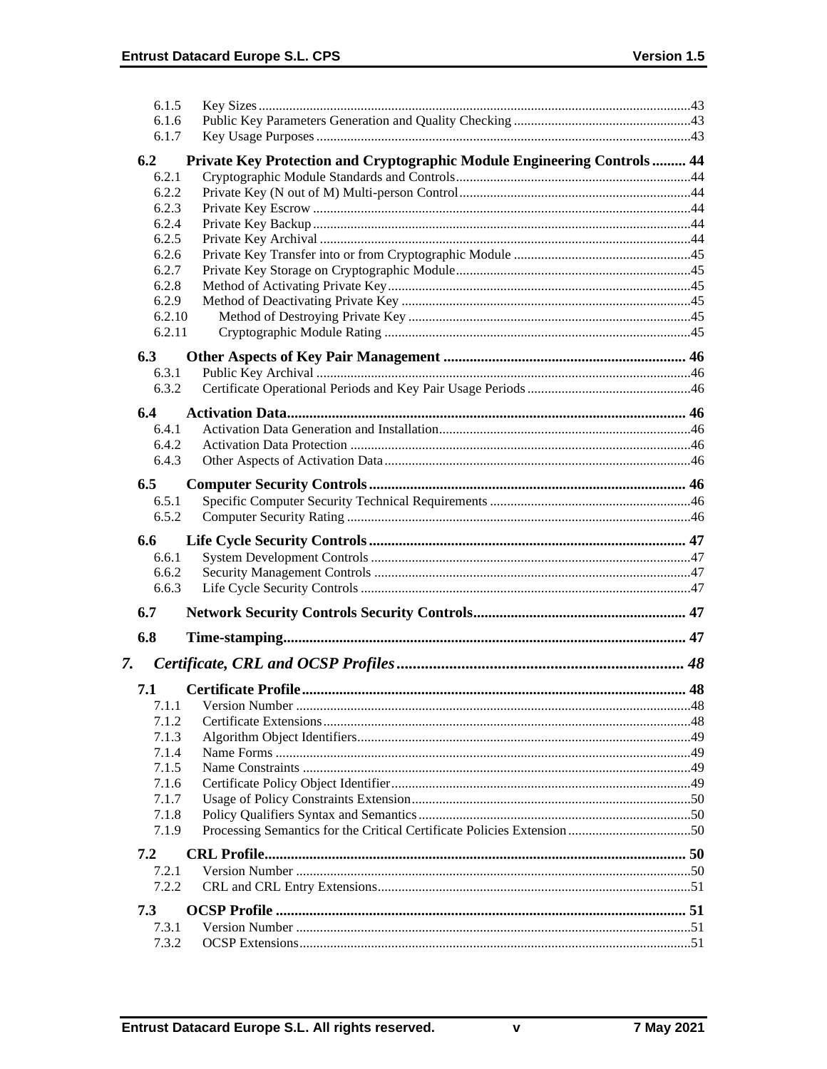6.1.5 Key Sizes .....43
6.1.6 Public Key Parameters Generation and Quality Checking .....43
6.1.7 Key Usage Purposes .....43

**6.2 Private Key Protection and Cryptographic Module Engineering Controls ..... 44**
6.2.1 Cryptographic Module Standards and Controls .....44
6.2.2 Private Key (N out of M) Multi-person Control .....44
6.2.3 Private Key Escrow .....44
6.2.4 Private Key Backup .....44
6.2.5 Private Key Archival .....44
6.2.6 Private Key Transfer into or from Cryptographic Module .....45
6.2.7 Private Key Storage on Cryptographic Module .....45
6.2.8 Method of Activating Private Key .....45
6.2.9 Method of Deactivating Private Key .....45
6.2.10 Method of Destroying Private Key .....45
6.2.11 Cryptographic Module Rating .....45

**6.3 Other Aspects of Key Pair Management ..... 46**
6.3.1 Public Key Archival .....46
6.3.2 Certificate Operational Periods and Key Pair Usage Periods .....46

**6.4 Activation Data ..... 46**
6.4.1 Activation Data Generation and Installation .....46
6.4.2 Activation Data Protection .....46
6.4.3 Other Aspects of Activation Data .....46

**6.5 Computer Security Controls ..... 46**
6.5.1 Specific Computer Security Technical Requirements .....46
6.5.2 Computer Security Rating .....46

**6.6 Life Cycle Security Controls ..... 47**
6.6.1 System Development Controls .....47
6.6.2 Security Management Controls .....47
6.6.3 Life Cycle Security Controls .....47

**6.7 Network Security Controls Security Controls ..... 47**

**6.8 Time-stamping ..... 47**

***7. Certificate, CRL and OCSP Profiles ..... 48***

**7.1 Certificate Profile ..... 48**
7.1.1 Version Number .....48
7.1.2 Certificate Extensions .....48
7.1.3 Algorithm Object Identifiers .....49
7.1.4 Name Forms .....49
7.1.5 Name Constraints .....49
7.1.6 Certificate Policy Object Identifier .....49
7.1.7 Usage of Policy Constraints Extension .....50
7.1.8 Policy Qualifiers Syntax and Semantics .....50
7.1.9 Processing Semantics for the Critical Certificate Policies Extension .....50

**7.2 CRL Profile ..... 50**
7.2.1 Version Number .....50
7.2.2 CRL and CRL Entry Extensions .....51

**7.3 OCSP Profile ..... 51**
7.3.1 Version Number .....51
7.3.2 OCSP Extensions .....51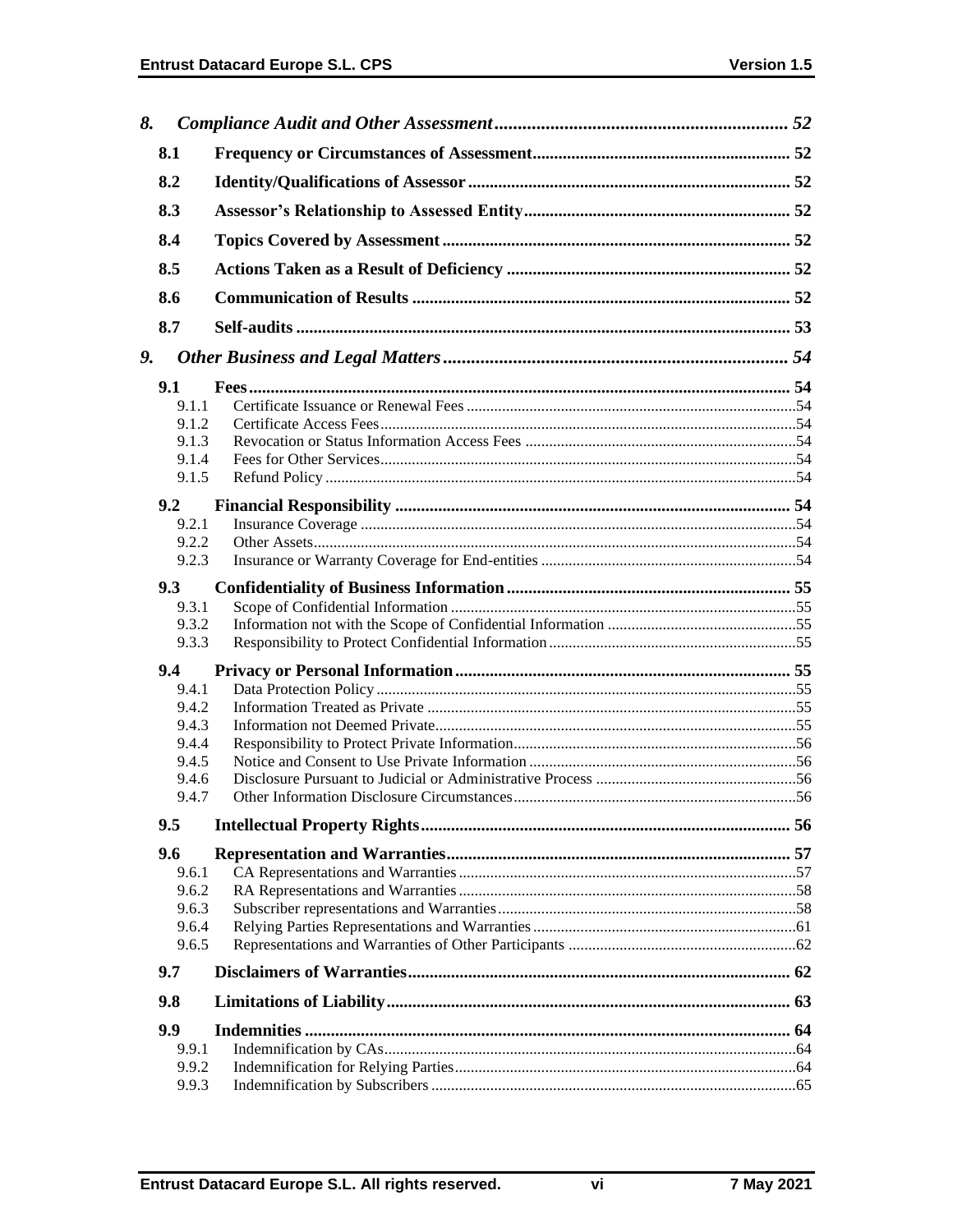| | | |
|---|---|---|
| ***8.*** | ***Compliance Audit and Other Assessment*** | ***52*** |
| **8.1** | **Frequency or Circumstances of Assessment** | **52** |
| **8.2** | **Identity/Qualifications of Assessor** | **52** |
| **8.3** | **Assessor's Relationship to Assessed Entity** | **52** |
| **8.4** | **Topics Covered by Assessment** | **52** |
| **8.5** | **Actions Taken as a Result of Deficiency** | **52** |
| **8.6** | **Communication of Results** | **52** |
| **8.7** | **Self-audits** | **53** |
| ***9.*** | ***Other Business and Legal Matters*** | ***54*** |
| **9.1** | **Fees** | **54** |
| 9.1.1 | Certificate Issuance or Renewal Fees | 54 |
| 9.1.2 | Certificate Access Fees | 54 |
| 9.1.3 | Revocation or Status Information Access Fees | 54 |
| 9.1.4 | Fees for Other Services | 54 |
| 9.1.5 | Refund Policy | 54 |
| **9.2** | **Financial Responsibility** | **54** |
| 9.2.1 | Insurance Coverage | 54 |
| 9.2.2 | Other Assets | 54 |
| 9.2.3 | Insurance or Warranty Coverage for End-entities | 54 |
| **9.3** | **Confidentiality of Business Information** | **55** |
| 9.3.1 | Scope of Confidential Information | 55 |
| 9.3.2 | Information not with the Scope of Confidential Information | 55 |
| 9.3.3 | Responsibility to Protect Confidential Information | 55 |
| **9.4** | **Privacy or Personal Information** | **55** |
| 9.4.1 | Data Protection Policy | 55 |
| 9.4.2 | Information Treated as Private | 55 |
| 9.4.3 | Information not Deemed Private | 55 |
| 9.4.4 | Responsibility to Protect Private Information | 56 |
| 9.4.5 | Notice and Consent to Use Private Information | 56 |
| 9.4.6 | Disclosure Pursuant to Judicial or Administrative Process | 56 |
| 9.4.7 | Other Information Disclosure Circumstances | 56 |
| **9.5** | **Intellectual Property Rights** | **56** |
| **9.6** | **Representation and Warranties** | **57** |
| 9.6.1 | CA Representations and Warranties | 57 |
| 9.6.2 | RA Representations and Warranties | 58 |
| 9.6.3 | Subscriber representations and Warranties | 58 |
| 9.6.4 | Relying Parties Representations and Warranties | 61 |
| 9.6.5 | Representations and Warranties of Other Participants | 62 |
| **9.7** | **Disclaimers of Warranties** | **62** |
| **9.8** | **Limitations of Liability** | **63** |
| **9.9** | **Indemnities** | **64** |
| 9.9.1 | Indemnification by CAs | 64 |
| 9.9.2 | Indemnification for Relying Parties | 64 |
| 9.9.3 | Indemnification by Subscribers | 65 |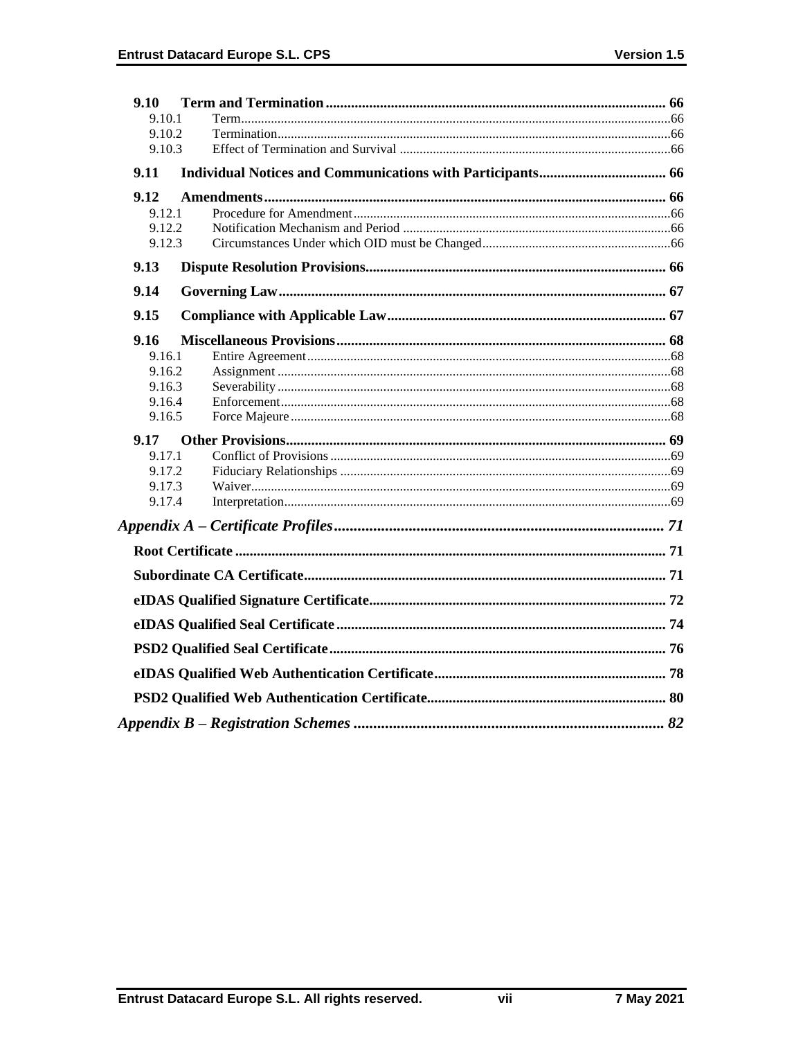**9.10 Term and Termination** .... 66
- 9.10.1 Term .... 66
- 9.10.2 Termination .... 66
- 9.10.3 Effect of Termination and Survival .... 66

**9.11 Individual Notices and Communications with Participants** .... 66

**9.12 Amendments** .... 66
- 9.12.1 Procedure for Amendment .... 66
- 9.12.2 Notification Mechanism and Period .... 66
- 9.12.3 Circumstances Under which OID must be Changed .... 66

**9.13 Dispute Resolution Provisions** .... 66

**9.14 Governing Law** .... 67

**9.15 Compliance with Applicable Law** .... 67

**9.16 Miscellaneous Provisions** .... 68
- 9.16.1 Entire Agreement .... 68
- 9.16.2 Assignment .... 68
- 9.16.3 Severability .... 68
- 9.16.4 Enforcement .... 68
- 9.16.5 Force Majeure .... 68

**9.17 Other Provisions** .... 69
- 9.17.1 Conflict of Provisions .... 69
- 9.17.2 Fiduciary Relationships .... 69
- 9.17.3 Waiver .... 69
- 9.17.4 Interpretation .... 69

***Appendix A – Certificate Profiles*** .... 71

**Root Certificate** .... 71

**Subordinate CA Certificate** .... 71

**eIDAS Qualified Signature Certificate** .... 72

**eIDAS Qualified Seal Certificate** .... 74

**PSD2 Qualified Seal Certificate** .... 76

**eIDAS Qualified Web Authentication Certificate** .... 78

**PSD2 Qualified Web Authentication Certificate** .... 80

***Appendix B – Registration Schemes*** .... 82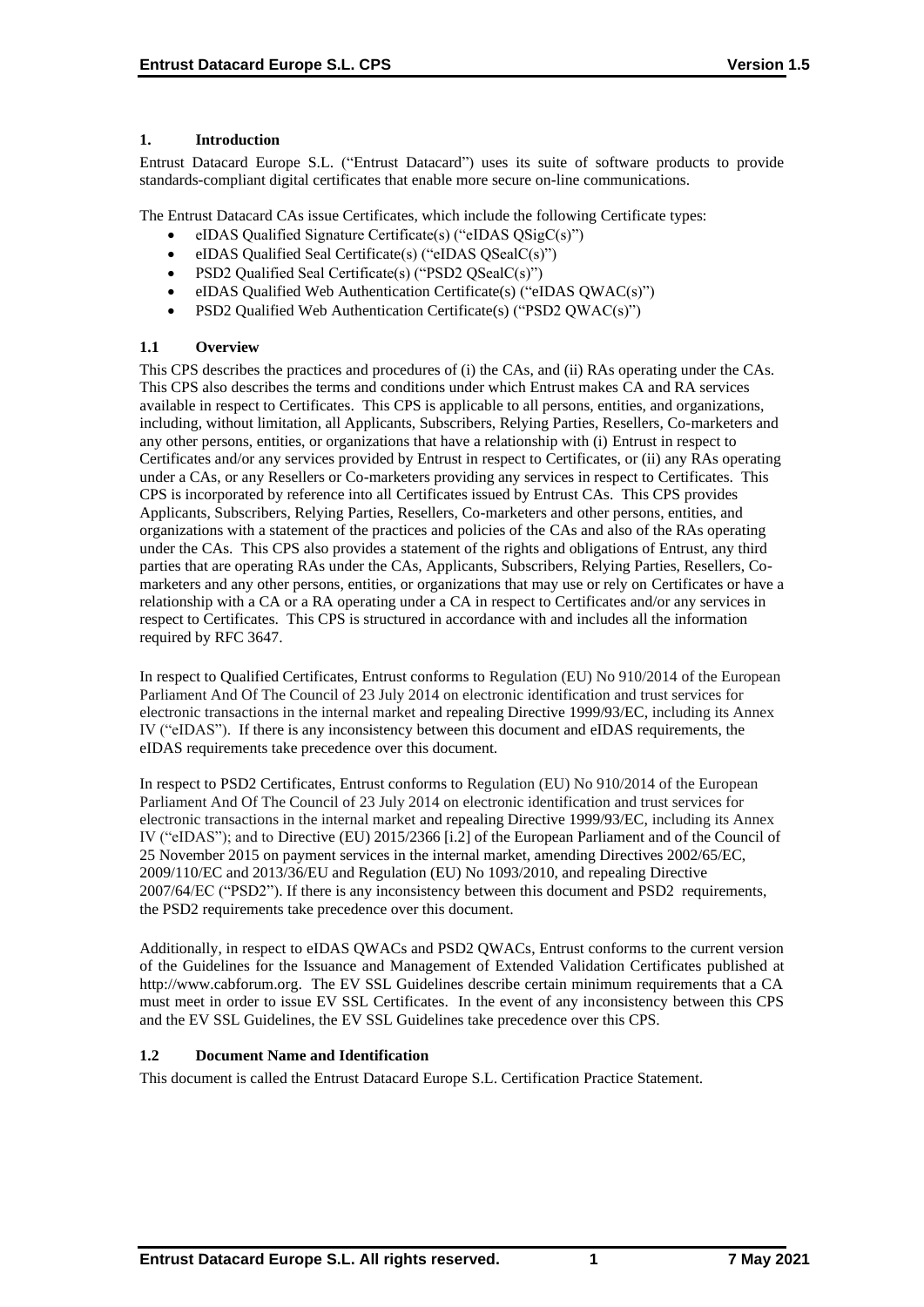## 1. Introduction

Entrust Datacard Europe S.L. ("Entrust Datacard") uses its suite of software products to provide standards-compliant digital certificates that enable more secure on-line communications.

The Entrust Datacard CAs issue Certificates, which include the following Certificate types:

- eIDAS Qualified Signature Certificate(s) ("eIDAS QSigC(s)")
- eIDAS Qualified Seal Certificate(s) ("eIDAS QSealC(s)")
- PSD2 Qualified Seal Certificate(s) ("PSD2 QSealC(s)")
- eIDAS Qualified Web Authentication Certificate(s) ("eIDAS QWAC(s)")
- PSD2 Qualified Web Authentication Certificate(s) ("PSD2 QWAC(s)")

### 1.1 Overview

This CPS describes the practices and procedures of (i) the CAs, and (ii) RAs operating under the CAs. This CPS also describes the terms and conditions under which Entrust makes CA and RA services available in respect to Certificates. This CPS is applicable to all persons, entities, and organizations, including, without limitation, all Applicants, Subscribers, Relying Parties, Resellers, Co-marketers and any other persons, entities, or organizations that have a relationship with (i) Entrust in respect to Certificates and/or any services provided by Entrust in respect to Certificates, or (ii) any RAs operating under a CAs, or any Resellers or Co-marketers providing any services in respect to Certificates. This CPS is incorporated by reference into all Certificates issued by Entrust CAs. This CPS provides Applicants, Subscribers, Relying Parties, Resellers, Co-marketers and other persons, entities, and organizations with a statement of the practices and policies of the CAs and also of the RAs operating under the CAs. This CPS also provides a statement of the rights and obligations of Entrust, any third parties that are operating RAs under the CAs, Applicants, Subscribers, Relying Parties, Resellers, Co-marketers and any other persons, entities, or organizations that may use or rely on Certificates or have a relationship with a CA or a RA operating under a CA in respect to Certificates and/or any services in respect to Certificates. This CPS is structured in accordance with and includes all the information required by RFC 3647.

In respect to Qualified Certificates, Entrust conforms to Regulation (EU) No 910/2014 of the European Parliament And Of The Council of 23 July 2014 on electronic identification and trust services for electronic transactions in the internal market and repealing Directive 1999/93/EC, including its Annex IV ("eIDAS"). If there is any inconsistency between this document and eIDAS requirements, the eIDAS requirements take precedence over this document.

In respect to PSD2 Certificates, Entrust conforms to Regulation (EU) No 910/2014 of the European Parliament And Of The Council of 23 July 2014 on electronic identification and trust services for electronic transactions in the internal market and repealing Directive 1999/93/EC, including its Annex IV ("eIDAS"); and to Directive (EU) 2015/2366 [i.2] of the European Parliament and of the Council of 25 November 2015 on payment services in the internal market, amending Directives 2002/65/EC, 2009/110/EC and 2013/36/EU and Regulation (EU) No 1093/2010, and repealing Directive 2007/64/EC ("PSD2"). If there is any inconsistency between this document and PSD2 requirements, the PSD2 requirements take precedence over this document.

Additionally, in respect to eIDAS QWACs and PSD2 QWACs, Entrust conforms to the current version of the Guidelines for the Issuance and Management of Extended Validation Certificates published at http://www.cabforum.org. The EV SSL Guidelines describe certain minimum requirements that a CA must meet in order to issue EV SSL Certificates. In the event of any inconsistency between this CPS and the EV SSL Guidelines, the EV SSL Guidelines take precedence over this CPS.

### 1.2 Document Name and Identification

This document is called the Entrust Datacard Europe S.L. Certification Practice Statement.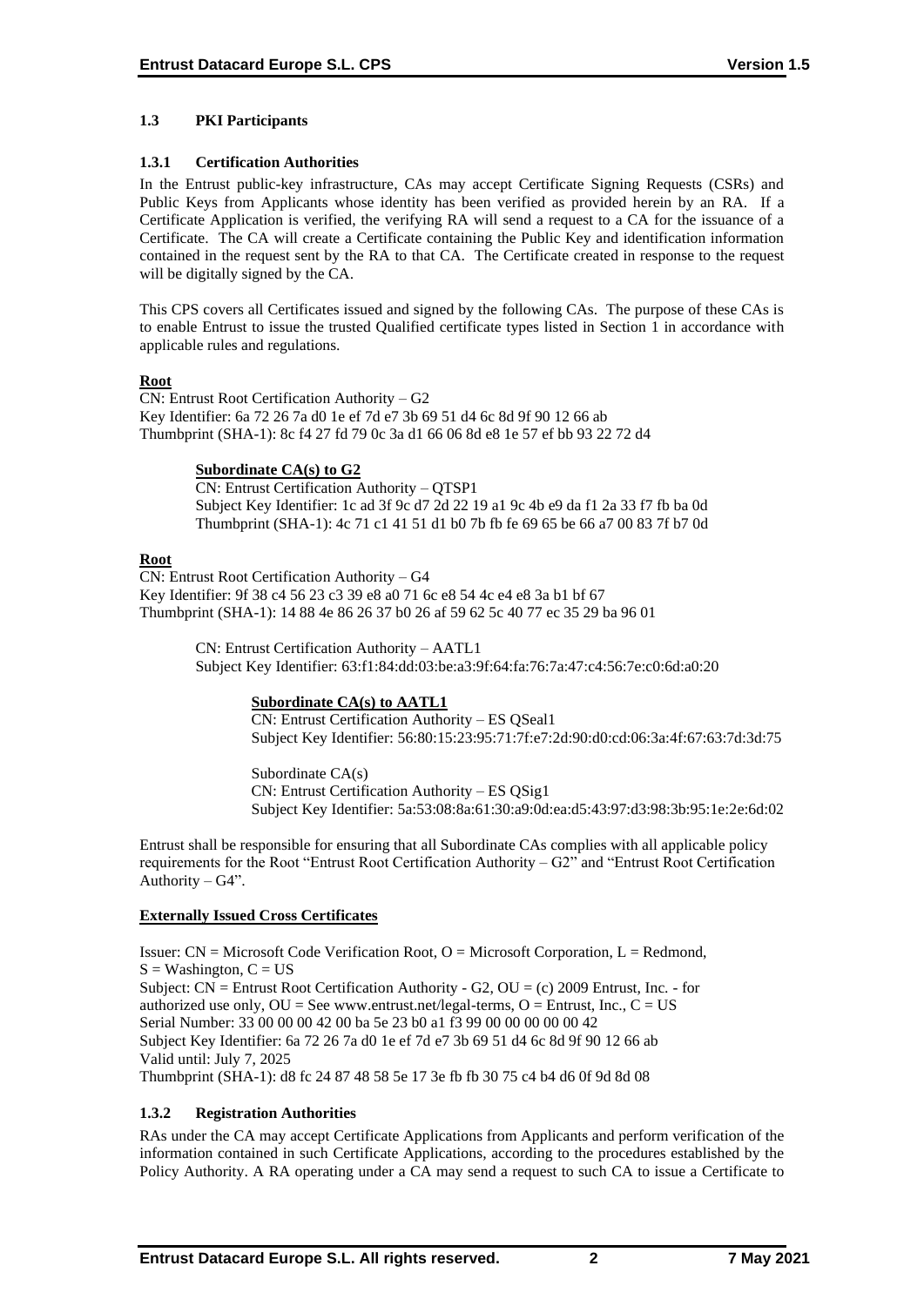### 1.3 PKI Participants

#### 1.3.1 Certification Authorities

In the Entrust public-key infrastructure, CAs may accept Certificate Signing Requests (CSRs) and Public Keys from Applicants whose identity has been verified as provided herein by an RA. If a Certificate Application is verified, the verifying RA will send a request to a CA for the issuance of a Certificate. The CA will create a Certificate containing the Public Key and identification information contained in the request sent by the RA to that CA. The Certificate created in response to the request will be digitally signed by the CA.

This CPS covers all Certificates issued and signed by the following CAs. The purpose of these CAs is to enable Entrust to issue the trusted Qualified certificate types listed in Section 1 in accordance with applicable rules and regulations.

**Root**

CN: Entrust Root Certification Authority – G2
Key Identifier: 6a 72 26 7a d0 1e ef 7d e7 3b 69 51 d4 6c 8d 9f 90 12 66 ab
Thumbprint (SHA-1): 8c f4 27 fd 79 0c 3a d1 66 06 8d e8 1e 57 ef bb 93 22 72 d4

> **Subordinate CA(s) to G2**
>
> CN: Entrust Certification Authority – QTSP1
> Subject Key Identifier: 1c ad 3f 9c d7 2d 22 19 a1 9c 4b e9 da f1 2a 33 f7 fb ba 0d
> Thumbprint (SHA-1): 4c 71 c1 41 51 d1 b0 7b fb fe 69 65 be 66 a7 00 83 7f b7 0d

**Root**

CN: Entrust Root Certification Authority – G4
Key Identifier: 9f 38 c4 56 23 c3 39 e8 a0 71 6c e8 54 4c e4 e8 3a b1 bf 67
Thumbprint (SHA-1): 14 88 4e 86 26 37 b0 26 af 59 62 5c 40 77 ec 35 29 ba 96 01

> CN: Entrust Certification Authority – AATL1
> Subject Key Identifier: 63:f1:84:dd:03:be:a3:9f:64:fa:76:7a:47:c4:56:7e:c0:6d:a0:20
>
> > **Subordinate CA(s) to AATL1**
> >
> > CN: Entrust Certification Authority – ES QSeal1
> > Subject Key Identifier: 56:80:15:23:95:71:7f:e7:2d:90:d0:cd:06:3a:4f:67:63:7d:3d:75
> >
> > Subordinate CA(s)
> > CN: Entrust Certification Authority – ES QSig1
> > Subject Key Identifier: 5a:53:08:8a:61:30:a9:0d:ea:d5:43:97:d3:98:3b:95:1e:2e:6d:02

Entrust shall be responsible for ensuring that all Subordinate CAs complies with all applicable policy requirements for the Root "Entrust Root Certification Authority – G2" and "Entrust Root Certification Authority – G4".

**Externally Issued Cross Certificates**

Issuer: CN = Microsoft Code Verification Root, O = Microsoft Corporation, L = Redmond, S = Washington, C = US
Subject: CN = Entrust Root Certification Authority - G2, OU = (c) 2009 Entrust, Inc. - for authorized use only, OU = See www.entrust.net/legal-terms, O = Entrust, Inc., C = US
Serial Number: 33 00 00 00 42 00 ba 5e 23 b0 a1 f3 99 00 00 00 00 00 42
Subject Key Identifier: 6a 72 26 7a d0 1e ef 7d e7 3b 69 51 d4 6c 8d 9f 90 12 66 ab
Valid until: July 7, 2025
Thumbprint (SHA-1): d8 fc 24 87 48 58 5e 17 3e fb fb 30 75 c4 b4 d6 0f 9d 8d 08

#### 1.3.2 Registration Authorities

RAs under the CA may accept Certificate Applications from Applicants and perform verification of the information contained in such Certificate Applications, according to the procedures established by the Policy Authority. A RA operating under a CA may send a request to such CA to issue a Certificate to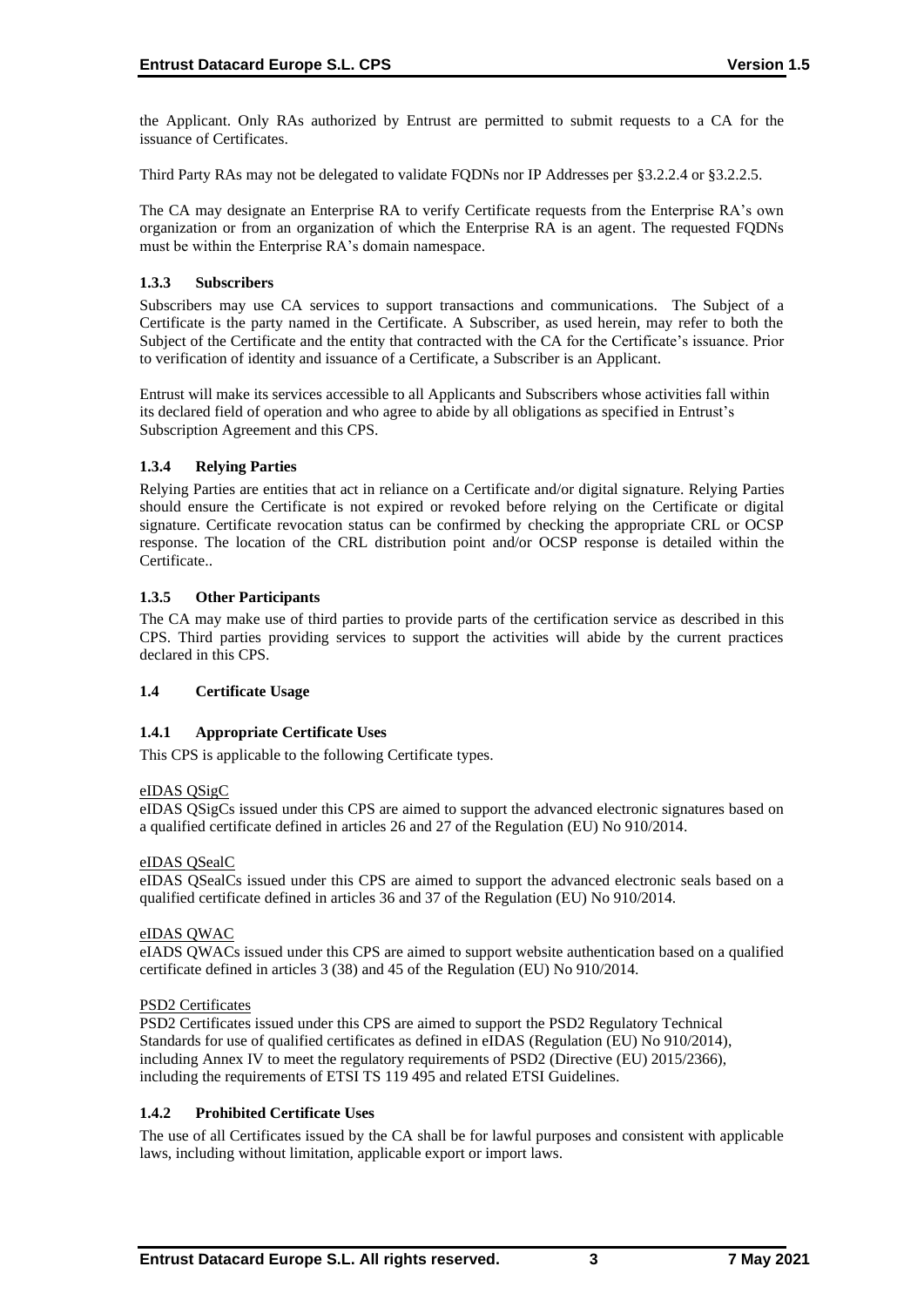the Applicant. Only RAs authorized by Entrust are permitted to submit requests to a CA for the issuance of Certificates.

Third Party RAs may not be delegated to validate FQDNs nor IP Addresses per §3.2.2.4 or §3.2.2.5.

The CA may designate an Enterprise RA to verify Certificate requests from the Enterprise RA's own organization or from an organization of which the Enterprise RA is an agent. The requested FQDNs must be within the Enterprise RA's domain namespace.

### 1.3.3 Subscribers

Subscribers may use CA services to support transactions and communications. The Subject of a Certificate is the party named in the Certificate. A Subscriber, as used herein, may refer to both the Subject of the Certificate and the entity that contracted with the CA for the Certificate's issuance. Prior to verification of identity and issuance of a Certificate, a Subscriber is an Applicant.

Entrust will make its services accessible to all Applicants and Subscribers whose activities fall within its declared field of operation and who agree to abide by all obligations as specified in Entrust's Subscription Agreement and this CPS.

### 1.3.4 Relying Parties

Relying Parties are entities that act in reliance on a Certificate and/or digital signature. Relying Parties should ensure the Certificate is not expired or revoked before relying on the Certificate or digital signature. Certificate revocation status can be confirmed by checking the appropriate CRL or OCSP response. The location of the CRL distribution point and/or OCSP response is detailed within the Certificate..

### 1.3.5 Other Participants

The CA may make use of third parties to provide parts of the certification service as described in this CPS. Third parties providing services to support the activities will abide by the current practices declared in this CPS.

## 1.4 Certificate Usage

### 1.4.1 Appropriate Certificate Uses

This CPS is applicable to the following Certificate types.

eIDAS QSigC

eIDAS QSigCs issued under this CPS are aimed to support the advanced electronic signatures based on a qualified certificate defined in articles 26 and 27 of the Regulation (EU) No 910/2014.

eIDAS QSealC

eIDAS QSealCs issued under this CPS are aimed to support the advanced electronic seals based on a qualified certificate defined in articles 36 and 37 of the Regulation (EU) No 910/2014.

eIDAS QWAC

eIADS QWACs issued under this CPS are aimed to support website authentication based on a qualified certificate defined in articles 3 (38) and 45 of the Regulation (EU) No 910/2014.

PSD2 Certificates

PSD2 Certificates issued under this CPS are aimed to support the PSD2 Regulatory Technical Standards for use of qualified certificates as defined in eIDAS (Regulation (EU) No 910/2014), including Annex IV to meet the regulatory requirements of PSD2 (Directive (EU) 2015/2366), including the requirements of ETSI TS 119 495 and related ETSI Guidelines.

### 1.4.2 Prohibited Certificate Uses

The use of all Certificates issued by the CA shall be for lawful purposes and consistent with applicable laws, including without limitation, applicable export or import laws.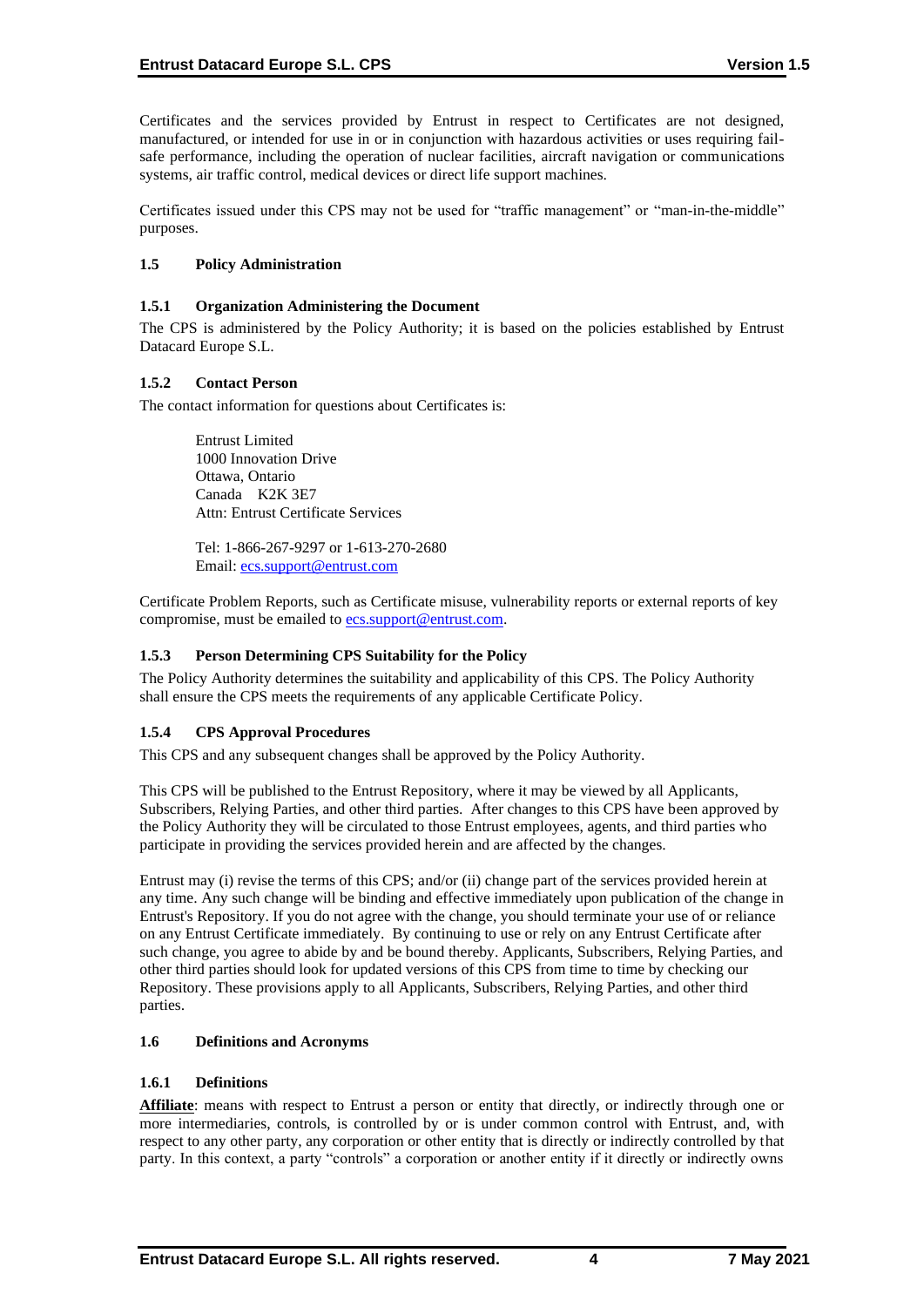Certificates and the services provided by Entrust in respect to Certificates are not designed, manufactured, or intended for use in or in conjunction with hazardous activities or uses requiring fail-safe performance, including the operation of nuclear facilities, aircraft navigation or communications systems, air traffic control, medical devices or direct life support machines.

Certificates issued under this CPS may not be used for "traffic management" or "man-in-the-middle" purposes.

### 1.5 Policy Administration

#### 1.5.1 Organization Administering the Document

The CPS is administered by the Policy Authority; it is based on the policies established by Entrust Datacard Europe S.L.

#### 1.5.2 Contact Person

The contact information for questions about Certificates is:

> Entrust Limited
> 1000 Innovation Drive
> Ottawa, Ontario
> Canada K2K 3E7
> Attn: Entrust Certificate Services
>
> Tel: 1-866-267-9297 or 1-613-270-2680
> Email: ecs.support@entrust.com

Certificate Problem Reports, such as Certificate misuse, vulnerability reports or external reports of key compromise, must be emailed to ecs.support@entrust.com.

#### 1.5.3 Person Determining CPS Suitability for the Policy

The Policy Authority determines the suitability and applicability of this CPS. The Policy Authority shall ensure the CPS meets the requirements of any applicable Certificate Policy.

#### 1.5.4 CPS Approval Procedures

This CPS and any subsequent changes shall be approved by the Policy Authority.

This CPS will be published to the Entrust Repository, where it may be viewed by all Applicants, Subscribers, Relying Parties, and other third parties. After changes to this CPS have been approved by the Policy Authority they will be circulated to those Entrust employees, agents, and third parties who participate in providing the services provided herein and are affected by the changes.

Entrust may (i) revise the terms of this CPS; and/or (ii) change part of the services provided herein at any time. Any such change will be binding and effective immediately upon publication of the change in Entrust's Repository. If you do not agree with the change, you should terminate your use of or reliance on any Entrust Certificate immediately. By continuing to use or rely on any Entrust Certificate after such change, you agree to abide by and be bound thereby. Applicants, Subscribers, Relying Parties, and other third parties should look for updated versions of this CPS from time to time by checking our Repository. These provisions apply to all Applicants, Subscribers, Relying Parties, and other third parties.

### 1.6 Definitions and Acronyms

#### 1.6.1 Definitions

**Affiliate**: means with respect to Entrust a person or entity that directly, or indirectly through one or more intermediaries, controls, is controlled by or is under common control with Entrust, and, with respect to any other party, any corporation or other entity that is directly or indirectly controlled by that party. In this context, a party "controls" a corporation or another entity if it directly or indirectly owns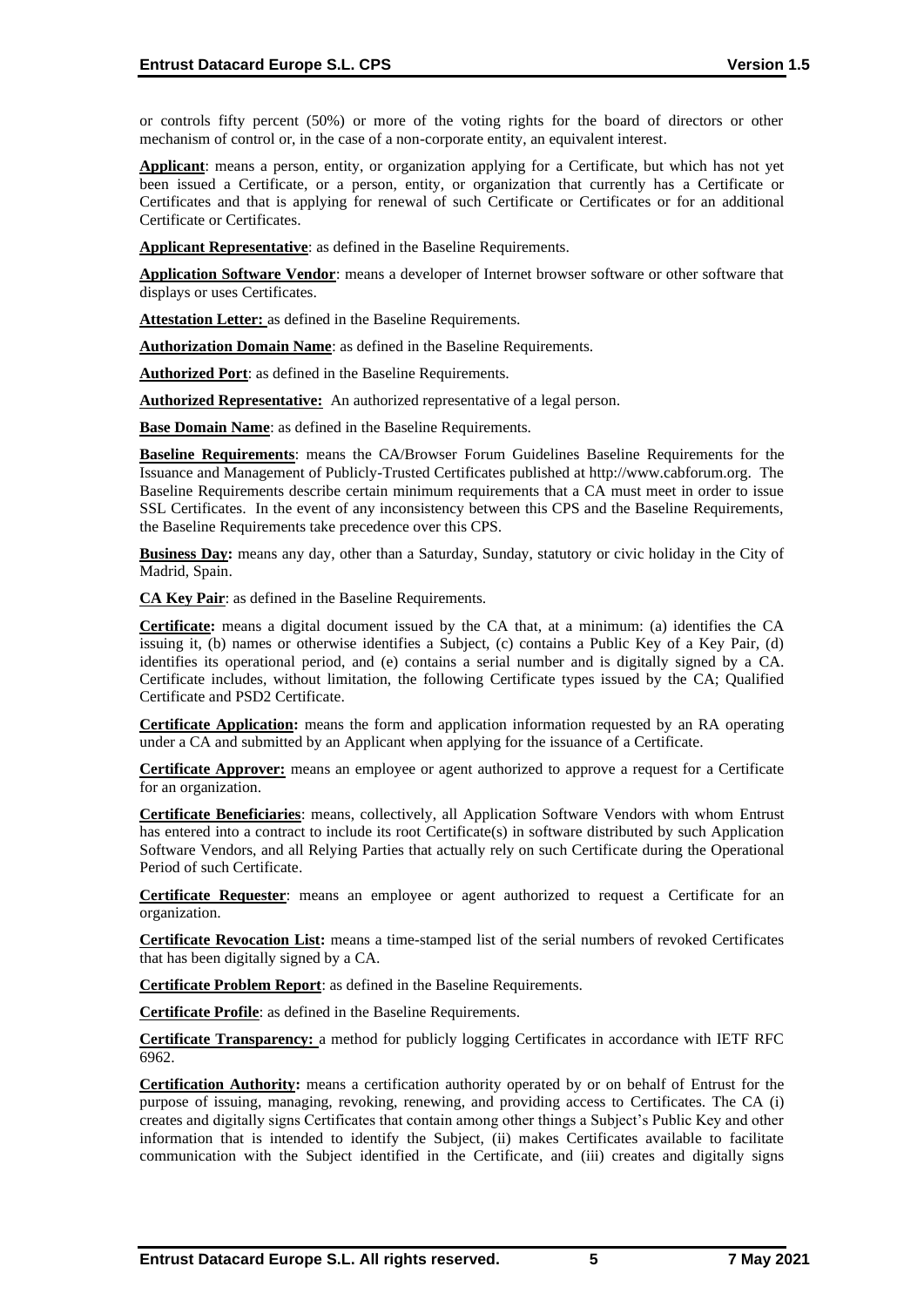or controls fifty percent (50%) or more of the voting rights for the board of directors or other mechanism of control or, in the case of a non-corporate entity, an equivalent interest.

**Applicant**: means a person, entity, or organization applying for a Certificate, but which has not yet been issued a Certificate, or a person, entity, or organization that currently has a Certificate or Certificates and that is applying for renewal of such Certificate or Certificates or for an additional Certificate or Certificates.

**Applicant Representative**: as defined in the Baseline Requirements.

**Application Software Vendor**: means a developer of Internet browser software or other software that displays or uses Certificates.

**Attestation Letter:** as defined in the Baseline Requirements.

**Authorization Domain Name**: as defined in the Baseline Requirements.

**Authorized Port**: as defined in the Baseline Requirements.

**Authorized Representative:** An authorized representative of a legal person.

**Base Domain Name**: as defined in the Baseline Requirements.

**Baseline Requirements**: means the CA/Browser Forum Guidelines Baseline Requirements for the Issuance and Management of Publicly-Trusted Certificates published at http://www.cabforum.org. The Baseline Requirements describe certain minimum requirements that a CA must meet in order to issue SSL Certificates. In the event of any inconsistency between this CPS and the Baseline Requirements, the Baseline Requirements take precedence over this CPS.

**Business Day:** means any day, other than a Saturday, Sunday, statutory or civic holiday in the City of Madrid, Spain.

**CA Key Pair**: as defined in the Baseline Requirements.

**Certificate:** means a digital document issued by the CA that, at a minimum: (a) identifies the CA issuing it, (b) names or otherwise identifies a Subject, (c) contains a Public Key of a Key Pair, (d) identifies its operational period, and (e) contains a serial number and is digitally signed by a CA. Certificate includes, without limitation, the following Certificate types issued by the CA; Qualified Certificate and PSD2 Certificate.

**Certificate Application:** means the form and application information requested by an RA operating under a CA and submitted by an Applicant when applying for the issuance of a Certificate.

**Certificate Approver:** means an employee or agent authorized to approve a request for a Certificate for an organization.

**Certificate Beneficiaries**: means, collectively, all Application Software Vendors with whom Entrust has entered into a contract to include its root Certificate(s) in software distributed by such Application Software Vendors, and all Relying Parties that actually rely on such Certificate during the Operational Period of such Certificate.

**Certificate Requester**: means an employee or agent authorized to request a Certificate for an organization.

**Certificate Revocation List:** means a time-stamped list of the serial numbers of revoked Certificates that has been digitally signed by a CA.

**Certificate Problem Report**: as defined in the Baseline Requirements.

**Certificate Profile**: as defined in the Baseline Requirements.

**Certificate Transparency:** a method for publicly logging Certificates in accordance with IETF RFC 6962.

**Certification Authority:** means a certification authority operated by or on behalf of Entrust for the purpose of issuing, managing, revoking, renewing, and providing access to Certificates. The CA (i) creates and digitally signs Certificates that contain among other things a Subject's Public Key and other information that is intended to identify the Subject, (ii) makes Certificates available to facilitate communication with the Subject identified in the Certificate, and (iii) creates and digitally signs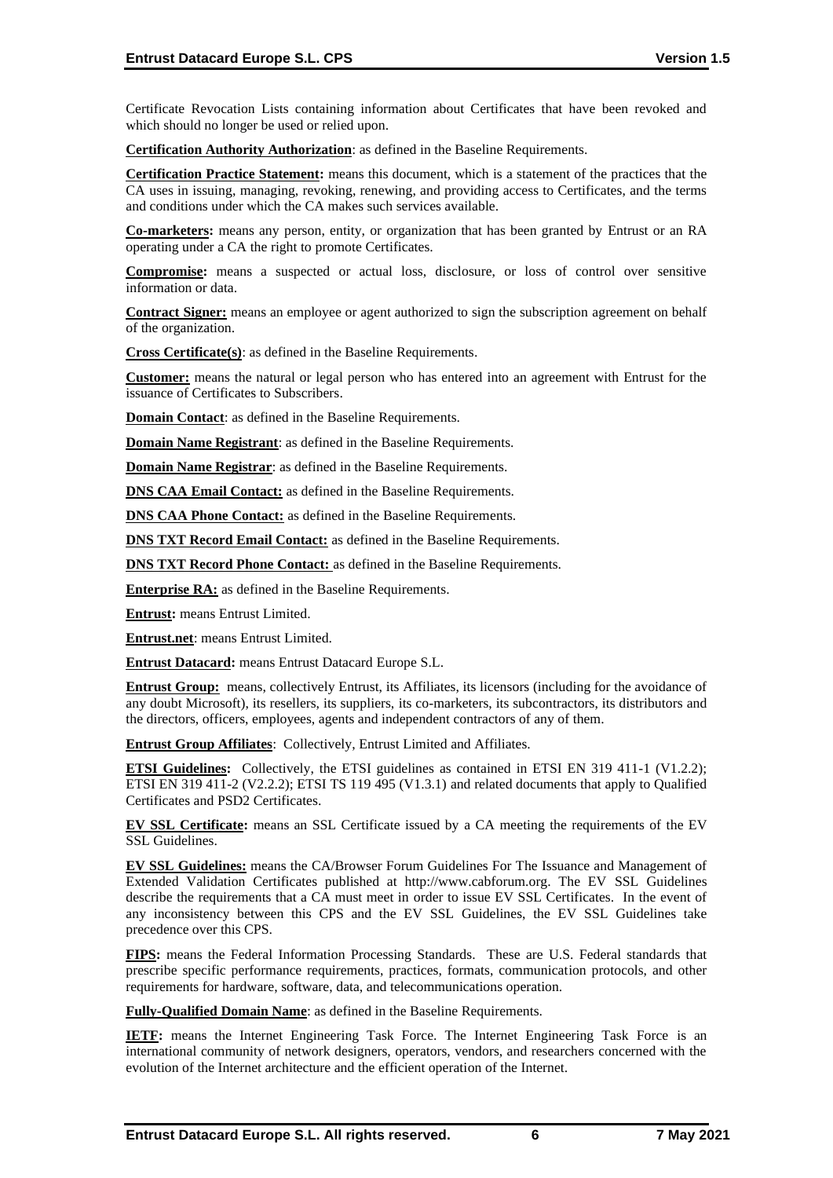Certificate Revocation Lists containing information about Certificates that have been revoked and which should no longer be used or relied upon.

**Certification Authority Authorization**: as defined in the Baseline Requirements.

**Certification Practice Statement:** means this document, which is a statement of the practices that the CA uses in issuing, managing, revoking, renewing, and providing access to Certificates, and the terms and conditions under which the CA makes such services available.

**Co-marketers:** means any person, entity, or organization that has been granted by Entrust or an RA operating under a CA the right to promote Certificates.

**Compromise:** means a suspected or actual loss, disclosure, or loss of control over sensitive information or data.

**Contract Signer:** means an employee or agent authorized to sign the subscription agreement on behalf of the organization.

**Cross Certificate(s)**: as defined in the Baseline Requirements.

**Customer:** means the natural or legal person who has entered into an agreement with Entrust for the issuance of Certificates to Subscribers.

**Domain Contact**: as defined in the Baseline Requirements.

**Domain Name Registrant**: as defined in the Baseline Requirements.

**Domain Name Registrar**: as defined in the Baseline Requirements.

**DNS CAA Email Contact:** as defined in the Baseline Requirements.

**DNS CAA Phone Contact:** as defined in the Baseline Requirements.

**DNS TXT Record Email Contact:** as defined in the Baseline Requirements.

**DNS TXT Record Phone Contact:** as defined in the Baseline Requirements.

**Enterprise RA:** as defined in the Baseline Requirements.

**Entrust:** means Entrust Limited.

**Entrust.net**: means Entrust Limited.

**Entrust Datacard:** means Entrust Datacard Europe S.L.

**Entrust Group:** means, collectively Entrust, its Affiliates, its licensors (including for the avoidance of any doubt Microsoft), its resellers, its suppliers, its co-marketers, its subcontractors, its distributors and the directors, officers, employees, agents and independent contractors of any of them.

**Entrust Group Affiliates**: Collectively, Entrust Limited and Affiliates.

**ETSI Guidelines:** Collectively, the ETSI guidelines as contained in ETSI EN 319 411-1 (V1.2.2); ETSI EN 319 411-2 (V2.2.2); ETSI TS 119 495 (V1.3.1) and related documents that apply to Qualified Certificates and PSD2 Certificates.

**EV SSL Certificate:** means an SSL Certificate issued by a CA meeting the requirements of the EV SSL Guidelines.

**EV SSL Guidelines:** means the CA/Browser Forum Guidelines For The Issuance and Management of Extended Validation Certificates published at http://www.cabforum.org. The EV SSL Guidelines describe the requirements that a CA must meet in order to issue EV SSL Certificates. In the event of any inconsistency between this CPS and the EV SSL Guidelines, the EV SSL Guidelines take precedence over this CPS.

**FIPS:** means the Federal Information Processing Standards. These are U.S. Federal standards that prescribe specific performance requirements, practices, formats, communication protocols, and other requirements for hardware, software, data, and telecommunications operation.

**Fully-Qualified Domain Name**: as defined in the Baseline Requirements.

**IETF:** means the Internet Engineering Task Force. The Internet Engineering Task Force is an international community of network designers, operators, vendors, and researchers concerned with the evolution of the Internet architecture and the efficient operation of the Internet.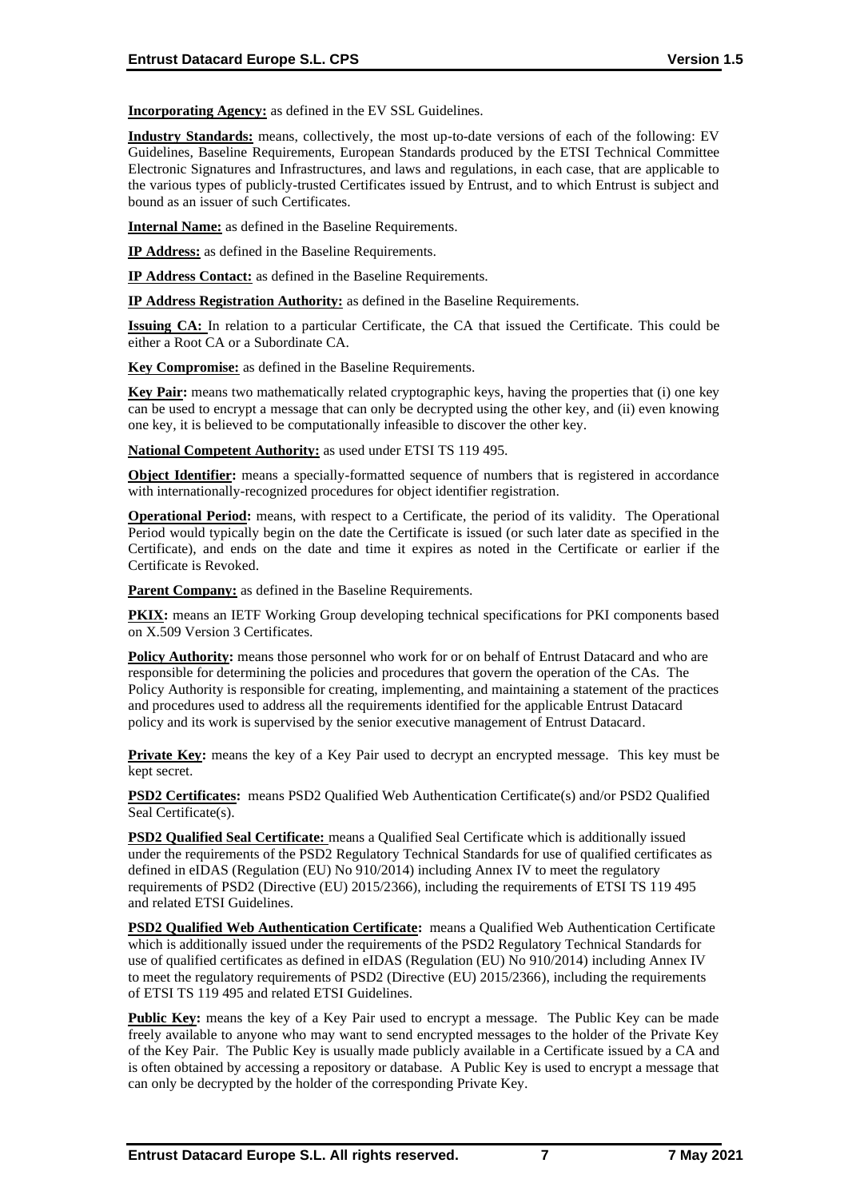**Incorporating Agency:** as defined in the EV SSL Guidelines.

**Industry Standards:** means, collectively, the most up-to-date versions of each of the following: EV Guidelines, Baseline Requirements, European Standards produced by the ETSI Technical Committee Electronic Signatures and Infrastructures, and laws and regulations, in each case, that are applicable to the various types of publicly-trusted Certificates issued by Entrust, and to which Entrust is subject and bound as an issuer of such Certificates.

**Internal Name:** as defined in the Baseline Requirements.

**IP Address:** as defined in the Baseline Requirements.

**IP Address Contact:** as defined in the Baseline Requirements.

**IP Address Registration Authority:** as defined in the Baseline Requirements.

**Issuing CA:** In relation to a particular Certificate, the CA that issued the Certificate. This could be either a Root CA or a Subordinate CA.

**Key Compromise:** as defined in the Baseline Requirements.

**Key Pair:** means two mathematically related cryptographic keys, having the properties that (i) one key can be used to encrypt a message that can only be decrypted using the other key, and (ii) even knowing one key, it is believed to be computationally infeasible to discover the other key.

**National Competent Authority:** as used under ETSI TS 119 495.

**Object Identifier:** means a specially-formatted sequence of numbers that is registered in accordance with internationally-recognized procedures for object identifier registration.

**Operational Period:** means, with respect to a Certificate, the period of its validity. The Operational Period would typically begin on the date the Certificate is issued (or such later date as specified in the Certificate), and ends on the date and time it expires as noted in the Certificate or earlier if the Certificate is Revoked.

**Parent Company:** as defined in the Baseline Requirements.

**PKIX:** means an IETF Working Group developing technical specifications for PKI components based on X.509 Version 3 Certificates.

**Policy Authority:** means those personnel who work for or on behalf of Entrust Datacard and who are responsible for determining the policies and procedures that govern the operation of the CAs. The Policy Authority is responsible for creating, implementing, and maintaining a statement of the practices and procedures used to address all the requirements identified for the applicable Entrust Datacard policy and its work is supervised by the senior executive management of Entrust Datacard.

**Private Key:** means the key of a Key Pair used to decrypt an encrypted message. This key must be kept secret.

**PSD2 Certificates:** means PSD2 Qualified Web Authentication Certificate(s) and/or PSD2 Qualified Seal Certificate(s).

**PSD2 Qualified Seal Certificate:** means a Qualified Seal Certificate which is additionally issued under the requirements of the PSD2 Regulatory Technical Standards for use of qualified certificates as defined in eIDAS (Regulation (EU) No 910/2014) including Annex IV to meet the regulatory requirements of PSD2 (Directive (EU) 2015/2366), including the requirements of ETSI TS 119 495 and related ETSI Guidelines.

**PSD2 Qualified Web Authentication Certificate:** means a Qualified Web Authentication Certificate which is additionally issued under the requirements of the PSD2 Regulatory Technical Standards for use of qualified certificates as defined in eIDAS (Regulation (EU) No 910/2014) including Annex IV to meet the regulatory requirements of PSD2 (Directive (EU) 2015/2366), including the requirements of ETSI TS 119 495 and related ETSI Guidelines.

**Public Key:** means the key of a Key Pair used to encrypt a message. The Public Key can be made freely available to anyone who may want to send encrypted messages to the holder of the Private Key of the Key Pair. The Public Key is usually made publicly available in a Certificate issued by a CA and is often obtained by accessing a repository or database. A Public Key is used to encrypt a message that can only be decrypted by the holder of the corresponding Private Key.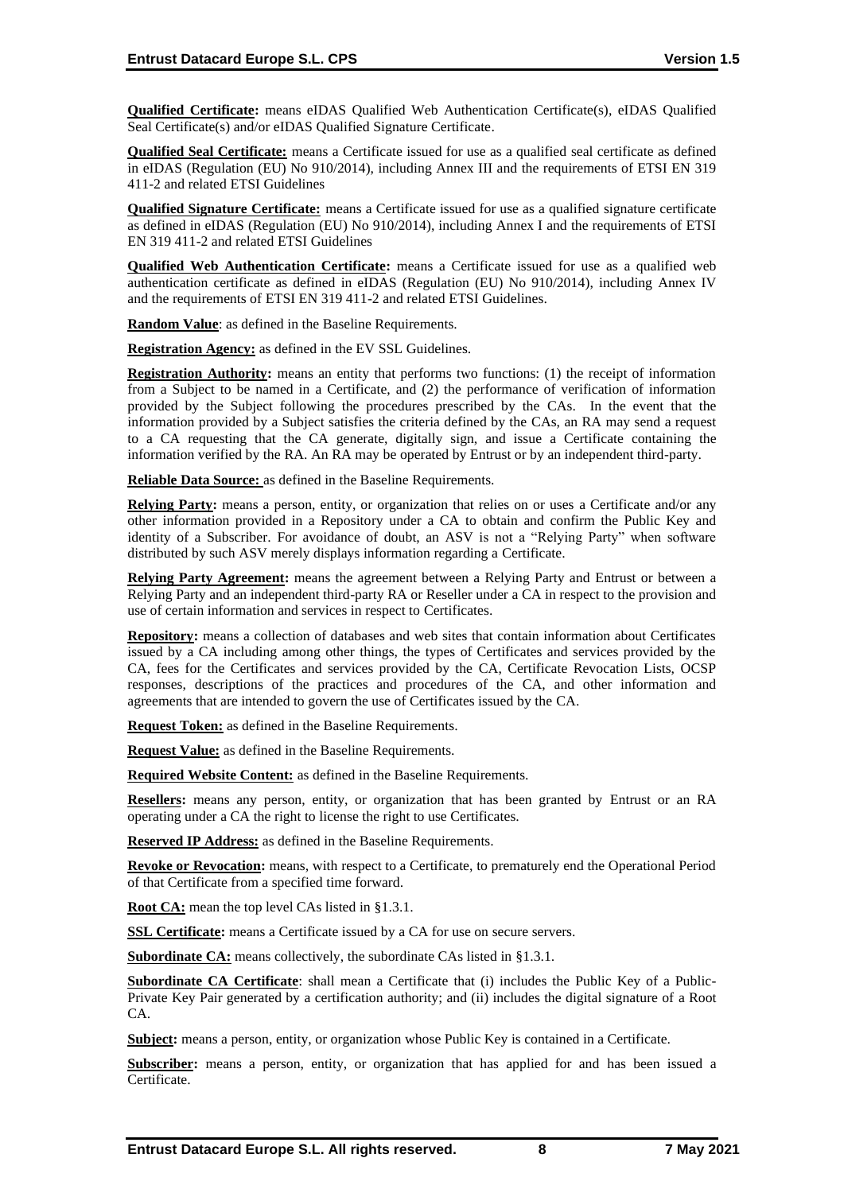**Qualified Certificate:** means eIDAS Qualified Web Authentication Certificate(s), eIDAS Qualified Seal Certificate(s) and/or eIDAS Qualified Signature Certificate.

**Qualified Seal Certificate:** means a Certificate issued for use as a qualified seal certificate as defined in eIDAS (Regulation (EU) No 910/2014), including Annex III and the requirements of ETSI EN 319 411-2 and related ETSI Guidelines

**Qualified Signature Certificate:** means a Certificate issued for use as a qualified signature certificate as defined in eIDAS (Regulation (EU) No 910/2014), including Annex I and the requirements of ETSI EN 319 411-2 and related ETSI Guidelines

**Qualified Web Authentication Certificate:** means a Certificate issued for use as a qualified web authentication certificate as defined in eIDAS (Regulation (EU) No 910/2014), including Annex IV and the requirements of ETSI EN 319 411-2 and related ETSI Guidelines.

**Random Value**: as defined in the Baseline Requirements.

**Registration Agency:** as defined in the EV SSL Guidelines.

**Registration Authority:** means an entity that performs two functions: (1) the receipt of information from a Subject to be named in a Certificate, and (2) the performance of verification of information provided by the Subject following the procedures prescribed by the CAs. In the event that the information provided by a Subject satisfies the criteria defined by the CAs, an RA may send a request to a CA requesting that the CA generate, digitally sign, and issue a Certificate containing the information verified by the RA. An RA may be operated by Entrust or by an independent third-party.

**Reliable Data Source:** as defined in the Baseline Requirements.

**Relying Party:** means a person, entity, or organization that relies on or uses a Certificate and/or any other information provided in a Repository under a CA to obtain and confirm the Public Key and identity of a Subscriber. For avoidance of doubt, an ASV is not a "Relying Party" when software distributed by such ASV merely displays information regarding a Certificate.

**Relying Party Agreement:** means the agreement between a Relying Party and Entrust or between a Relying Party and an independent third-party RA or Reseller under a CA in respect to the provision and use of certain information and services in respect to Certificates.

**Repository:** means a collection of databases and web sites that contain information about Certificates issued by a CA including among other things, the types of Certificates and services provided by the CA, fees for the Certificates and services provided by the CA, Certificate Revocation Lists, OCSP responses, descriptions of the practices and procedures of the CA, and other information and agreements that are intended to govern the use of Certificates issued by the CA.

**Request Token:** as defined in the Baseline Requirements.

**Request Value:** as defined in the Baseline Requirements.

**Required Website Content:** as defined in the Baseline Requirements.

**Resellers:** means any person, entity, or organization that has been granted by Entrust or an RA operating under a CA the right to license the right to use Certificates.

**Reserved IP Address:** as defined in the Baseline Requirements.

**Revoke or Revocation:** means, with respect to a Certificate, to prematurely end the Operational Period of that Certificate from a specified time forward.

**Root CA:** mean the top level CAs listed in §1.3.1.

**SSL Certificate:** means a Certificate issued by a CA for use on secure servers.

**Subordinate CA:** means collectively, the subordinate CAs listed in §1.3.1.

**Subordinate CA Certificate**: shall mean a Certificate that (i) includes the Public Key of a Public-Private Key Pair generated by a certification authority; and (ii) includes the digital signature of a Root CA.

**Subject:** means a person, entity, or organization whose Public Key is contained in a Certificate.

**Subscriber:** means a person, entity, or organization that has applied for and has been issued a Certificate.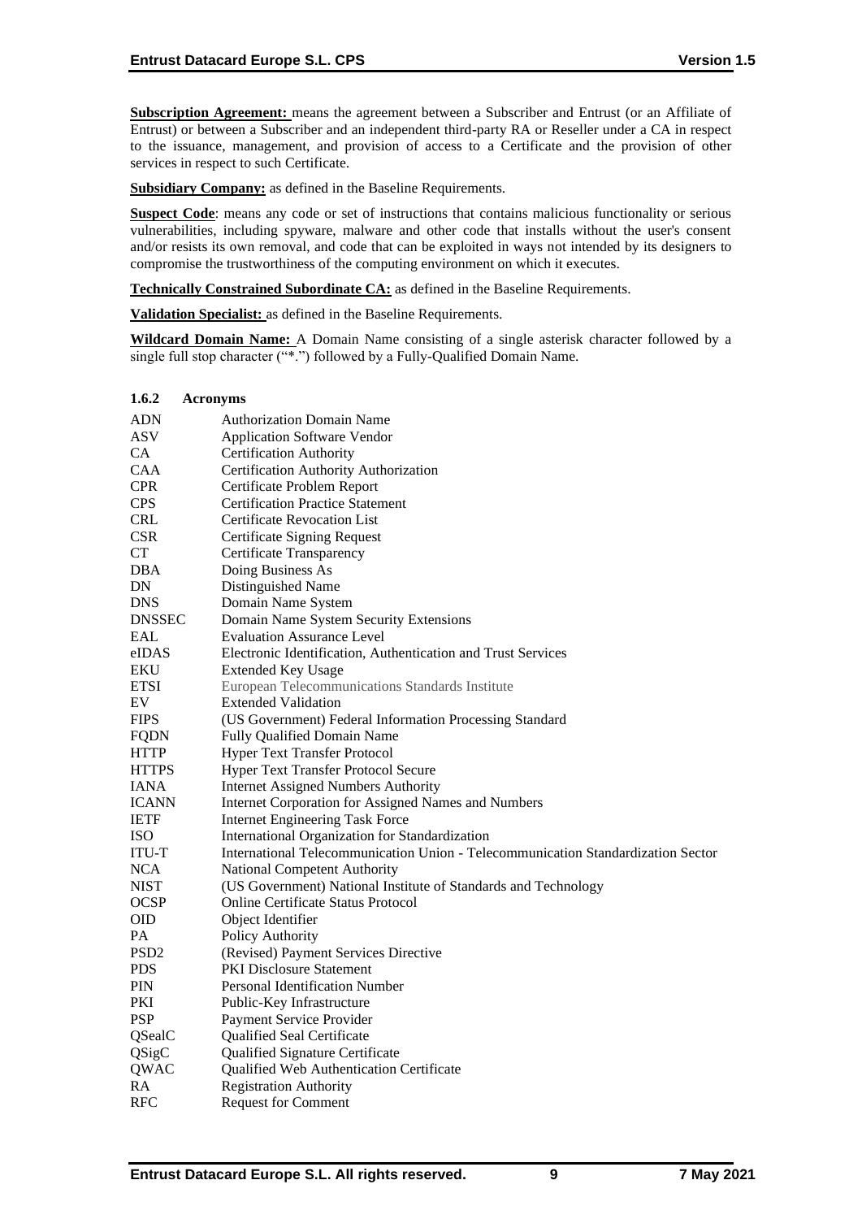**Subscription Agreement:** means the agreement between a Subscriber and Entrust (or an Affiliate of Entrust) or between a Subscriber and an independent third-party RA or Reseller under a CA in respect to the issuance, management, and provision of access to a Certificate and the provision of other services in respect to such Certificate.

**Subsidiary Company:** as defined in the Baseline Requirements.

**Suspect Code**: means any code or set of instructions that contains malicious functionality or serious vulnerabilities, including spyware, malware and other code that installs without the user's consent and/or resists its own removal, and code that can be exploited in ways not intended by its designers to compromise the trustworthiness of the computing environment on which it executes.

**Technically Constrained Subordinate CA:** as defined in the Baseline Requirements.

**Validation Specialist:** as defined in the Baseline Requirements.

**Wildcard Domain Name:** A Domain Name consisting of a single asterisk character followed by a single full stop character ("*.") followed by a Fully-Qualified Domain Name.

#### 1.6.2 Acronyms

| | |
|---|---|
| ADN | Authorization Domain Name |
| ASV | Application Software Vendor |
| CA | Certification Authority |
| CAA | Certification Authority Authorization |
| CPR | Certificate Problem Report |
| CPS | Certification Practice Statement |
| CRL | Certificate Revocation List |
| CSR | Certificate Signing Request |
| CT | Certificate Transparency |
| DBA | Doing Business As |
| DN | Distinguished Name |
| DNS | Domain Name System |
| DNSSEC | Domain Name System Security Extensions |
| EAL | Evaluation Assurance Level |
| eIDAS | Electronic Identification, Authentication and Trust Services |
| EKU | Extended Key Usage |
| ETSI | European Telecommunications Standards Institute |
| EV | Extended Validation |
| FIPS | (US Government) Federal Information Processing Standard |
| FQDN | Fully Qualified Domain Name |
| HTTP | Hyper Text Transfer Protocol |
| HTTPS | Hyper Text Transfer Protocol Secure |
| IANA | Internet Assigned Numbers Authority |
| ICANN | Internet Corporation for Assigned Names and Numbers |
| IETF | Internet Engineering Task Force |
| ISO | International Organization for Standardization |
| ITU-T | International Telecommunication Union - Telecommunication Standardization Sector |
| NCA | National Competent Authority |
| NIST | (US Government) National Institute of Standards and Technology |
| OCSP | Online Certificate Status Protocol |
| OID | Object Identifier |
| PA | Policy Authority |
| PSD2 | (Revised) Payment Services Directive |
| PDS | PKI Disclosure Statement |
| PIN | Personal Identification Number |
| PKI | Public-Key Infrastructure |
| PSP | Payment Service Provider |
| QSealC | Qualified Seal Certificate |
| QSigC | Qualified Signature Certificate |
| QWAC | Qualified Web Authentication Certificate |
| RA | Registration Authority |
| RFC | Request for Comment |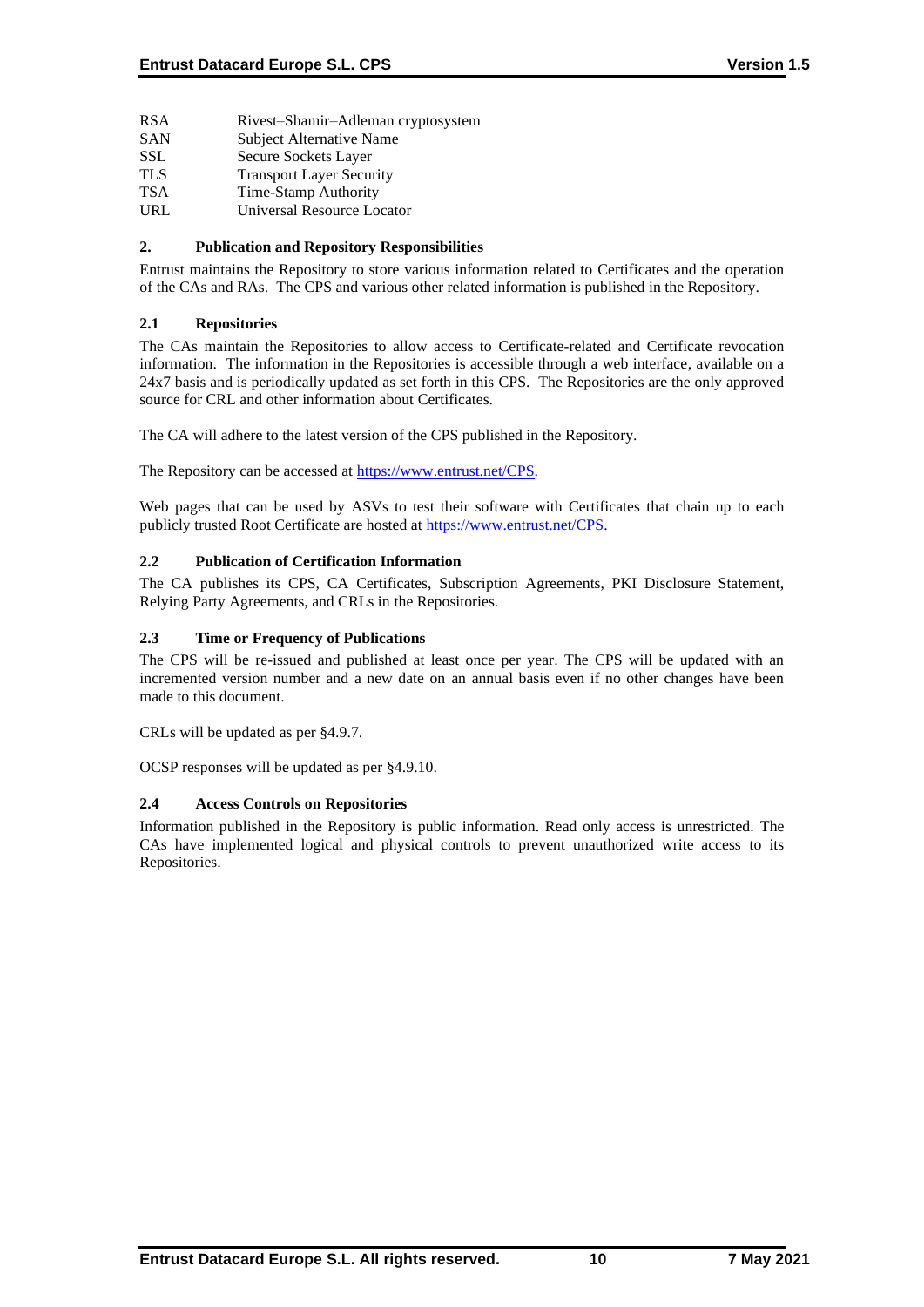| | |
|---|---|
| RSA | Rivest–Shamir–Adleman cryptosystem |
| SAN | Subject Alternative Name |
| SSL | Secure Sockets Layer |
| TLS | Transport Layer Security |
| TSA | Time-Stamp Authority |
| URL | Universal Resource Locator |

## 2. Publication and Repository Responsibilities

Entrust maintains the Repository to store various information related to Certificates and the operation of the CAs and RAs. The CPS and various other related information is published in the Repository.

### 2.1 Repositories

The CAs maintain the Repositories to allow access to Certificate-related and Certificate revocation information. The information in the Repositories is accessible through a web interface, available on a 24x7 basis and is periodically updated as set forth in this CPS. The Repositories are the only approved source for CRL and other information about Certificates.

The CA will adhere to the latest version of the CPS published in the Repository.

The Repository can be accessed at https://www.entrust.net/CPS.

Web pages that can be used by ASVs to test their software with Certificates that chain up to each publicly trusted Root Certificate are hosted at https://www.entrust.net/CPS.

### 2.2 Publication of Certification Information

The CA publishes its CPS, CA Certificates, Subscription Agreements, PKI Disclosure Statement, Relying Party Agreements, and CRLs in the Repositories.

### 2.3 Time or Frequency of Publications

The CPS will be re-issued and published at least once per year. The CPS will be updated with an incremented version number and a new date on an annual basis even if no other changes have been made to this document.

CRLs will be updated as per §4.9.7.

OCSP responses will be updated as per §4.9.10.

### 2.4 Access Controls on Repositories

Information published in the Repository is public information. Read only access is unrestricted. The CAs have implemented logical and physical controls to prevent unauthorized write access to its Repositories.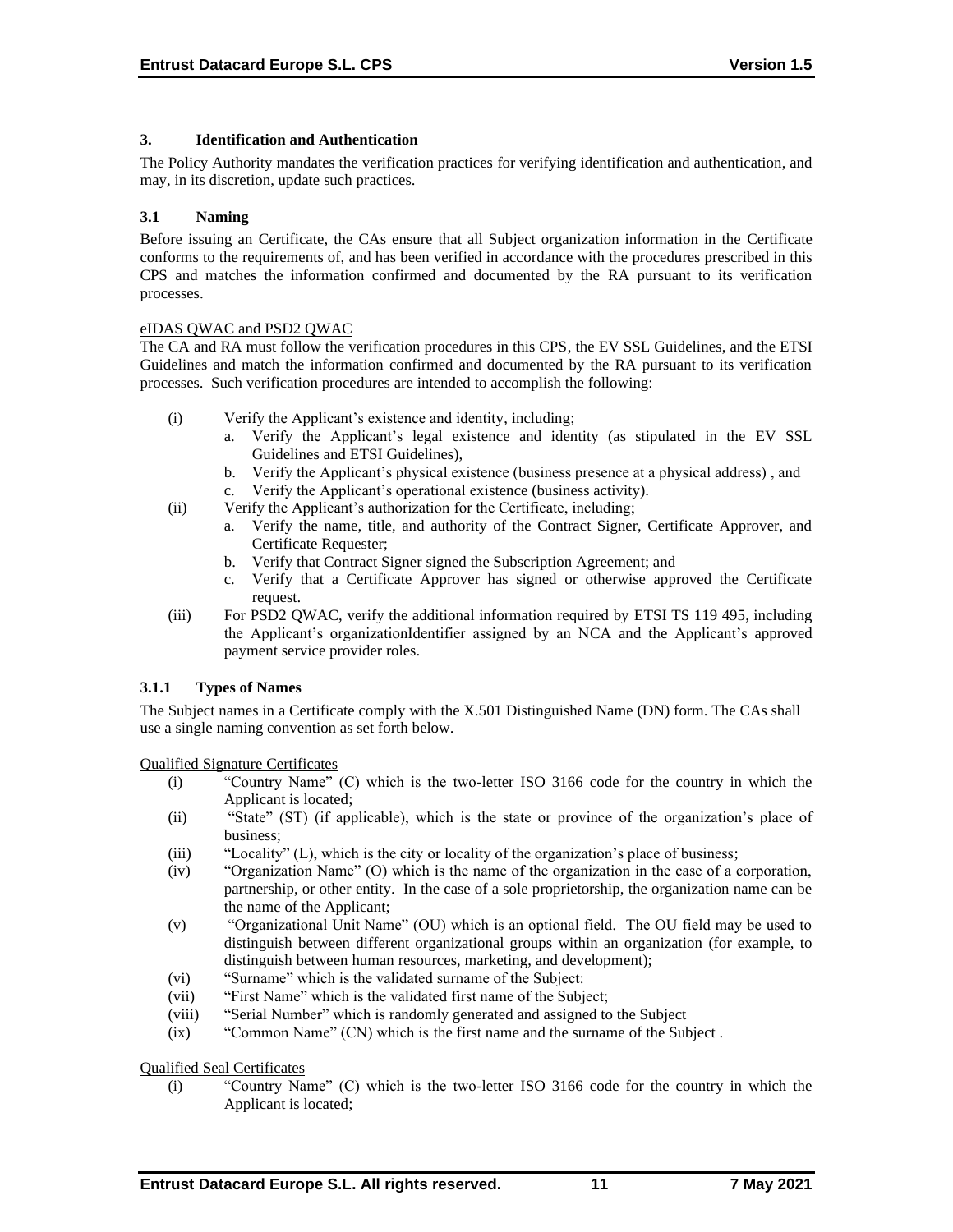# 3. Identification and Authentication

The Policy Authority mandates the verification practices for verifying identification and authentication, and may, in its discretion, update such practices.

## 3.1 Naming

Before issuing an Certificate, the CAs ensure that all Subject organization information in the Certificate conforms to the requirements of, and has been verified in accordance with the procedures prescribed in this CPS and matches the information confirmed and documented by the RA pursuant to its verification processes.

eIDAS QWAC and PSD2 QWAC

The CA and RA must follow the verification procedures in this CPS, the EV SSL Guidelines, and the ETSI Guidelines and match the information confirmed and documented by the RA pursuant to its verification processes. Such verification procedures are intended to accomplish the following:

- (i) Verify the Applicant's existence and identity, including;
  - a. Verify the Applicant's legal existence and identity (as stipulated in the EV SSL Guidelines and ETSI Guidelines),
  - b. Verify the Applicant's physical existence (business presence at a physical address) , and
  - c. Verify the Applicant's operational existence (business activity).
- (ii) Verify the Applicant's authorization for the Certificate, including;
  - a. Verify the name, title, and authority of the Contract Signer, Certificate Approver, and Certificate Requester;
  - b. Verify that Contract Signer signed the Subscription Agreement; and
  - c. Verify that a Certificate Approver has signed or otherwise approved the Certificate request.
- (iii) For PSD2 QWAC, verify the additional information required by ETSI TS 119 495, including the Applicant's organizationIdentifier assigned by an NCA and the Applicant's approved payment service provider roles.

### 3.1.1 Types of Names

The Subject names in a Certificate comply with the X.501 Distinguished Name (DN) form. The CAs shall use a single naming convention as set forth below.

Qualified Signature Certificates

- (i) "Country Name" (C) which is the two-letter ISO 3166 code for the country in which the Applicant is located;
- (ii) "State" (ST) (if applicable), which is the state or province of the organization's place of business;
- (iii) "Locality" (L), which is the city or locality of the organization's place of business;
- (iv) "Organization Name" (O) which is the name of the organization in the case of a corporation, partnership, or other entity. In the case of a sole proprietorship, the organization name can be the name of the Applicant;
- (v) "Organizational Unit Name" (OU) which is an optional field. The OU field may be used to distinguish between different organizational groups within an organization (for example, to distinguish between human resources, marketing, and development);
- (vi) "Surname" which is the validated surname of the Subject:
- (vii) "First Name" which is the validated first name of the Subject;
- (viii) "Serial Number" which is randomly generated and assigned to the Subject
- (ix) "Common Name" (CN) which is the first name and the surname of the Subject .

Qualified Seal Certificates

- (i) "Country Name" (C) which is the two-letter ISO 3166 code for the country in which the Applicant is located;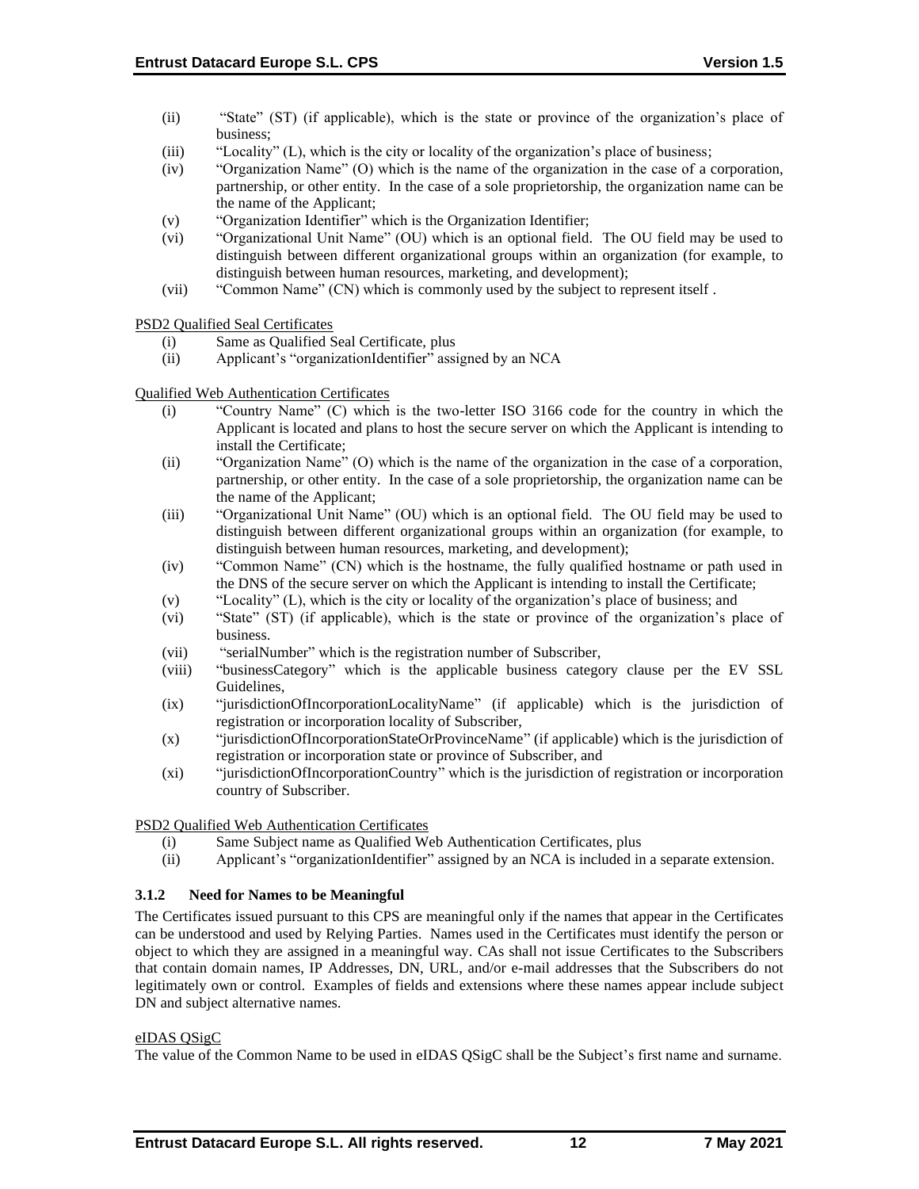(ii) "State" (ST) (if applicable), which is the state or province of the organization's place of business;
(iii) "Locality" (L), which is the city or locality of the organization's place of business;
(iv) "Organization Name" (O) which is the name of the organization in the case of a corporation, partnership, or other entity. In the case of a sole proprietorship, the organization name can be the name of the Applicant;
(v) "Organization Identifier" which is the Organization Identifier;
(vi) "Organizational Unit Name" (OU) which is an optional field. The OU field may be used to distinguish between different organizational groups within an organization (for example, to distinguish between human resources, marketing, and development);
(vii) "Common Name" (CN) which is commonly used by the subject to represent itself .

PSD2 Qualified Seal Certificates

(i) Same as Qualified Seal Certificate, plus
(ii) Applicant's "organizationIdentifier" assigned by an NCA

Qualified Web Authentication Certificates

(i) "Country Name" (C) which is the two-letter ISO 3166 code for the country in which the Applicant is located and plans to host the secure server on which the Applicant is intending to install the Certificate;
(ii) "Organization Name" (O) which is the name of the organization in the case of a corporation, partnership, or other entity. In the case of a sole proprietorship, the organization name can be the name of the Applicant;
(iii) "Organizational Unit Name" (OU) which is an optional field. The OU field may be used to distinguish between different organizational groups within an organization (for example, to distinguish between human resources, marketing, and development);
(iv) "Common Name" (CN) which is the hostname, the fully qualified hostname or path used in the DNS of the secure server on which the Applicant is intending to install the Certificate;
(v) "Locality" (L), which is the city or locality of the organization's place of business; and
(vi) "State" (ST) (if applicable), which is the state or province of the organization's place of business.
(vii) "serialNumber" which is the registration number of Subscriber,
(viii) "businessCategory" which is the applicable business category clause per the EV SSL Guidelines,
(ix) "jurisdictionOfIncorporationLocalityName" (if applicable) which is the jurisdiction of registration or incorporation locality of Subscriber,
(x) "jurisdictionOfIncorporationStateOrProvinceName" (if applicable) which is the jurisdiction of registration or incorporation state or province of Subscriber, and
(xi) "jurisdictionOfIncorporationCountry" which is the jurisdiction of registration or incorporation country of Subscriber.

PSD2 Qualified Web Authentication Certificates

(i) Same Subject name as Qualified Web Authentication Certificates, plus
(ii) Applicant's "organizationIdentifier" assigned by an NCA is included in a separate extension.

### 3.1.2 Need for Names to be Meaningful

The Certificates issued pursuant to this CPS are meaningful only if the names that appear in the Certificates can be understood and used by Relying Parties. Names used in the Certificates must identify the person or object to which they are assigned in a meaningful way. CAs shall not issue Certificates to the Subscribers that contain domain names, IP Addresses, DN, URL, and/or e-mail addresses that the Subscribers do not legitimately own or control. Examples of fields and extensions where these names appear include subject DN and subject alternative names.

eIDAS QSigC

The value of the Common Name to be used in eIDAS QSigC shall be the Subject's first name and surname.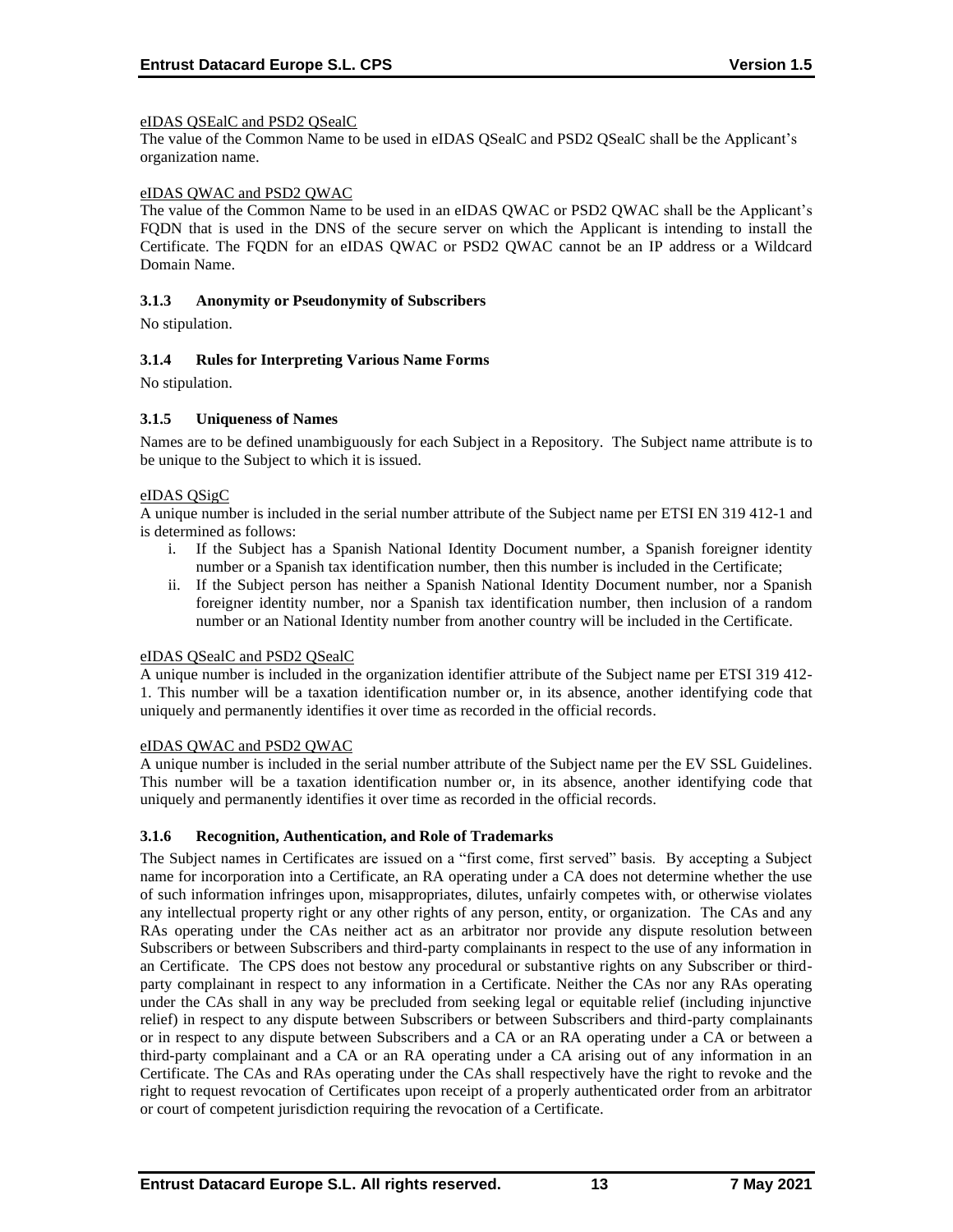eIDAS QSEalC and PSD2 QSealC

The value of the Common Name to be used in eIDAS QSealC and PSD2 QSealC shall be the Applicant's organization name.

eIDAS QWAC and PSD2 QWAC

The value of the Common Name to be used in an eIDAS QWAC or PSD2 QWAC shall be the Applicant's FQDN that is used in the DNS of the secure server on which the Applicant is intending to install the Certificate. The FQDN for an eIDAS QWAC or PSD2 QWAC cannot be an IP address or a Wildcard Domain Name.

### 3.1.3 Anonymity or Pseudonymity of Subscribers

No stipulation.

### 3.1.4 Rules for Interpreting Various Name Forms

No stipulation.

### 3.1.5 Uniqueness of Names

Names are to be defined unambiguously for each Subject in a Repository. The Subject name attribute is to be unique to the Subject to which it is issued.

eIDAS QSigC

A unique number is included in the serial number attribute of the Subject name per ETSI EN 319 412-1 and is determined as follows:

i. If the Subject has a Spanish National Identity Document number, a Spanish foreigner identity number or a Spanish tax identification number, then this number is included in the Certificate;
ii. If the Subject person has neither a Spanish National Identity Document number, nor a Spanish foreigner identity number, nor a Spanish tax identification number, then inclusion of a random number or an National Identity number from another country will be included in the Certificate.

eIDAS QSealC and PSD2 QSealC

A unique number is included in the organization identifier attribute of the Subject name per ETSI 319 412-1. This number will be a taxation identification number or, in its absence, another identifying code that uniquely and permanently identifies it over time as recorded in the official records.

eIDAS QWAC and PSD2 QWAC

A unique number is included in the serial number attribute of the Subject name per the EV SSL Guidelines. This number will be a taxation identification number or, in its absence, another identifying code that uniquely and permanently identifies it over time as recorded in the official records.

### 3.1.6 Recognition, Authentication, and Role of Trademarks

The Subject names in Certificates are issued on a "first come, first served" basis. By accepting a Subject name for incorporation into a Certificate, an RA operating under a CA does not determine whether the use of such information infringes upon, misappropriates, dilutes, unfairly competes with, or otherwise violates any intellectual property right or any other rights of any person, entity, or organization. The CAs and any RAs operating under the CAs neither act as an arbitrator nor provide any dispute resolution between Subscribers or between Subscribers and third-party complainants in respect to the use of any information in an Certificate. The CPS does not bestow any procedural or substantive rights on any Subscriber or third-party complainant in respect to any information in a Certificate. Neither the CAs nor any RAs operating under the CAs shall in any way be precluded from seeking legal or equitable relief (including injunctive relief) in respect to any dispute between Subscribers or between Subscribers and third-party complainants or in respect to any dispute between Subscribers and a CA or an RA operating under a CA or between a third-party complainant and a CA or an RA operating under a CA arising out of any information in an Certificate. The CAs and RAs operating under the CAs shall respectively have the right to revoke and the right to request revocation of Certificates upon receipt of a properly authenticated order from an arbitrator or court of competent jurisdiction requiring the revocation of a Certificate.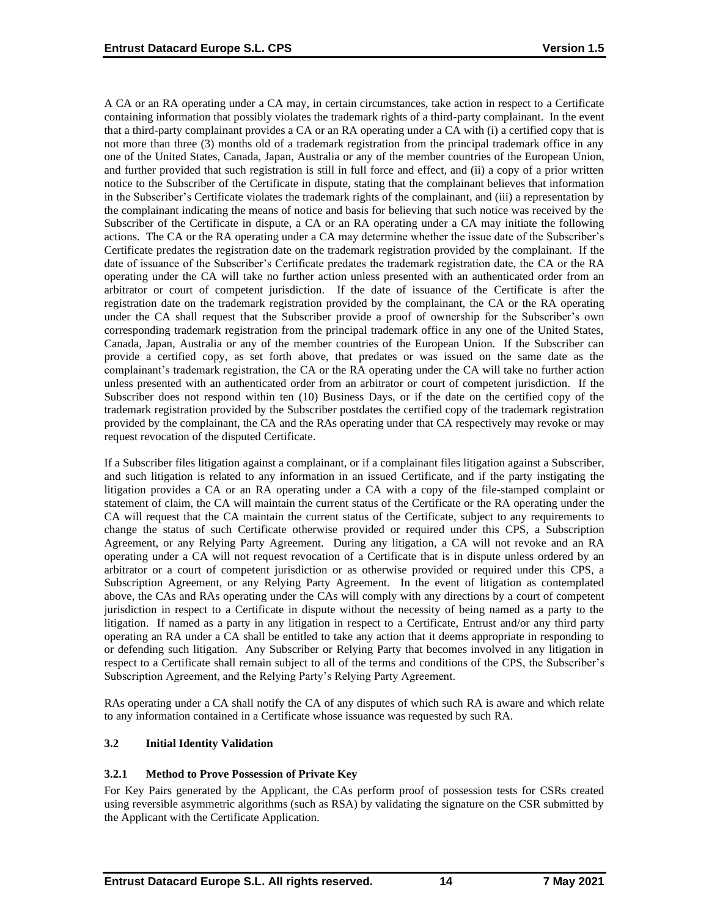A CA or an RA operating under a CA may, in certain circumstances, take action in respect to a Certificate containing information that possibly violates the trademark rights of a third-party complainant. In the event that a third-party complainant provides a CA or an RA operating under a CA with (i) a certified copy that is not more than three (3) months old of a trademark registration from the principal trademark office in any one of the United States, Canada, Japan, Australia or any of the member countries of the European Union, and further provided that such registration is still in full force and effect, and (ii) a copy of a prior written notice to the Subscriber of the Certificate in dispute, stating that the complainant believes that information in the Subscriber's Certificate violates the trademark rights of the complainant, and (iii) a representation by the complainant indicating the means of notice and basis for believing that such notice was received by the Subscriber of the Certificate in dispute, a CA or an RA operating under a CA may initiate the following actions. The CA or the RA operating under a CA may determine whether the issue date of the Subscriber's Certificate predates the registration date on the trademark registration provided by the complainant. If the date of issuance of the Subscriber's Certificate predates the trademark registration date, the CA or the RA operating under the CA will take no further action unless presented with an authenticated order from an arbitrator or court of competent jurisdiction. If the date of issuance of the Certificate is after the registration date on the trademark registration provided by the complainant, the CA or the RA operating under the CA shall request that the Subscriber provide a proof of ownership for the Subscriber's own corresponding trademark registration from the principal trademark office in any one of the United States, Canada, Japan, Australia or any of the member countries of the European Union. If the Subscriber can provide a certified copy, as set forth above, that predates or was issued on the same date as the complainant's trademark registration, the CA or the RA operating under the CA will take no further action unless presented with an authenticated order from an arbitrator or court of competent jurisdiction. If the Subscriber does not respond within ten (10) Business Days, or if the date on the certified copy of the trademark registration provided by the Subscriber postdates the certified copy of the trademark registration provided by the complainant, the CA and the RAs operating under that CA respectively may revoke or may request revocation of the disputed Certificate.

If a Subscriber files litigation against a complainant, or if a complainant files litigation against a Subscriber, and such litigation is related to any information in an issued Certificate, and if the party instigating the litigation provides a CA or an RA operating under a CA with a copy of the file-stamped complaint or statement of claim, the CA will maintain the current status of the Certificate or the RA operating under the CA will request that the CA maintain the current status of the Certificate, subject to any requirements to change the status of such Certificate otherwise provided or required under this CPS, a Subscription Agreement, or any Relying Party Agreement. During any litigation, a CA will not revoke and an RA operating under a CA will not request revocation of a Certificate that is in dispute unless ordered by an arbitrator or a court of competent jurisdiction or as otherwise provided or required under this CPS, a Subscription Agreement, or any Relying Party Agreement. In the event of litigation as contemplated above, the CAs and RAs operating under the CAs will comply with any directions by a court of competent jurisdiction in respect to a Certificate in dispute without the necessity of being named as a party to the litigation. If named as a party in any litigation in respect to a Certificate, Entrust and/or any third party operating an RA under a CA shall be entitled to take any action that it deems appropriate in responding to or defending such litigation. Any Subscriber or Relying Party that becomes involved in any litigation in respect to a Certificate shall remain subject to all of the terms and conditions of the CPS, the Subscriber's Subscription Agreement, and the Relying Party's Relying Party Agreement.

RAs operating under a CA shall notify the CA of any disputes of which such RA is aware and which relate to any information contained in a Certificate whose issuance was requested by such RA.

## 3.2 Initial Identity Validation

### 3.2.1 Method to Prove Possession of Private Key

For Key Pairs generated by the Applicant, the CAs perform proof of possession tests for CSRs created using reversible asymmetric algorithms (such as RSA) by validating the signature on the CSR submitted by the Applicant with the Certificate Application.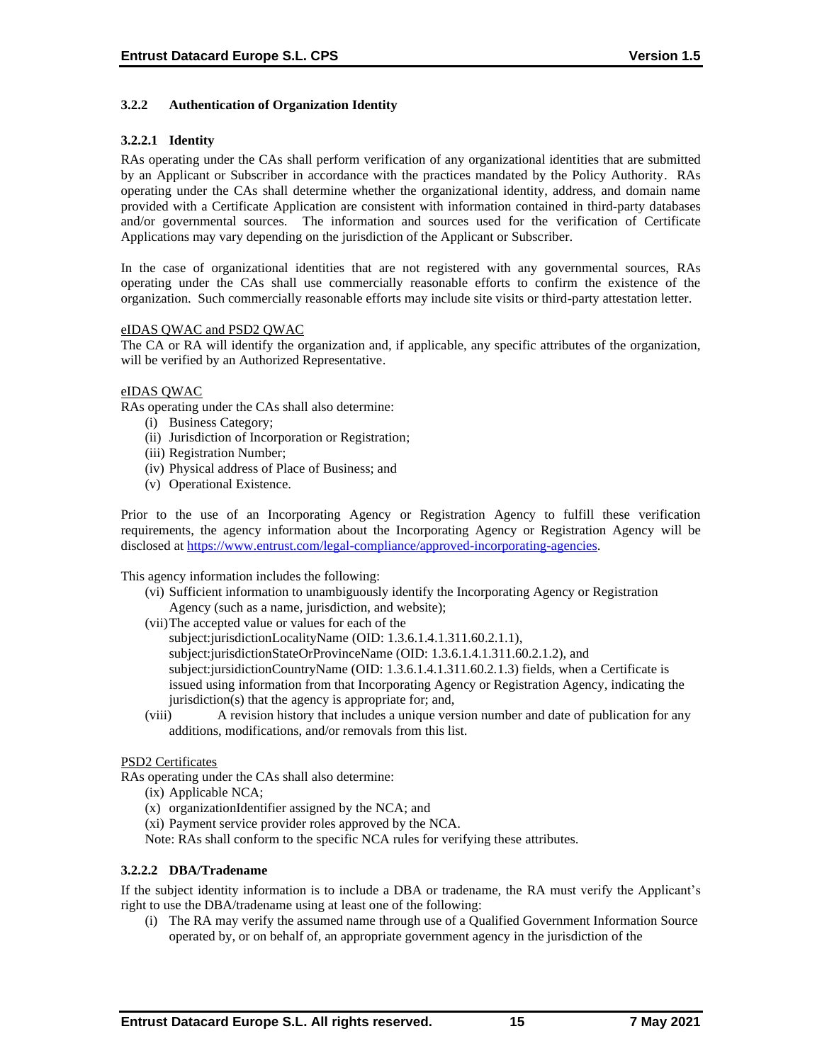### 3.2.2 Authentication of Organization Identity

#### 3.2.2.1 Identity

RAs operating under the CAs shall perform verification of any organizational identities that are submitted by an Applicant or Subscriber in accordance with the practices mandated by the Policy Authority. RAs operating under the CAs shall determine whether the organizational identity, address, and domain name provided with a Certificate Application are consistent with information contained in third-party databases and/or governmental sources. The information and sources used for the verification of Certificate Applications may vary depending on the jurisdiction of the Applicant or Subscriber.

In the case of organizational identities that are not registered with any governmental sources, RAs operating under the CAs shall use commercially reasonable efforts to confirm the existence of the organization. Such commercially reasonable efforts may include site visits or third-party attestation letter.

<u>eIDAS QWAC and PSD2 QWAC</u>

The CA or RA will identify the organization and, if applicable, any specific attributes of the organization, will be verified by an Authorized Representative.

<u>eIDAS QWAC</u>

RAs operating under the CAs shall also determine:

- (i) Business Category;
- (ii) Jurisdiction of Incorporation or Registration;
- (iii) Registration Number;
- (iv) Physical address of Place of Business; and
- (v) Operational Existence.

Prior to the use of an Incorporating Agency or Registration Agency to fulfill these verification requirements, the agency information about the Incorporating Agency or Registration Agency will be disclosed at https://www.entrust.com/legal-compliance/approved-incorporating-agencies.

This agency information includes the following:

- (vi) Sufficient information to unambiguously identify the Incorporating Agency or Registration Agency (such as a name, jurisdiction, and website);
- (vii) The accepted value or values for each of the subject:jurisdictionLocalityName (OID: 1.3.6.1.4.1.311.60.2.1.1), subject:jurisdictionStateOrProvinceName (OID: 1.3.6.1.4.1.311.60.2.1.2), and subject:jursidictionCountryName (OID: 1.3.6.1.4.1.311.60.2.1.3) fields, when a Certificate is issued using information from that Incorporating Agency or Registration Agency, indicating the jurisdiction(s) that the agency is appropriate for; and,
- (viii) A revision history that includes a unique version number and date of publication for any additions, modifications, and/or removals from this list.

<u>PSD2 Certificates</u>

RAs operating under the CAs shall also determine:

- (ix) Applicable NCA;
- (x) organizationIdentifier assigned by the NCA; and
- (xi) Payment service provider roles approved by the NCA.

Note: RAs shall conform to the specific NCA rules for verifying these attributes.

#### 3.2.2.2 DBA/Tradename

If the subject identity information is to include a DBA or tradename, the RA must verify the Applicant's right to use the DBA/tradename using at least one of the following:

- (i) The RA may verify the assumed name through use of a Qualified Government Information Source operated by, or on behalf of, an appropriate government agency in the jurisdiction of the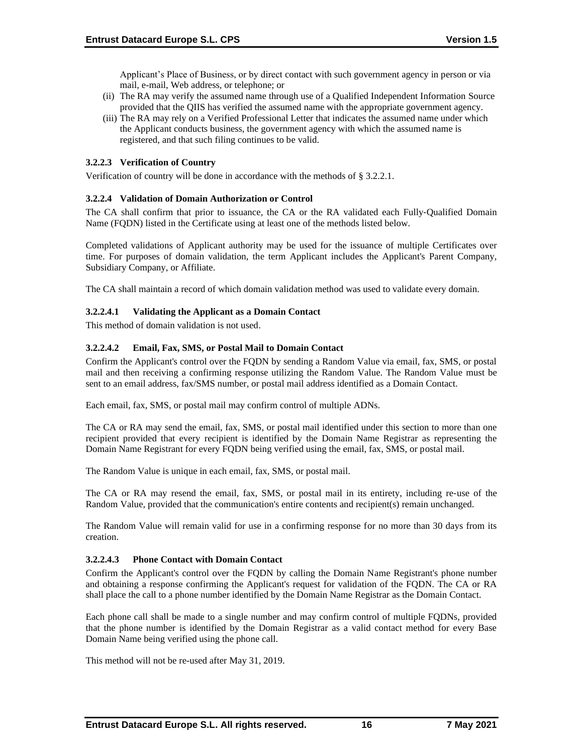Applicant's Place of Business, or by direct contact with such government agency in person or via mail, e-mail, Web address, or telephone; or

(ii) The RA may verify the assumed name through use of a Qualified Independent Information Source provided that the QIIS has verified the assumed name with the appropriate government agency.

(iii) The RA may rely on a Verified Professional Letter that indicates the assumed name under which the Applicant conducts business, the government agency with which the assumed name is registered, and that such filing continues to be valid.

#### 3.2.2.3 Verification of Country

Verification of country will be done in accordance with the methods of § 3.2.2.1.

#### 3.2.2.4 Validation of Domain Authorization or Control

The CA shall confirm that prior to issuance, the CA or the RA validated each Fully-Qualified Domain Name (FQDN) listed in the Certificate using at least one of the methods listed below.

Completed validations of Applicant authority may be used for the issuance of multiple Certificates over time. For purposes of domain validation, the term Applicant includes the Applicant's Parent Company, Subsidiary Company, or Affiliate.

The CA shall maintain a record of which domain validation method was used to validate every domain.

##### 3.2.2.4.1 Validating the Applicant as a Domain Contact

This method of domain validation is not used.

##### 3.2.2.4.2 Email, Fax, SMS, or Postal Mail to Domain Contact

Confirm the Applicant's control over the FQDN by sending a Random Value via email, fax, SMS, or postal mail and then receiving a confirming response utilizing the Random Value. The Random Value must be sent to an email address, fax/SMS number, or postal mail address identified as a Domain Contact.

Each email, fax, SMS, or postal mail may confirm control of multiple ADNs.

The CA or RA may send the email, fax, SMS, or postal mail identified under this section to more than one recipient provided that every recipient is identified by the Domain Name Registrar as representing the Domain Name Registrant for every FQDN being verified using the email, fax, SMS, or postal mail.

The Random Value is unique in each email, fax, SMS, or postal mail.

The CA or RA may resend the email, fax, SMS, or postal mail in its entirety, including re-use of the Random Value, provided that the communication's entire contents and recipient(s) remain unchanged.

The Random Value will remain valid for use in a confirming response for no more than 30 days from its creation.

##### 3.2.2.4.3 Phone Contact with Domain Contact

Confirm the Applicant's control over the FQDN by calling the Domain Name Registrant's phone number and obtaining a response confirming the Applicant's request for validation of the FQDN. The CA or RA shall place the call to a phone number identified by the Domain Name Registrar as the Domain Contact.

Each phone call shall be made to a single number and may confirm control of multiple FQDNs, provided that the phone number is identified by the Domain Registrar as a valid contact method for every Base Domain Name being verified using the phone call.

This method will not be re-used after May 31, 2019.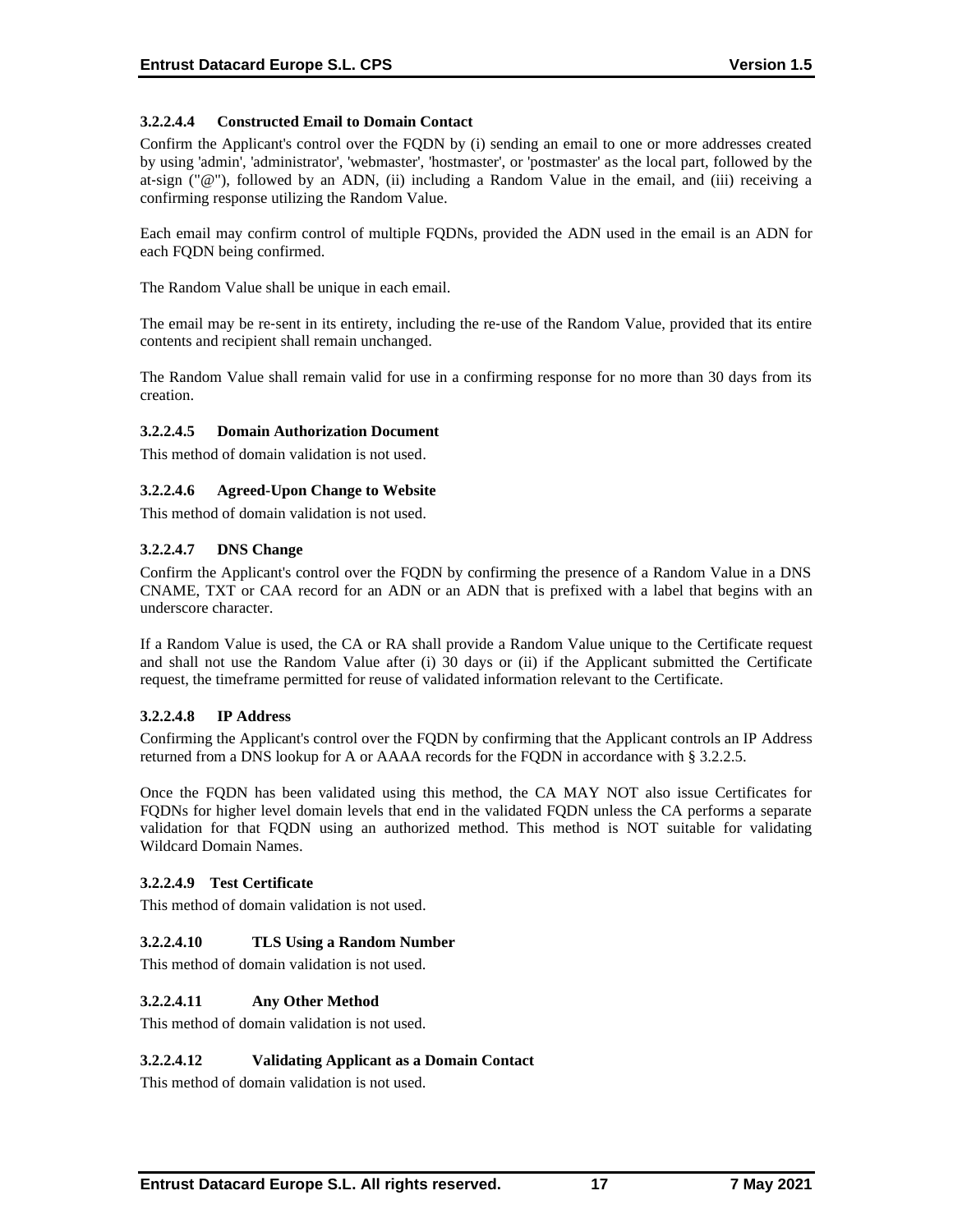#### 3.2.2.4.4 Constructed Email to Domain Contact

Confirm the Applicant's control over the FQDN by (i) sending an email to one or more addresses created by using 'admin', 'administrator', 'webmaster', 'hostmaster', or 'postmaster' as the local part, followed by the at-sign ("@"), followed by an ADN, (ii) including a Random Value in the email, and (iii) receiving a confirming response utilizing the Random Value.

Each email may confirm control of multiple FQDNs, provided the ADN used in the email is an ADN for each FQDN being confirmed.

The Random Value shall be unique in each email.

The email may be re-sent in its entirety, including the re-use of the Random Value, provided that its entire contents and recipient shall remain unchanged.

The Random Value shall remain valid for use in a confirming response for no more than 30 days from its creation.

#### 3.2.2.4.5 Domain Authorization Document

This method of domain validation is not used.

#### 3.2.2.4.6 Agreed-Upon Change to Website

This method of domain validation is not used.

#### 3.2.2.4.7 DNS Change

Confirm the Applicant's control over the FQDN by confirming the presence of a Random Value in a DNS CNAME, TXT or CAA record for an ADN or an ADN that is prefixed with a label that begins with an underscore character.

If a Random Value is used, the CA or RA shall provide a Random Value unique to the Certificate request and shall not use the Random Value after (i) 30 days or (ii) if the Applicant submitted the Certificate request, the timeframe permitted for reuse of validated information relevant to the Certificate.

#### 3.2.2.4.8 IP Address

Confirming the Applicant's control over the FQDN by confirming that the Applicant controls an IP Address returned from a DNS lookup for A or AAAA records for the FQDN in accordance with § 3.2.2.5.

Once the FQDN has been validated using this method, the CA MAY NOT also issue Certificates for FQDNs for higher level domain levels that end in the validated FQDN unless the CA performs a separate validation for that FQDN using an authorized method. This method is NOT suitable for validating Wildcard Domain Names.

#### 3.2.2.4.9 Test Certificate

This method of domain validation is not used.

#### 3.2.2.4.10 TLS Using a Random Number

This method of domain validation is not used.

#### 3.2.2.4.11 Any Other Method

This method of domain validation is not used.

#### 3.2.2.4.12 Validating Applicant as a Domain Contact

This method of domain validation is not used.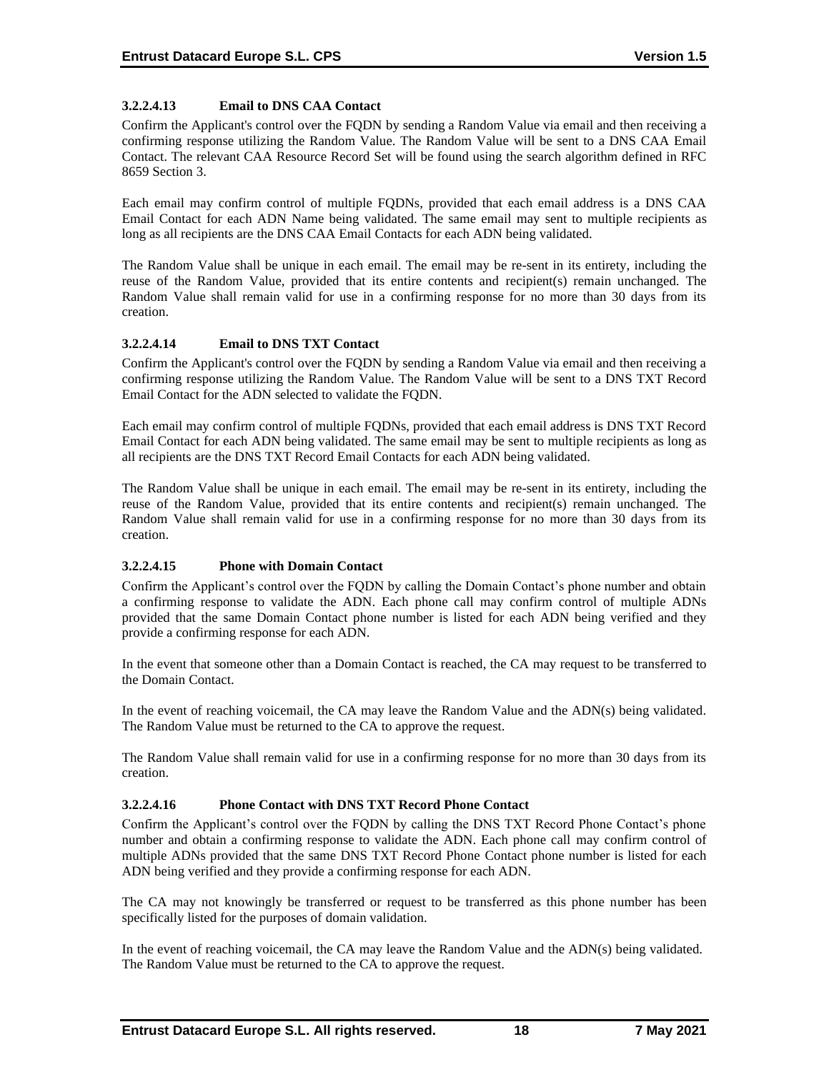#### 3.2.2.4.13 Email to DNS CAA Contact

Confirm the Applicant's control over the FQDN by sending a Random Value via email and then receiving a confirming response utilizing the Random Value. The Random Value will be sent to a DNS CAA Email Contact. The relevant CAA Resource Record Set will be found using the search algorithm defined in RFC 8659 Section 3.

Each email may confirm control of multiple FQDNs, provided that each email address is a DNS CAA Email Contact for each ADN Name being validated. The same email may sent to multiple recipients as long as all recipients are the DNS CAA Email Contacts for each ADN being validated.

The Random Value shall be unique in each email. The email may be re-sent in its entirety, including the reuse of the Random Value, provided that its entire contents and recipient(s) remain unchanged. The Random Value shall remain valid for use in a confirming response for no more than 30 days from its creation.

#### 3.2.2.4.14 Email to DNS TXT Contact

Confirm the Applicant's control over the FQDN by sending a Random Value via email and then receiving a confirming response utilizing the Random Value. The Random Value will be sent to a DNS TXT Record Email Contact for the ADN selected to validate the FQDN.

Each email may confirm control of multiple FQDNs, provided that each email address is DNS TXT Record Email Contact for each ADN being validated. The same email may be sent to multiple recipients as long as all recipients are the DNS TXT Record Email Contacts for each ADN being validated.

The Random Value shall be unique in each email. The email may be re-sent in its entirety, including the reuse of the Random Value, provided that its entire contents and recipient(s) remain unchanged. The Random Value shall remain valid for use in a confirming response for no more than 30 days from its creation.

#### 3.2.2.4.15 Phone with Domain Contact

Confirm the Applicant's control over the FQDN by calling the Domain Contact's phone number and obtain a confirming response to validate the ADN. Each phone call may confirm control of multiple ADNs provided that the same Domain Contact phone number is listed for each ADN being verified and they provide a confirming response for each ADN.

In the event that someone other than a Domain Contact is reached, the CA may request to be transferred to the Domain Contact.

In the event of reaching voicemail, the CA may leave the Random Value and the ADN(s) being validated. The Random Value must be returned to the CA to approve the request.

The Random Value shall remain valid for use in a confirming response for no more than 30 days from its creation.

#### 3.2.2.4.16 Phone Contact with DNS TXT Record Phone Contact

Confirm the Applicant's control over the FQDN by calling the DNS TXT Record Phone Contact's phone number and obtain a confirming response to validate the ADN. Each phone call may confirm control of multiple ADNs provided that the same DNS TXT Record Phone Contact phone number is listed for each ADN being verified and they provide a confirming response for each ADN.

The CA may not knowingly be transferred or request to be transferred as this phone number has been specifically listed for the purposes of domain validation.

In the event of reaching voicemail, the CA may leave the Random Value and the ADN(s) being validated. The Random Value must be returned to the CA to approve the request.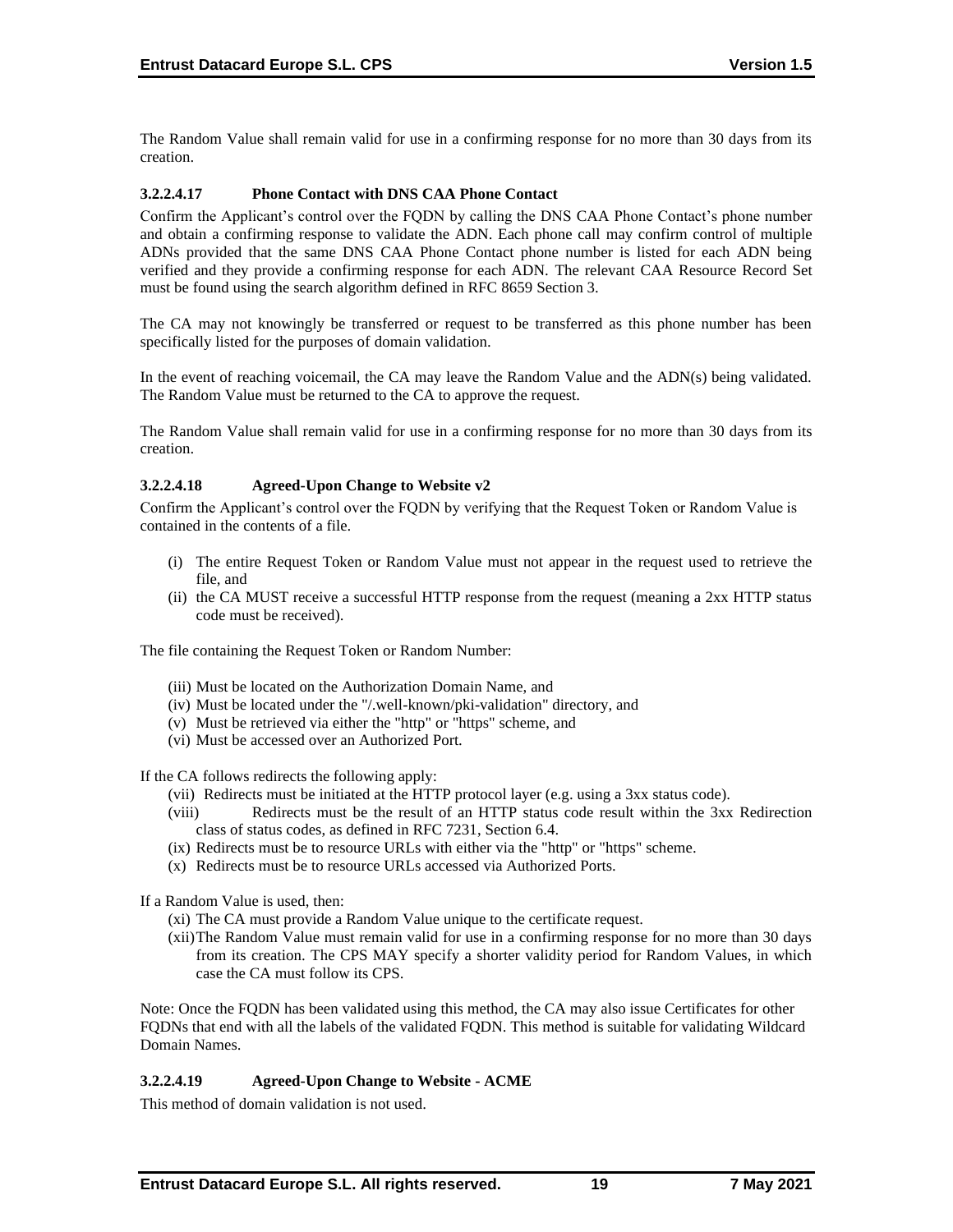The Random Value shall remain valid for use in a confirming response for no more than 30 days from its creation.

#### 3.2.2.4.17 Phone Contact with DNS CAA Phone Contact

Confirm the Applicant's control over the FQDN by calling the DNS CAA Phone Contact's phone number and obtain a confirming response to validate the ADN. Each phone call may confirm control of multiple ADNs provided that the same DNS CAA Phone Contact phone number is listed for each ADN being verified and they provide a confirming response for each ADN. The relevant CAA Resource Record Set must be found using the search algorithm defined in RFC 8659 Section 3.

The CA may not knowingly be transferred or request to be transferred as this phone number has been specifically listed for the purposes of domain validation.

In the event of reaching voicemail, the CA may leave the Random Value and the ADN(s) being validated. The Random Value must be returned to the CA to approve the request.

The Random Value shall remain valid for use in a confirming response for no more than 30 days from its creation.

#### 3.2.2.4.18 Agreed-Upon Change to Website v2

Confirm the Applicant's control over the FQDN by verifying that the Request Token or Random Value is contained in the contents of a file.

(i) The entire Request Token or Random Value must not appear in the request used to retrieve the file, and
(ii) the CA MUST receive a successful HTTP response from the request (meaning a 2xx HTTP status code must be received).

The file containing the Request Token or Random Number:

(iii) Must be located on the Authorization Domain Name, and
(iv) Must be located under the "/.well-known/pki-validation" directory, and
(v) Must be retrieved via either the "http" or "https" scheme, and
(vi) Must be accessed over an Authorized Port.

If the CA follows redirects the following apply:

(vii) Redirects must be initiated at the HTTP protocol layer (e.g. using a 3xx status code).
(viii) Redirects must be the result of an HTTP status code result within the 3xx Redirection class of status codes, as defined in RFC 7231, Section 6.4.
(ix) Redirects must be to resource URLs with either via the "http" or "https" scheme.
(x) Redirects must be to resource URLs accessed via Authorized Ports.

If a Random Value is used, then:

(xi) The CA must provide a Random Value unique to the certificate request.
(xii) The Random Value must remain valid for use in a confirming response for no more than 30 days from its creation. The CPS MAY specify a shorter validity period for Random Values, in which case the CA must follow its CPS.

Note: Once the FQDN has been validated using this method, the CA may also issue Certificates for other FQDNs that end with all the labels of the validated FQDN. This method is suitable for validating Wildcard Domain Names.

#### 3.2.2.4.19 Agreed-Upon Change to Website - ACME

This method of domain validation is not used.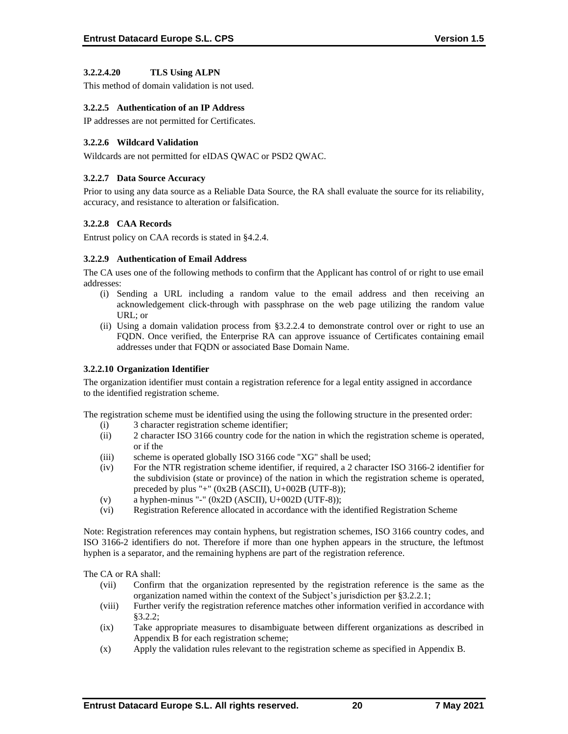#### 3.2.2.4.20 TLS Using ALPN

This method of domain validation is not used.

### 3.2.2.5 Authentication of an IP Address

IP addresses are not permitted for Certificates.

### 3.2.2.6 Wildcard Validation

Wildcards are not permitted for eIDAS QWAC or PSD2 QWAC.

### 3.2.2.7 Data Source Accuracy

Prior to using any data source as a Reliable Data Source, the RA shall evaluate the source for its reliability, accuracy, and resistance to alteration or falsification.

### 3.2.2.8 CAA Records

Entrust policy on CAA records is stated in §4.2.4.

### 3.2.2.9 Authentication of Email Address

The CA uses one of the following methods to confirm that the Applicant has control of or right to use email addresses:

(i) Sending a URL including a random value to the email address and then receiving an acknowledgement click-through with passphrase on the web page utilizing the random value URL; or

(ii) Using a domain validation process from §3.2.2.4 to demonstrate control over or right to use an FQDN. Once verified, the Enterprise RA can approve issuance of Certificates containing email addresses under that FQDN or associated Base Domain Name.

### 3.2.2.10 Organization Identifier

The organization identifier must contain a registration reference for a legal entity assigned in accordance to the identified registration scheme.

The registration scheme must be identified using the using the following structure in the presented order:

(i) 3 character registration scheme identifier;

(ii) 2 character ISO 3166 country code for the nation in which the registration scheme is operated, or if the

(iii) scheme is operated globally ISO 3166 code "XG" shall be used;

(iv) For the NTR registration scheme identifier, if required, a 2 character ISO 3166-2 identifier for the subdivision (state or province) of the nation in which the registration scheme is operated, preceded by plus "+" (0x2B (ASCII), U+002B (UTF-8));

(v) a hyphen-minus "-" (0x2D (ASCII), U+002D (UTF-8));

(vi) Registration Reference allocated in accordance with the identified Registration Scheme

Note: Registration references may contain hyphens, but registration schemes, ISO 3166 country codes, and ISO 3166-2 identifiers do not. Therefore if more than one hyphen appears in the structure, the leftmost hyphen is a separator, and the remaining hyphens are part of the registration reference.

The CA or RA shall:

(vii) Confirm that the organization represented by the registration reference is the same as the organization named within the context of the Subject's jurisdiction per §3.2.2.1;

(viii) Further verify the registration reference matches other information verified in accordance with §3.2.2;

(ix) Take appropriate measures to disambiguate between different organizations as described in Appendix B for each registration scheme;

(x) Apply the validation rules relevant to the registration scheme as specified in Appendix B.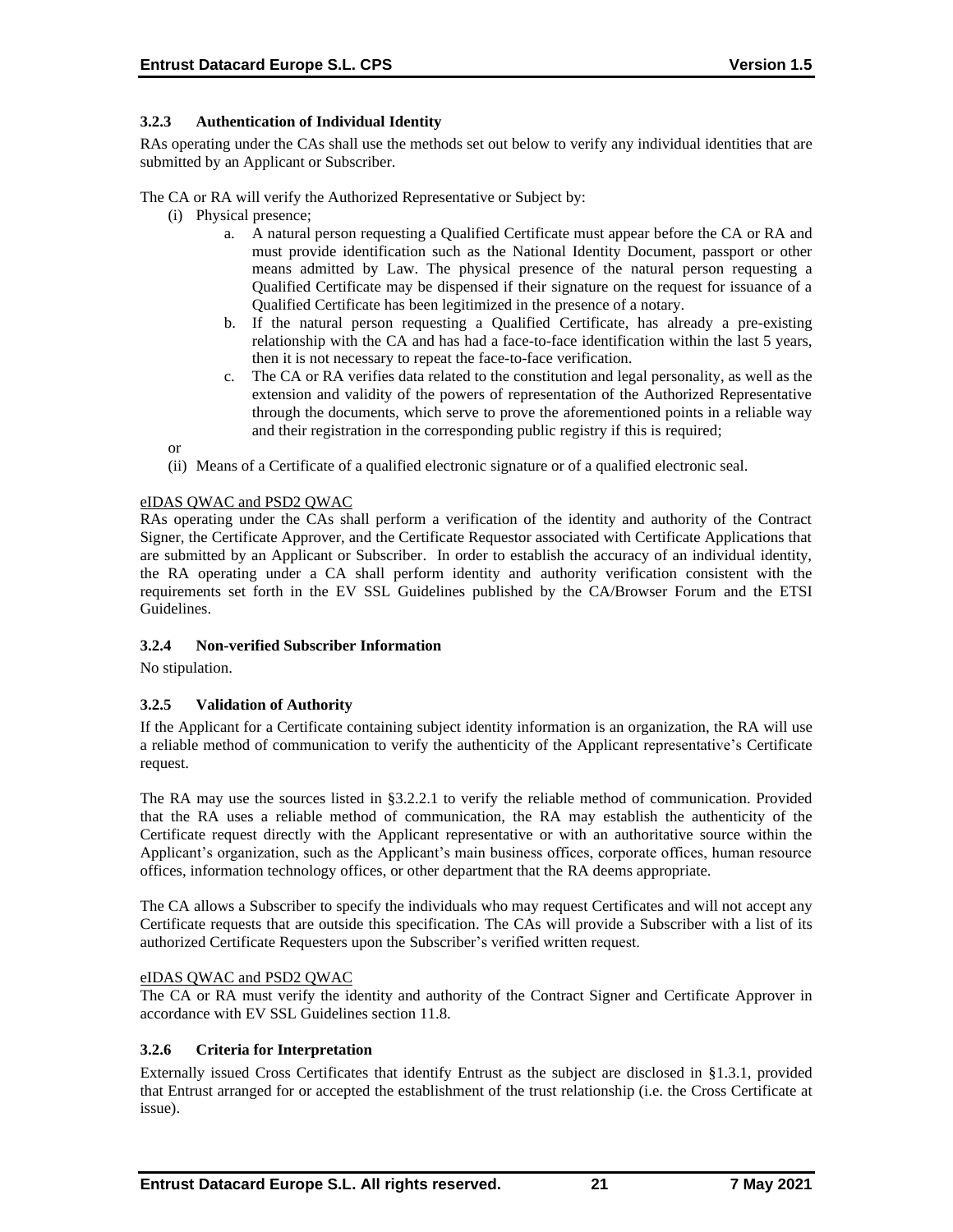### 3.2.3 Authentication of Individual Identity

RAs operating under the CAs shall use the methods set out below to verify any individual identities that are submitted by an Applicant or Subscriber.

The CA or RA will verify the Authorized Representative or Subject by:

(i) Physical presence;

   a. A natural person requesting a Qualified Certificate must appear before the CA or RA and must provide identification such as the National Identity Document, passport or other means admitted by Law. The physical presence of the natural person requesting a Qualified Certificate may be dispensed if their signature on the request for issuance of a Qualified Certificate has been legitimized in the presence of a notary.

   b. If the natural person requesting a Qualified Certificate, has already a pre-existing relationship with the CA and has had a face-to-face identification within the last 5 years, then it is not necessary to repeat the face-to-face verification.

   c. The CA or RA verifies data related to the constitution and legal personality, as well as the extension and validity of the powers of representation of the Authorized Representative through the documents, which serve to prove the aforementioned points in a reliable way and their registration in the corresponding public registry if this is required;

or

(ii) Means of a Certificate of a qualified electronic signature or of a qualified electronic seal.

eIDAS QWAC and PSD2 QWAC

RAs operating under the CAs shall perform a verification of the identity and authority of the Contract Signer, the Certificate Approver, and the Certificate Requestor associated with Certificate Applications that are submitted by an Applicant or Subscriber. In order to establish the accuracy of an individual identity, the RA operating under a CA shall perform identity and authority verification consistent with the requirements set forth in the EV SSL Guidelines published by the CA/Browser Forum and the ETSI Guidelines.

### 3.2.4 Non-verified Subscriber Information

No stipulation.

### 3.2.5 Validation of Authority

If the Applicant for a Certificate containing subject identity information is an organization, the RA will use a reliable method of communication to verify the authenticity of the Applicant representative's Certificate request.

The RA may use the sources listed in §3.2.2.1 to verify the reliable method of communication. Provided that the RA uses a reliable method of communication, the RA may establish the authenticity of the Certificate request directly with the Applicant representative or with an authoritative source within the Applicant's organization, such as the Applicant's main business offices, corporate offices, human resource offices, information technology offices, or other department that the RA deems appropriate.

The CA allows a Subscriber to specify the individuals who may request Certificates and will not accept any Certificate requests that are outside this specification. The CAs will provide a Subscriber with a list of its authorized Certificate Requesters upon the Subscriber's verified written request.

eIDAS QWAC and PSD2 QWAC

The CA or RA must verify the identity and authority of the Contract Signer and Certificate Approver in accordance with EV SSL Guidelines section 11.8.

### 3.2.6 Criteria for Interpretation

Externally issued Cross Certificates that identify Entrust as the subject are disclosed in §1.3.1, provided that Entrust arranged for or accepted the establishment of the trust relationship (i.e. the Cross Certificate at issue).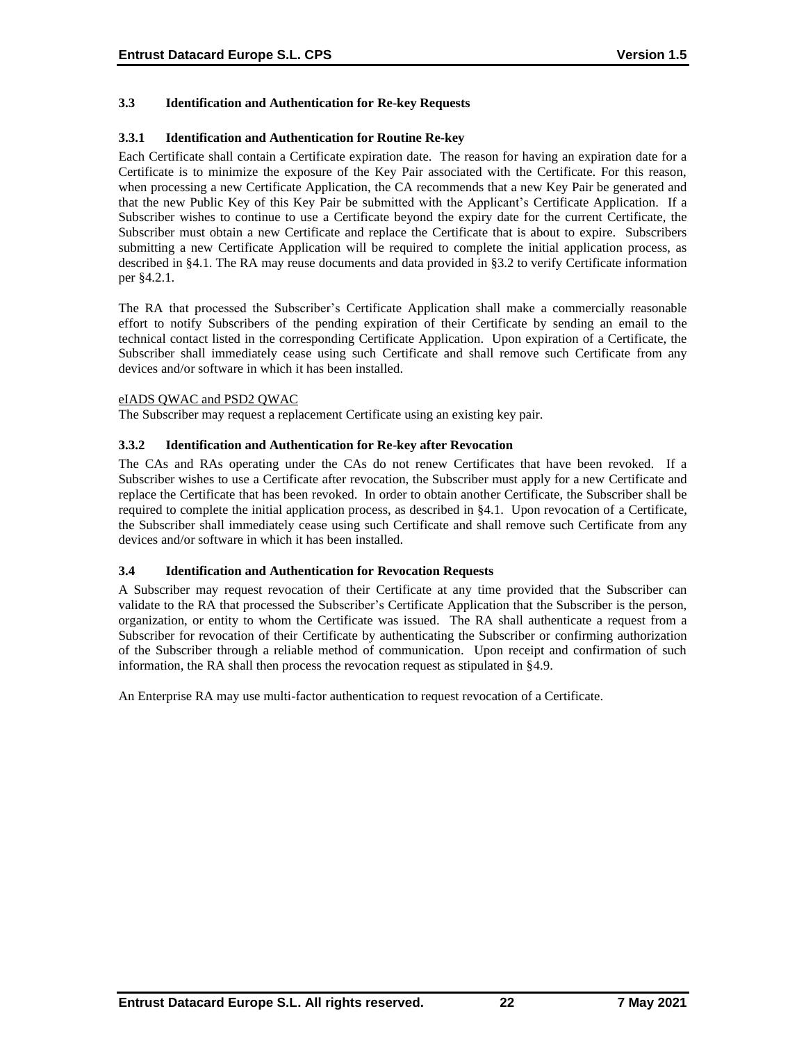### 3.3 Identification and Authentication for Re-key Requests

### 3.3.1 Identification and Authentication for Routine Re-key

Each Certificate shall contain a Certificate expiration date. The reason for having an expiration date for a Certificate is to minimize the exposure of the Key Pair associated with the Certificate. For this reason, when processing a new Certificate Application, the CA recommends that a new Key Pair be generated and that the new Public Key of this Key Pair be submitted with the Applicant's Certificate Application. If a Subscriber wishes to continue to use a Certificate beyond the expiry date for the current Certificate, the Subscriber must obtain a new Certificate and replace the Certificate that is about to expire. Subscribers submitting a new Certificate Application will be required to complete the initial application process, as described in §4.1. The RA may reuse documents and data provided in §3.2 to verify Certificate information per §4.2.1.

The RA that processed the Subscriber's Certificate Application shall make a commercially reasonable effort to notify Subscribers of the pending expiration of their Certificate by sending an email to the technical contact listed in the corresponding Certificate Application. Upon expiration of a Certificate, the Subscriber shall immediately cease using such Certificate and shall remove such Certificate from any devices and/or software in which it has been installed.

eIADS QWAC and PSD2 QWAC

The Subscriber may request a replacement Certificate using an existing key pair.

### 3.3.2 Identification and Authentication for Re-key after Revocation

The CAs and RAs operating under the CAs do not renew Certificates that have been revoked. If a Subscriber wishes to use a Certificate after revocation, the Subscriber must apply for a new Certificate and replace the Certificate that has been revoked. In order to obtain another Certificate, the Subscriber shall be required to complete the initial application process, as described in §4.1. Upon revocation of a Certificate, the Subscriber shall immediately cease using such Certificate and shall remove such Certificate from any devices and/or software in which it has been installed.

### 3.4 Identification and Authentication for Revocation Requests

A Subscriber may request revocation of their Certificate at any time provided that the Subscriber can validate to the RA that processed the Subscriber's Certificate Application that the Subscriber is the person, organization, or entity to whom the Certificate was issued. The RA shall authenticate a request from a Subscriber for revocation of their Certificate by authenticating the Subscriber or confirming authorization of the Subscriber through a reliable method of communication. Upon receipt and confirmation of such information, the RA shall then process the revocation request as stipulated in §4.9.

An Enterprise RA may use multi-factor authentication to request revocation of a Certificate.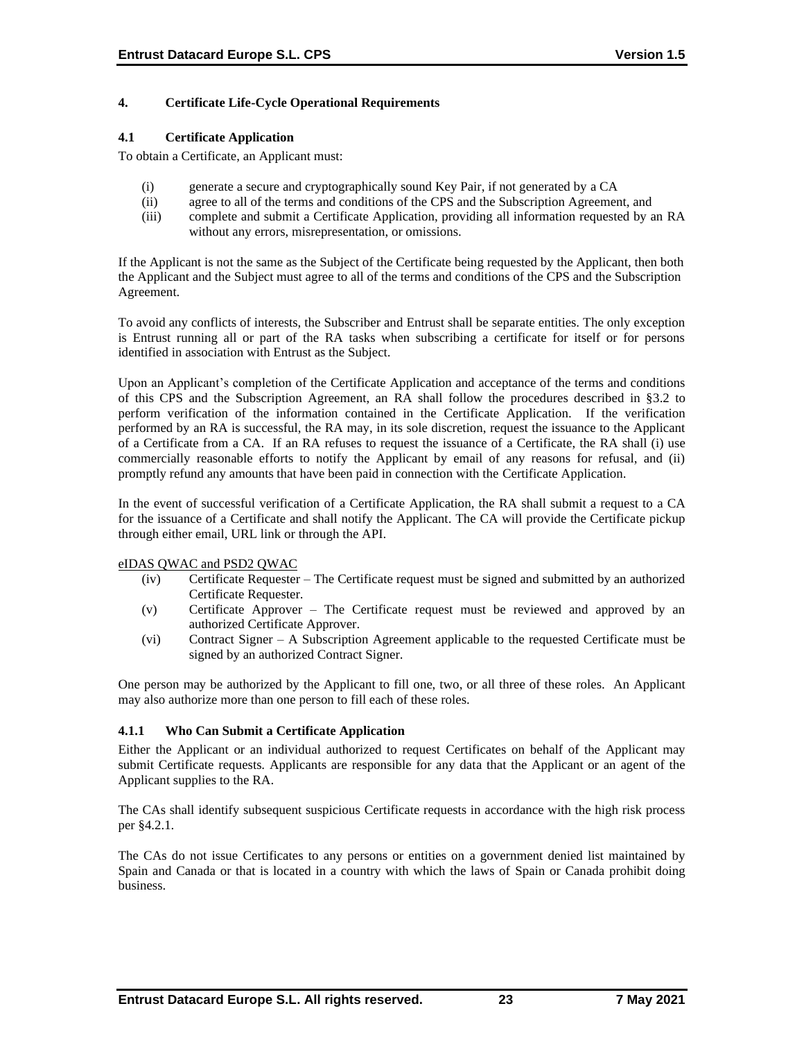# 4. Certificate Life-Cycle Operational Requirements

## 4.1 Certificate Application

To obtain a Certificate, an Applicant must:

(i) generate a secure and cryptographically sound Key Pair, if not generated by a CA
(ii) agree to all of the terms and conditions of the CPS and the Subscription Agreement, and
(iii) complete and submit a Certificate Application, providing all information requested by an RA without any errors, misrepresentation, or omissions.

If the Applicant is not the same as the Subject of the Certificate being requested by the Applicant, then both the Applicant and the Subject must agree to all of the terms and conditions of the CPS and the Subscription Agreement.

To avoid any conflicts of interests, the Subscriber and Entrust shall be separate entities. The only exception is Entrust running all or part of the RA tasks when subscribing a certificate for itself or for persons identified in association with Entrust as the Subject.

Upon an Applicant's completion of the Certificate Application and acceptance of the terms and conditions of this CPS and the Subscription Agreement, an RA shall follow the procedures described in §3.2 to perform verification of the information contained in the Certificate Application. If the verification performed by an RA is successful, the RA may, in its sole discretion, request the issuance to the Applicant of a Certificate from a CA. If an RA refuses to request the issuance of a Certificate, the RA shall (i) use commercially reasonable efforts to notify the Applicant by email of any reasons for refusal, and (ii) promptly refund any amounts that have been paid in connection with the Certificate Application.

In the event of successful verification of a Certificate Application, the RA shall submit a request to a CA for the issuance of a Certificate and shall notify the Applicant. The CA will provide the Certificate pickup through either email, URL link or through the API.

eIDAS QWAC and PSD2 QWAC

(iv) Certificate Requester – The Certificate request must be signed and submitted by an authorized Certificate Requester.
(v) Certificate Approver – The Certificate request must be reviewed and approved by an authorized Certificate Approver.
(vi) Contract Signer – A Subscription Agreement applicable to the requested Certificate must be signed by an authorized Contract Signer.

One person may be authorized by the Applicant to fill one, two, or all three of these roles. An Applicant may also authorize more than one person to fill each of these roles.

### 4.1.1 Who Can Submit a Certificate Application

Either the Applicant or an individual authorized to request Certificates on behalf of the Applicant may submit Certificate requests. Applicants are responsible for any data that the Applicant or an agent of the Applicant supplies to the RA.

The CAs shall identify subsequent suspicious Certificate requests in accordance with the high risk process per §4.2.1.

The CAs do not issue Certificates to any persons or entities on a government denied list maintained by Spain and Canada or that is located in a country with which the laws of Spain or Canada prohibit doing business.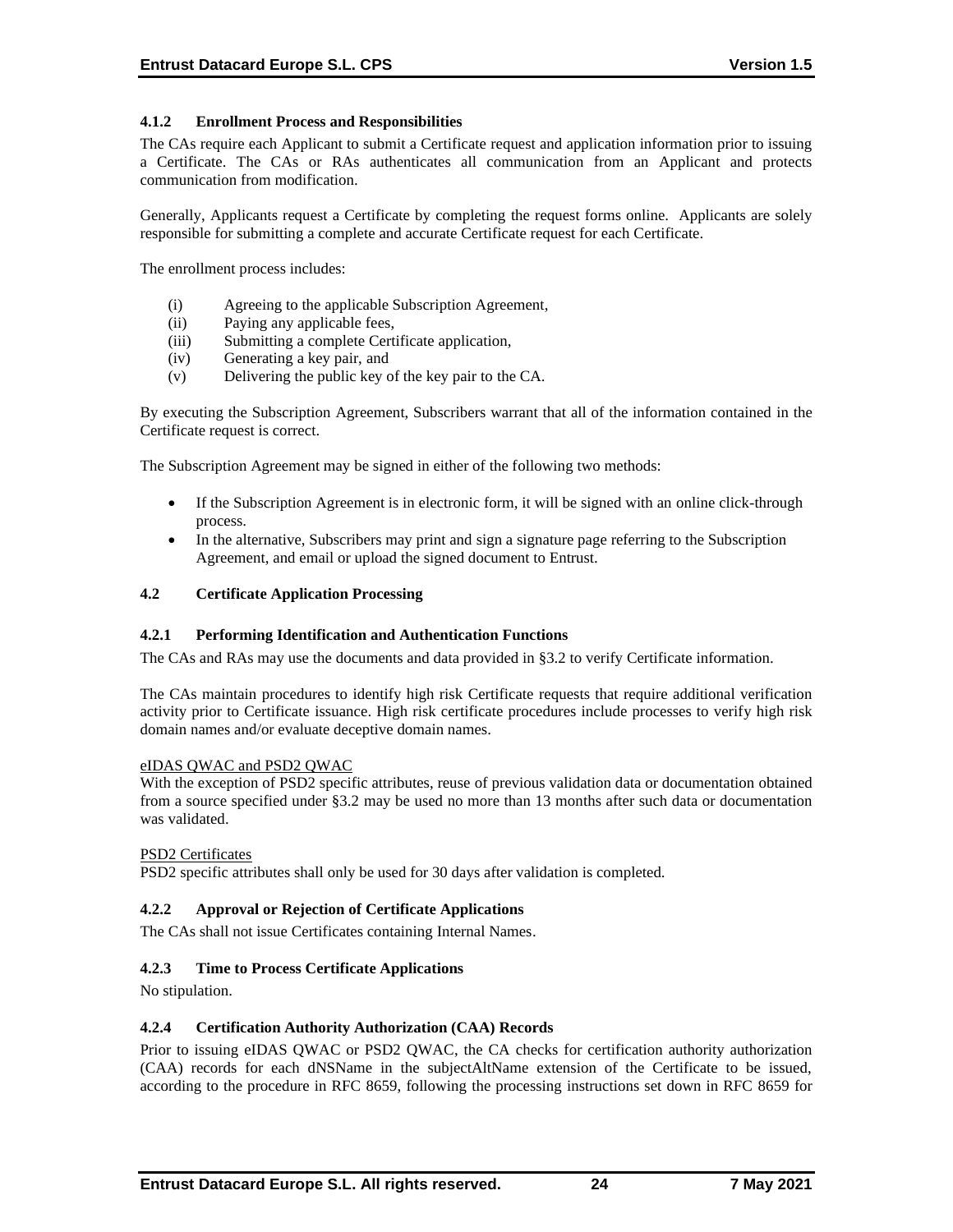#### 4.1.2 Enrollment Process and Responsibilities

The CAs require each Applicant to submit a Certificate request and application information prior to issuing a Certificate. The CAs or RAs authenticates all communication from an Applicant and protects communication from modification.

Generally, Applicants request a Certificate by completing the request forms online. Applicants are solely responsible for submitting a complete and accurate Certificate request for each Certificate.

The enrollment process includes:

(i) Agreeing to the applicable Subscription Agreement,
(ii) Paying any applicable fees,
(iii) Submitting a complete Certificate application,
(iv) Generating a key pair, and
(v) Delivering the public key of the key pair to the CA.

By executing the Subscription Agreement, Subscribers warrant that all of the information contained in the Certificate request is correct.

The Subscription Agreement may be signed in either of the following two methods:

- If the Subscription Agreement is in electronic form, it will be signed with an online click-through process.
- In the alternative, Subscribers may print and sign a signature page referring to the Subscription Agreement, and email or upload the signed document to Entrust.

### 4.2 Certificate Application Processing

#### 4.2.1 Performing Identification and Authentication Functions

The CAs and RAs may use the documents and data provided in §3.2 to verify Certificate information.

The CAs maintain procedures to identify high risk Certificate requests that require additional verification activity prior to Certificate issuance. High risk certificate procedures include processes to verify high risk domain names and/or evaluate deceptive domain names.

eIDAS QWAC and PSD2 QWAC

With the exception of PSD2 specific attributes, reuse of previous validation data or documentation obtained from a source specified under §3.2 may be used no more than 13 months after such data or documentation was validated.

PSD2 Certificates

PSD2 specific attributes shall only be used for 30 days after validation is completed.

#### 4.2.2 Approval or Rejection of Certificate Applications

The CAs shall not issue Certificates containing Internal Names.

#### 4.2.3 Time to Process Certificate Applications

No stipulation.

#### 4.2.4 Certification Authority Authorization (CAA) Records

Prior to issuing eIDAS QWAC or PSD2 QWAC, the CA checks for certification authority authorization (CAA) records for each dNSName in the subjectAltName extension of the Certificate to be issued, according to the procedure in RFC 8659, following the processing instructions set down in RFC 8659 for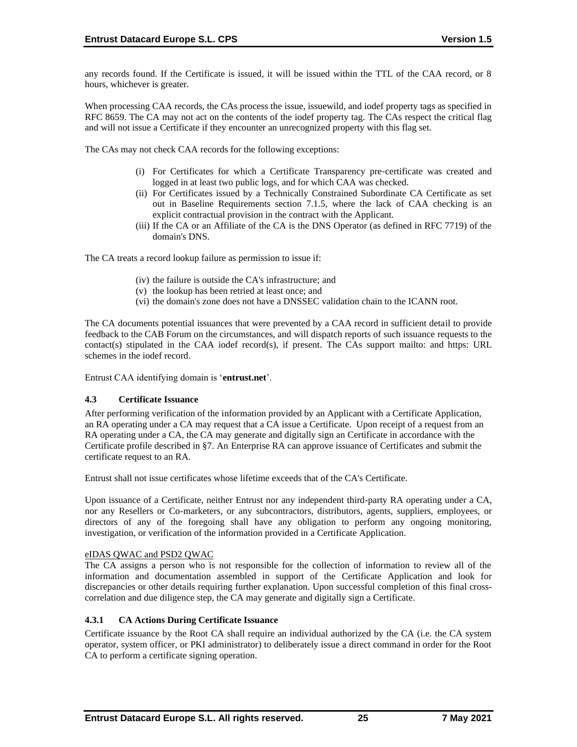any records found. If the Certificate is issued, it will be issued within the TTL of the CAA record, or 8 hours, whichever is greater.

When processing CAA records, the CAs process the issue, issuewild, and iodef property tags as specified in RFC 8659. The CA may not act on the contents of the iodef property tag. The CAs respect the critical flag and will not issue a Certificate if they encounter an unrecognized property with this flag set.

The CAs may not check CAA records for the following exceptions:

- (i) For Certificates for which a Certificate Transparency pre-certificate was created and logged in at least two public logs, and for which CAA was checked.
- (ii) For Certificates issued by a Technically Constrained Subordinate CA Certificate as set out in Baseline Requirements section 7.1.5, where the lack of CAA checking is an explicit contractual provision in the contract with the Applicant.
- (iii) If the CA or an Affiliate of the CA is the DNS Operator (as defined in RFC 7719) of the domain's DNS.

The CA treats a record lookup failure as permission to issue if:

- (iv) the failure is outside the CA's infrastructure; and
- (v) the lookup has been retried at least once; and
- (vi) the domain's zone does not have a DNSSEC validation chain to the ICANN root.

The CA documents potential issuances that were prevented by a CAA record in sufficient detail to provide feedback to the CAB Forum on the circumstances, and will dispatch reports of such issuance requests to the contact(s) stipulated in the CAA iodef record(s), if present. The CAs support mailto: and https: URL schemes in the iodef record.

Entrust CAA identifying domain is '**entrust.net**'.

### 4.3 Certificate Issuance

After performing verification of the information provided by an Applicant with a Certificate Application, an RA operating under a CA may request that a CA issue a Certificate. Upon receipt of a request from an RA operating under a CA, the CA may generate and digitally sign an Certificate in accordance with the Certificate profile described in §7. An Enterprise RA can approve issuance of Certificates and submit the certificate request to an RA.

Entrust shall not issue certificates whose lifetime exceeds that of the CA's Certificate.

Upon issuance of a Certificate, neither Entrust nor any independent third-party RA operating under a CA, nor any Resellers or Co-marketers, or any subcontractors, distributors, agents, suppliers, employees, or directors of any of the foregoing shall have any obligation to perform any ongoing monitoring, investigation, or verification of the information provided in a Certificate Application.

eIDAS QWAC and PSD2 QWAC

The CA assigns a person who is not responsible for the collection of information to review all of the information and documentation assembled in support of the Certificate Application and look for discrepancies or other details requiring further explanation. Upon successful completion of this final cross-correlation and due diligence step, the CA may generate and digitally sign a Certificate.

#### 4.3.1 CA Actions During Certificate Issuance

Certificate issuance by the Root CA shall require an individual authorized by the CA (i.e. the CA system operator, system officer, or PKI administrator) to deliberately issue a direct command in order for the Root CA to perform a certificate signing operation.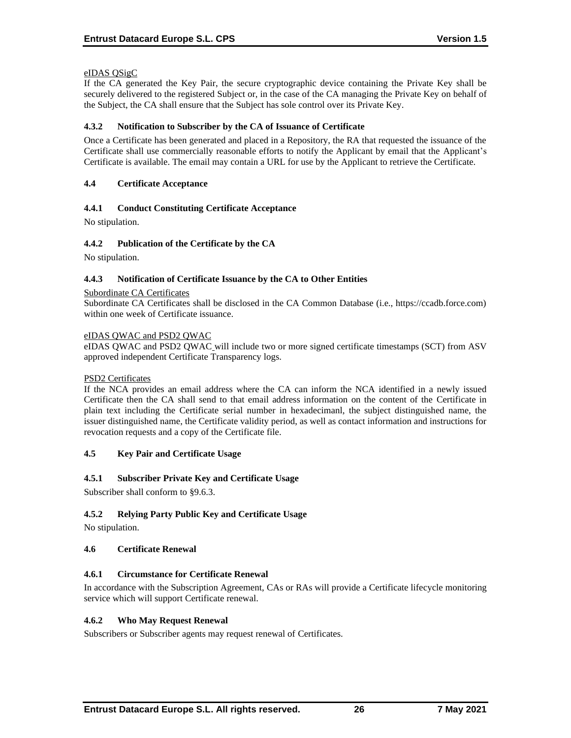eIDAS QSigC

If the CA generated the Key Pair, the secure cryptographic device containing the Private Key shall be securely delivered to the registered Subject or, in the case of the CA managing the Private Key on behalf of the Subject, the CA shall ensure that the Subject has sole control over its Private Key.

### 4.3.2 Notification to Subscriber by the CA of Issuance of Certificate

Once a Certificate has been generated and placed in a Repository, the RA that requested the issuance of the Certificate shall use commercially reasonable efforts to notify the Applicant by email that the Applicant's Certificate is available. The email may contain a URL for use by the Applicant to retrieve the Certificate.

## 4.4 Certificate Acceptance

### 4.4.1 Conduct Constituting Certificate Acceptance

No stipulation.

### 4.4.2 Publication of the Certificate by the CA

No stipulation.

### 4.4.3 Notification of Certificate Issuance by the CA to Other Entities

Subordinate CA Certificates

Subordinate CA Certificates shall be disclosed in the CA Common Database (i.e., https://ccadb.force.com) within one week of Certificate issuance.

eIDAS QWAC and PSD2 QWAC

eIDAS QWAC and PSD2 QWAC will include two or more signed certificate timestamps (SCT) from ASV approved independent Certificate Transparency logs.

PSD2 Certificates

If the NCA provides an email address where the CA can inform the NCA identified in a newly issued Certificate then the CA shall send to that email address information on the content of the Certificate in plain text including the Certificate serial number in hexadecimanl, the subject distinguished name, the issuer distinguished name, the Certificate validity period, as well as contact information and instructions for revocation requests and a copy of the Certificate file.

## 4.5 Key Pair and Certificate Usage

### 4.5.1 Subscriber Private Key and Certificate Usage

Subscriber shall conform to §9.6.3.

### 4.5.2 Relying Party Public Key and Certificate Usage

No stipulation.

## 4.6 Certificate Renewal

### 4.6.1 Circumstance for Certificate Renewal

In accordance with the Subscription Agreement, CAs or RAs will provide a Certificate lifecycle monitoring service which will support Certificate renewal.

### 4.6.2 Who May Request Renewal

Subscribers or Subscriber agents may request renewal of Certificates.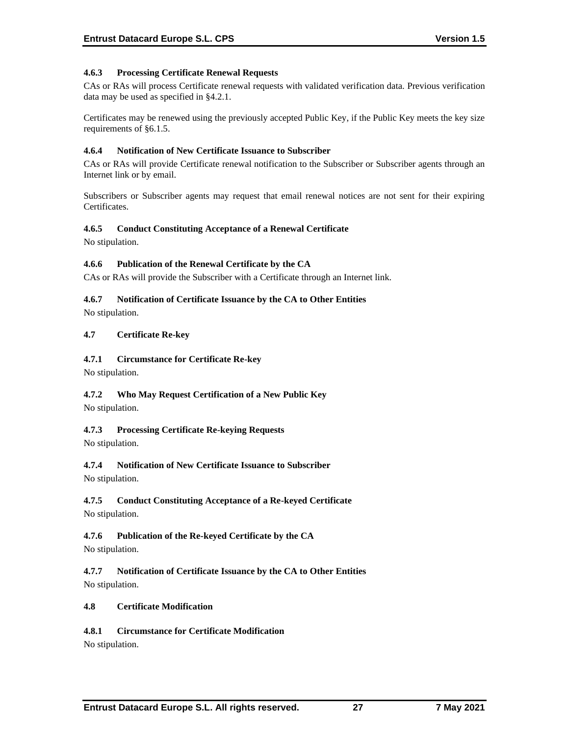#### 4.6.3 Processing Certificate Renewal Requests

CAs or RAs will process Certificate renewal requests with validated verification data. Previous verification data may be used as specified in §4.2.1.

Certificates may be renewed using the previously accepted Public Key, if the Public Key meets the key size requirements of §6.1.5.

#### 4.6.4 Notification of New Certificate Issuance to Subscriber

CAs or RAs will provide Certificate renewal notification to the Subscriber or Subscriber agents through an Internet link or by email.

Subscribers or Subscriber agents may request that email renewal notices are not sent for their expiring Certificates.

#### 4.6.5 Conduct Constituting Acceptance of a Renewal Certificate

No stipulation.

#### 4.6.6 Publication of the Renewal Certificate by the CA

CAs or RAs will provide the Subscriber with a Certificate through an Internet link.

#### 4.6.7 Notification of Certificate Issuance by the CA to Other Entities

No stipulation.

### 4.7 Certificate Re-key

#### 4.7.1 Circumstance for Certificate Re-key

No stipulation.

#### 4.7.2 Who May Request Certification of a New Public Key

No stipulation.

#### 4.7.3 Processing Certificate Re-keying Requests

No stipulation.

#### 4.7.4 Notification of New Certificate Issuance to Subscriber

No stipulation.

#### 4.7.5 Conduct Constituting Acceptance of a Re-keyed Certificate

No stipulation.

#### 4.7.6 Publication of the Re-keyed Certificate by the CA

No stipulation.

#### 4.7.7 Notification of Certificate Issuance by the CA to Other Entities

No stipulation.

### 4.8 Certificate Modification

#### 4.8.1 Circumstance for Certificate Modification

No stipulation.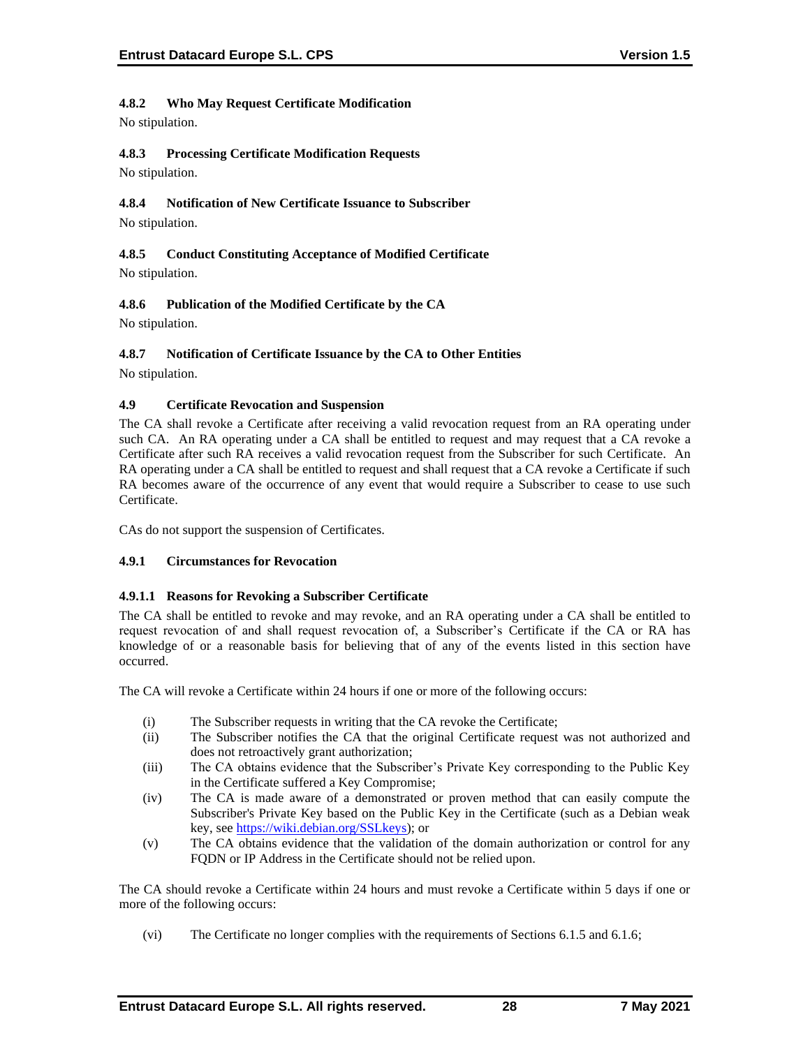#### 4.8.2 Who May Request Certificate Modification

No stipulation.

#### 4.8.3 Processing Certificate Modification Requests

No stipulation.

#### 4.8.4 Notification of New Certificate Issuance to Subscriber

No stipulation.

#### 4.8.5 Conduct Constituting Acceptance of Modified Certificate

No stipulation.

#### 4.8.6 Publication of the Modified Certificate by the CA

No stipulation.

#### 4.8.7 Notification of Certificate Issuance by the CA to Other Entities

No stipulation.

### 4.9 Certificate Revocation and Suspension

The CA shall revoke a Certificate after receiving a valid revocation request from an RA operating under such CA. An RA operating under a CA shall be entitled to request and may request that a CA revoke a Certificate after such RA receives a valid revocation request from the Subscriber for such Certificate. An RA operating under a CA shall be entitled to request and shall request that a CA revoke a Certificate if such RA becomes aware of the occurrence of any event that would require a Subscriber to cease to use such Certificate.

CAs do not support the suspension of Certificates.

#### 4.9.1 Circumstances for Revocation

##### 4.9.1.1 Reasons for Revoking a Subscriber Certificate

The CA shall be entitled to revoke and may revoke, and an RA operating under a CA shall be entitled to request revocation of and shall request revocation of, a Subscriber's Certificate if the CA or RA has knowledge of or a reasonable basis for believing that of any of the events listed in this section have occurred.

The CA will revoke a Certificate within 24 hours if one or more of the following occurs:

(i) The Subscriber requests in writing that the CA revoke the Certificate;
(ii) The Subscriber notifies the CA that the original Certificate request was not authorized and does not retroactively grant authorization;
(iii) The CA obtains evidence that the Subscriber's Private Key corresponding to the Public Key in the Certificate suffered a Key Compromise;
(iv) The CA is made aware of a demonstrated or proven method that can easily compute the Subscriber's Private Key based on the Public Key in the Certificate (such as a Debian weak key, see https://wiki.debian.org/SSLkeys); or
(v) The CA obtains evidence that the validation of the domain authorization or control for any FQDN or IP Address in the Certificate should not be relied upon.

The CA should revoke a Certificate within 24 hours and must revoke a Certificate within 5 days if one or more of the following occurs:

(vi) The Certificate no longer complies with the requirements of Sections 6.1.5 and 6.1.6;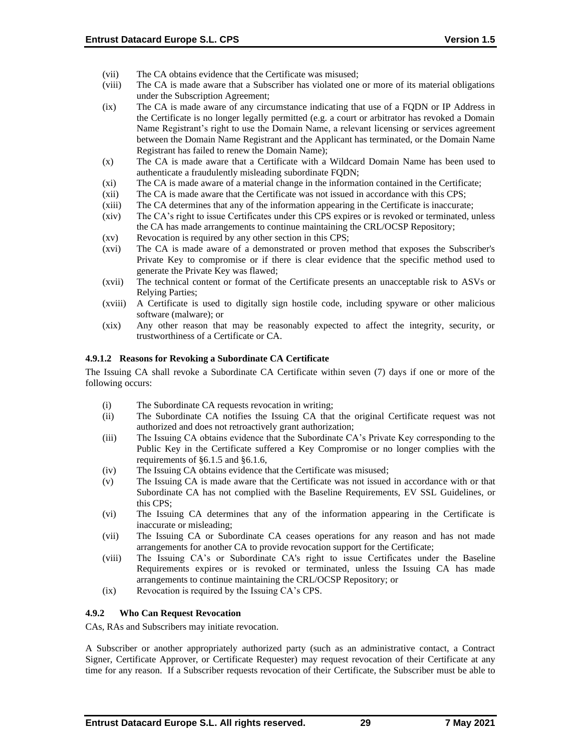(vii) The CA obtains evidence that the Certificate was misused;

(viii) The CA is made aware that a Subscriber has violated one or more of its material obligations under the Subscription Agreement;

(ix) The CA is made aware of any circumstance indicating that use of a FQDN or IP Address in the Certificate is no longer legally permitted (e.g. a court or arbitrator has revoked a Domain Name Registrant's right to use the Domain Name, a relevant licensing or services agreement between the Domain Name Registrant and the Applicant has terminated, or the Domain Name Registrant has failed to renew the Domain Name);

(x) The CA is made aware that a Certificate with a Wildcard Domain Name has been used to authenticate a fraudulently misleading subordinate FQDN;

(xi) The CA is made aware of a material change in the information contained in the Certificate;

(xii) The CA is made aware that the Certificate was not issued in accordance with this CPS;

(xiii) The CA determines that any of the information appearing in the Certificate is inaccurate;

(xiv) The CA's right to issue Certificates under this CPS expires or is revoked or terminated, unless the CA has made arrangements to continue maintaining the CRL/OCSP Repository;

(xv) Revocation is required by any other section in this CPS;

(xvi) The CA is made aware of a demonstrated or proven method that exposes the Subscriber's Private Key to compromise or if there is clear evidence that the specific method used to generate the Private Key was flawed;

(xvii) The technical content or format of the Certificate presents an unacceptable risk to ASVs or Relying Parties;

(xviii) A Certificate is used to digitally sign hostile code, including spyware or other malicious software (malware); or

(xix) Any other reason that may be reasonably expected to affect the integrity, security, or trustworthiness of a Certificate or CA.

#### 4.9.1.2 Reasons for Revoking a Subordinate CA Certificate

The Issuing CA shall revoke a Subordinate CA Certificate within seven (7) days if one or more of the following occurs:

(i) The Subordinate CA requests revocation in writing;

(ii) The Subordinate CA notifies the Issuing CA that the original Certificate request was not authorized and does not retroactively grant authorization;

(iii) The Issuing CA obtains evidence that the Subordinate CA's Private Key corresponding to the Public Key in the Certificate suffered a Key Compromise or no longer complies with the requirements of §6.1.5 and §6.1.6,

(iv) The Issuing CA obtains evidence that the Certificate was misused;

(v) The Issuing CA is made aware that the Certificate was not issued in accordance with or that Subordinate CA has not complied with the Baseline Requirements, EV SSL Guidelines, or this CPS;

(vi) The Issuing CA determines that any of the information appearing in the Certificate is inaccurate or misleading;

(vii) The Issuing CA or Subordinate CA ceases operations for any reason and has not made arrangements for another CA to provide revocation support for the Certificate;

(viii) The Issuing CA's or Subordinate CA's right to issue Certificates under the Baseline Requirements expires or is revoked or terminated, unless the Issuing CA has made arrangements to continue maintaining the CRL/OCSP Repository; or

(ix) Revocation is required by the Issuing CA's CPS.

### 4.9.2 Who Can Request Revocation

CAs, RAs and Subscribers may initiate revocation.

A Subscriber or another appropriately authorized party (such as an administrative contact, a Contract Signer, Certificate Approver, or Certificate Requester) may request revocation of their Certificate at any time for any reason. If a Subscriber requests revocation of their Certificate, the Subscriber must be able to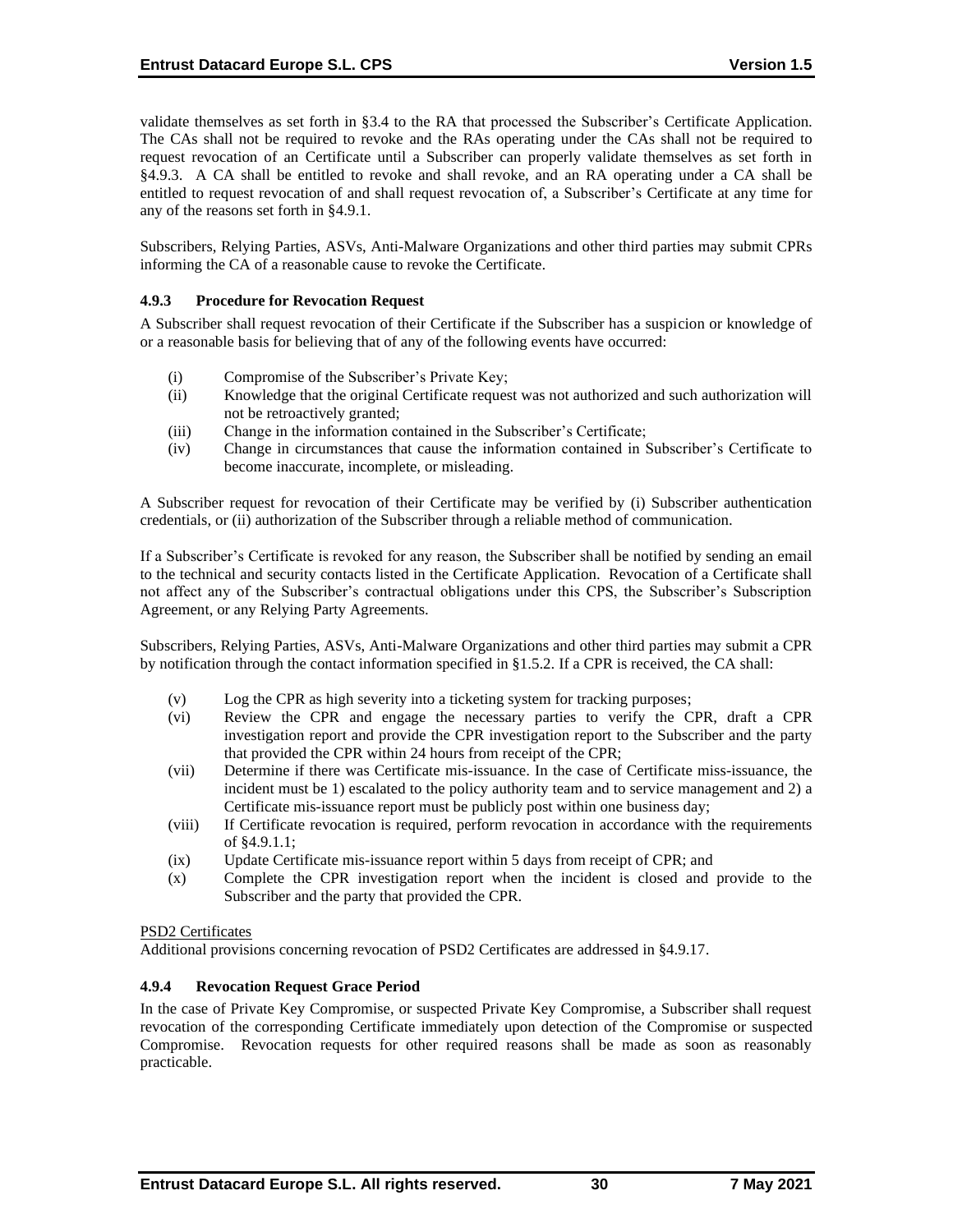validate themselves as set forth in §3.4 to the RA that processed the Subscriber's Certificate Application. The CAs shall not be required to revoke and the RAs operating under the CAs shall not be required to request revocation of an Certificate until a Subscriber can properly validate themselves as set forth in §4.9.3. A CA shall be entitled to revoke and shall revoke, and an RA operating under a CA shall be entitled to request revocation of and shall request revocation of, a Subscriber's Certificate at any time for any of the reasons set forth in §4.9.1.

Subscribers, Relying Parties, ASVs, Anti-Malware Organizations and other third parties may submit CPRs informing the CA of a reasonable cause to revoke the Certificate.

### 4.9.3 Procedure for Revocation Request

A Subscriber shall request revocation of their Certificate if the Subscriber has a suspicion or knowledge of or a reasonable basis for believing that of any of the following events have occurred:

(i) Compromise of the Subscriber's Private Key;
(ii) Knowledge that the original Certificate request was not authorized and such authorization will not be retroactively granted;
(iii) Change in the information contained in the Subscriber's Certificate;
(iv) Change in circumstances that cause the information contained in Subscriber's Certificate to become inaccurate, incomplete, or misleading.

A Subscriber request for revocation of their Certificate may be verified by (i) Subscriber authentication credentials, or (ii) authorization of the Subscriber through a reliable method of communication.

If a Subscriber's Certificate is revoked for any reason, the Subscriber shall be notified by sending an email to the technical and security contacts listed in the Certificate Application. Revocation of a Certificate shall not affect any of the Subscriber's contractual obligations under this CPS, the Subscriber's Subscription Agreement, or any Relying Party Agreements.

Subscribers, Relying Parties, ASVs, Anti-Malware Organizations and other third parties may submit a CPR by notification through the contact information specified in §1.5.2. If a CPR is received, the CA shall:

(v) Log the CPR as high severity into a ticketing system for tracking purposes;
(vi) Review the CPR and engage the necessary parties to verify the CPR, draft a CPR investigation report and provide the CPR investigation report to the Subscriber and the party that provided the CPR within 24 hours from receipt of the CPR;
(vii) Determine if there was Certificate mis-issuance. In the case of Certificate miss-issuance, the incident must be 1) escalated to the policy authority team and to service management and 2) a Certificate mis-issuance report must be publicly post within one business day;
(viii) If Certificate revocation is required, perform revocation in accordance with the requirements of §4.9.1.1;
(ix) Update Certificate mis-issuance report within 5 days from receipt of CPR; and
(x) Complete the CPR investigation report when the incident is closed and provide to the Subscriber and the party that provided the CPR.

<u>PSD2 Certificates</u>
Additional provisions concerning revocation of PSD2 Certificates are addressed in §4.9.17.

### 4.9.4 Revocation Request Grace Period

In the case of Private Key Compromise, or suspected Private Key Compromise, a Subscriber shall request revocation of the corresponding Certificate immediately upon detection of the Compromise or suspected Compromise. Revocation requests for other required reasons shall be made as soon as reasonably practicable.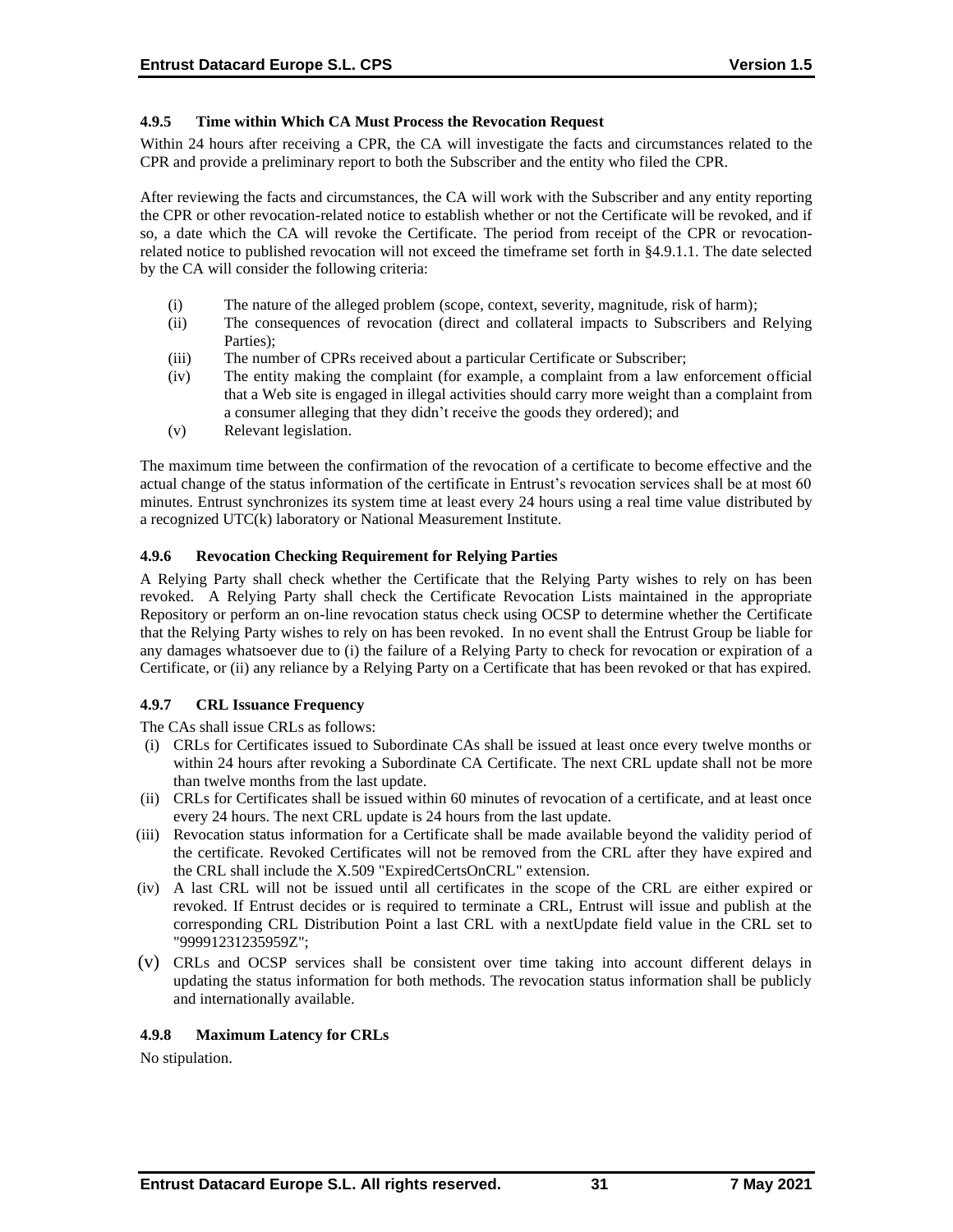#### 4.9.5 Time within Which CA Must Process the Revocation Request

Within 24 hours after receiving a CPR, the CA will investigate the facts and circumstances related to the CPR and provide a preliminary report to both the Subscriber and the entity who filed the CPR.

After reviewing the facts and circumstances, the CA will work with the Subscriber and any entity reporting the CPR or other revocation-related notice to establish whether or not the Certificate will be revoked, and if so, a date which the CA will revoke the Certificate. The period from receipt of the CPR or revocation-related notice to published revocation will not exceed the timeframe set forth in §4.9.1.1. The date selected by the CA will consider the following criteria:

- (i) The nature of the alleged problem (scope, context, severity, magnitude, risk of harm);
- (ii) The consequences of revocation (direct and collateral impacts to Subscribers and Relying Parties);
- (iii) The number of CPRs received about a particular Certificate or Subscriber;
- (iv) The entity making the complaint (for example, a complaint from a law enforcement official that a Web site is engaged in illegal activities should carry more weight than a complaint from a consumer alleging that they didn't receive the goods they ordered); and
- (v) Relevant legislation.

The maximum time between the confirmation of the revocation of a certificate to become effective and the actual change of the status information of the certificate in Entrust's revocation services shall be at most 60 minutes. Entrust synchronizes its system time at least every 24 hours using a real time value distributed by a recognized UTC(k) laboratory or National Measurement Institute.

#### 4.9.6 Revocation Checking Requirement for Relying Parties

A Relying Party shall check whether the Certificate that the Relying Party wishes to rely on has been revoked. A Relying Party shall check the Certificate Revocation Lists maintained in the appropriate Repository or perform an on-line revocation status check using OCSP to determine whether the Certificate that the Relying Party wishes to rely on has been revoked. In no event shall the Entrust Group be liable for any damages whatsoever due to (i) the failure of a Relying Party to check for revocation or expiration of a Certificate, or (ii) any reliance by a Relying Party on a Certificate that has been revoked or that has expired.

#### 4.9.7 CRL Issuance Frequency

The CAs shall issue CRLs as follows:

- (i) CRLs for Certificates issued to Subordinate CAs shall be issued at least once every twelve months or within 24 hours after revoking a Subordinate CA Certificate. The next CRL update shall not be more than twelve months from the last update.
- (ii) CRLs for Certificates shall be issued within 60 minutes of revocation of a certificate, and at least once every 24 hours. The next CRL update is 24 hours from the last update.
- (iii) Revocation status information for a Certificate shall be made available beyond the validity period of the certificate. Revoked Certificates will not be removed from the CRL after they have expired and the CRL shall include the X.509 "ExpiredCertsOnCRL" extension.
- (iv) A last CRL will not be issued until all certificates in the scope of the CRL are either expired or revoked. If Entrust decides or is required to terminate a CRL, Entrust will issue and publish at the corresponding CRL Distribution Point a last CRL with a nextUpdate field value in the CRL set to "99991231235959Z";
- (v) CRLs and OCSP services shall be consistent over time taking into account different delays in updating the status information for both methods. The revocation status information shall be publicly and internationally available.

#### 4.9.8 Maximum Latency for CRLs

No stipulation.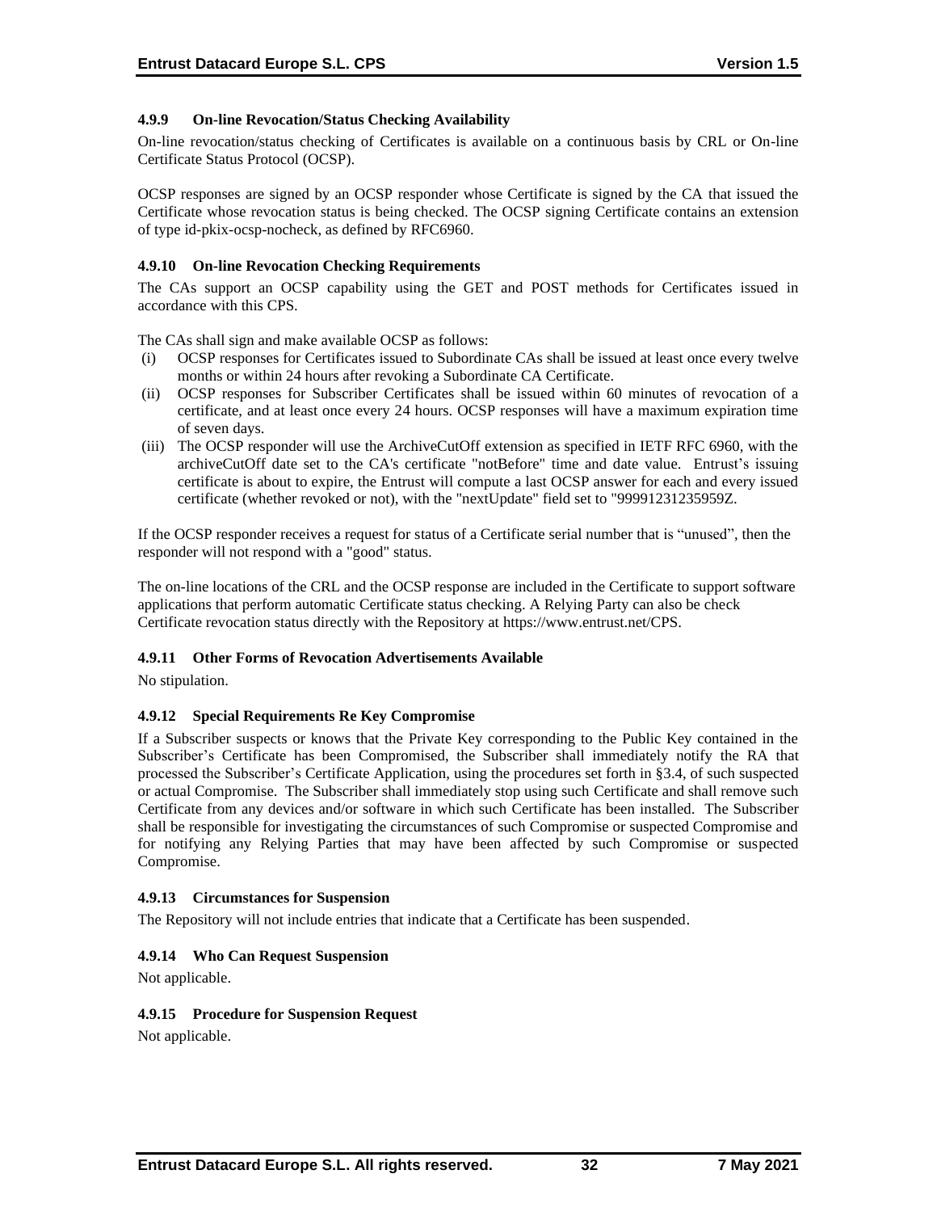### 4.9.9 On-line Revocation/Status Checking Availability

On-line revocation/status checking of Certificates is available on a continuous basis by CRL or On-line Certificate Status Protocol (OCSP).

OCSP responses are signed by an OCSP responder whose Certificate is signed by the CA that issued the Certificate whose revocation status is being checked. The OCSP signing Certificate contains an extension of type id-pkix-ocsp-nocheck, as defined by RFC6960.

### 4.9.10 On-line Revocation Checking Requirements

The CAs support an OCSP capability using the GET and POST methods for Certificates issued in accordance with this CPS.

The CAs shall sign and make available OCSP as follows:

(i) OCSP responses for Certificates issued to Subordinate CAs shall be issued at least once every twelve months or within 24 hours after revoking a Subordinate CA Certificate.

(ii) OCSP responses for Subscriber Certificates shall be issued within 60 minutes of revocation of a certificate, and at least once every 24 hours. OCSP responses will have a maximum expiration time of seven days.

(iii) The OCSP responder will use the ArchiveCutOff extension as specified in IETF RFC 6960, with the archiveCutOff date set to the CA's certificate "notBefore" time and date value. Entrust's issuing certificate is about to expire, the Entrust will compute a last OCSP answer for each and every issued certificate (whether revoked or not), with the "nextUpdate" field set to "99991231235959Z.

If the OCSP responder receives a request for status of a Certificate serial number that is "unused", then the responder will not respond with a "good" status.

The on-line locations of the CRL and the OCSP response are included in the Certificate to support software applications that perform automatic Certificate status checking. A Relying Party can also be check Certificate revocation status directly with the Repository at https://www.entrust.net/CPS.

### 4.9.11 Other Forms of Revocation Advertisements Available

No stipulation.

### 4.9.12 Special Requirements Re Key Compromise

If a Subscriber suspects or knows that the Private Key corresponding to the Public Key contained in the Subscriber's Certificate has been Compromised, the Subscriber shall immediately notify the RA that processed the Subscriber's Certificate Application, using the procedures set forth in §3.4, of such suspected or actual Compromise. The Subscriber shall immediately stop using such Certificate and shall remove such Certificate from any devices and/or software in which such Certificate has been installed. The Subscriber shall be responsible for investigating the circumstances of such Compromise or suspected Compromise and for notifying any Relying Parties that may have been affected by such Compromise or suspected Compromise.

### 4.9.13 Circumstances for Suspension

The Repository will not include entries that indicate that a Certificate has been suspended.

### 4.9.14 Who Can Request Suspension

Not applicable.

### 4.9.15 Procedure for Suspension Request

Not applicable.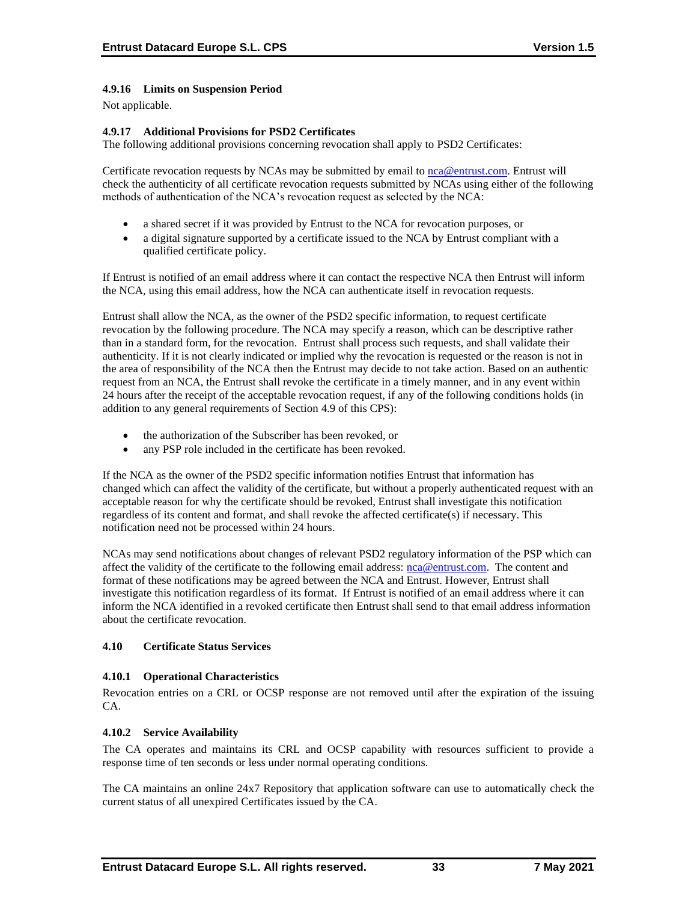#### 4.9.16 Limits on Suspension Period

Not applicable.

#### 4.9.17 Additional Provisions for PSD2 Certificates

The following additional provisions concerning revocation shall apply to PSD2 Certificates:

Certificate revocation requests by NCAs may be submitted by email to nca@entrust.com. Entrust will check the authenticity of all certificate revocation requests submitted by NCAs using either of the following methods of authentication of the NCA's revocation request as selected by the NCA:

- a shared secret if it was provided by Entrust to the NCA for revocation purposes, or
- a digital signature supported by a certificate issued to the NCA by Entrust compliant with a qualified certificate policy.

If Entrust is notified of an email address where it can contact the respective NCA then Entrust will inform the NCA, using this email address, how the NCA can authenticate itself in revocation requests.

Entrust shall allow the NCA, as the owner of the PSD2 specific information, to request certificate revocation by the following procedure. The NCA may specify a reason, which can be descriptive rather than in a standard form, for the revocation. Entrust shall process such requests, and shall validate their authenticity. If it is not clearly indicated or implied why the revocation is requested or the reason is not in the area of responsibility of the NCA then the Entrust may decide to not take action. Based on an authentic request from an NCA, the Entrust shall revoke the certificate in a timely manner, and in any event within 24 hours after the receipt of the acceptable revocation request, if any of the following conditions holds (in addition to any general requirements of Section 4.9 of this CPS):

- the authorization of the Subscriber has been revoked, or
- any PSP role included in the certificate has been revoked.

If the NCA as the owner of the PSD2 specific information notifies Entrust that information has changed which can affect the validity of the certificate, but without a properly authenticated request with an acceptable reason for why the certificate should be revoked, Entrust shall investigate this notification regardless of its content and format, and shall revoke the affected certificate(s) if necessary. This notification need not be processed within 24 hours.

NCAs may send notifications about changes of relevant PSD2 regulatory information of the PSP which can affect the validity of the certificate to the following email address: nca@entrust.com. The content and format of these notifications may be agreed between the NCA and Entrust. However, Entrust shall investigate this notification regardless of its format. If Entrust is notified of an email address where it can inform the NCA identified in a revoked certificate then Entrust shall send to that email address information about the certificate revocation.

### 4.10 Certificate Status Services

#### 4.10.1 Operational Characteristics

Revocation entries on a CRL or OCSP response are not removed until after the expiration of the issuing CA.

#### 4.10.2 Service Availability

The CA operates and maintains its CRL and OCSP capability with resources sufficient to provide a response time of ten seconds or less under normal operating conditions.

The CA maintains an online 24x7 Repository that application software can use to automatically check the current status of all unexpired Certificates issued by the CA.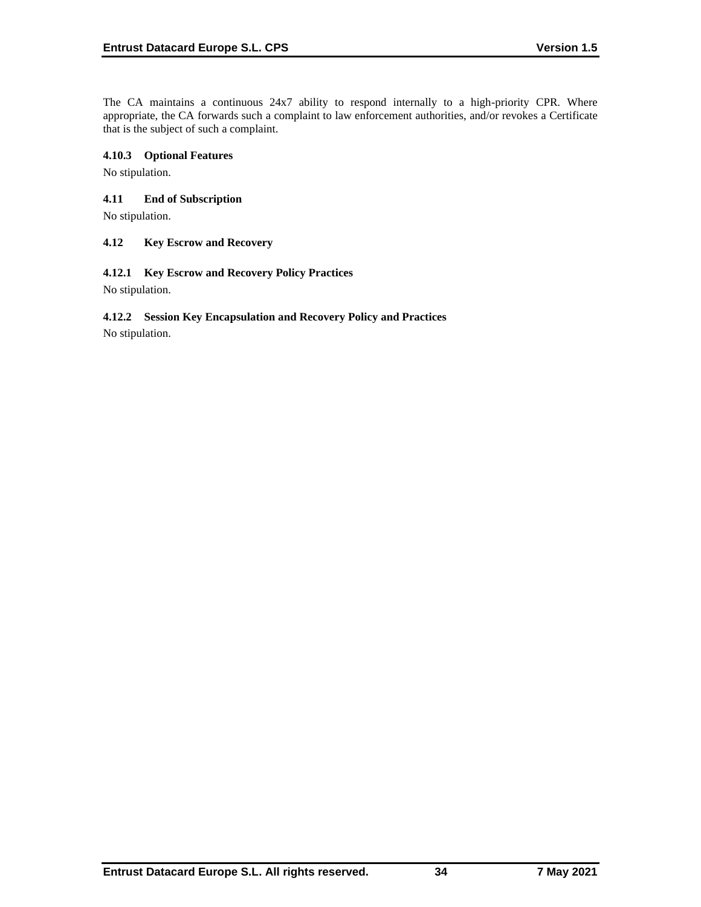The CA maintains a continuous 24x7 ability to respond internally to a high-priority CPR. Where appropriate, the CA forwards such a complaint to law enforcement authorities, and/or revokes a Certificate that is the subject of such a complaint.

#### 4.10.3 Optional Features

No stipulation.

### 4.11 End of Subscription

No stipulation.

### 4.12 Key Escrow and Recovery

#### 4.12.1 Key Escrow and Recovery Policy Practices

No stipulation.

#### 4.12.2 Session Key Encapsulation and Recovery Policy and Practices

No stipulation.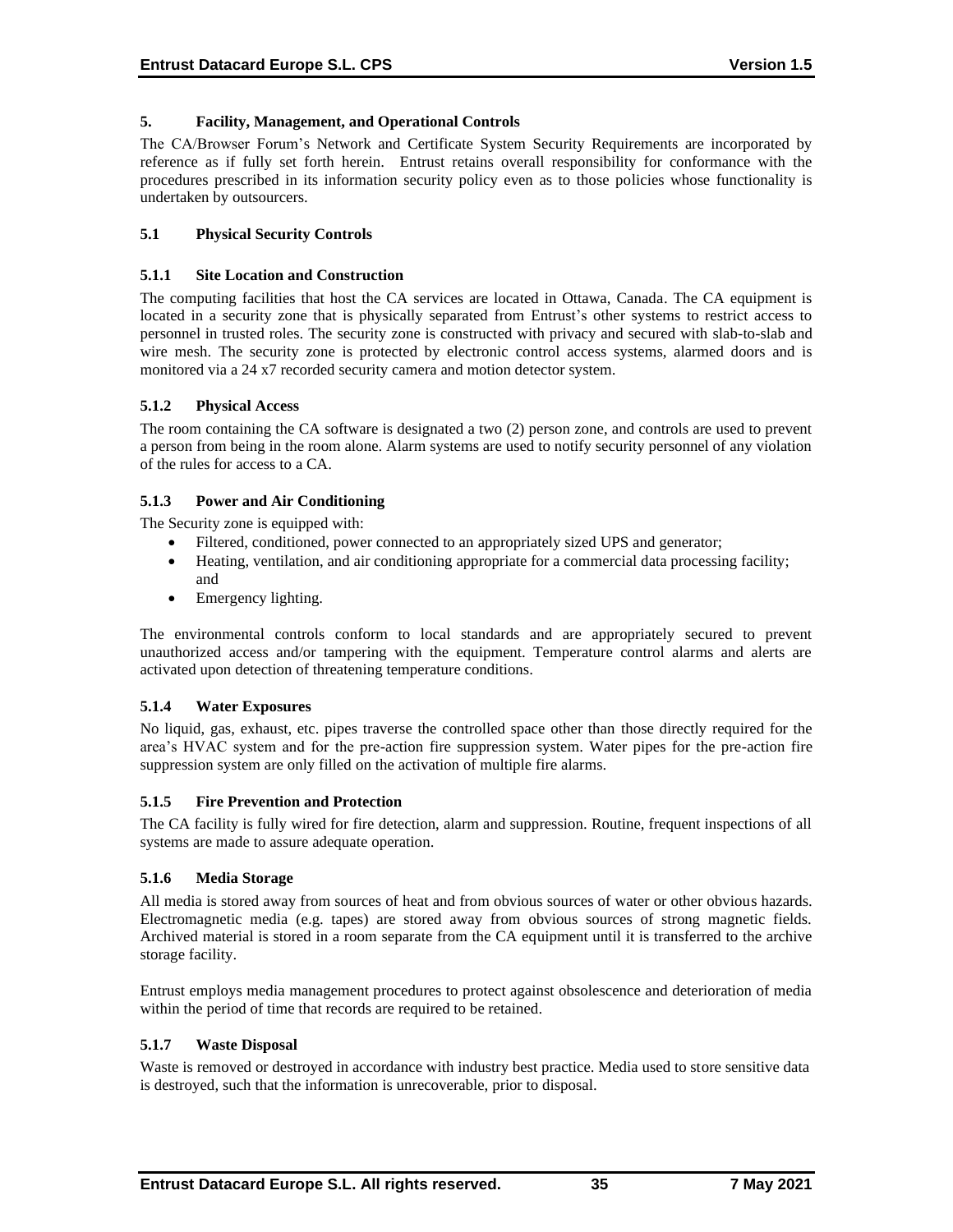## 5. Facility, Management, and Operational Controls

The CA/Browser Forum's Network and Certificate System Security Requirements are incorporated by reference as if fully set forth herein. Entrust retains overall responsibility for conformance with the procedures prescribed in its information security policy even as to those policies whose functionality is undertaken by outsourcers.

### 5.1 Physical Security Controls

#### 5.1.1 Site Location and Construction

The computing facilities that host the CA services are located in Ottawa, Canada. The CA equipment is located in a security zone that is physically separated from Entrust's other systems to restrict access to personnel in trusted roles. The security zone is constructed with privacy and secured with slab-to-slab and wire mesh. The security zone is protected by electronic control access systems, alarmed doors and is monitored via a 24 x7 recorded security camera and motion detector system.

#### 5.1.2 Physical Access

The room containing the CA software is designated a two (2) person zone, and controls are used to prevent a person from being in the room alone. Alarm systems are used to notify security personnel of any violation of the rules for access to a CA.

#### 5.1.3 Power and Air Conditioning

The Security zone is equipped with:

- Filtered, conditioned, power connected to an appropriately sized UPS and generator;
- Heating, ventilation, and air conditioning appropriate for a commercial data processing facility; and
- Emergency lighting.

The environmental controls conform to local standards and are appropriately secured to prevent unauthorized access and/or tampering with the equipment. Temperature control alarms and alerts are activated upon detection of threatening temperature conditions.

#### 5.1.4 Water Exposures

No liquid, gas, exhaust, etc. pipes traverse the controlled space other than those directly required for the area's HVAC system and for the pre-action fire suppression system. Water pipes for the pre-action fire suppression system are only filled on the activation of multiple fire alarms.

#### 5.1.5 Fire Prevention and Protection

The CA facility is fully wired for fire detection, alarm and suppression. Routine, frequent inspections of all systems are made to assure adequate operation.

#### 5.1.6 Media Storage

All media is stored away from sources of heat and from obvious sources of water or other obvious hazards. Electromagnetic media (e.g. tapes) are stored away from obvious sources of strong magnetic fields. Archived material is stored in a room separate from the CA equipment until it is transferred to the archive storage facility.

Entrust employs media management procedures to protect against obsolescence and deterioration of media within the period of time that records are required to be retained.

#### 5.1.7 Waste Disposal

Waste is removed or destroyed in accordance with industry best practice. Media used to store sensitive data is destroyed, such that the information is unrecoverable, prior to disposal.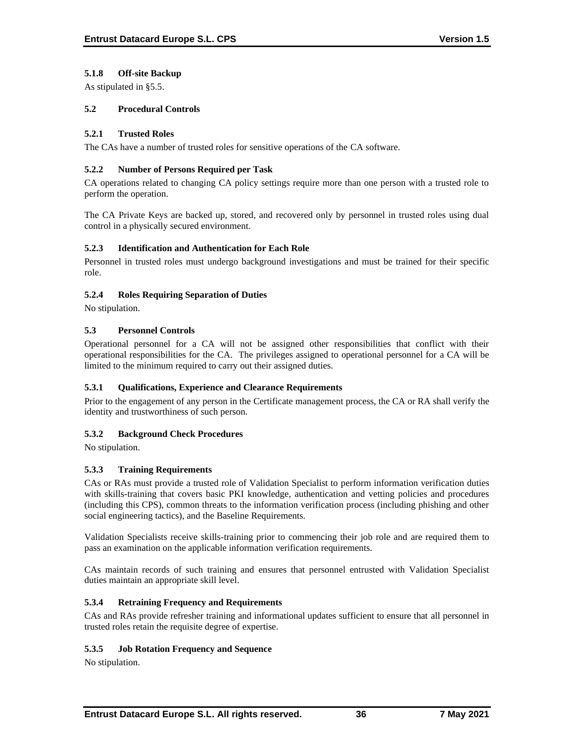### 5.1.8 Off-site Backup

As stipulated in §5.5.

### 5.2 Procedural Controls

### 5.2.1 Trusted Roles

The CAs have a number of trusted roles for sensitive operations of the CA software.

### 5.2.2 Number of Persons Required per Task

CA operations related to changing CA policy settings require more than one person with a trusted role to perform the operation.

The CA Private Keys are backed up, stored, and recovered only by personnel in trusted roles using dual control in a physically secured environment.

### 5.2.3 Identification and Authentication for Each Role

Personnel in trusted roles must undergo background investigations and must be trained for their specific role.

### 5.2.4 Roles Requiring Separation of Duties

No stipulation.

### 5.3 Personnel Controls

Operational personnel for a CA will not be assigned other responsibilities that conflict with their operational responsibilities for the CA. The privileges assigned to operational personnel for a CA will be limited to the minimum required to carry out their assigned duties.

### 5.3.1 Qualifications, Experience and Clearance Requirements

Prior to the engagement of any person in the Certificate management process, the CA or RA shall verify the identity and trustworthiness of such person.

### 5.3.2 Background Check Procedures

No stipulation.

### 5.3.3 Training Requirements

CAs or RAs must provide a trusted role of Validation Specialist to perform information verification duties with skills-training that covers basic PKI knowledge, authentication and vetting policies and procedures (including this CPS), common threats to the information verification process (including phishing and other social engineering tactics), and the Baseline Requirements.

Validation Specialists receive skills-training prior to commencing their job role and are required them to pass an examination on the applicable information verification requirements.

CAs maintain records of such training and ensures that personnel entrusted with Validation Specialist duties maintain an appropriate skill level.

### 5.3.4 Retraining Frequency and Requirements

CAs and RAs provide refresher training and informational updates sufficient to ensure that all personnel in trusted roles retain the requisite degree of expertise.

### 5.3.5 Job Rotation Frequency and Sequence

No stipulation.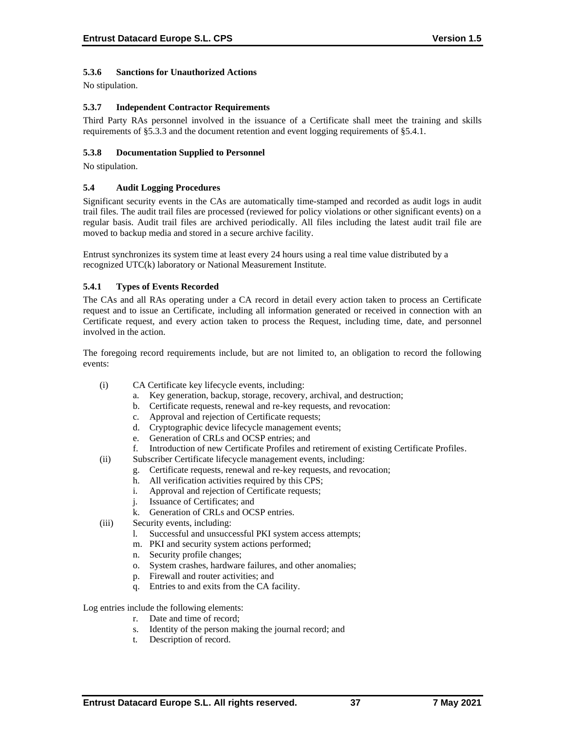### 5.3.6 Sanctions for Unauthorized Actions

No stipulation.

### 5.3.7 Independent Contractor Requirements

Third Party RAs personnel involved in the issuance of a Certificate shall meet the training and skills requirements of §5.3.3 and the document retention and event logging requirements of §5.4.1.

### 5.3.8 Documentation Supplied to Personnel

No stipulation.

## 5.4 Audit Logging Procedures

Significant security events in the CAs are automatically time-stamped and recorded as audit logs in audit trail files. The audit trail files are processed (reviewed for policy violations or other significant events) on a regular basis. Audit trail files are archived periodically. All files including the latest audit trail file are moved to backup media and stored in a secure archive facility.

Entrust synchronizes its system time at least every 24 hours using a real time value distributed by a recognized UTC(k) laboratory or National Measurement Institute.

### 5.4.1 Types of Events Recorded

The CAs and all RAs operating under a CA record in detail every action taken to process an Certificate request and to issue an Certificate, including all information generated or received in connection with an Certificate request, and every action taken to process the Request, including time, date, and personnel involved in the action.

The foregoing record requirements include, but are not limited to, an obligation to record the following events:

(i) CA Certificate key lifecycle events, including:
  a. Key generation, backup, storage, recovery, archival, and destruction;
  b. Certificate requests, renewal and re-key requests, and revocation:
  c. Approval and rejection of Certificate requests;
  d. Cryptographic device lifecycle management events;
  e. Generation of CRLs and OCSP entries; and
  f. Introduction of new Certificate Profiles and retirement of existing Certificate Profiles.

(ii) Subscriber Certificate lifecycle management events, including:
  g. Certificate requests, renewal and re-key requests, and revocation;
  h. All verification activities required by this CPS;
  i. Approval and rejection of Certificate requests;
  j. Issuance of Certificates; and
  k. Generation of CRLs and OCSP entries.

(iii) Security events, including:
  l. Successful and unsuccessful PKI system access attempts;
  m. PKI and security system actions performed;
  n. Security profile changes;
  o. System crashes, hardware failures, and other anomalies;
  p. Firewall and router activities; and
  q. Entries to and exits from the CA facility.

Log entries include the following elements:
  r. Date and time of record;
  s. Identity of the person making the journal record; and
  t. Description of record.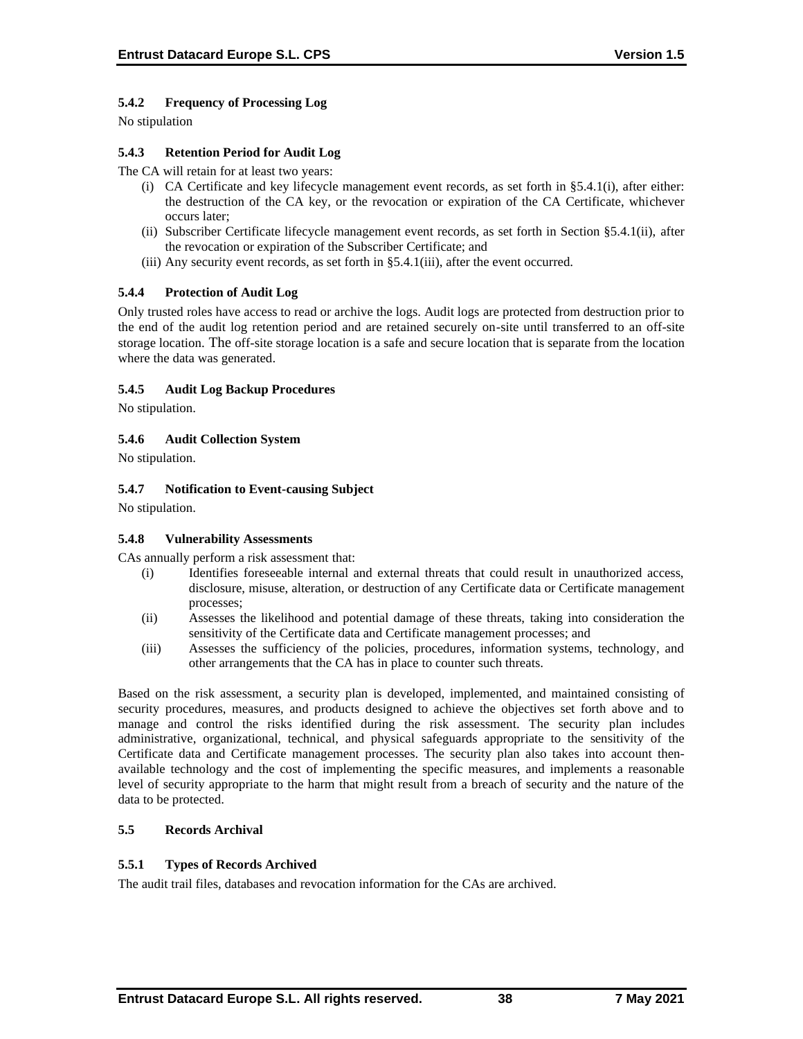#### 5.4.2 Frequency of Processing Log

No stipulation

#### 5.4.3 Retention Period for Audit Log

The CA will retain for at least two years:

(i) CA Certificate and key lifecycle management event records, as set forth in §5.4.1(i), after either: the destruction of the CA key, or the revocation or expiration of the CA Certificate, whichever occurs later;
(ii) Subscriber Certificate lifecycle management event records, as set forth in Section §5.4.1(ii), after the revocation or expiration of the Subscriber Certificate; and
(iii) Any security event records, as set forth in §5.4.1(iii), after the event occurred.

#### 5.4.4 Protection of Audit Log

Only trusted roles have access to read or archive the logs. Audit logs are protected from destruction prior to the end of the audit log retention period and are retained securely on-site until transferred to an off-site storage location. The off-site storage location is a safe and secure location that is separate from the location where the data was generated.

#### 5.4.5 Audit Log Backup Procedures

No stipulation.

#### 5.4.6 Audit Collection System

No stipulation.

#### 5.4.7 Notification to Event-causing Subject

No stipulation.

#### 5.4.8 Vulnerability Assessments

CAs annually perform a risk assessment that:

(i) Identifies foreseeable internal and external threats that could result in unauthorized access, disclosure, misuse, alteration, or destruction of any Certificate data or Certificate management processes;
(ii) Assesses the likelihood and potential damage of these threats, taking into consideration the sensitivity of the Certificate data and Certificate management processes; and
(iii) Assesses the sufficiency of the policies, procedures, information systems, technology, and other arrangements that the CA has in place to counter such threats.

Based on the risk assessment, a security plan is developed, implemented, and maintained consisting of security procedures, measures, and products designed to achieve the objectives set forth above and to manage and control the risks identified during the risk assessment. The security plan includes administrative, organizational, technical, and physical safeguards appropriate to the sensitivity of the Certificate data and Certificate management processes. The security plan also takes into account then-available technology and the cost of implementing the specific measures, and implements a reasonable level of security appropriate to the harm that might result from a breach of security and the nature of the data to be protected.

### 5.5 Records Archival

#### 5.5.1 Types of Records Archived

The audit trail files, databases and revocation information for the CAs are archived.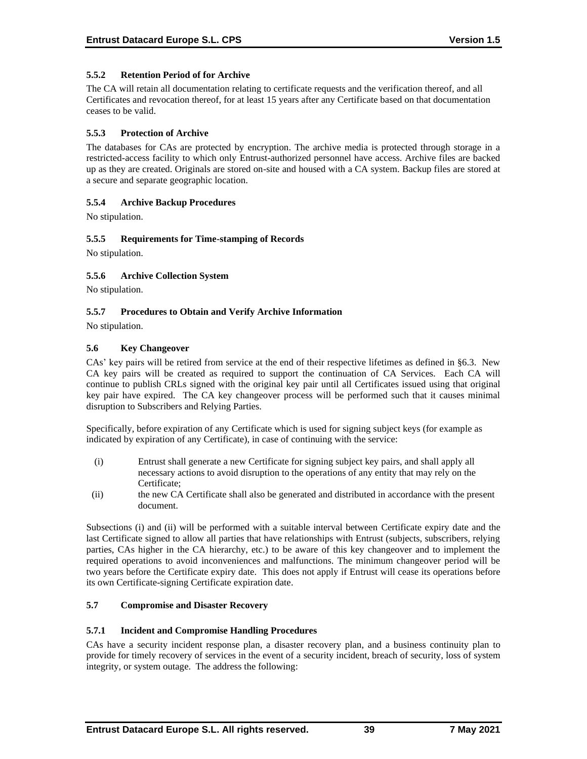### 5.5.2 Retention Period of for Archive

The CA will retain all documentation relating to certificate requests and the verification thereof, and all Certificates and revocation thereof, for at least 15 years after any Certificate based on that documentation ceases to be valid.

### 5.5.3 Protection of Archive

The databases for CAs are protected by encryption. The archive media is protected through storage in a restricted-access facility to which only Entrust-authorized personnel have access. Archive files are backed up as they are created. Originals are stored on-site and housed with a CA system. Backup files are stored at a secure and separate geographic location.

### 5.5.4 Archive Backup Procedures

No stipulation.

### 5.5.5 Requirements for Time-stamping of Records

No stipulation.

### 5.5.6 Archive Collection System

No stipulation.

### 5.5.7 Procedures to Obtain and Verify Archive Information

No stipulation.

## 5.6 Key Changeover

CAs' key pairs will be retired from service at the end of their respective lifetimes as defined in §6.3. New CA key pairs will be created as required to support the continuation of CA Services. Each CA will continue to publish CRLs signed with the original key pair until all Certificates issued using that original key pair have expired. The CA key changeover process will be performed such that it causes minimal disruption to Subscribers and Relying Parties.

Specifically, before expiration of any Certificate which is used for signing subject keys (for example as indicated by expiration of any Certificate), in case of continuing with the service:

(i) Entrust shall generate a new Certificate for signing subject key pairs, and shall apply all necessary actions to avoid disruption to the operations of any entity that may rely on the Certificate;

(ii) the new CA Certificate shall also be generated and distributed in accordance with the present document.

Subsections (i) and (ii) will be performed with a suitable interval between Certificate expiry date and the last Certificate signed to allow all parties that have relationships with Entrust (subjects, subscribers, relying parties, CAs higher in the CA hierarchy, etc.) to be aware of this key changeover and to implement the required operations to avoid inconveniences and malfunctions. The minimum changeover period will be two years before the Certificate expiry date. This does not apply if Entrust will cease its operations before its own Certificate-signing Certificate expiration date.

## 5.7 Compromise and Disaster Recovery

### 5.7.1 Incident and Compromise Handling Procedures

CAs have a security incident response plan, a disaster recovery plan, and a business continuity plan to provide for timely recovery of services in the event of a security incident, breach of security, loss of system integrity, or system outage. The address the following: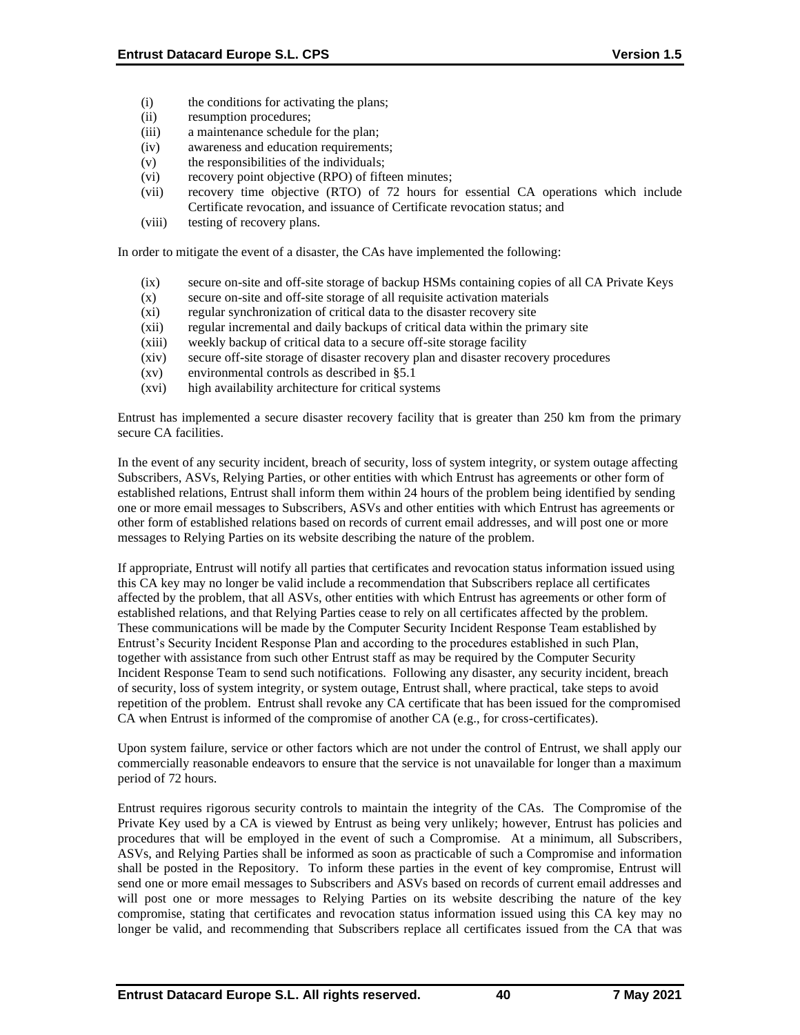(i) the conditions for activating the plans;
(ii) resumption procedures;
(iii) a maintenance schedule for the plan;
(iv) awareness and education requirements;
(v) the responsibilities of the individuals;
(vi) recovery point objective (RPO) of fifteen minutes;
(vii) recovery time objective (RTO) of 72 hours for essential CA operations which include Certificate revocation, and issuance of Certificate revocation status; and
(viii) testing of recovery plans.

In order to mitigate the event of a disaster, the CAs have implemented the following:

(ix) secure on-site and off-site storage of backup HSMs containing copies of all CA Private Keys
(x) secure on-site and off-site storage of all requisite activation materials
(xi) regular synchronization of critical data to the disaster recovery site
(xii) regular incremental and daily backups of critical data within the primary site
(xiii) weekly backup of critical data to a secure off-site storage facility
(xiv) secure off-site storage of disaster recovery plan and disaster recovery procedures
(xv) environmental controls as described in §5.1
(xvi) high availability architecture for critical systems

Entrust has implemented a secure disaster recovery facility that is greater than 250 km from the primary secure CA facilities.

In the event of any security incident, breach of security, loss of system integrity, or system outage affecting Subscribers, ASVs, Relying Parties, or other entities with which Entrust has agreements or other form of established relations, Entrust shall inform them within 24 hours of the problem being identified by sending one or more email messages to Subscribers, ASVs and other entities with which Entrust has agreements or other form of established relations based on records of current email addresses, and will post one or more messages to Relying Parties on its website describing the nature of the problem.

If appropriate, Entrust will notify all parties that certificates and revocation status information issued using this CA key may no longer be valid include a recommendation that Subscribers replace all certificates affected by the problem, that all ASVs, other entities with which Entrust has agreements or other form of established relations, and that Relying Parties cease to rely on all certificates affected by the problem. These communications will be made by the Computer Security Incident Response Team established by Entrust's Security Incident Response Plan and according to the procedures established in such Plan, together with assistance from such other Entrust staff as may be required by the Computer Security Incident Response Team to send such notifications. Following any disaster, any security incident, breach of security, loss of system integrity, or system outage, Entrust shall, where practical, take steps to avoid repetition of the problem. Entrust shall revoke any CA certificate that has been issued for the compromised CA when Entrust is informed of the compromise of another CA (e.g., for cross-certificates).

Upon system failure, service or other factors which are not under the control of Entrust, we shall apply our commercially reasonable endeavors to ensure that the service is not unavailable for longer than a maximum period of 72 hours.

Entrust requires rigorous security controls to maintain the integrity of the CAs. The Compromise of the Private Key used by a CA is viewed by Entrust as being very unlikely; however, Entrust has policies and procedures that will be employed in the event of such a Compromise. At a minimum, all Subscribers, ASVs, and Relying Parties shall be informed as soon as practicable of such a Compromise and information shall be posted in the Repository. To inform these parties in the event of key compromise, Entrust will send one or more email messages to Subscribers and ASVs based on records of current email addresses and will post one or more messages to Relying Parties on its website describing the nature of the key compromise, stating that certificates and revocation status information issued using this CA key may no longer be valid, and recommending that Subscribers replace all certificates issued from the CA that was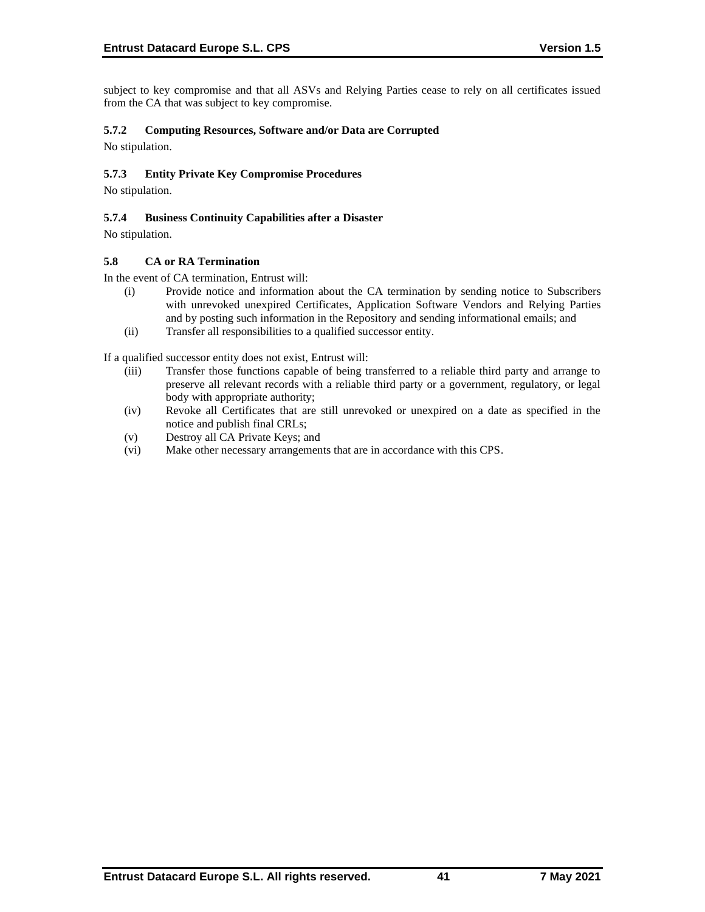subject to key compromise and that all ASVs and Relying Parties cease to rely on all certificates issued from the CA that was subject to key compromise.

#### 5.7.2 Computing Resources, Software and/or Data are Corrupted

No stipulation.

#### 5.7.3 Entity Private Key Compromise Procedures

No stipulation.

#### 5.7.4 Business Continuity Capabilities after a Disaster

No stipulation.

### 5.8 CA or RA Termination

In the event of CA termination, Entrust will:

- (i) Provide notice and information about the CA termination by sending notice to Subscribers with unrevoked unexpired Certificates, Application Software Vendors and Relying Parties and by posting such information in the Repository and sending informational emails; and
- (ii) Transfer all responsibilities to a qualified successor entity.

If a qualified successor entity does not exist, Entrust will:

- (iii) Transfer those functions capable of being transferred to a reliable third party and arrange to preserve all relevant records with a reliable third party or a government, regulatory, or legal body with appropriate authority;
- (iv) Revoke all Certificates that are still unrevoked or unexpired on a date as specified in the notice and publish final CRLs;
- (v) Destroy all CA Private Keys; and
- (vi) Make other necessary arrangements that are in accordance with this CPS.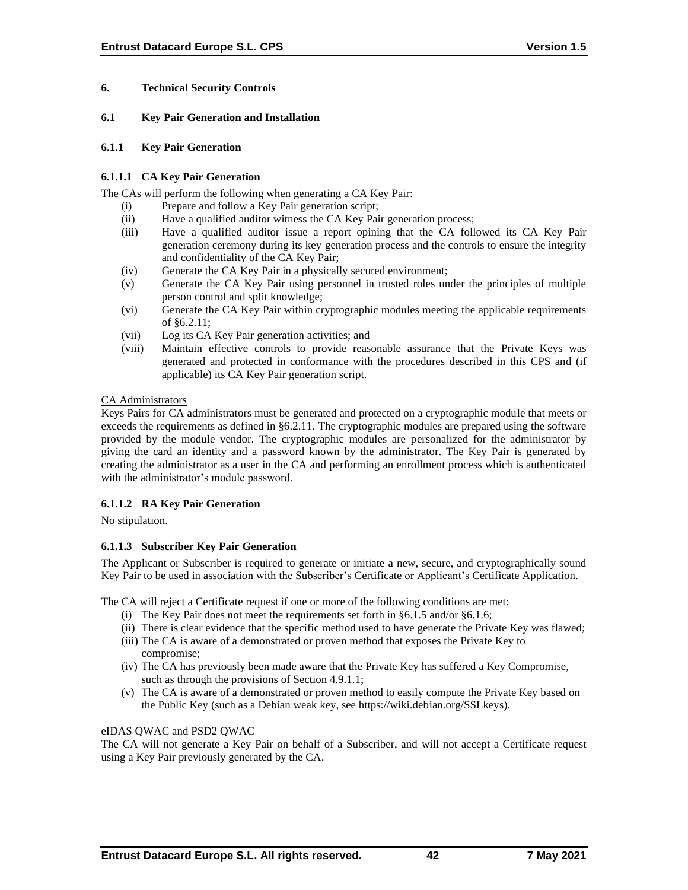# 6. Technical Security Controls

## 6.1 Key Pair Generation and Installation

### 6.1.1 Key Pair Generation

#### 6.1.1.1 CA Key Pair Generation

The CAs will perform the following when generating a CA Key Pair:

- (i) Prepare and follow a Key Pair generation script;
- (ii) Have a qualified auditor witness the CA Key Pair generation process;
- (iii) Have a qualified auditor issue a report opining that the CA followed its CA Key Pair generation ceremony during its key generation process and the controls to ensure the integrity and confidentiality of the CA Key Pair;
- (iv) Generate the CA Key Pair in a physically secured environment;
- (v) Generate the CA Key Pair using personnel in trusted roles under the principles of multiple person control and split knowledge;
- (vi) Generate the CA Key Pair within cryptographic modules meeting the applicable requirements of §6.2.11;
- (vii) Log its CA Key Pair generation activities; and
- (viii) Maintain effective controls to provide reasonable assurance that the Private Keys was generated and protected in conformance with the procedures described in this CPS and (if applicable) its CA Key Pair generation script.

<u>CA Administrators</u>

Keys Pairs for CA administrators must be generated and protected on a cryptographic module that meets or exceeds the requirements as defined in §6.2.11. The cryptographic modules are prepared using the software provided by the module vendor. The cryptographic modules are personalized for the administrator by giving the card an identity and a password known by the administrator. The Key Pair is generated by creating the administrator as a user in the CA and performing an enrollment process which is authenticated with the administrator's module password.

#### 6.1.1.2 RA Key Pair Generation

No stipulation.

#### 6.1.1.3 Subscriber Key Pair Generation

The Applicant or Subscriber is required to generate or initiate a new, secure, and cryptographically sound Key Pair to be used in association with the Subscriber's Certificate or Applicant's Certificate Application.

The CA will reject a Certificate request if one or more of the following conditions are met:

- (i) The Key Pair does not meet the requirements set forth in §6.1.5 and/or §6.1.6;
- (ii) There is clear evidence that the specific method used to have generate the Private Key was flawed;
- (iii) The CA is aware of a demonstrated or proven method that exposes the Private Key to compromise;
- (iv) The CA has previously been made aware that the Private Key has suffered a Key Compromise, such as through the provisions of Section 4.9.1.1;
- (v) The CA is aware of a demonstrated or proven method to easily compute the Private Key based on the Public Key (such as a Debian weak key, see https://wiki.debian.org/SSLkeys).

<u>eIDAS QWAC and PSD2 QWAC</u>

The CA will not generate a Key Pair on behalf of a Subscriber, and will not accept a Certificate request using a Key Pair previously generated by the CA.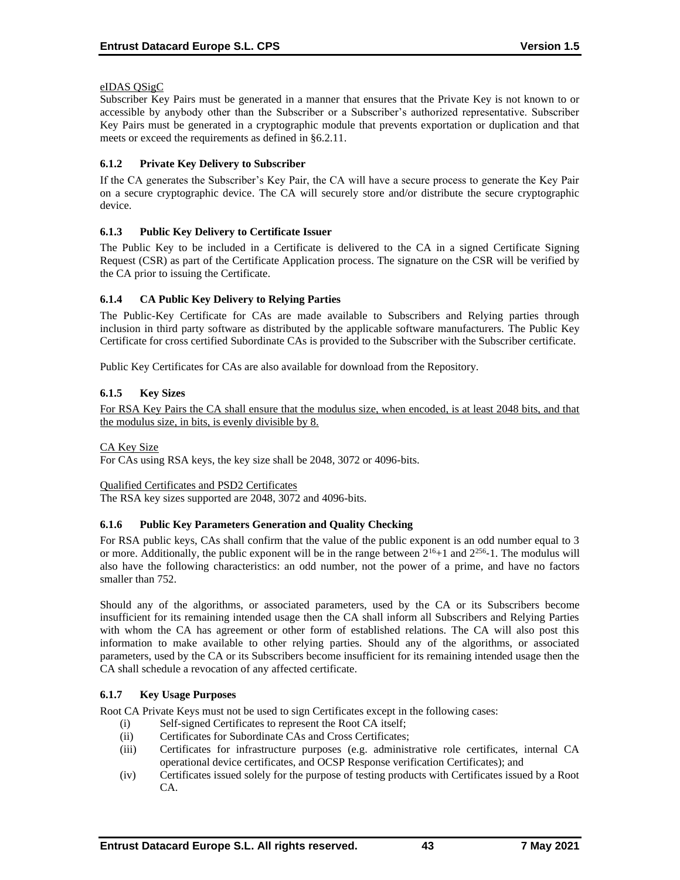eIDAS QSigC

Subscriber Key Pairs must be generated in a manner that ensures that the Private Key is not known to or accessible by anybody other than the Subscriber or a Subscriber's authorized representative. Subscriber Key Pairs must be generated in a cryptographic module that prevents exportation or duplication and that meets or exceed the requirements as defined in §6.2.11.

### 6.1.2 Private Key Delivery to Subscriber

If the CA generates the Subscriber's Key Pair, the CA will have a secure process to generate the Key Pair on a secure cryptographic device. The CA will securely store and/or distribute the secure cryptographic device.

### 6.1.3 Public Key Delivery to Certificate Issuer

The Public Key to be included in a Certificate is delivered to the CA in a signed Certificate Signing Request (CSR) as part of the Certificate Application process. The signature on the CSR will be verified by the CA prior to issuing the Certificate.

### 6.1.4 CA Public Key Delivery to Relying Parties

The Public-Key Certificate for CAs are made available to Subscribers and Relying parties through inclusion in third party software as distributed by the applicable software manufacturers. The Public Key Certificate for cross certified Subordinate CAs is provided to the Subscriber with the Subscriber certificate.

Public Key Certificates for CAs are also available for download from the Repository.

### 6.1.5 Key Sizes

For RSA Key Pairs the CA shall ensure that the modulus size, when encoded, is at least 2048 bits, and that the modulus size, in bits, is evenly divisible by 8.

CA Key Size

For CAs using RSA keys, the key size shall be 2048, 3072 or 4096-bits.

Qualified Certificates and PSD2 Certificates

The RSA key sizes supported are 2048, 3072 and 4096-bits.

### 6.1.6 Public Key Parameters Generation and Quality Checking

For RSA public keys, CAs shall confirm that the value of the public exponent is an odd number equal to 3 or more. Additionally, the public exponent will be in the range between $2^{16}+1$ and $2^{256}-1$. The modulus will also have the following characteristics: an odd number, not the power of a prime, and have no factors smaller than 752.

Should any of the algorithms, or associated parameters, used by the CA or its Subscribers become insufficient for its remaining intended usage then the CA shall inform all Subscribers and Relying Parties with whom the CA has agreement or other form of established relations. The CA will also post this information to make available to other relying parties. Should any of the algorithms, or associated parameters, used by the CA or its Subscribers become insufficient for its remaining intended usage then the CA shall schedule a revocation of any affected certificate.

### 6.1.7 Key Usage Purposes

Root CA Private Keys must not be used to sign Certificates except in the following cases:

(i) Self-signed Certificates to represent the Root CA itself;
(ii) Certificates for Subordinate CAs and Cross Certificates;
(iii) Certificates for infrastructure purposes (e.g. administrative role certificates, internal CA operational device certificates, and OCSP Response verification Certificates); and
(iv) Certificates issued solely for the purpose of testing products with Certificates issued by a Root CA.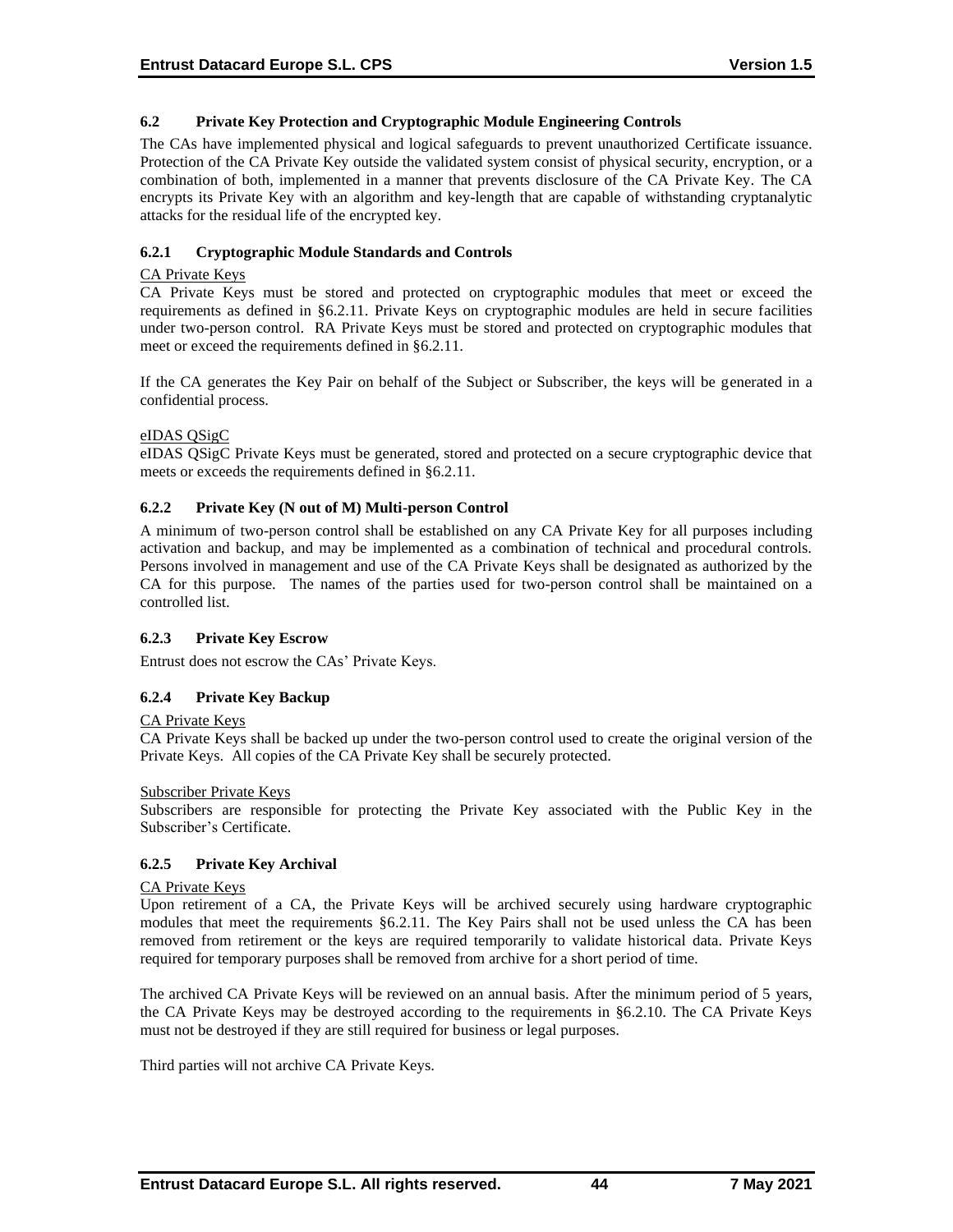### 6.2 Private Key Protection and Cryptographic Module Engineering Controls

The CAs have implemented physical and logical safeguards to prevent unauthorized Certificate issuance. Protection of the CA Private Key outside the validated system consist of physical security, encryption, or a combination of both, implemented in a manner that prevents disclosure of the CA Private Key. The CA encrypts its Private Key with an algorithm and key-length that are capable of withstanding cryptanalytic attacks for the residual life of the encrypted key.

#### 6.2.1 Cryptographic Module Standards and Controls

CA Private Keys

CA Private Keys must be stored and protected on cryptographic modules that meet or exceed the requirements as defined in §6.2.11. Private Keys on cryptographic modules are held in secure facilities under two-person control. RA Private Keys must be stored and protected on cryptographic modules that meet or exceed the requirements defined in §6.2.11.

If the CA generates the Key Pair on behalf of the Subject or Subscriber, the keys will be generated in a confidential process.

eIDAS QSigC

eIDAS QSigC Private Keys must be generated, stored and protected on a secure cryptographic device that meets or exceeds the requirements defined in §6.2.11.

#### 6.2.2 Private Key (N out of M) Multi-person Control

A minimum of two-person control shall be established on any CA Private Key for all purposes including activation and backup, and may be implemented as a combination of technical and procedural controls. Persons involved in management and use of the CA Private Keys shall be designated as authorized by the CA for this purpose. The names of the parties used for two-person control shall be maintained on a controlled list.

#### 6.2.3 Private Key Escrow

Entrust does not escrow the CAs' Private Keys.

#### 6.2.4 Private Key Backup

CA Private Keys

CA Private Keys shall be backed up under the two-person control used to create the original version of the Private Keys. All copies of the CA Private Key shall be securely protected.

Subscriber Private Keys

Subscribers are responsible for protecting the Private Key associated with the Public Key in the Subscriber's Certificate.

#### 6.2.5 Private Key Archival

CA Private Keys

Upon retirement of a CA, the Private Keys will be archived securely using hardware cryptographic modules that meet the requirements §6.2.11. The Key Pairs shall not be used unless the CA has been removed from retirement or the keys are required temporarily to validate historical data. Private Keys required for temporary purposes shall be removed from archive for a short period of time.

The archived CA Private Keys will be reviewed on an annual basis. After the minimum period of 5 years, the CA Private Keys may be destroyed according to the requirements in §6.2.10. The CA Private Keys must not be destroyed if they are still required for business or legal purposes.

Third parties will not archive CA Private Keys.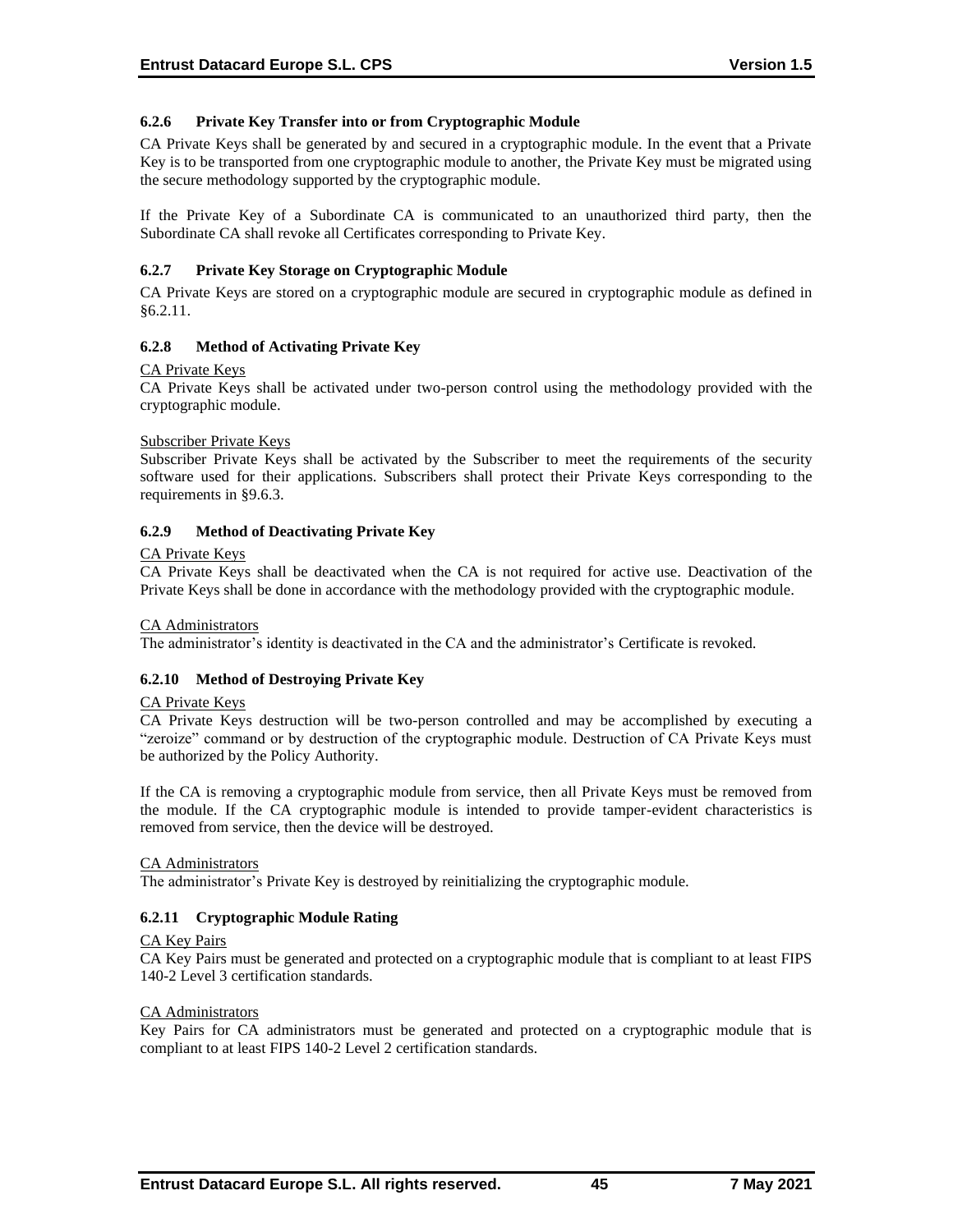### 6.2.6 Private Key Transfer into or from Cryptographic Module

CA Private Keys shall be generated by and secured in a cryptographic module. In the event that a Private Key is to be transported from one cryptographic module to another, the Private Key must be migrated using the secure methodology supported by the cryptographic module.

If the Private Key of a Subordinate CA is communicated to an unauthorized third party, then the Subordinate CA shall revoke all Certificates corresponding to Private Key.

### 6.2.7 Private Key Storage on Cryptographic Module

CA Private Keys are stored on a cryptographic module are secured in cryptographic module as defined in §6.2.11.

### 6.2.8 Method of Activating Private Key

<u>CA Private Keys</u>
CA Private Keys shall be activated under two-person control using the methodology provided with the cryptographic module.

<u>Subscriber Private Keys</u>
Subscriber Private Keys shall be activated by the Subscriber to meet the requirements of the security software used for their applications. Subscribers shall protect their Private Keys corresponding to the requirements in §9.6.3.

### 6.2.9 Method of Deactivating Private Key

<u>CA Private Keys</u>
CA Private Keys shall be deactivated when the CA is not required for active use. Deactivation of the Private Keys shall be done in accordance with the methodology provided with the cryptographic module.

<u>CA Administrators</u>
The administrator's identity is deactivated in the CA and the administrator's Certificate is revoked.

### 6.2.10 Method of Destroying Private Key

<u>CA Private Keys</u>
CA Private Keys destruction will be two-person controlled and may be accomplished by executing a "zeroize" command or by destruction of the cryptographic module. Destruction of CA Private Keys must be authorized by the Policy Authority.

If the CA is removing a cryptographic module from service, then all Private Keys must be removed from the module. If the CA cryptographic module is intended to provide tamper-evident characteristics is removed from service, then the device will be destroyed.

<u>CA Administrators</u>
The administrator's Private Key is destroyed by reinitializing the cryptographic module.

### 6.2.11 Cryptographic Module Rating

<u>CA Key Pairs</u>
CA Key Pairs must be generated and protected on a cryptographic module that is compliant to at least FIPS 140-2 Level 3 certification standards.

<u>CA Administrators</u>
Key Pairs for CA administrators must be generated and protected on a cryptographic module that is compliant to at least FIPS 140-2 Level 2 certification standards.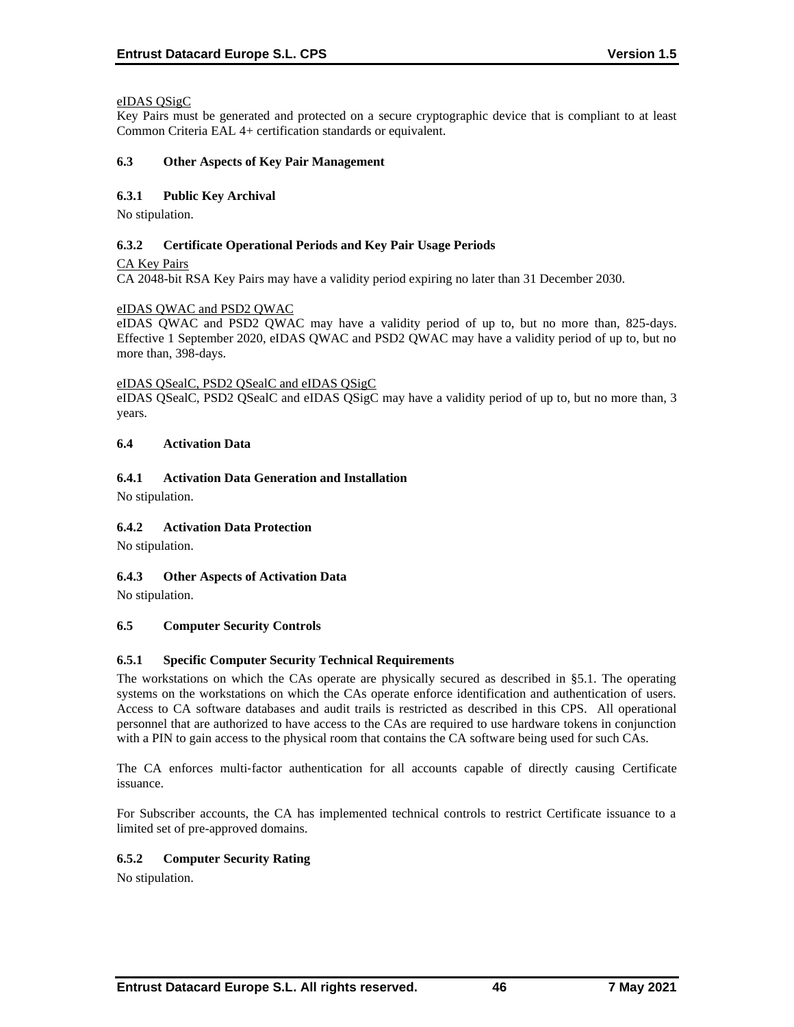eIDAS QSigC

Key Pairs must be generated and protected on a secure cryptographic device that is compliant to at least Common Criteria EAL 4+ certification standards or equivalent.

### 6.3 Other Aspects of Key Pair Management

#### 6.3.1 Public Key Archival

No stipulation.

#### 6.3.2 Certificate Operational Periods and Key Pair Usage Periods

CA Key Pairs

CA 2048-bit RSA Key Pairs may have a validity period expiring no later than 31 December 2030.

eIDAS QWAC and PSD2 QWAC

eIDAS QWAC and PSD2 QWAC may have a validity period of up to, but no more than, 825-days. Effective 1 September 2020, eIDAS QWAC and PSD2 QWAC may have a validity period of up to, but no more than, 398-days.

eIDAS QSealC, PSD2 QSealC and eIDAS QSigC

eIDAS QSealC, PSD2 QSealC and eIDAS QSigC may have a validity period of up to, but no more than, 3 years.

### 6.4 Activation Data

#### 6.4.1 Activation Data Generation and Installation

No stipulation.

#### 6.4.2 Activation Data Protection

No stipulation.

#### 6.4.3 Other Aspects of Activation Data

No stipulation.

### 6.5 Computer Security Controls

#### 6.5.1 Specific Computer Security Technical Requirements

The workstations on which the CAs operate are physically secured as described in §5.1. The operating systems on the workstations on which the CAs operate enforce identification and authentication of users. Access to CA software databases and audit trails is restricted as described in this CPS. All operational personnel that are authorized to have access to the CAs are required to use hardware tokens in conjunction with a PIN to gain access to the physical room that contains the CA software being used for such CAs.

The CA enforces multi-factor authentication for all accounts capable of directly causing Certificate issuance.

For Subscriber accounts, the CA has implemented technical controls to restrict Certificate issuance to a limited set of pre-approved domains.

#### 6.5.2 Computer Security Rating

No stipulation.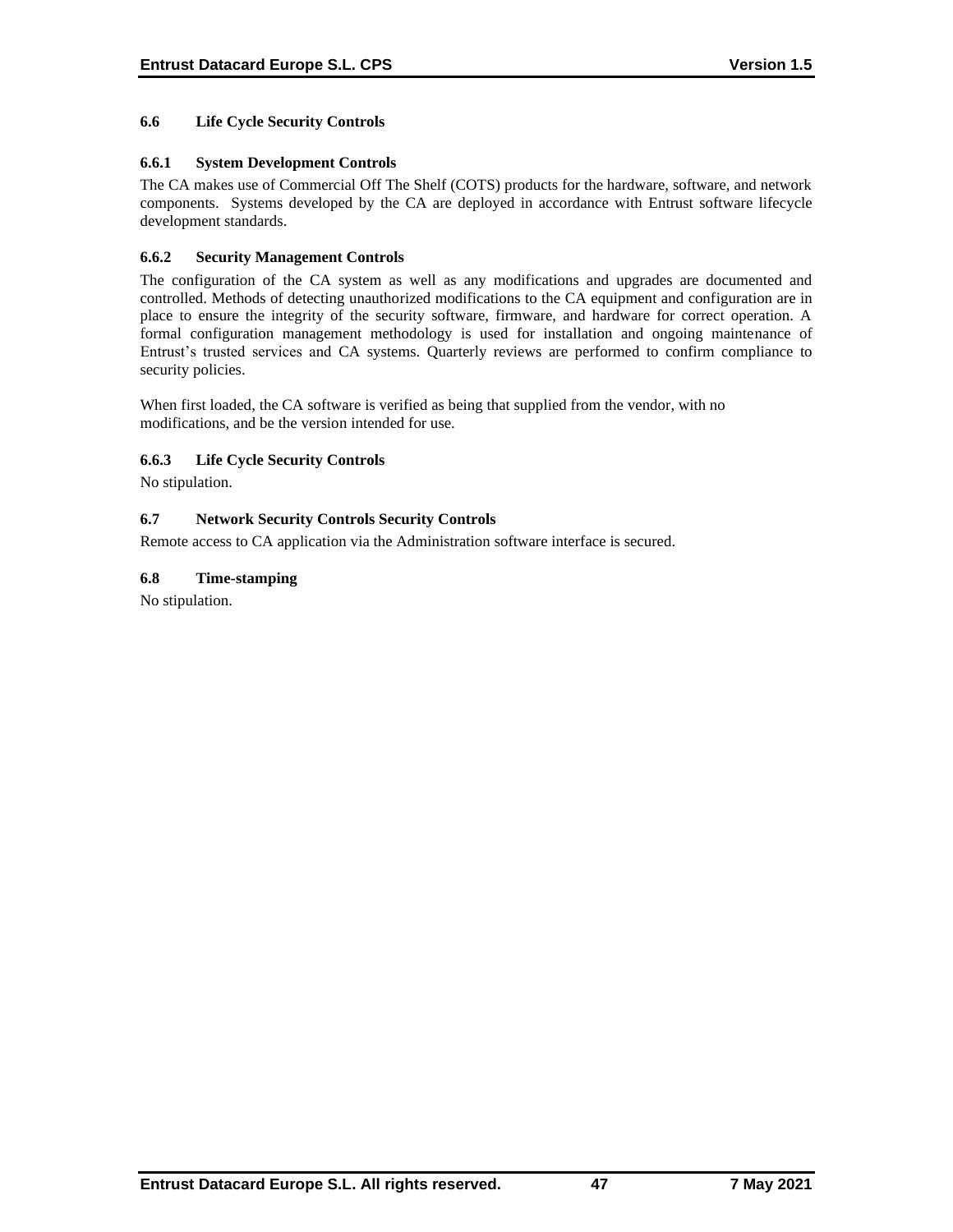## 6.6 Life Cycle Security Controls

### 6.6.1 System Development Controls

The CA makes use of Commercial Off The Shelf (COTS) products for the hardware, software, and network components. Systems developed by the CA are deployed in accordance with Entrust software lifecycle development standards.

### 6.6.2 Security Management Controls

The configuration of the CA system as well as any modifications and upgrades are documented and controlled. Methods of detecting unauthorized modifications to the CA equipment and configuration are in place to ensure the integrity of the security software, firmware, and hardware for correct operation. A formal configuration management methodology is used for installation and ongoing maintenance of Entrust's trusted services and CA systems. Quarterly reviews are performed to confirm compliance to security policies.

When first loaded, the CA software is verified as being that supplied from the vendor, with no modifications, and be the version intended for use.

### 6.6.3 Life Cycle Security Controls

No stipulation.

## 6.7 Network Security Controls Security Controls

Remote access to CA application via the Administration software interface is secured.

## 6.8 Time-stamping

No stipulation.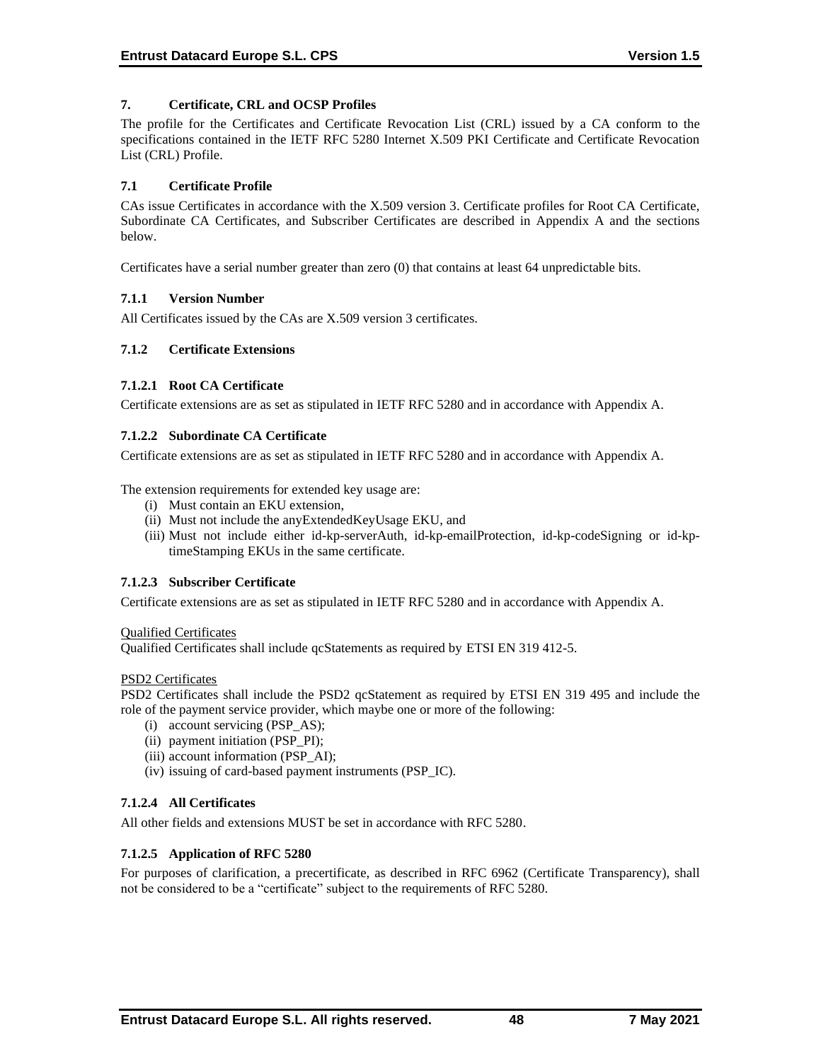# 7. Certificate, CRL and OCSP Profiles

The profile for the Certificates and Certificate Revocation List (CRL) issued by a CA conform to the specifications contained in the IETF RFC 5280 Internet X.509 PKI Certificate and Certificate Revocation List (CRL) Profile.

## 7.1 Certificate Profile

CAs issue Certificates in accordance with the X.509 version 3. Certificate profiles for Root CA Certificate, Subordinate CA Certificates, and Subscriber Certificates are described in Appendix A and the sections below.

Certificates have a serial number greater than zero (0) that contains at least 64 unpredictable bits.

### 7.1.1 Version Number

All Certificates issued by the CAs are X.509 version 3 certificates.

### 7.1.2 Certificate Extensions

#### 7.1.2.1 Root CA Certificate

Certificate extensions are as set as stipulated in IETF RFC 5280 and in accordance with Appendix A.

#### 7.1.2.2 Subordinate CA Certificate

Certificate extensions are as set as stipulated in IETF RFC 5280 and in accordance with Appendix A.

The extension requirements for extended key usage are:

(i) Must contain an EKU extension,
(ii) Must not include the anyExtendedKeyUsage EKU, and
(iii) Must not include either id-kp-serverAuth, id-kp-emailProtection, id-kp-codeSigning or id-kp-timeStamping EKUs in the same certificate.

#### 7.1.2.3 Subscriber Certificate

Certificate extensions are as set as stipulated in IETF RFC 5280 and in accordance with Appendix A.

Qualified Certificates
Qualified Certificates shall include qcStatements as required by ETSI EN 319 412-5.

PSD2 Certificates
PSD2 Certificates shall include the PSD2 qcStatement as required by ETSI EN 319 495 and include the role of the payment service provider, which maybe one or more of the following:

(i) account servicing (PSP_AS);
(ii) payment initiation (PSP_PI);
(iii) account information (PSP_AI);
(iv) issuing of card-based payment instruments (PSP_IC).

#### 7.1.2.4 All Certificates

All other fields and extensions MUST be set in accordance with RFC 5280.

#### 7.1.2.5 Application of RFC 5280

For purposes of clarification, a precertificate, as described in RFC 6962 (Certificate Transparency), shall not be considered to be a "certificate" subject to the requirements of RFC 5280.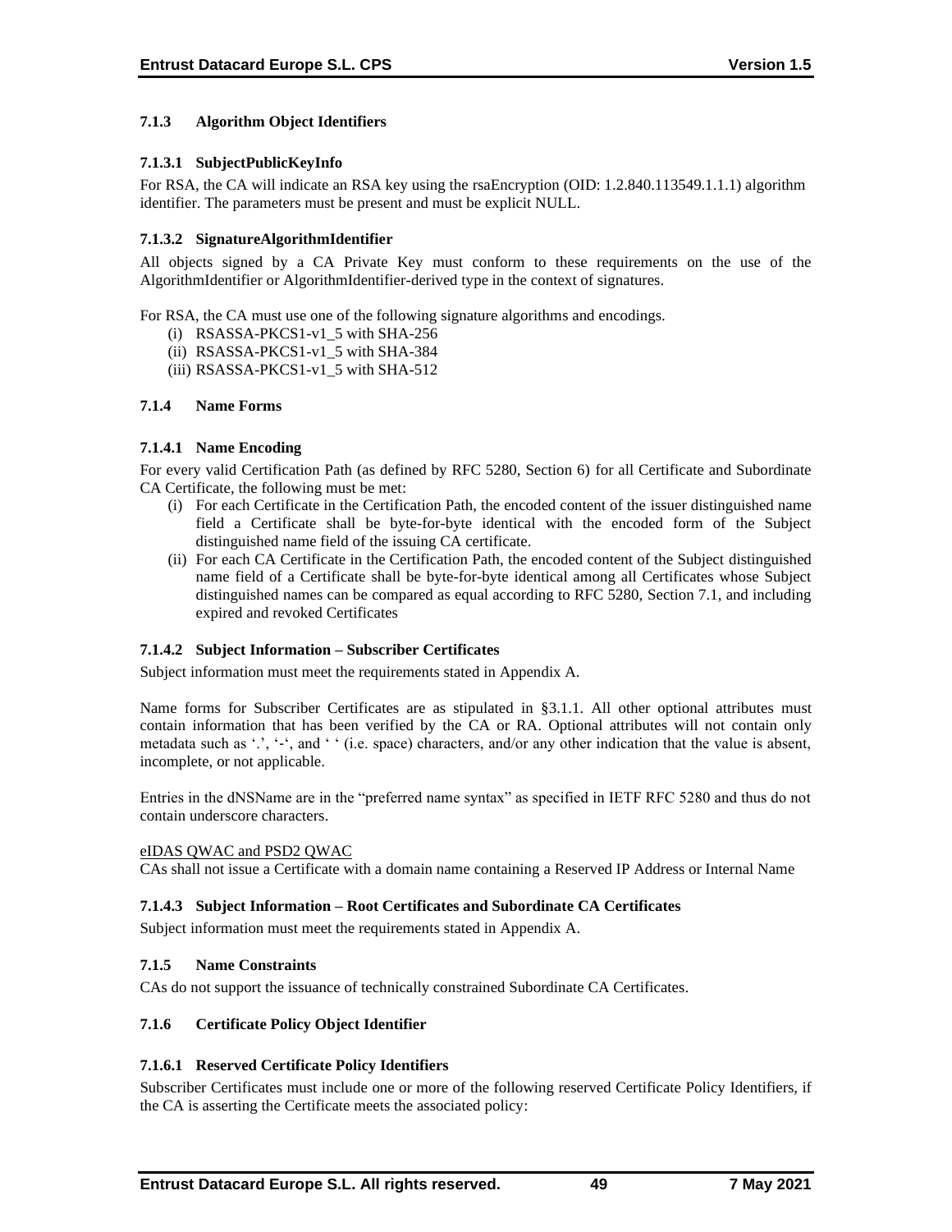### 7.1.3 Algorithm Object Identifiers

#### 7.1.3.1 SubjectPublicKeyInfo

For RSA, the CA will indicate an RSA key using the rsaEncryption (OID: 1.2.840.113549.1.1.1) algorithm identifier. The parameters must be present and must be explicit NULL.

#### 7.1.3.2 SignatureAlgorithmIdentifier

All objects signed by a CA Private Key must conform to these requirements on the use of the AlgorithmIdentifier or AlgorithmIdentifier-derived type in the context of signatures.

For RSA, the CA must use one of the following signature algorithms and encodings.

(i) RSASSA-PKCS1-v1_5 with SHA-256
(ii) RSASSA-PKCS1-v1_5 with SHA-384
(iii) RSASSA-PKCS1-v1_5 with SHA-512

### 7.1.4 Name Forms

#### 7.1.4.1 Name Encoding

For every valid Certification Path (as defined by RFC 5280, Section 6) for all Certificate and Subordinate CA Certificate, the following must be met:

(i) For each Certificate in the Certification Path, the encoded content of the issuer distinguished name field a Certificate shall be byte-for-byte identical with the encoded form of the Subject distinguished name field of the issuing CA certificate.
(ii) For each CA Certificate in the Certification Path, the encoded content of the Subject distinguished name field of a Certificate shall be byte-for-byte identical among all Certificates whose Subject distinguished names can be compared as equal according to RFC 5280, Section 7.1, and including expired and revoked Certificates

#### 7.1.4.2 Subject Information – Subscriber Certificates

Subject information must meet the requirements stated in Appendix A.

Name forms for Subscriber Certificates are as stipulated in §3.1.1. All other optional attributes must contain information that has been verified by the CA or RA. Optional attributes will not contain only metadata such as '.', '-', and ' ' (i.e. space) characters, and/or any other indication that the value is absent, incomplete, or not applicable.

Entries in the dNSName are in the "preferred name syntax" as specified in IETF RFC 5280 and thus do not contain underscore characters.

eIDAS QWAC and PSD2 QWAC

CAs shall not issue a Certificate with a domain name containing a Reserved IP Address or Internal Name

#### 7.1.4.3 Subject Information – Root Certificates and Subordinate CA Certificates

Subject information must meet the requirements stated in Appendix A.

### 7.1.5 Name Constraints

CAs do not support the issuance of technically constrained Subordinate CA Certificates.

### 7.1.6 Certificate Policy Object Identifier

#### 7.1.6.1 Reserved Certificate Policy Identifiers

Subscriber Certificates must include one or more of the following reserved Certificate Policy Identifiers, if the CA is asserting the Certificate meets the associated policy: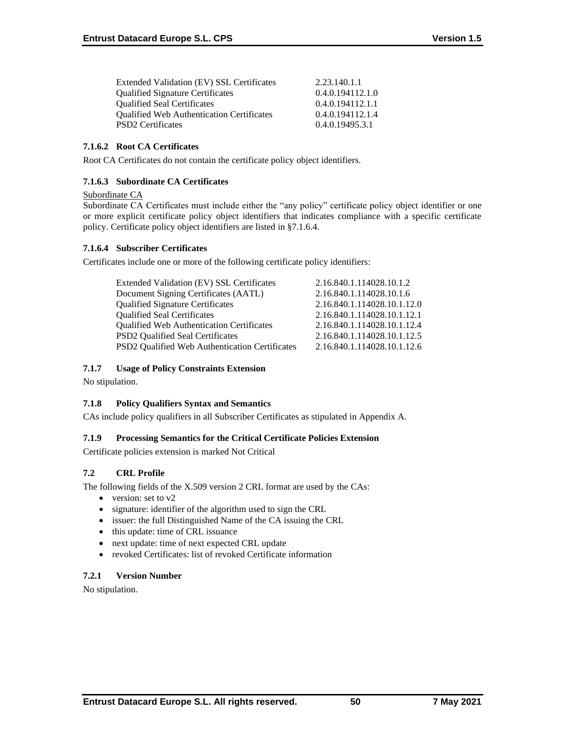| | |
|---|---|
| Extended Validation (EV) SSL Certificates | 2.23.140.1.1 |
| Qualified Signature Certificates | 0.4.0.194112.1.0 |
| Qualified Seal Certificates | 0.4.0.194112.1.1 |
| Qualified Web Authentication Certificates | 0.4.0.194112.1.4 |
| PSD2 Certificates | 0.4.0.19495.3.1 |

#### 7.1.6.2 Root CA Certificates

Root CA Certificates do not contain the certificate policy object identifiers.

#### 7.1.6.3 Subordinate CA Certificates

Subordinate CA

Subordinate CA Certificates must include either the "any policy" certificate policy object identifier or one or more explicit certificate policy object identifiers that indicates compliance with a specific certificate policy. Certificate policy object identifiers are listed in §7.1.6.4.

#### 7.1.6.4 Subscriber Certificates

Certificates include one or more of the following certificate policy identifiers:

| | |
|---|---|
| Extended Validation (EV) SSL Certificates | 2.16.840.1.114028.10.1.2 |
| Document Signing Certificates (AATL) | 2.16.840.1.114028.10.1.6 |
| Qualified Signature Certificates | 2.16.840.1.114028.10.1.12.0 |
| Qualified Seal Certificates | 2.16.840.1.114028.10.1.12.1 |
| Qualified Web Authentication Certificates | 2.16.840.1.114028.10.1.12.4 |
| PSD2 Qualified Seal Certificates | 2.16.840.1.114028.10.1.12.5 |
| PSD2 Qualified Web Authentication Certificates | 2.16.840.1.114028.10.1.12.6 |

### 7.1.7 Usage of Policy Constraints Extension

No stipulation.

### 7.1.8 Policy Qualifiers Syntax and Semantics

CAs include policy qualifiers in all Subscriber Certificates as stipulated in Appendix A.

### 7.1.9 Processing Semantics for the Critical Certificate Policies Extension

Certificate policies extension is marked Not Critical

## 7.2 CRL Profile

The following fields of the X.509 version 2 CRL format are used by the CAs:

- version: set to v2
- signature: identifier of the algorithm used to sign the CRL
- issuer: the full Distinguished Name of the CA issuing the CRL
- this update: time of CRL issuance
- next update: time of next expected CRL update
- revoked Certificates: list of revoked Certificate information

### 7.2.1 Version Number

No stipulation.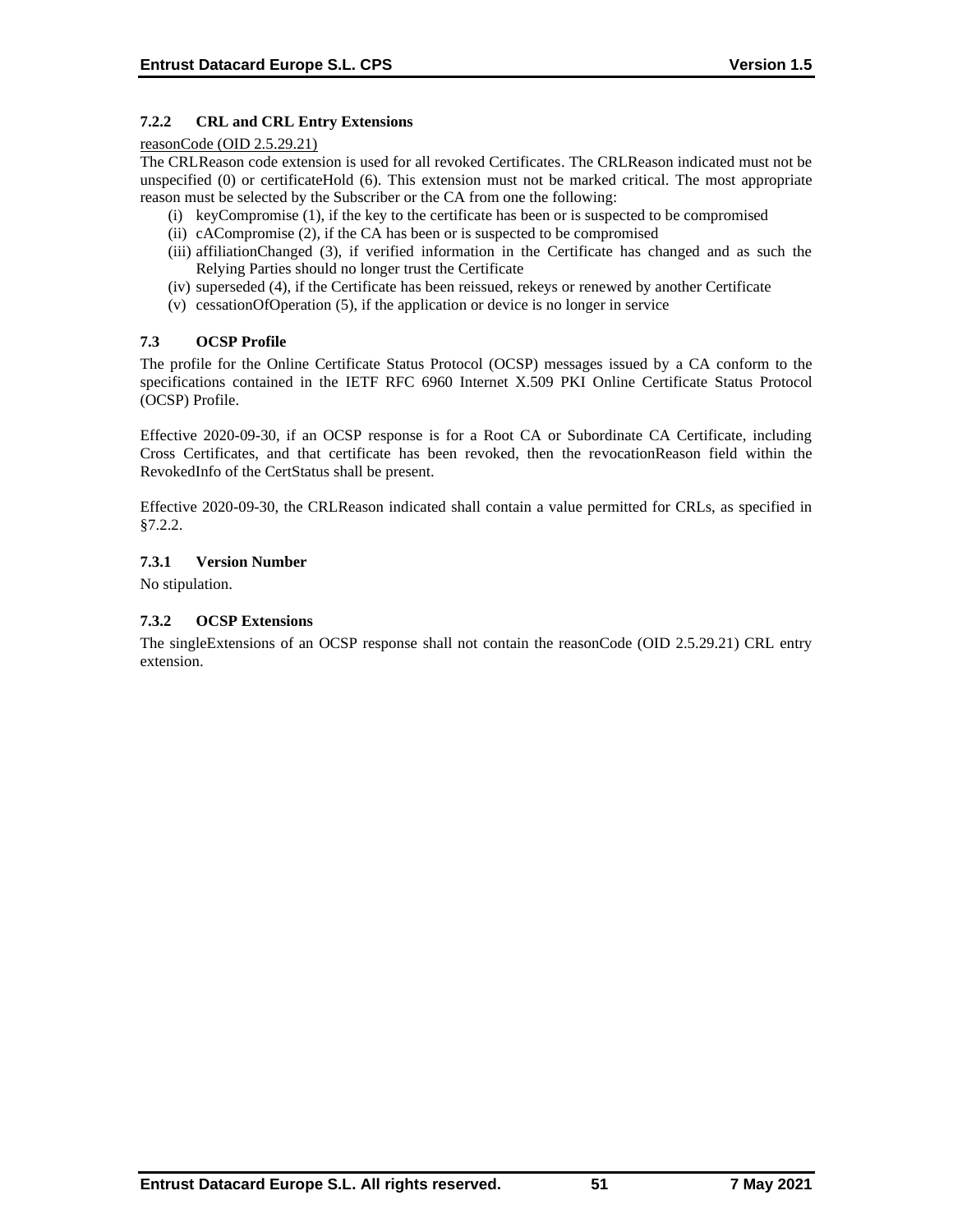### 7.2.2 CRL and CRL Entry Extensions

reasonCode (OID 2.5.29.21)

The CRLReason code extension is used for all revoked Certificates. The CRLReason indicated must not be unspecified (0) or certificateHold (6). This extension must not be marked critical. The most appropriate reason must be selected by the Subscriber or the CA from one the following:

(i) keyCompromise (1), if the key to the certificate has been or is suspected to be compromised
(ii) cACompromise (2), if the CA has been or is suspected to be compromised
(iii) affiliationChanged (3), if verified information in the Certificate has changed and as such the Relying Parties should no longer trust the Certificate
(iv) superseded (4), if the Certificate has been reissued, rekeys or renewed by another Certificate
(v) cessationOfOperation (5), if the application or device is no longer in service

## 7.3 OCSP Profile

The profile for the Online Certificate Status Protocol (OCSP) messages issued by a CA conform to the specifications contained in the IETF RFC 6960 Internet X.509 PKI Online Certificate Status Protocol (OCSP) Profile.

Effective 2020-09-30, if an OCSP response is for a Root CA or Subordinate CA Certificate, including Cross Certificates, and that certificate has been revoked, then the revocationReason field within the RevokedInfo of the CertStatus shall be present.

Effective 2020-09-30, the CRLReason indicated shall contain a value permitted for CRLs, as specified in §7.2.2.

### 7.3.1 Version Number

No stipulation.

### 7.3.2 OCSP Extensions

The singleExtensions of an OCSP response shall not contain the reasonCode (OID 2.5.29.21) CRL entry extension.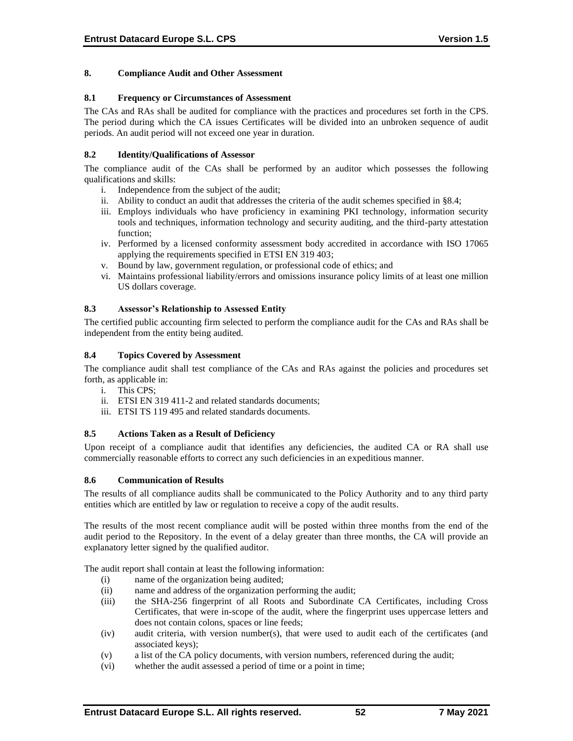## 8. Compliance Audit and Other Assessment

### 8.1 Frequency or Circumstances of Assessment

The CAs and RAs shall be audited for compliance with the practices and procedures set forth in the CPS. The period during which the CA issues Certificates will be divided into an unbroken sequence of audit periods. An audit period will not exceed one year in duration.

### 8.2 Identity/Qualifications of Assessor

The compliance audit of the CAs shall be performed by an auditor which possesses the following qualifications and skills:

- i. Independence from the subject of the audit;
- ii. Ability to conduct an audit that addresses the criteria of the audit schemes specified in §8.4;
- iii. Employs individuals who have proficiency in examining PKI technology, information security tools and techniques, information technology and security auditing, and the third-party attestation function;
- iv. Performed by a licensed conformity assessment body accredited in accordance with ISO 17065 applying the requirements specified in ETSI EN 319 403;
- v. Bound by law, government regulation, or professional code of ethics; and
- vi. Maintains professional liability/errors and omissions insurance policy limits of at least one million US dollars coverage.

### 8.3 Assessor's Relationship to Assessed Entity

The certified public accounting firm selected to perform the compliance audit for the CAs and RAs shall be independent from the entity being audited.

### 8.4 Topics Covered by Assessment

The compliance audit shall test compliance of the CAs and RAs against the policies and procedures set forth, as applicable in:

- i. This CPS;
- ii. ETSI EN 319 411-2 and related standards documents;
- iii. ETSI TS 119 495 and related standards documents.

### 8.5 Actions Taken as a Result of Deficiency

Upon receipt of a compliance audit that identifies any deficiencies, the audited CA or RA shall use commercially reasonable efforts to correct any such deficiencies in an expeditious manner.

### 8.6 Communication of Results

The results of all compliance audits shall be communicated to the Policy Authority and to any third party entities which are entitled by law or regulation to receive a copy of the audit results.

The results of the most recent compliance audit will be posted within three months from the end of the audit period to the Repository. In the event of a delay greater than three months, the CA will provide an explanatory letter signed by the qualified auditor.

The audit report shall contain at least the following information:

- (i) name of the organization being audited;
- (ii) name and address of the organization performing the audit;
- (iii) the SHA-256 fingerprint of all Roots and Subordinate CA Certificates, including Cross Certificates, that were in-scope of the audit, where the fingerprint uses uppercase letters and does not contain colons, spaces or line feeds;
- (iv) audit criteria, with version number(s), that were used to audit each of the certificates (and associated keys);
- (v) a list of the CA policy documents, with version numbers, referenced during the audit;
- (vi) whether the audit assessed a period of time or a point in time;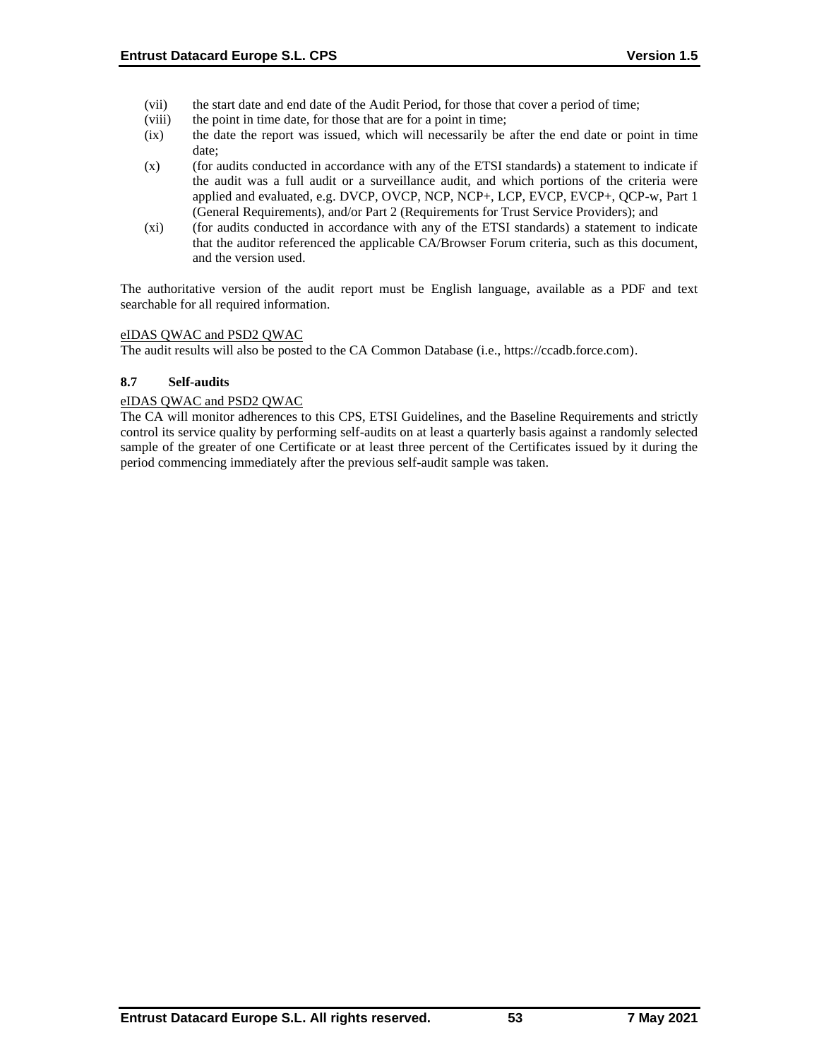(vii) the start date and end date of the Audit Period, for those that cover a period of time;

(viii) the point in time date, for those that are for a point in time;

(ix) the date the report was issued, which will necessarily be after the end date or point in time date;

(x) (for audits conducted in accordance with any of the ETSI standards) a statement to indicate if the audit was a full audit or a surveillance audit, and which portions of the criteria were applied and evaluated, e.g. DVCP, OVCP, NCP, NCP+, LCP, EVCP, EVCP+, QCP-w, Part 1 (General Requirements), and/or Part 2 (Requirements for Trust Service Providers); and

(xi) (for audits conducted in accordance with any of the ETSI standards) a statement to indicate that the auditor referenced the applicable CA/Browser Forum criteria, such as this document, and the version used.

The authoritative version of the audit report must be English language, available as a PDF and text searchable for all required information.

eIDAS QWAC and PSD2 QWAC

The audit results will also be posted to the CA Common Database (i.e., https://ccadb.force.com).

### 8.7 Self-audits

eIDAS QWAC and PSD2 QWAC

The CA will monitor adherences to this CPS, ETSI Guidelines, and the Baseline Requirements and strictly control its service quality by performing self-audits on at least a quarterly basis against a randomly selected sample of the greater of one Certificate or at least three percent of the Certificates issued by it during the period commencing immediately after the previous self-audit sample was taken.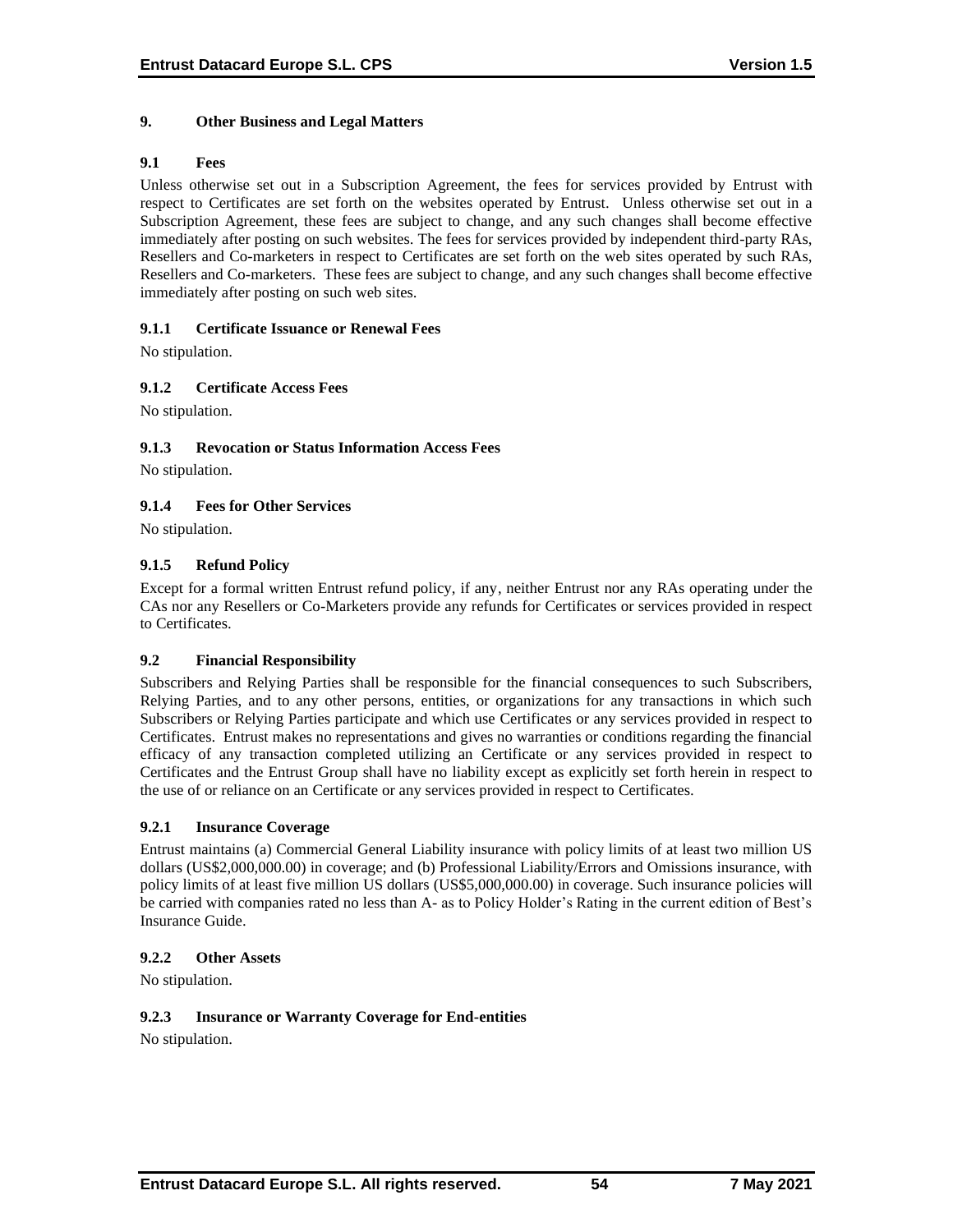# 9. Other Business and Legal Matters

## 9.1 Fees

Unless otherwise set out in a Subscription Agreement, the fees for services provided by Entrust with respect to Certificates are set forth on the websites operated by Entrust. Unless otherwise set out in a Subscription Agreement, these fees are subject to change, and any such changes shall become effective immediately after posting on such websites. The fees for services provided by independent third-party RAs, Resellers and Co-marketers in respect to Certificates are set forth on the web sites operated by such RAs, Resellers and Co-marketers. These fees are subject to change, and any such changes shall become effective immediately after posting on such web sites.

### 9.1.1 Certificate Issuance or Renewal Fees

No stipulation.

### 9.1.2 Certificate Access Fees

No stipulation.

### 9.1.3 Revocation or Status Information Access Fees

No stipulation.

### 9.1.4 Fees for Other Services

No stipulation.

### 9.1.5 Refund Policy

Except for a formal written Entrust refund policy, if any, neither Entrust nor any RAs operating under the CAs nor any Resellers or Co-Marketers provide any refunds for Certificates or services provided in respect to Certificates.

## 9.2 Financial Responsibility

Subscribers and Relying Parties shall be responsible for the financial consequences to such Subscribers, Relying Parties, and to any other persons, entities, or organizations for any transactions in which such Subscribers or Relying Parties participate and which use Certificates or any services provided in respect to Certificates. Entrust makes no representations and gives no warranties or conditions regarding the financial efficacy of any transaction completed utilizing an Certificate or any services provided in respect to Certificates and the Entrust Group shall have no liability except as explicitly set forth herein in respect to the use of or reliance on an Certificate or any services provided in respect to Certificates.

### 9.2.1 Insurance Coverage

Entrust maintains (a) Commercial General Liability insurance with policy limits of at least two million US dollars (US$2,000,000.00) in coverage; and (b) Professional Liability/Errors and Omissions insurance, with policy limits of at least five million US dollars (US$5,000,000.00) in coverage. Such insurance policies will be carried with companies rated no less than A- as to Policy Holder's Rating in the current edition of Best's Insurance Guide.

### 9.2.2 Other Assets

No stipulation.

### 9.2.3 Insurance or Warranty Coverage for End-entities

No stipulation.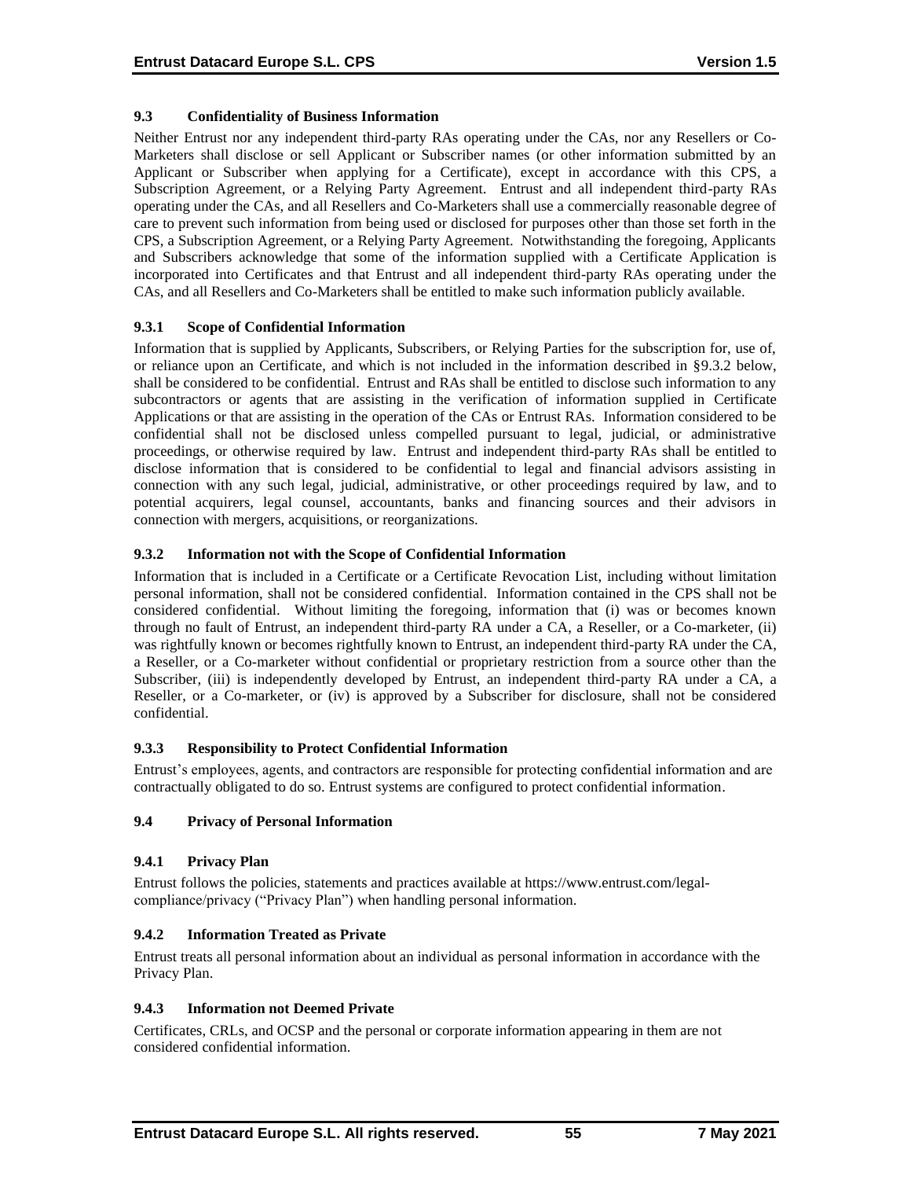### 9.3 Confidentiality of Business Information

Neither Entrust nor any independent third-party RAs operating under the CAs, nor any Resellers or Co-Marketers shall disclose or sell Applicant or Subscriber names (or other information submitted by an Applicant or Subscriber when applying for a Certificate), except in accordance with this CPS, a Subscription Agreement, or a Relying Party Agreement. Entrust and all independent third-party RAs operating under the CAs, and all Resellers and Co-Marketers shall use a commercially reasonable degree of care to prevent such information from being used or disclosed for purposes other than those set forth in the CPS, a Subscription Agreement, or a Relying Party Agreement. Notwithstanding the foregoing, Applicants and Subscribers acknowledge that some of the information supplied with a Certificate Application is incorporated into Certificates and that Entrust and all independent third-party RAs operating under the CAs, and all Resellers and Co-Marketers shall be entitled to make such information publicly available.

#### 9.3.1 Scope of Confidential Information

Information that is supplied by Applicants, Subscribers, or Relying Parties for the subscription for, use of, or reliance upon an Certificate, and which is not included in the information described in §9.3.2 below, shall be considered to be confidential. Entrust and RAs shall be entitled to disclose such information to any subcontractors or agents that are assisting in the verification of information supplied in Certificate Applications or that are assisting in the operation of the CAs or Entrust RAs. Information considered to be confidential shall not be disclosed unless compelled pursuant to legal, judicial, or administrative proceedings, or otherwise required by law. Entrust and independent third-party RAs shall be entitled to disclose information that is considered to be confidential to legal and financial advisors assisting in connection with any such legal, judicial, administrative, or other proceedings required by law, and to potential acquirers, legal counsel, accountants, banks and financing sources and their advisors in connection with mergers, acquisitions, or reorganizations.

#### 9.3.2 Information not with the Scope of Confidential Information

Information that is included in a Certificate or a Certificate Revocation List, including without limitation personal information, shall not be considered confidential. Information contained in the CPS shall not be considered confidential. Without limiting the foregoing, information that (i) was or becomes known through no fault of Entrust, an independent third-party RA under a CA, a Reseller, or a Co-marketer, (ii) was rightfully known or becomes rightfully known to Entrust, an independent third-party RA under the CA, a Reseller, or a Co-marketer without confidential or proprietary restriction from a source other than the Subscriber, (iii) is independently developed by Entrust, an independent third-party RA under a CA, a Reseller, or a Co-marketer, or (iv) is approved by a Subscriber for disclosure, shall not be considered confidential.

#### 9.3.3 Responsibility to Protect Confidential Information

Entrust's employees, agents, and contractors are responsible for protecting confidential information and are contractually obligated to do so. Entrust systems are configured to protect confidential information.

### 9.4 Privacy of Personal Information

#### 9.4.1 Privacy Plan

Entrust follows the policies, statements and practices available at https://www.entrust.com/legal-compliance/privacy ("Privacy Plan") when handling personal information.

#### 9.4.2 Information Treated as Private

Entrust treats all personal information about an individual as personal information in accordance with the Privacy Plan.

#### 9.4.3 Information not Deemed Private

Certificates, CRLs, and OCSP and the personal or corporate information appearing in them are not considered confidential information.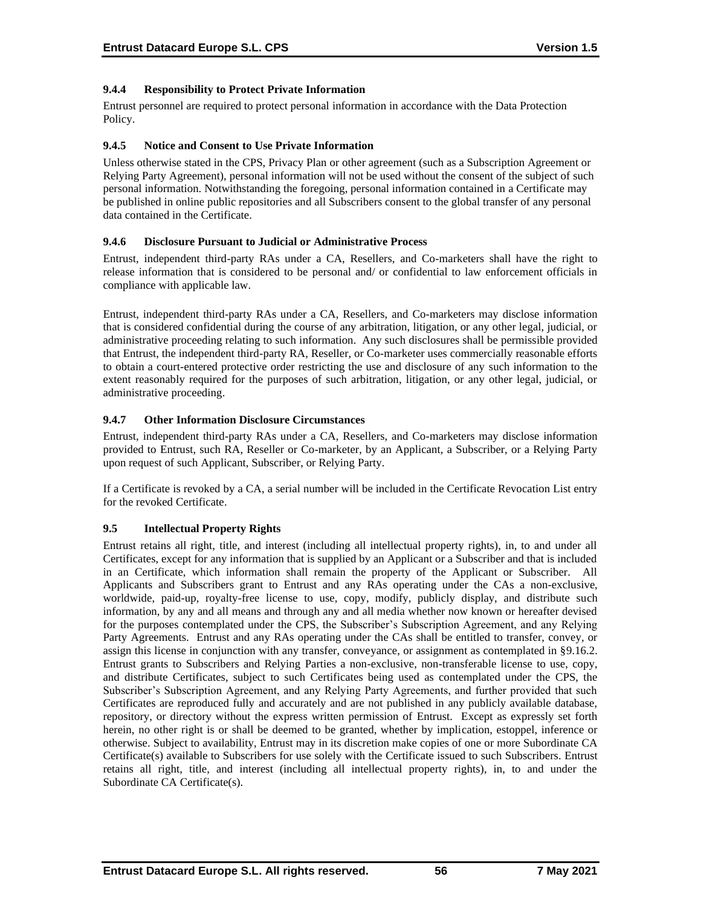#### 9.4.4 Responsibility to Protect Private Information

Entrust personnel are required to protect personal information in accordance with the Data Protection Policy.

#### 9.4.5 Notice and Consent to Use Private Information

Unless otherwise stated in the CPS, Privacy Plan or other agreement (such as a Subscription Agreement or Relying Party Agreement), personal information will not be used without the consent of the subject of such personal information. Notwithstanding the foregoing, personal information contained in a Certificate may be published in online public repositories and all Subscribers consent to the global transfer of any personal data contained in the Certificate.

#### 9.4.6 Disclosure Pursuant to Judicial or Administrative Process

Entrust, independent third-party RAs under a CA, Resellers, and Co-marketers shall have the right to release information that is considered to be personal and/ or confidential to law enforcement officials in compliance with applicable law.

Entrust, independent third-party RAs under a CA, Resellers, and Co-marketers may disclose information that is considered confidential during the course of any arbitration, litigation, or any other legal, judicial, or administrative proceeding relating to such information. Any such disclosures shall be permissible provided that Entrust, the independent third-party RA, Reseller, or Co-marketer uses commercially reasonable efforts to obtain a court-entered protective order restricting the use and disclosure of any such information to the extent reasonably required for the purposes of such arbitration, litigation, or any other legal, judicial, or administrative proceeding.

#### 9.4.7 Other Information Disclosure Circumstances

Entrust, independent third-party RAs under a CA, Resellers, and Co-marketers may disclose information provided to Entrust, such RA, Reseller or Co-marketer, by an Applicant, a Subscriber, or a Relying Party upon request of such Applicant, Subscriber, or Relying Party.

If a Certificate is revoked by a CA, a serial number will be included in the Certificate Revocation List entry for the revoked Certificate.

### 9.5 Intellectual Property Rights

Entrust retains all right, title, and interest (including all intellectual property rights), in, to and under all Certificates, except for any information that is supplied by an Applicant or a Subscriber and that is included in an Certificate, which information shall remain the property of the Applicant or Subscriber. All Applicants and Subscribers grant to Entrust and any RAs operating under the CAs a non-exclusive, worldwide, paid-up, royalty-free license to use, copy, modify, publicly display, and distribute such information, by any and all means and through any and all media whether now known or hereafter devised for the purposes contemplated under the CPS, the Subscriber's Subscription Agreement, and any Relying Party Agreements. Entrust and any RAs operating under the CAs shall be entitled to transfer, convey, or assign this license in conjunction with any transfer, conveyance, or assignment as contemplated in §9.16.2. Entrust grants to Subscribers and Relying Parties a non-exclusive, non-transferable license to use, copy, and distribute Certificates, subject to such Certificates being used as contemplated under the CPS, the Subscriber's Subscription Agreement, and any Relying Party Agreements, and further provided that such Certificates are reproduced fully and accurately and are not published in any publicly available database, repository, or directory without the express written permission of Entrust. Except as expressly set forth herein, no other right is or shall be deemed to be granted, whether by implication, estoppel, inference or otherwise. Subject to availability, Entrust may in its discretion make copies of one or more Subordinate CA Certificate(s) available to Subscribers for use solely with the Certificate issued to such Subscribers. Entrust retains all right, title, and interest (including all intellectual property rights), in, to and under the Subordinate CA Certificate(s).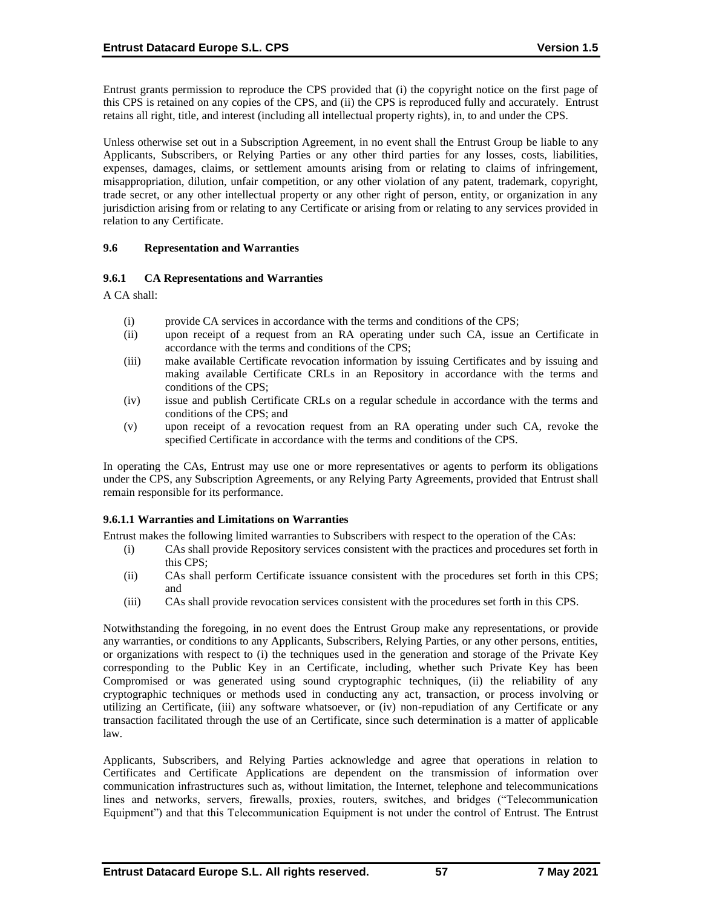Entrust grants permission to reproduce the CPS provided that (i) the copyright notice on the first page of this CPS is retained on any copies of the CPS, and (ii) the CPS is reproduced fully and accurately. Entrust retains all right, title, and interest (including all intellectual property rights), in, to and under the CPS.

Unless otherwise set out in a Subscription Agreement, in no event shall the Entrust Group be liable to any Applicants, Subscribers, or Relying Parties or any other third parties for any losses, costs, liabilities, expenses, damages, claims, or settlement amounts arising from or relating to claims of infringement, misappropriation, dilution, unfair competition, or any other violation of any patent, trademark, copyright, trade secret, or any other intellectual property or any other right of person, entity, or organization in any jurisdiction arising from or relating to any Certificate or arising from or relating to any services provided in relation to any Certificate.

### 9.6 Representation and Warranties

#### 9.6.1 CA Representations and Warranties

A CA shall:

(i) provide CA services in accordance with the terms and conditions of the CPS;

(ii) upon receipt of a request from an RA operating under such CA, issue an Certificate in accordance with the terms and conditions of the CPS;

(iii) make available Certificate revocation information by issuing Certificates and by issuing and making available Certificate CRLs in an Repository in accordance with the terms and conditions of the CPS;

(iv) issue and publish Certificate CRLs on a regular schedule in accordance with the terms and conditions of the CPS; and

(v) upon receipt of a revocation request from an RA operating under such CA, revoke the specified Certificate in accordance with the terms and conditions of the CPS.

In operating the CAs, Entrust may use one or more representatives or agents to perform its obligations under the CPS, any Subscription Agreements, or any Relying Party Agreements, provided that Entrust shall remain responsible for its performance.

#### 9.6.1.1 Warranties and Limitations on Warranties

Entrust makes the following limited warranties to Subscribers with respect to the operation of the CAs:

(i) CAs shall provide Repository services consistent with the practices and procedures set forth in this CPS;

(ii) CAs shall perform Certificate issuance consistent with the procedures set forth in this CPS; and

(iii) CAs shall provide revocation services consistent with the procedures set forth in this CPS.

Notwithstanding the foregoing, in no event does the Entrust Group make any representations, or provide any warranties, or conditions to any Applicants, Subscribers, Relying Parties, or any other persons, entities, or organizations with respect to (i) the techniques used in the generation and storage of the Private Key corresponding to the Public Key in an Certificate, including, whether such Private Key has been Compromised or was generated using sound cryptographic techniques, (ii) the reliability of any cryptographic techniques or methods used in conducting any act, transaction, or process involving or utilizing an Certificate, (iii) any software whatsoever, or (iv) non-repudiation of any Certificate or any transaction facilitated through the use of an Certificate, since such determination is a matter of applicable law.

Applicants, Subscribers, and Relying Parties acknowledge and agree that operations in relation to Certificates and Certificate Applications are dependent on the transmission of information over communication infrastructures such as, without limitation, the Internet, telephone and telecommunications lines and networks, servers, firewalls, proxies, routers, switches, and bridges ("Telecommunication Equipment") and that this Telecommunication Equipment is not under the control of Entrust. The Entrust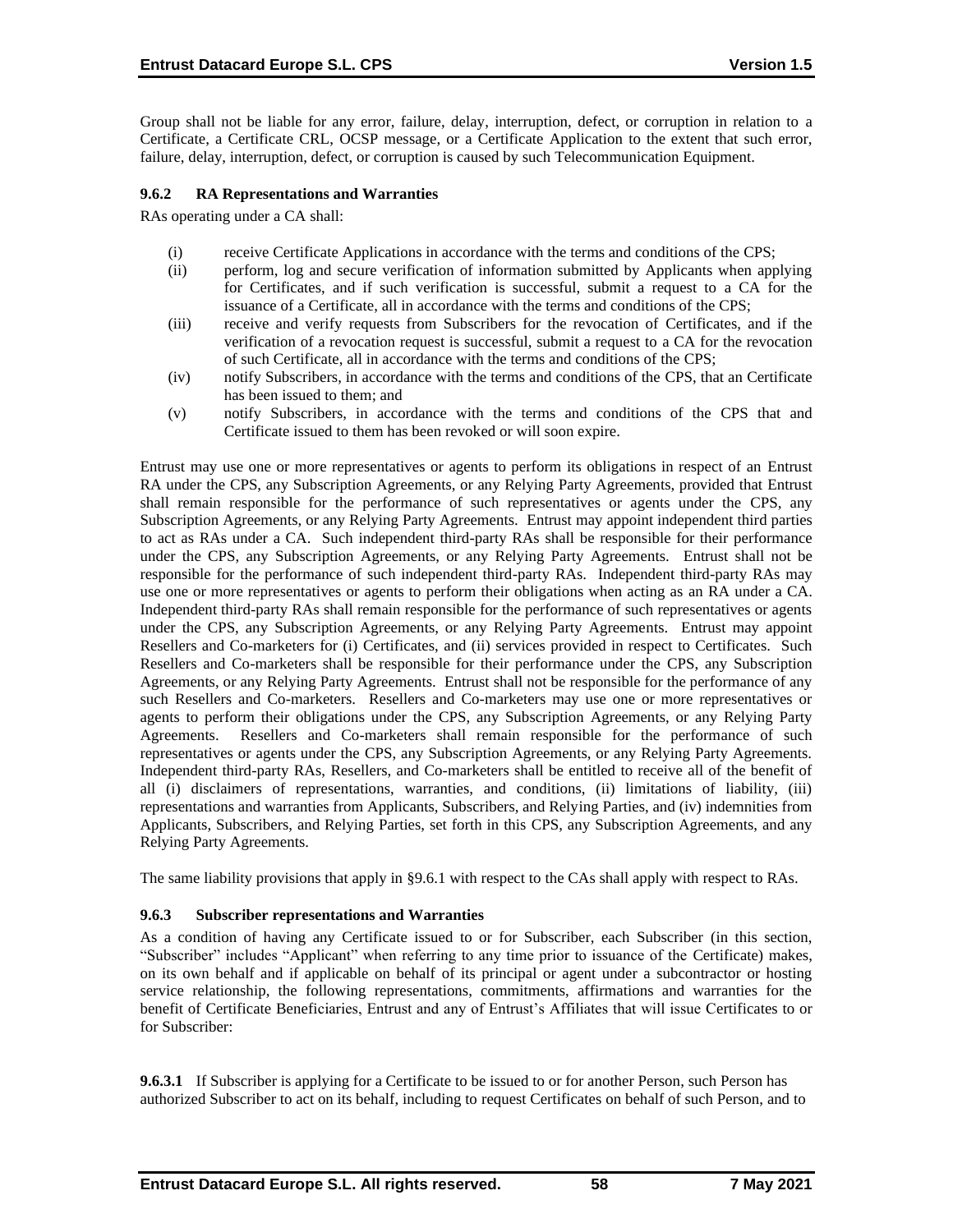Group shall not be liable for any error, failure, delay, interruption, defect, or corruption in relation to a Certificate, a Certificate CRL, OCSP message, or a Certificate Application to the extent that such error, failure, delay, interruption, defect, or corruption is caused by such Telecommunication Equipment.

### 9.6.2 RA Representations and Warranties

RAs operating under a CA shall:

(i) receive Certificate Applications in accordance with the terms and conditions of the CPS;

(ii) perform, log and secure verification of information submitted by Applicants when applying for Certificates, and if such verification is successful, submit a request to a CA for the issuance of a Certificate, all in accordance with the terms and conditions of the CPS;

(iii) receive and verify requests from Subscribers for the revocation of Certificates, and if the verification of a revocation request is successful, submit a request to a CA for the revocation of such Certificate, all in accordance with the terms and conditions of the CPS;

(iv) notify Subscribers, in accordance with the terms and conditions of the CPS, that an Certificate has been issued to them; and

(v) notify Subscribers, in accordance with the terms and conditions of the CPS that and Certificate issued to them has been revoked or will soon expire.

Entrust may use one or more representatives or agents to perform its obligations in respect of an Entrust RA under the CPS, any Subscription Agreements, or any Relying Party Agreements, provided that Entrust shall remain responsible for the performance of such representatives or agents under the CPS, any Subscription Agreements, or any Relying Party Agreements. Entrust may appoint independent third parties to act as RAs under a CA. Such independent third-party RAs shall be responsible for their performance under the CPS, any Subscription Agreements, or any Relying Party Agreements. Entrust shall not be responsible for the performance of such independent third-party RAs. Independent third-party RAs may use one or more representatives or agents to perform their obligations when acting as an RA under a CA. Independent third-party RAs shall remain responsible for the performance of such representatives or agents under the CPS, any Subscription Agreements, or any Relying Party Agreements. Entrust may appoint Resellers and Co-marketers for (i) Certificates, and (ii) services provided in respect to Certificates. Such Resellers and Co-marketers shall be responsible for their performance under the CPS, any Subscription Agreements, or any Relying Party Agreements. Entrust shall not be responsible for the performance of any such Resellers and Co-marketers. Resellers and Co-marketers may use one or more representatives or agents to perform their obligations under the CPS, any Subscription Agreements, or any Relying Party Agreements. Resellers and Co-marketers shall remain responsible for the performance of such representatives or agents under the CPS, any Subscription Agreements, or any Relying Party Agreements. Independent third-party RAs, Resellers, and Co-marketers shall be entitled to receive all of the benefit of all (i) disclaimers of representations, warranties, and conditions, (ii) limitations of liability, (iii) representations and warranties from Applicants, Subscribers, and Relying Parties, and (iv) indemnities from Applicants, Subscribers, and Relying Parties, set forth in this CPS, any Subscription Agreements, and any Relying Party Agreements.

The same liability provisions that apply in §9.6.1 with respect to the CAs shall apply with respect to RAs.

### 9.6.3 Subscriber representations and Warranties

As a condition of having any Certificate issued to or for Subscriber, each Subscriber (in this section, "Subscriber" includes "Applicant" when referring to any time prior to issuance of the Certificate) makes, on its own behalf and if applicable on behalf of its principal or agent under a subcontractor or hosting service relationship, the following representations, commitments, affirmations and warranties for the benefit of Certificate Beneficiaries, Entrust and any of Entrust's Affiliates that will issue Certificates to or for Subscriber:

**9.6.3.1** If Subscriber is applying for a Certificate to be issued to or for another Person, such Person has authorized Subscriber to act on its behalf, including to request Certificates on behalf of such Person, and to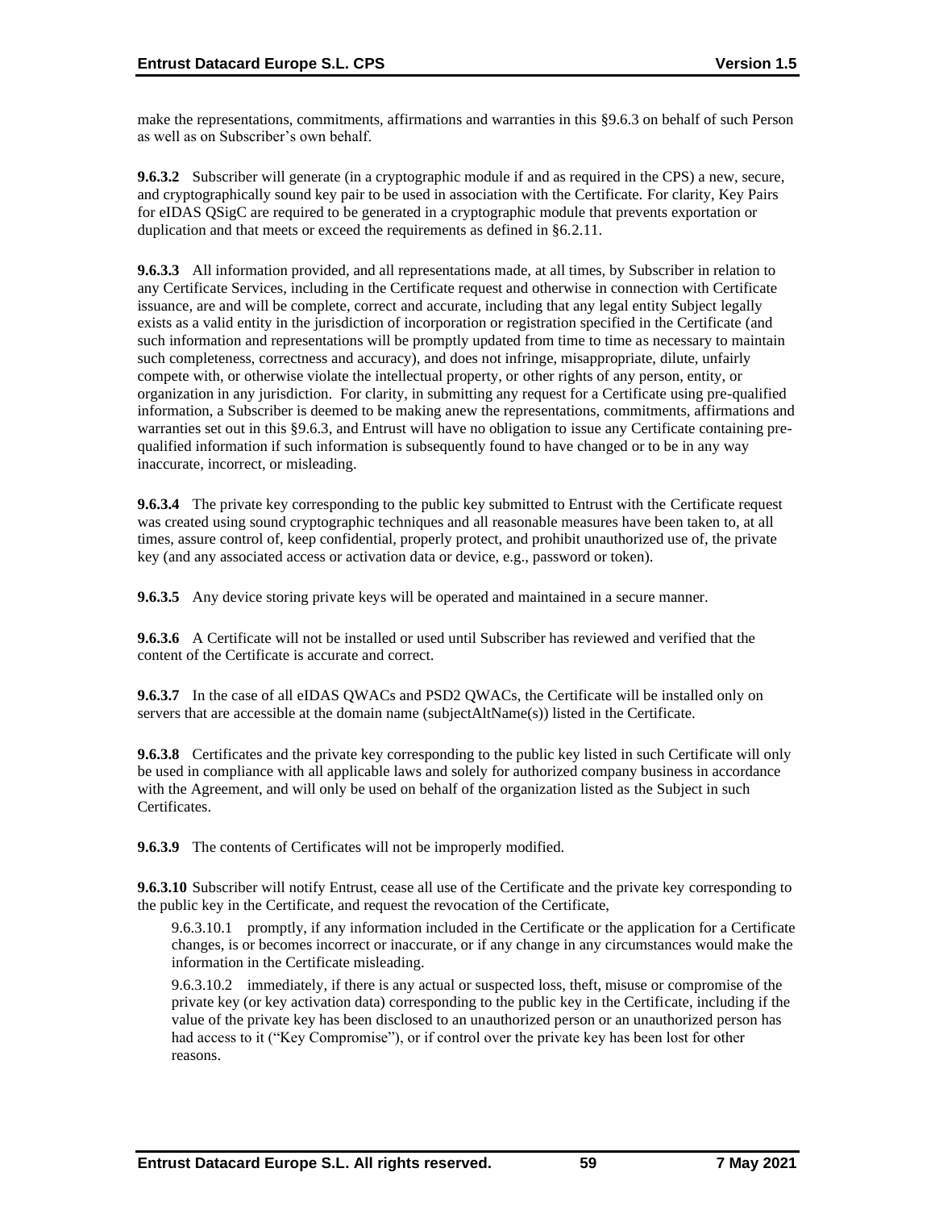make the representations, commitments, affirmations and warranties in this §9.6.3 on behalf of such Person as well as on Subscriber's own behalf.

**9.6.3.2** Subscriber will generate (in a cryptographic module if and as required in the CPS) a new, secure, and cryptographically sound key pair to be used in association with the Certificate. For clarity, Key Pairs for eIDAS QSigC are required to be generated in a cryptographic module that prevents exportation or duplication and that meets or exceed the requirements as defined in §6.2.11.

**9.6.3.3** All information provided, and all representations made, at all times, by Subscriber in relation to any Certificate Services, including in the Certificate request and otherwise in connection with Certificate issuance, are and will be complete, correct and accurate, including that any legal entity Subject legally exists as a valid entity in the jurisdiction of incorporation or registration specified in the Certificate (and such information and representations will be promptly updated from time to time as necessary to maintain such completeness, correctness and accuracy), and does not infringe, misappropriate, dilute, unfairly compete with, or otherwise violate the intellectual property, or other rights of any person, entity, or organization in any jurisdiction. For clarity, in submitting any request for a Certificate using pre-qualified information, a Subscriber is deemed to be making anew the representations, commitments, affirmations and warranties set out in this §9.6.3, and Entrust will have no obligation to issue any Certificate containing pre-qualified information if such information is subsequently found to have changed or to be in any way inaccurate, incorrect, or misleading.

**9.6.3.4** The private key corresponding to the public key submitted to Entrust with the Certificate request was created using sound cryptographic techniques and all reasonable measures have been taken to, at all times, assure control of, keep confidential, properly protect, and prohibit unauthorized use of, the private key (and any associated access or activation data or device, e.g., password or token).

**9.6.3.5** Any device storing private keys will be operated and maintained in a secure manner.

**9.6.3.6** A Certificate will not be installed or used until Subscriber has reviewed and verified that the content of the Certificate is accurate and correct.

**9.6.3.7** In the case of all eIDAS QWACs and PSD2 QWACs, the Certificate will be installed only on servers that are accessible at the domain name (subjectAltName(s)) listed in the Certificate.

**9.6.3.8** Certificates and the private key corresponding to the public key listed in such Certificate will only be used in compliance with all applicable laws and solely for authorized company business in accordance with the Agreement, and will only be used on behalf of the organization listed as the Subject in such Certificates.

**9.6.3.9** The contents of Certificates will not be improperly modified.

**9.6.3.10** Subscriber will notify Entrust, cease all use of the Certificate and the private key corresponding to the public key in the Certificate, and request the revocation of the Certificate,

9.6.3.10.1 promptly, if any information included in the Certificate or the application for a Certificate changes, is or becomes incorrect or inaccurate, or if any change in any circumstances would make the information in the Certificate misleading.

9.6.3.10.2 immediately, if there is any actual or suspected loss, theft, misuse or compromise of the private key (or key activation data) corresponding to the public key in the Certificate, including if the value of the private key has been disclosed to an unauthorized person or an unauthorized person has had access to it ("Key Compromise"), or if control over the private key has been lost for other reasons.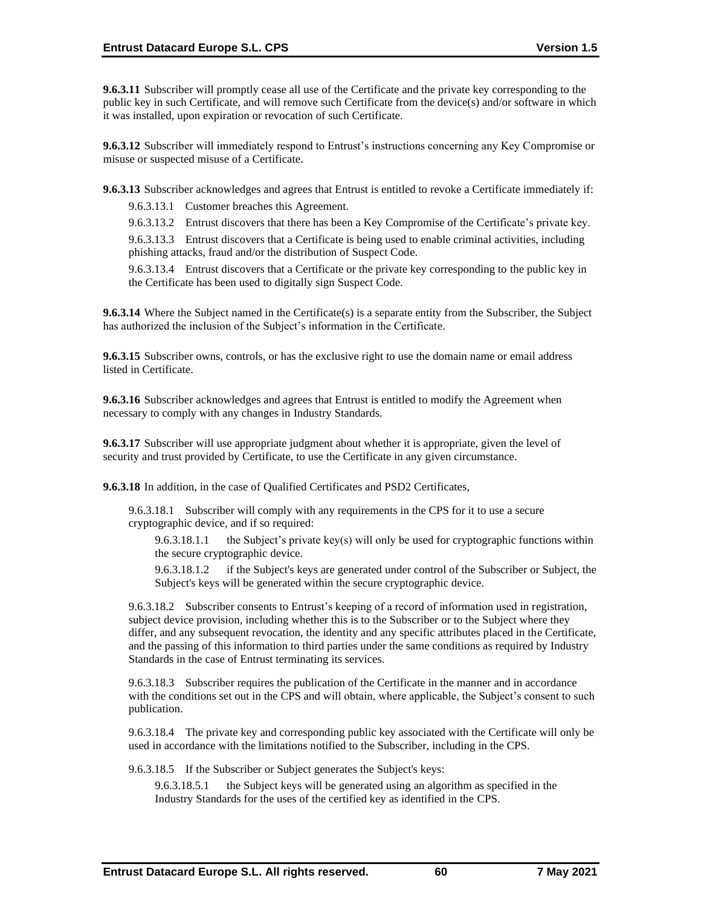**9.6.3.11** Subscriber will promptly cease all use of the Certificate and the private key corresponding to the public key in such Certificate, and will remove such Certificate from the device(s) and/or software in which it was installed, upon expiration or revocation of such Certificate.

**9.6.3.12** Subscriber will immediately respond to Entrust's instructions concerning any Key Compromise or misuse or suspected misuse of a Certificate.

**9.6.3.13** Subscriber acknowledges and agrees that Entrust is entitled to revoke a Certificate immediately if:

9.6.3.13.1 Customer breaches this Agreement.

9.6.3.13.2 Entrust discovers that there has been a Key Compromise of the Certificate's private key.

9.6.3.13.3 Entrust discovers that a Certificate is being used to enable criminal activities, including phishing attacks, fraud and/or the distribution of Suspect Code.

9.6.3.13.4 Entrust discovers that a Certificate or the private key corresponding to the public key in the Certificate has been used to digitally sign Suspect Code.

**9.6.3.14** Where the Subject named in the Certificate(s) is a separate entity from the Subscriber, the Subject has authorized the inclusion of the Subject's information in the Certificate.

**9.6.3.15** Subscriber owns, controls, or has the exclusive right to use the domain name or email address listed in Certificate.

**9.6.3.16** Subscriber acknowledges and agrees that Entrust is entitled to modify the Agreement when necessary to comply with any changes in Industry Standards.

**9.6.3.17** Subscriber will use appropriate judgment about whether it is appropriate, given the level of security and trust provided by Certificate, to use the Certificate in any given circumstance.

**9.6.3.18** In addition, in the case of Qualified Certificates and PSD2 Certificates,

9.6.3.18.1 Subscriber will comply with any requirements in the CPS for it to use a secure cryptographic device, and if so required:

9.6.3.18.1.1 the Subject's private key(s) will only be used for cryptographic functions within the secure cryptographic device.

9.6.3.18.1.2 if the Subject's keys are generated under control of the Subscriber or Subject, the Subject's keys will be generated within the secure cryptographic device.

9.6.3.18.2 Subscriber consents to Entrust's keeping of a record of information used in registration, subject device provision, including whether this is to the Subscriber or to the Subject where they differ, and any subsequent revocation, the identity and any specific attributes placed in the Certificate, and the passing of this information to third parties under the same conditions as required by Industry Standards in the case of Entrust terminating its services.

9.6.3.18.3 Subscriber requires the publication of the Certificate in the manner and in accordance with the conditions set out in the CPS and will obtain, where applicable, the Subject's consent to such publication.

9.6.3.18.4 The private key and corresponding public key associated with the Certificate will only be used in accordance with the limitations notified to the Subscriber, including in the CPS.

9.6.3.18.5 If the Subscriber or Subject generates the Subject's keys:

9.6.3.18.5.1 the Subject keys will be generated using an algorithm as specified in the Industry Standards for the uses of the certified key as identified in the CPS.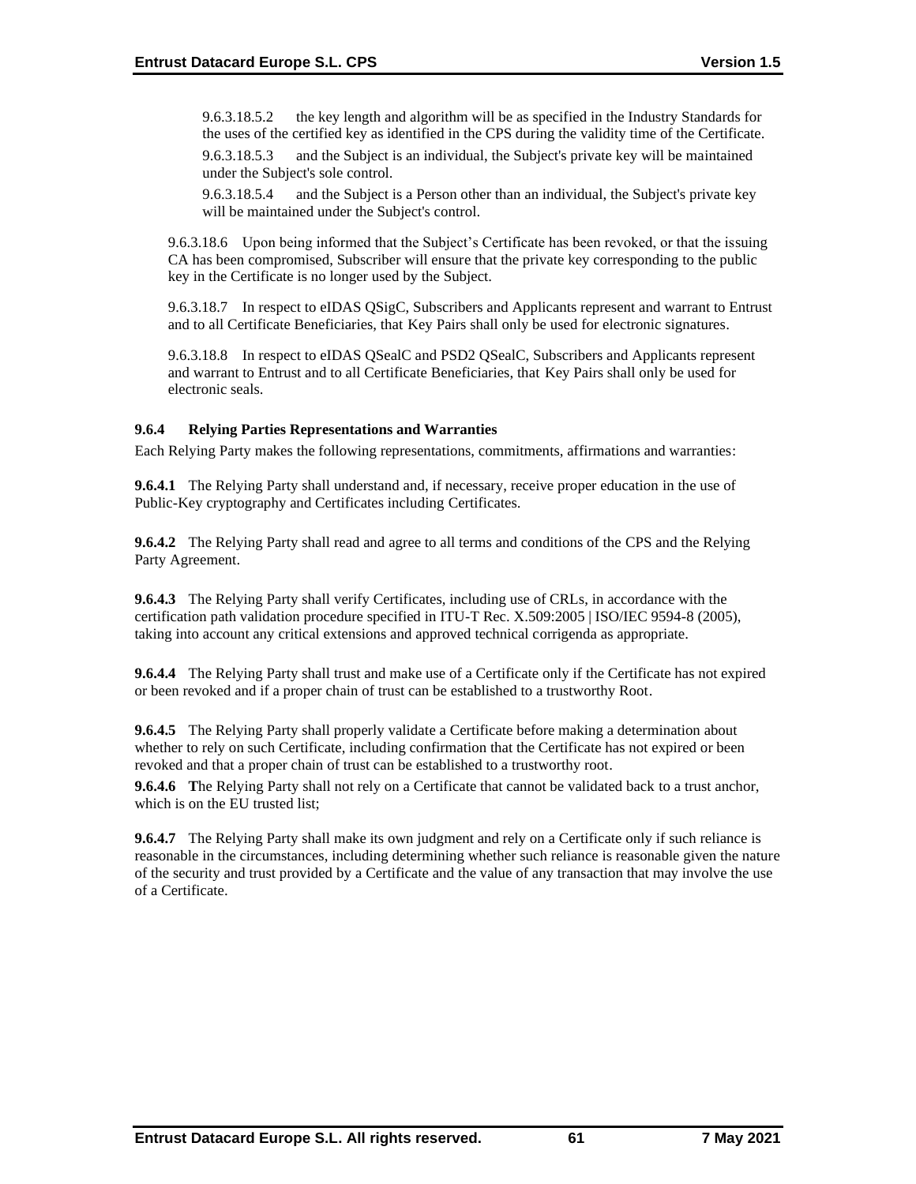9.6.3.18.5.2 the key length and algorithm will be as specified in the Industry Standards for the uses of the certified key as identified in the CPS during the validity time of the Certificate.

9.6.3.18.5.3 and the Subject is an individual, the Subject's private key will be maintained under the Subject's sole control.

9.6.3.18.5.4 and the Subject is a Person other than an individual, the Subject's private key will be maintained under the Subject's control.

9.6.3.18.6 Upon being informed that the Subject's Certificate has been revoked, or that the issuing CA has been compromised, Subscriber will ensure that the private key corresponding to the public key in the Certificate is no longer used by the Subject.

9.6.3.18.7 In respect to eIDAS QSigC, Subscribers and Applicants represent and warrant to Entrust and to all Certificate Beneficiaries, that Key Pairs shall only be used for electronic signatures.

9.6.3.18.8 In respect to eIDAS QSealC and PSD2 QSealC, Subscribers and Applicants represent and warrant to Entrust and to all Certificate Beneficiaries, that Key Pairs shall only be used for electronic seals.

### 9.6.4 Relying Parties Representations and Warranties

Each Relying Party makes the following representations, commitments, affirmations and warranties:

**9.6.4.1** The Relying Party shall understand and, if necessary, receive proper education in the use of Public-Key cryptography and Certificates including Certificates.

**9.6.4.2** The Relying Party shall read and agree to all terms and conditions of the CPS and the Relying Party Agreement.

**9.6.4.3** The Relying Party shall verify Certificates, including use of CRLs, in accordance with the certification path validation procedure specified in ITU-T Rec. X.509:2005 | ISO/IEC 9594-8 (2005), taking into account any critical extensions and approved technical corrigenda as appropriate.

**9.6.4.4** The Relying Party shall trust and make use of a Certificate only if the Certificate has not expired or been revoked and if a proper chain of trust can be established to a trustworthy Root.

**9.6.4.5** The Relying Party shall properly validate a Certificate before making a determination about whether to rely on such Certificate, including confirmation that the Certificate has not expired or been revoked and that a proper chain of trust can be established to a trustworthy root.

**9.6.4.6** **T**he Relying Party shall not rely on a Certificate that cannot be validated back to a trust anchor, which is on the EU trusted list;

**9.6.4.7** The Relying Party shall make its own judgment and rely on a Certificate only if such reliance is reasonable in the circumstances, including determining whether such reliance is reasonable given the nature of the security and trust provided by a Certificate and the value of any transaction that may involve the use of a Certificate.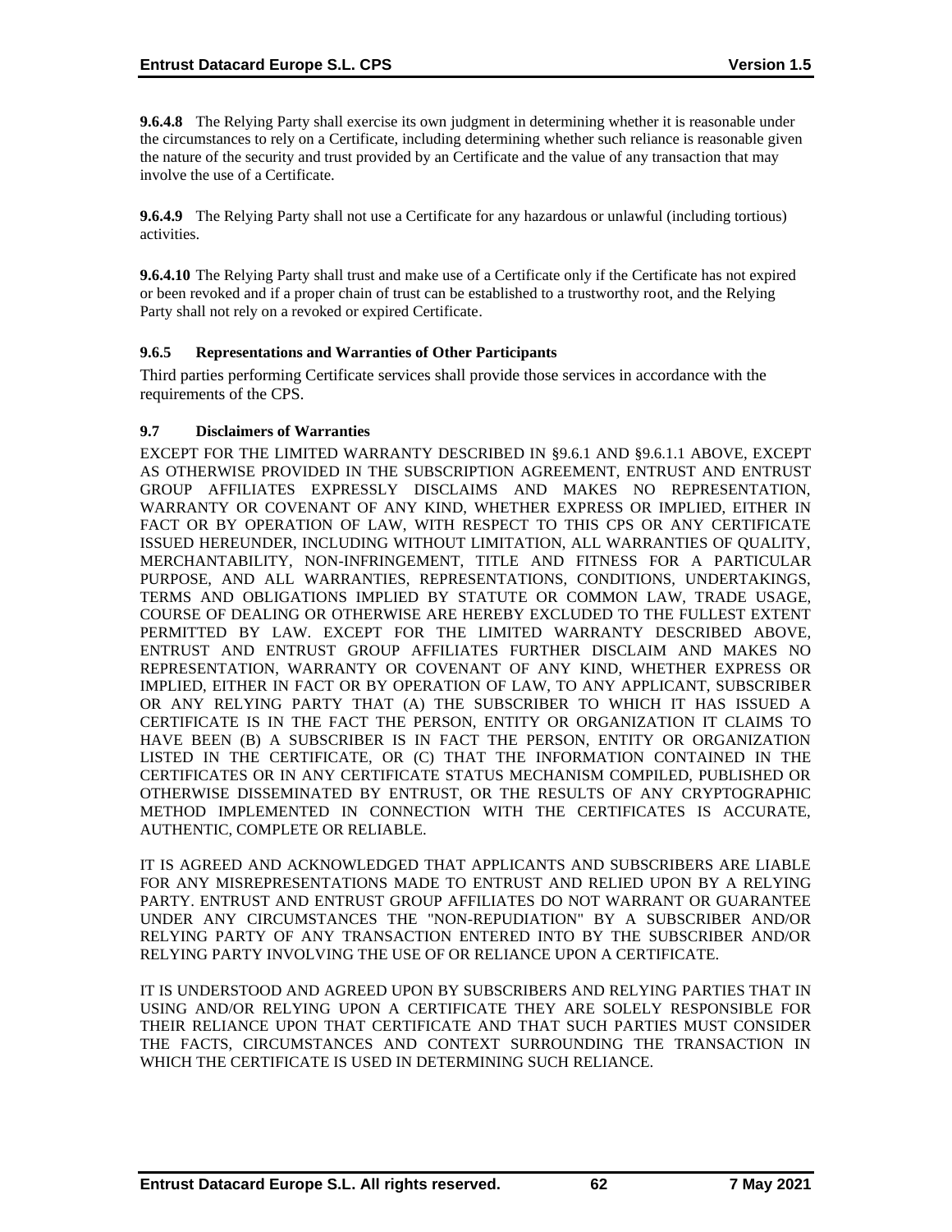**9.6.4.8** The Relying Party shall exercise its own judgment in determining whether it is reasonable under the circumstances to rely on a Certificate, including determining whether such reliance is reasonable given the nature of the security and trust provided by an Certificate and the value of any transaction that may involve the use of a Certificate.

**9.6.4.9** The Relying Party shall not use a Certificate for any hazardous or unlawful (including tortious) activities.

**9.6.4.10** The Relying Party shall trust and make use of a Certificate only if the Certificate has not expired or been revoked and if a proper chain of trust can be established to a trustworthy root, and the Relying Party shall not rely on a revoked or expired Certificate.

### 9.6.5 Representations and Warranties of Other Participants

Third parties performing Certificate services shall provide those services in accordance with the requirements of the CPS.

## 9.7 Disclaimers of Warranties

EXCEPT FOR THE LIMITED WARRANTY DESCRIBED IN §9.6.1 AND §9.6.1.1 ABOVE, EXCEPT AS OTHERWISE PROVIDED IN THE SUBSCRIPTION AGREEMENT, ENTRUST AND ENTRUST GROUP AFFILIATES EXPRESSLY DISCLAIMS AND MAKES NO REPRESENTATION, WARRANTY OR COVENANT OF ANY KIND, WHETHER EXPRESS OR IMPLIED, EITHER IN FACT OR BY OPERATION OF LAW, WITH RESPECT TO THIS CPS OR ANY CERTIFICATE ISSUED HEREUNDER, INCLUDING WITHOUT LIMITATION, ALL WARRANTIES OF QUALITY, MERCHANTABILITY, NON-INFRINGEMENT, TITLE AND FITNESS FOR A PARTICULAR PURPOSE, AND ALL WARRANTIES, REPRESENTATIONS, CONDITIONS, UNDERTAKINGS, TERMS AND OBLIGATIONS IMPLIED BY STATUTE OR COMMON LAW, TRADE USAGE, COURSE OF DEALING OR OTHERWISE ARE HEREBY EXCLUDED TO THE FULLEST EXTENT PERMITTED BY LAW. EXCEPT FOR THE LIMITED WARRANTY DESCRIBED ABOVE, ENTRUST AND ENTRUST GROUP AFFILIATES FURTHER DISCLAIM AND MAKES NO REPRESENTATION, WARRANTY OR COVENANT OF ANY KIND, WHETHER EXPRESS OR IMPLIED, EITHER IN FACT OR BY OPERATION OF LAW, TO ANY APPLICANT, SUBSCRIBER OR ANY RELYING PARTY THAT (A) THE SUBSCRIBER TO WHICH IT HAS ISSUED A CERTIFICATE IS IN THE FACT THE PERSON, ENTITY OR ORGANIZATION IT CLAIMS TO HAVE BEEN (B) A SUBSCRIBER IS IN FACT THE PERSON, ENTITY OR ORGANIZATION LISTED IN THE CERTIFICATE, OR (C) THAT THE INFORMATION CONTAINED IN THE CERTIFICATES OR IN ANY CERTIFICATE STATUS MECHANISM COMPILED, PUBLISHED OR OTHERWISE DISSEMINATED BY ENTRUST, OR THE RESULTS OF ANY CRYPTOGRAPHIC METHOD IMPLEMENTED IN CONNECTION WITH THE CERTIFICATES IS ACCURATE, AUTHENTIC, COMPLETE OR RELIABLE.

IT IS AGREED AND ACKNOWLEDGED THAT APPLICANTS AND SUBSCRIBERS ARE LIABLE FOR ANY MISREPRESENTATIONS MADE TO ENTRUST AND RELIED UPON BY A RELYING PARTY. ENTRUST AND ENTRUST GROUP AFFILIATES DO NOT WARRANT OR GUARANTEE UNDER ANY CIRCUMSTANCES THE "NON-REPUDIATION" BY A SUBSCRIBER AND/OR RELYING PARTY OF ANY TRANSACTION ENTERED INTO BY THE SUBSCRIBER AND/OR RELYING PARTY INVOLVING THE USE OF OR RELIANCE UPON A CERTIFICATE.

IT IS UNDERSTOOD AND AGREED UPON BY SUBSCRIBERS AND RELYING PARTIES THAT IN USING AND/OR RELYING UPON A CERTIFICATE THEY ARE SOLELY RESPONSIBLE FOR THEIR RELIANCE UPON THAT CERTIFICATE AND THAT SUCH PARTIES MUST CONSIDER THE FACTS, CIRCUMSTANCES AND CONTEXT SURROUNDING THE TRANSACTION IN WHICH THE CERTIFICATE IS USED IN DETERMINING SUCH RELIANCE.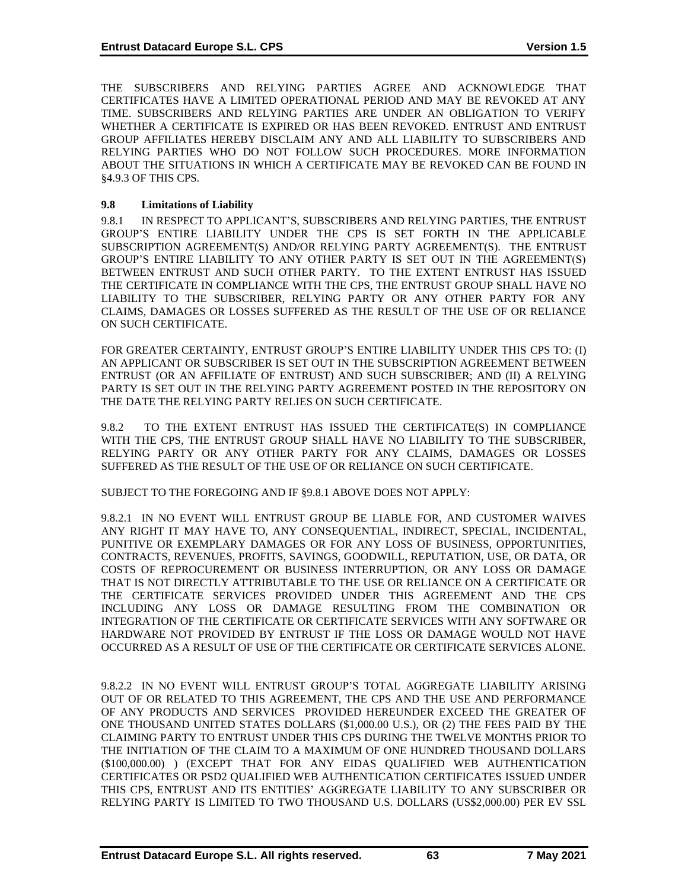THE SUBSCRIBERS AND RELYING PARTIES AGREE AND ACKNOWLEDGE THAT CERTIFICATES HAVE A LIMITED OPERATIONAL PERIOD AND MAY BE REVOKED AT ANY TIME. SUBSCRIBERS AND RELYING PARTIES ARE UNDER AN OBLIGATION TO VERIFY WHETHER A CERTIFICATE IS EXPIRED OR HAS BEEN REVOKED. ENTRUST AND ENTRUST GROUP AFFILIATES HEREBY DISCLAIM ANY AND ALL LIABILITY TO SUBSCRIBERS AND RELYING PARTIES WHO DO NOT FOLLOW SUCH PROCEDURES. MORE INFORMATION ABOUT THE SITUATIONS IN WHICH A CERTIFICATE MAY BE REVOKED CAN BE FOUND IN §4.9.3 OF THIS CPS.

### 9.8 Limitations of Liability

9.8.1 IN RESPECT TO APPLICANT'S, SUBSCRIBERS AND RELYING PARTIES, THE ENTRUST GROUP'S ENTIRE LIABILITY UNDER THE CPS IS SET FORTH IN THE APPLICABLE SUBSCRIPTION AGREEMENT(S) AND/OR RELYING PARTY AGREEMENT(S). THE ENTRUST GROUP'S ENTIRE LIABILITY TO ANY OTHER PARTY IS SET OUT IN THE AGREEMENT(S) BETWEEN ENTRUST AND SUCH OTHER PARTY. TO THE EXTENT ENTRUST HAS ISSUED THE CERTIFICATE IN COMPLIANCE WITH THE CPS, THE ENTRUST GROUP SHALL HAVE NO LIABILITY TO THE SUBSCRIBER, RELYING PARTY OR ANY OTHER PARTY FOR ANY CLAIMS, DAMAGES OR LOSSES SUFFERED AS THE RESULT OF THE USE OF OR RELIANCE ON SUCH CERTIFICATE.

FOR GREATER CERTAINTY, ENTRUST GROUP'S ENTIRE LIABILITY UNDER THIS CPS TO: (I) AN APPLICANT OR SUBSCRIBER IS SET OUT IN THE SUBSCRIPTION AGREEMENT BETWEEN ENTRUST (OR AN AFFILIATE OF ENTRUST) AND SUCH SUBSCRIBER; AND (II) A RELYING PARTY IS SET OUT IN THE RELYING PARTY AGREEMENT POSTED IN THE REPOSITORY ON THE DATE THE RELYING PARTY RELIES ON SUCH CERTIFICATE.

9.8.2 TO THE EXTENT ENTRUST HAS ISSUED THE CERTIFICATE(S) IN COMPLIANCE WITH THE CPS, THE ENTRUST GROUP SHALL HAVE NO LIABILITY TO THE SUBSCRIBER, RELYING PARTY OR ANY OTHER PARTY FOR ANY CLAIMS, DAMAGES OR LOSSES SUFFERED AS THE RESULT OF THE USE OF OR RELIANCE ON SUCH CERTIFICATE.

SUBJECT TO THE FOREGOING AND IF §9.8.1 ABOVE DOES NOT APPLY:

9.8.2.1 IN NO EVENT WILL ENTRUST GROUP BE LIABLE FOR, AND CUSTOMER WAIVES ANY RIGHT IT MAY HAVE TO, ANY CONSEQUENTIAL, INDIRECT, SPECIAL, INCIDENTAL, PUNITIVE OR EXEMPLARY DAMAGES OR FOR ANY LOSS OF BUSINESS, OPPORTUNITIES, CONTRACTS, REVENUES, PROFITS, SAVINGS, GOODWILL, REPUTATION, USE, OR DATA, OR COSTS OF REPROCUREMENT OR BUSINESS INTERRUPTION, OR ANY LOSS OR DAMAGE THAT IS NOT DIRECTLY ATTRIBUTABLE TO THE USE OR RELIANCE ON A CERTIFICATE OR THE CERTIFICATE SERVICES PROVIDED UNDER THIS AGREEMENT AND THE CPS INCLUDING ANY LOSS OR DAMAGE RESULTING FROM THE COMBINATION OR INTEGRATION OF THE CERTIFICATE OR CERTIFICATE SERVICES WITH ANY SOFTWARE OR HARDWARE NOT PROVIDED BY ENTRUST IF THE LOSS OR DAMAGE WOULD NOT HAVE OCCURRED AS A RESULT OF USE OF THE CERTIFICATE OR CERTIFICATE SERVICES ALONE.

9.8.2.2 IN NO EVENT WILL ENTRUST GROUP'S TOTAL AGGREGATE LIABILITY ARISING OUT OF OR RELATED TO THIS AGREEMENT, THE CPS AND THE USE AND PERFORMANCE OF ANY PRODUCTS AND SERVICES PROVIDED HEREUNDER EXCEED THE GREATER OF ONE THOUSAND UNITED STATES DOLLARS ($1,000.00 U.S.), OR (2) THE FEES PAID BY THE CLAIMING PARTY TO ENTRUST UNDER THIS CPS DURING THE TWELVE MONTHS PRIOR TO THE INITIATION OF THE CLAIM TO A MAXIMUM OF ONE HUNDRED THOUSAND DOLLARS ($100,000.00) ) (EXCEPT THAT FOR ANY EIDAS QUALIFIED WEB AUTHENTICATION CERTIFICATES OR PSD2 QUALIFIED WEB AUTHENTICATION CERTIFICATES ISSUED UNDER THIS CPS, ENTRUST AND ITS ENTITIES' AGGREGATE LIABILITY TO ANY SUBSCRIBER OR RELYING PARTY IS LIMITED TO TWO THOUSAND U.S. DOLLARS (US$2,000.00) PER EV SSL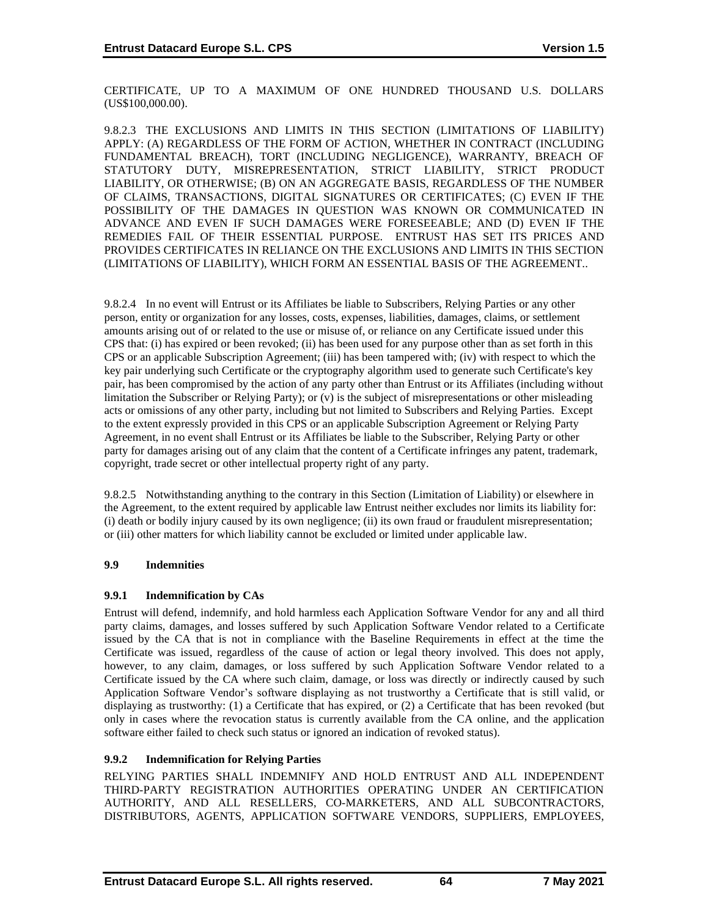CERTIFICATE, UP TO A MAXIMUM OF ONE HUNDRED THOUSAND U.S. DOLLARS (US$100,000.00).

9.8.2.3 THE EXCLUSIONS AND LIMITS IN THIS SECTION (LIMITATIONS OF LIABILITY) APPLY: (A) REGARDLESS OF THE FORM OF ACTION, WHETHER IN CONTRACT (INCLUDING FUNDAMENTAL BREACH), TORT (INCLUDING NEGLIGENCE), WARRANTY, BREACH OF STATUTORY DUTY, MISREPRESENTATION, STRICT LIABILITY, STRICT PRODUCT LIABILITY, OR OTHERWISE; (B) ON AN AGGREGATE BASIS, REGARDLESS OF THE NUMBER OF CLAIMS, TRANSACTIONS, DIGITAL SIGNATURES OR CERTIFICATES; (C) EVEN IF THE POSSIBILITY OF THE DAMAGES IN QUESTION WAS KNOWN OR COMMUNICATED IN ADVANCE AND EVEN IF SUCH DAMAGES WERE FORESEEABLE; AND (D) EVEN IF THE REMEDIES FAIL OF THEIR ESSENTIAL PURPOSE. ENTRUST HAS SET ITS PRICES AND PROVIDES CERTIFICATES IN RELIANCE ON THE EXCLUSIONS AND LIMITS IN THIS SECTION (LIMITATIONS OF LIABILITY), WHICH FORM AN ESSENTIAL BASIS OF THE AGREEMENT..

9.8.2.4 In no event will Entrust or its Affiliates be liable to Subscribers, Relying Parties or any other person, entity or organization for any losses, costs, expenses, liabilities, damages, claims, or settlement amounts arising out of or related to the use or misuse of, or reliance on any Certificate issued under this CPS that: (i) has expired or been revoked; (ii) has been used for any purpose other than as set forth in this CPS or an applicable Subscription Agreement; (iii) has been tampered with; (iv) with respect to which the key pair underlying such Certificate or the cryptography algorithm used to generate such Certificate's key pair, has been compromised by the action of any party other than Entrust or its Affiliates (including without limitation the Subscriber or Relying Party); or (v) is the subject of misrepresentations or other misleading acts or omissions of any other party, including but not limited to Subscribers and Relying Parties. Except to the extent expressly provided in this CPS or an applicable Subscription Agreement or Relying Party Agreement, in no event shall Entrust or its Affiliates be liable to the Subscriber, Relying Party or other party for damages arising out of any claim that the content of a Certificate infringes any patent, trademark, copyright, trade secret or other intellectual property right of any party.

9.8.2.5 Notwithstanding anything to the contrary in this Section (Limitation of Liability) or elsewhere in the Agreement, to the extent required by applicable law Entrust neither excludes nor limits its liability for: (i) death or bodily injury caused by its own negligence; (ii) its own fraud or fraudulent misrepresentation; or (iii) other matters for which liability cannot be excluded or limited under applicable law.

## 9.9 Indemnities

### 9.9.1 Indemnification by CAs

Entrust will defend, indemnify, and hold harmless each Application Software Vendor for any and all third party claims, damages, and losses suffered by such Application Software Vendor related to a Certificate issued by the CA that is not in compliance with the Baseline Requirements in effect at the time the Certificate was issued, regardless of the cause of action or legal theory involved. This does not apply, however, to any claim, damages, or loss suffered by such Application Software Vendor related to a Certificate issued by the CA where such claim, damage, or loss was directly or indirectly caused by such Application Software Vendor's software displaying as not trustworthy a Certificate that is still valid, or displaying as trustworthy: (1) a Certificate that has expired, or (2) a Certificate that has been revoked (but only in cases where the revocation status is currently available from the CA online, and the application software either failed to check such status or ignored an indication of revoked status).

### 9.9.2 Indemnification for Relying Parties

RELYING PARTIES SHALL INDEMNIFY AND HOLD ENTRUST AND ALL INDEPENDENT THIRD-PARTY REGISTRATION AUTHORITIES OPERATING UNDER AN CERTIFICATION AUTHORITY, AND ALL RESELLERS, CO-MARKETERS, AND ALL SUBCONTRACTORS, DISTRIBUTORS, AGENTS, APPLICATION SOFTWARE VENDORS, SUPPLIERS, EMPLOYEES,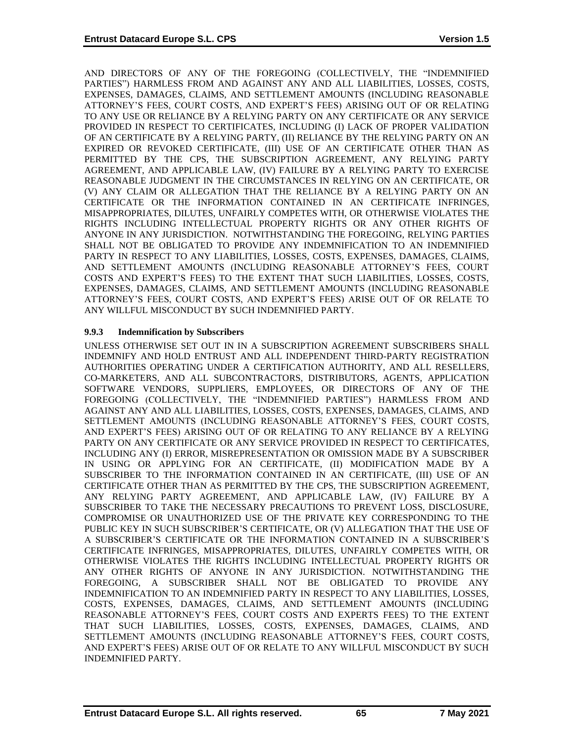AND DIRECTORS OF ANY OF THE FOREGOING (COLLECTIVELY, THE "INDEMNIFIED PARTIES") HARMLESS FROM AND AGAINST ANY AND ALL LIABILITIES, LOSSES, COSTS, EXPENSES, DAMAGES, CLAIMS, AND SETTLEMENT AMOUNTS (INCLUDING REASONABLE ATTORNEY'S FEES, COURT COSTS, AND EXPERT'S FEES) ARISING OUT OF OR RELATING TO ANY USE OR RELIANCE BY A RELYING PARTY ON ANY CERTIFICATE OR ANY SERVICE PROVIDED IN RESPECT TO CERTIFICATES, INCLUDING (I) LACK OF PROPER VALIDATION OF AN CERTIFICATE BY A RELYING PARTY, (II) RELIANCE BY THE RELYING PARTY ON AN EXPIRED OR REVOKED CERTIFICATE, (III) USE OF AN CERTIFICATE OTHER THAN AS PERMITTED BY THE CPS, THE SUBSCRIPTION AGREEMENT, ANY RELYING PARTY AGREEMENT, AND APPLICABLE LAW, (IV) FAILURE BY A RELYING PARTY TO EXERCISE REASONABLE JUDGMENT IN THE CIRCUMSTANCES IN RELYING ON AN CERTIFICATE, OR (V) ANY CLAIM OR ALLEGATION THAT THE RELIANCE BY A RELYING PARTY ON AN CERTIFICATE OR THE INFORMATION CONTAINED IN AN CERTIFICATE INFRINGES, MISAPPROPRIATES, DILUTES, UNFAIRLY COMPETES WITH, OR OTHERWISE VIOLATES THE RIGHTS INCLUDING INTELLECTUAL PROPERTY RIGHTS OR ANY OTHER RIGHTS OF ANYONE IN ANY JURISDICTION. NOTWITHSTANDING THE FOREGOING, RELYING PARTIES SHALL NOT BE OBLIGATED TO PROVIDE ANY INDEMNIFICATION TO AN INDEMNIFIED PARTY IN RESPECT TO ANY LIABILITIES, LOSSES, COSTS, EXPENSES, DAMAGES, CLAIMS, AND SETTLEMENT AMOUNTS (INCLUDING REASONABLE ATTORNEY'S FEES, COURT COSTS AND EXPERT'S FEES) TO THE EXTENT THAT SUCH LIABILITIES, LOSSES, COSTS, EXPENSES, DAMAGES, CLAIMS, AND SETTLEMENT AMOUNTS (INCLUDING REASONABLE ATTORNEY'S FEES, COURT COSTS, AND EXPERT'S FEES) ARISE OUT OF OR RELATE TO ANY WILLFUL MISCONDUCT BY SUCH INDEMNIFIED PARTY.

### 9.9.3 Indemnification by Subscribers

UNLESS OTHERWISE SET OUT IN IN A SUBSCRIPTION AGREEMENT SUBSCRIBERS SHALL INDEMNIFY AND HOLD ENTRUST AND ALL INDEPENDENT THIRD-PARTY REGISTRATION AUTHORITIES OPERATING UNDER A CERTIFICATION AUTHORITY, AND ALL RESELLERS, CO-MARKETERS, AND ALL SUBCONTRACTORS, DISTRIBUTORS, AGENTS, APPLICATION SOFTWARE VENDORS, SUPPLIERS, EMPLOYEES, OR DIRECTORS OF ANY OF THE FOREGOING (COLLECTIVELY, THE "INDEMNIFIED PARTIES") HARMLESS FROM AND AGAINST ANY AND ALL LIABILITIES, LOSSES, COSTS, EXPENSES, DAMAGES, CLAIMS, AND SETTLEMENT AMOUNTS (INCLUDING REASONABLE ATTORNEY'S FEES, COURT COSTS, AND EXPERT'S FEES) ARISING OUT OF OR RELATING TO ANY RELIANCE BY A RELYING PARTY ON ANY CERTIFICATE OR ANY SERVICE PROVIDED IN RESPECT TO CERTIFICATES, INCLUDING ANY (I) ERROR, MISREPRESENTATION OR OMISSION MADE BY A SUBSCRIBER IN USING OR APPLYING FOR AN CERTIFICATE, (II) MODIFICATION MADE BY A SUBSCRIBER TO THE INFORMATION CONTAINED IN AN CERTIFICATE, (III) USE OF AN CERTIFICATE OTHER THAN AS PERMITTED BY THE CPS, THE SUBSCRIPTION AGREEMENT, ANY RELYING PARTY AGREEMENT, AND APPLICABLE LAW, (IV) FAILURE BY A SUBSCRIBER TO TAKE THE NECESSARY PRECAUTIONS TO PREVENT LOSS, DISCLOSURE, COMPROMISE OR UNAUTHORIZED USE OF THE PRIVATE KEY CORRESPONDING TO THE PUBLIC KEY IN SUCH SUBSCRIBER'S CERTIFICATE, OR (V) ALLEGATION THAT THE USE OF A SUBSCRIBER'S CERTIFICATE OR THE INFORMATION CONTAINED IN A SUBSCRIBER'S CERTIFICATE INFRINGES, MISAPPROPRIATES, DILUTES, UNFAIRLY COMPETES WITH, OR OTHERWISE VIOLATES THE RIGHTS INCLUDING INTELLECTUAL PROPERTY RIGHTS OR ANY OTHER RIGHTS OF ANYONE IN ANY JURISDICTION. NOTWITHSTANDING THE FOREGOING, A SUBSCRIBER SHALL NOT BE OBLIGATED TO PROVIDE ANY INDEMNIFICATION TO AN INDEMNIFIED PARTY IN RESPECT TO ANY LIABILITIES, LOSSES, COSTS, EXPENSES, DAMAGES, CLAIMS, AND SETTLEMENT AMOUNTS (INCLUDING REASONABLE ATTORNEY'S FEES, COURT COSTS AND EXPERTS FEES) TO THE EXTENT THAT SUCH LIABILITIES, LOSSES, COSTS, EXPENSES, DAMAGES, CLAIMS, AND SETTLEMENT AMOUNTS (INCLUDING REASONABLE ATTORNEY'S FEES, COURT COSTS, AND EXPERT'S FEES) ARISE OUT OF OR RELATE TO ANY WILLFUL MISCONDUCT BY SUCH INDEMNIFIED PARTY.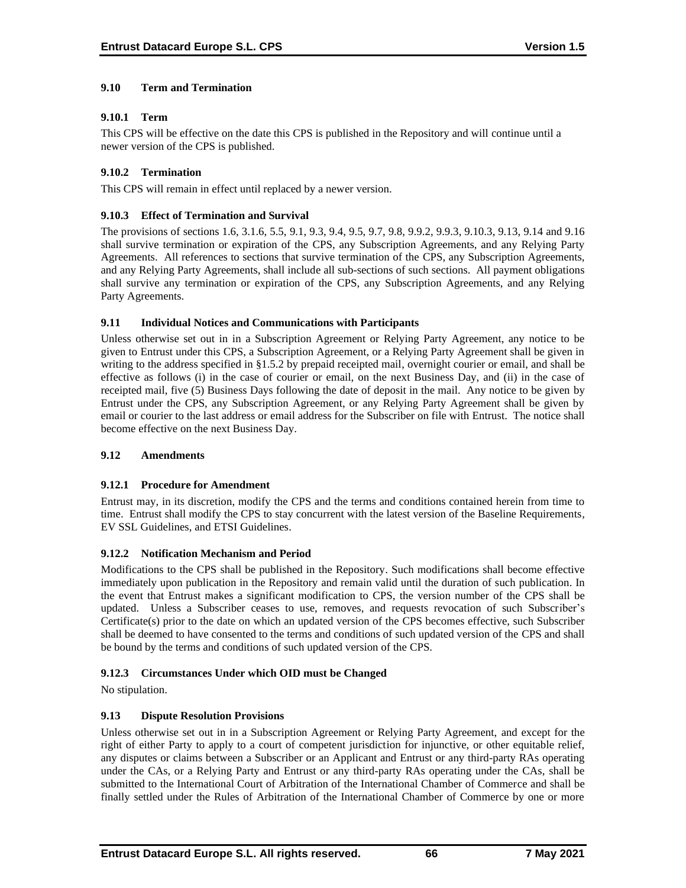### 9.10 Term and Termination

#### 9.10.1 Term

This CPS will be effective on the date this CPS is published in the Repository and will continue until a newer version of the CPS is published.

#### 9.10.2 Termination

This CPS will remain in effect until replaced by a newer version.

#### 9.10.3 Effect of Termination and Survival

The provisions of sections 1.6, 3.1.6, 5.5, 9.1, 9.3, 9.4, 9.5, 9.7, 9.8, 9.9.2, 9.9.3, 9.10.3, 9.13, 9.14 and 9.16 shall survive termination or expiration of the CPS, any Subscription Agreements, and any Relying Party Agreements. All references to sections that survive termination of the CPS, any Subscription Agreements, and any Relying Party Agreements, shall include all sub-sections of such sections. All payment obligations shall survive any termination or expiration of the CPS, any Subscription Agreements, and any Relying Party Agreements.

### 9.11 Individual Notices and Communications with Participants

Unless otherwise set out in in a Subscription Agreement or Relying Party Agreement, any notice to be given to Entrust under this CPS, a Subscription Agreement, or a Relying Party Agreement shall be given in writing to the address specified in §1.5.2 by prepaid receipted mail, overnight courier or email, and shall be effective as follows (i) in the case of courier or email, on the next Business Day, and (ii) in the case of receipted mail, five (5) Business Days following the date of deposit in the mail. Any notice to be given by Entrust under the CPS, any Subscription Agreement, or any Relying Party Agreement shall be given by email or courier to the last address or email address for the Subscriber on file with Entrust. The notice shall become effective on the next Business Day.

### 9.12 Amendments

#### 9.12.1 Procedure for Amendment

Entrust may, in its discretion, modify the CPS and the terms and conditions contained herein from time to time. Entrust shall modify the CPS to stay concurrent with the latest version of the Baseline Requirements, EV SSL Guidelines, and ETSI Guidelines.

#### 9.12.2 Notification Mechanism and Period

Modifications to the CPS shall be published in the Repository. Such modifications shall become effective immediately upon publication in the Repository and remain valid until the duration of such publication. In the event that Entrust makes a significant modification to CPS, the version number of the CPS shall be updated. Unless a Subscriber ceases to use, removes, and requests revocation of such Subscriber's Certificate(s) prior to the date on which an updated version of the CPS becomes effective, such Subscriber shall be deemed to have consented to the terms and conditions of such updated version of the CPS and shall be bound by the terms and conditions of such updated version of the CPS.

#### 9.12.3 Circumstances Under which OID must be Changed

No stipulation.

### 9.13 Dispute Resolution Provisions

Unless otherwise set out in in a Subscription Agreement or Relying Party Agreement, and except for the right of either Party to apply to a court of competent jurisdiction for injunctive, or other equitable relief, any disputes or claims between a Subscriber or an Applicant and Entrust or any third-party RAs operating under the CAs, or a Relying Party and Entrust or any third-party RAs operating under the CAs, shall be submitted to the International Court of Arbitration of the International Chamber of Commerce and shall be finally settled under the Rules of Arbitration of the International Chamber of Commerce by one or more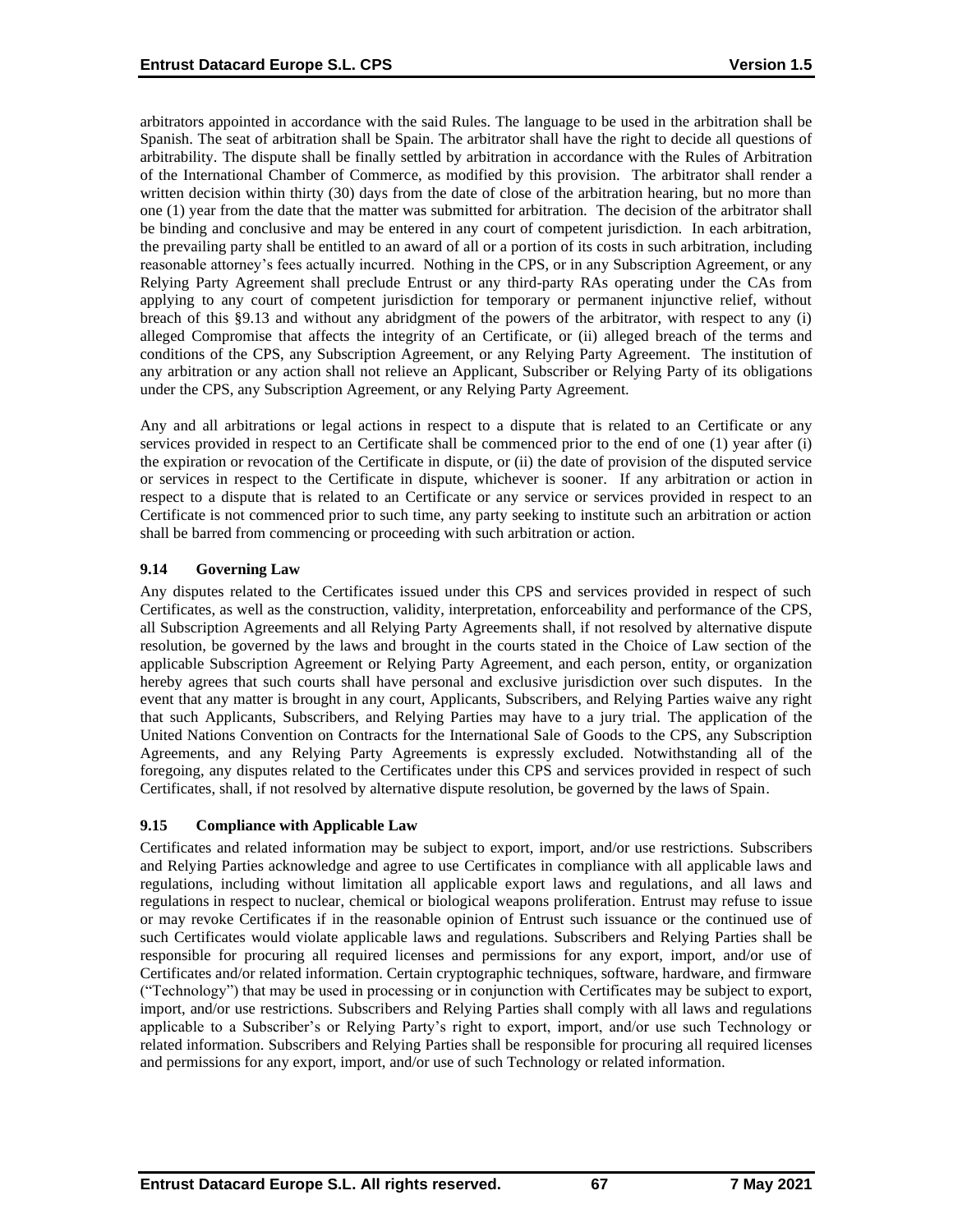arbitrators appointed in accordance with the said Rules. The language to be used in the arbitration shall be Spanish. The seat of arbitration shall be Spain. The arbitrator shall have the right to decide all questions of arbitrability. The dispute shall be finally settled by arbitration in accordance with the Rules of Arbitration of the International Chamber of Commerce, as modified by this provision. The arbitrator shall render a written decision within thirty (30) days from the date of close of the arbitration hearing, but no more than one (1) year from the date that the matter was submitted for arbitration. The decision of the arbitrator shall be binding and conclusive and may be entered in any court of competent jurisdiction. In each arbitration, the prevailing party shall be entitled to an award of all or a portion of its costs in such arbitration, including reasonable attorney's fees actually incurred. Nothing in the CPS, or in any Subscription Agreement, or any Relying Party Agreement shall preclude Entrust or any third-party RAs operating under the CAs from applying to any court of competent jurisdiction for temporary or permanent injunctive relief, without breach of this §9.13 and without any abridgment of the powers of the arbitrator, with respect to any (i) alleged Compromise that affects the integrity of an Certificate, or (ii) alleged breach of the terms and conditions of the CPS, any Subscription Agreement, or any Relying Party Agreement. The institution of any arbitration or any action shall not relieve an Applicant, Subscriber or Relying Party of its obligations under the CPS, any Subscription Agreement, or any Relying Party Agreement.

Any and all arbitrations or legal actions in respect to a dispute that is related to an Certificate or any services provided in respect to an Certificate shall be commenced prior to the end of one (1) year after (i) the expiration or revocation of the Certificate in dispute, or (ii) the date of provision of the disputed service or services in respect to the Certificate in dispute, whichever is sooner. If any arbitration or action in respect to a dispute that is related to an Certificate or any service or services provided in respect to an Certificate is not commenced prior to such time, any party seeking to institute such an arbitration or action shall be barred from commencing or proceeding with such arbitration or action.

### 9.14 Governing Law

Any disputes related to the Certificates issued under this CPS and services provided in respect of such Certificates, as well as the construction, validity, interpretation, enforceability and performance of the CPS, all Subscription Agreements and all Relying Party Agreements shall, if not resolved by alternative dispute resolution, be governed by the laws and brought in the courts stated in the Choice of Law section of the applicable Subscription Agreement or Relying Party Agreement, and each person, entity, or organization hereby agrees that such courts shall have personal and exclusive jurisdiction over such disputes. In the event that any matter is brought in any court, Applicants, Subscribers, and Relying Parties waive any right that such Applicants, Subscribers, and Relying Parties may have to a jury trial. The application of the United Nations Convention on Contracts for the International Sale of Goods to the CPS, any Subscription Agreements, and any Relying Party Agreements is expressly excluded. Notwithstanding all of the foregoing, any disputes related to the Certificates under this CPS and services provided in respect of such Certificates, shall, if not resolved by alternative dispute resolution, be governed by the laws of Spain.

### 9.15 Compliance with Applicable Law

Certificates and related information may be subject to export, import, and/or use restrictions. Subscribers and Relying Parties acknowledge and agree to use Certificates in compliance with all applicable laws and regulations, including without limitation all applicable export laws and regulations, and all laws and regulations in respect to nuclear, chemical or biological weapons proliferation. Entrust may refuse to issue or may revoke Certificates if in the reasonable opinion of Entrust such issuance or the continued use of such Certificates would violate applicable laws and regulations. Subscribers and Relying Parties shall be responsible for procuring all required licenses and permissions for any export, import, and/or use of Certificates and/or related information. Certain cryptographic techniques, software, hardware, and firmware ("Technology") that may be used in processing or in conjunction with Certificates may be subject to export, import, and/or use restrictions. Subscribers and Relying Parties shall comply with all laws and regulations applicable to a Subscriber's or Relying Party's right to export, import, and/or use such Technology or related information. Subscribers and Relying Parties shall be responsible for procuring all required licenses and permissions for any export, import, and/or use of such Technology or related information.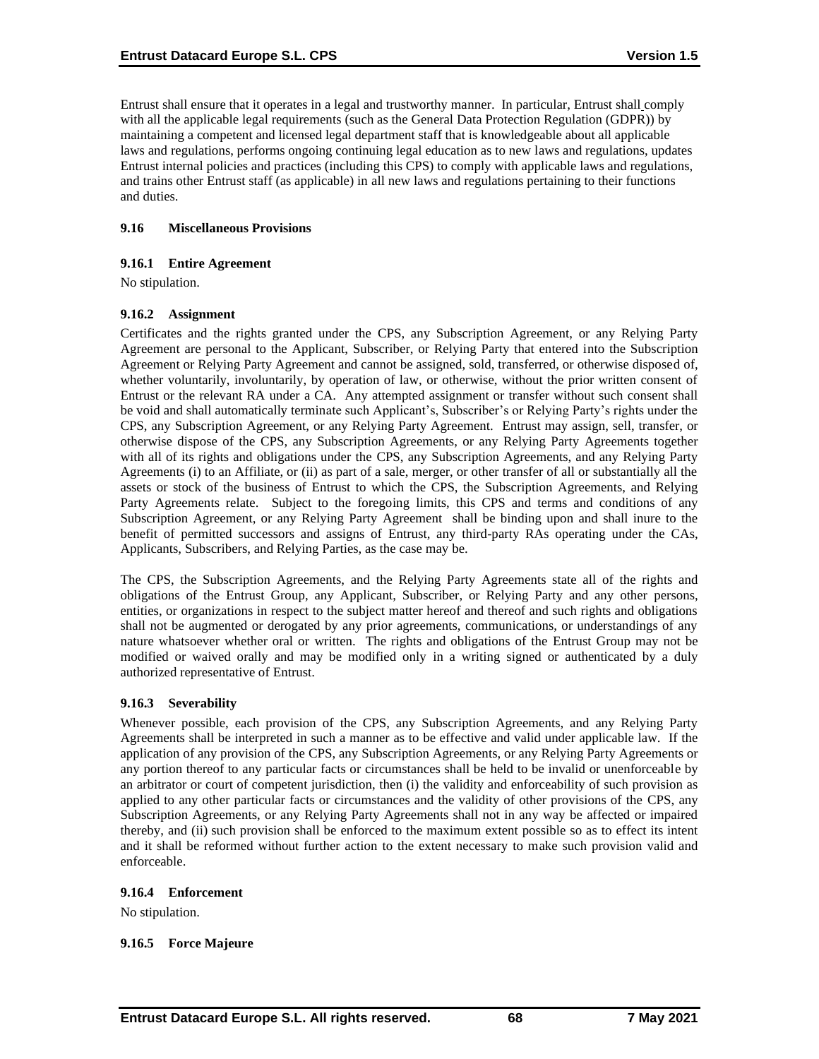Entrust shall ensure that it operates in a legal and trustworthy manner. In particular, Entrust shall comply with all the applicable legal requirements (such as the General Data Protection Regulation (GDPR)) by maintaining a competent and licensed legal department staff that is knowledgeable about all applicable laws and regulations, performs ongoing continuing legal education as to new laws and regulations, updates Entrust internal policies and practices (including this CPS) to comply with applicable laws and regulations, and trains other Entrust staff (as applicable) in all new laws and regulations pertaining to their functions and duties.

### 9.16 Miscellaneous Provisions

#### 9.16.1 Entire Agreement

No stipulation.

#### 9.16.2 Assignment

Certificates and the rights granted under the CPS, any Subscription Agreement, or any Relying Party Agreement are personal to the Applicant, Subscriber, or Relying Party that entered into the Subscription Agreement or Relying Party Agreement and cannot be assigned, sold, transferred, or otherwise disposed of, whether voluntarily, involuntarily, by operation of law, or otherwise, without the prior written consent of Entrust or the relevant RA under a CA. Any attempted assignment or transfer without such consent shall be void and shall automatically terminate such Applicant's, Subscriber's or Relying Party's rights under the CPS, any Subscription Agreement, or any Relying Party Agreement. Entrust may assign, sell, transfer, or otherwise dispose of the CPS, any Subscription Agreements, or any Relying Party Agreements together with all of its rights and obligations under the CPS, any Subscription Agreements, and any Relying Party Agreements (i) to an Affiliate, or (ii) as part of a sale, merger, or other transfer of all or substantially all the assets or stock of the business of Entrust to which the CPS, the Subscription Agreements, and Relying Party Agreements relate. Subject to the foregoing limits, this CPS and terms and conditions of any Subscription Agreement, or any Relying Party Agreement shall be binding upon and shall inure to the benefit of permitted successors and assigns of Entrust, any third-party RAs operating under the CAs, Applicants, Subscribers, and Relying Parties, as the case may be.

The CPS, the Subscription Agreements, and the Relying Party Agreements state all of the rights and obligations of the Entrust Group, any Applicant, Subscriber, or Relying Party and any other persons, entities, or organizations in respect to the subject matter hereof and thereof and such rights and obligations shall not be augmented or derogated by any prior agreements, communications, or understandings of any nature whatsoever whether oral or written. The rights and obligations of the Entrust Group may not be modified or waived orally and may be modified only in a writing signed or authenticated by a duly authorized representative of Entrust.

#### 9.16.3 Severability

Whenever possible, each provision of the CPS, any Subscription Agreements, and any Relying Party Agreements shall be interpreted in such a manner as to be effective and valid under applicable law. If the application of any provision of the CPS, any Subscription Agreements, or any Relying Party Agreements or any portion thereof to any particular facts or circumstances shall be held to be invalid or unenforceable by an arbitrator or court of competent jurisdiction, then (i) the validity and enforceability of such provision as applied to any other particular facts or circumstances and the validity of other provisions of the CPS, any Subscription Agreements, or any Relying Party Agreements shall not in any way be affected or impaired thereby, and (ii) such provision shall be enforced to the maximum extent possible so as to effect its intent and it shall be reformed without further action to the extent necessary to make such provision valid and enforceable.

#### 9.16.4 Enforcement

No stipulation.

#### 9.16.5 Force Majeure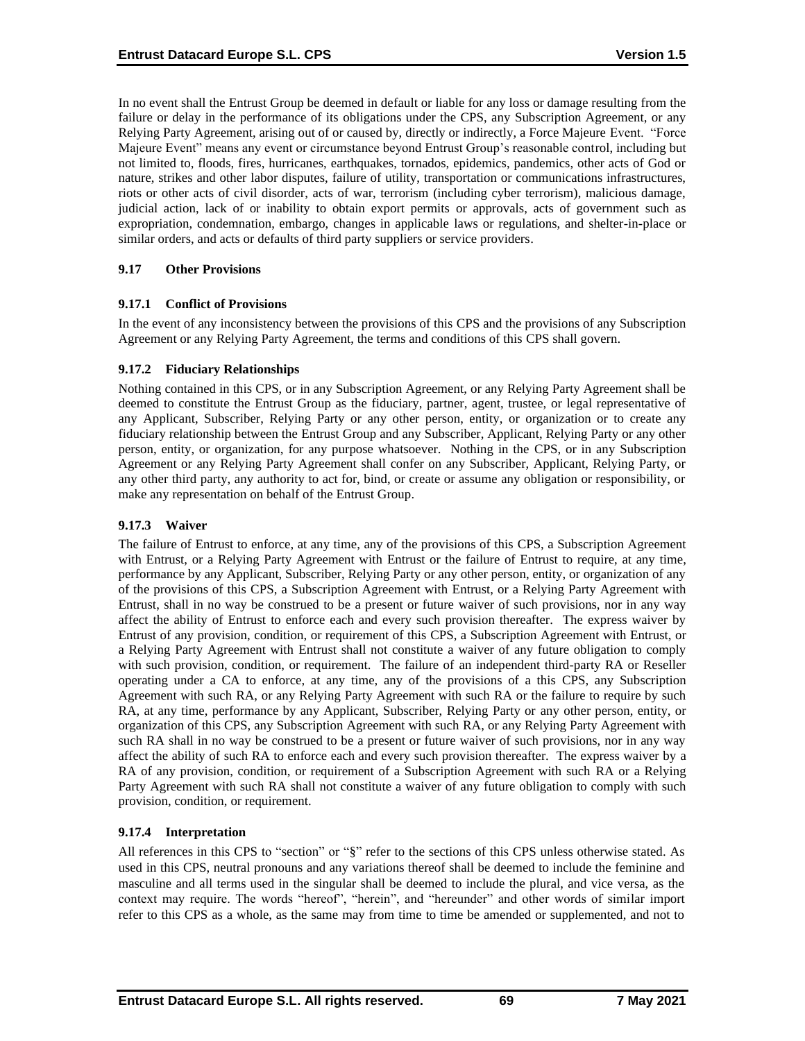In no event shall the Entrust Group be deemed in default or liable for any loss or damage resulting from the failure or delay in the performance of its obligations under the CPS, any Subscription Agreement, or any Relying Party Agreement, arising out of or caused by, directly or indirectly, a Force Majeure Event. "Force Majeure Event" means any event or circumstance beyond Entrust Group's reasonable control, including but not limited to, floods, fires, hurricanes, earthquakes, tornados, epidemics, pandemics, other acts of God or nature, strikes and other labor disputes, failure of utility, transportation or communications infrastructures, riots or other acts of civil disorder, acts of war, terrorism (including cyber terrorism), malicious damage, judicial action, lack of or inability to obtain export permits or approvals, acts of government such as expropriation, condemnation, embargo, changes in applicable laws or regulations, and shelter-in-place or similar orders, and acts or defaults of third party suppliers or service providers.

### 9.17 Other Provisions

#### 9.17.1 Conflict of Provisions

In the event of any inconsistency between the provisions of this CPS and the provisions of any Subscription Agreement or any Relying Party Agreement, the terms and conditions of this CPS shall govern.

#### 9.17.2 Fiduciary Relationships

Nothing contained in this CPS, or in any Subscription Agreement, or any Relying Party Agreement shall be deemed to constitute the Entrust Group as the fiduciary, partner, agent, trustee, or legal representative of any Applicant, Subscriber, Relying Party or any other person, entity, or organization or to create any fiduciary relationship between the Entrust Group and any Subscriber, Applicant, Relying Party or any other person, entity, or organization, for any purpose whatsoever. Nothing in the CPS, or in any Subscription Agreement or any Relying Party Agreement shall confer on any Subscriber, Applicant, Relying Party, or any other third party, any authority to act for, bind, or create or assume any obligation or responsibility, or make any representation on behalf of the Entrust Group.

#### 9.17.3 Waiver

The failure of Entrust to enforce, at any time, any of the provisions of this CPS, a Subscription Agreement with Entrust, or a Relying Party Agreement with Entrust or the failure of Entrust to require, at any time, performance by any Applicant, Subscriber, Relying Party or any other person, entity, or organization of any of the provisions of this CPS, a Subscription Agreement with Entrust, or a Relying Party Agreement with Entrust, shall in no way be construed to be a present or future waiver of such provisions, nor in any way affect the ability of Entrust to enforce each and every such provision thereafter. The express waiver by Entrust of any provision, condition, or requirement of this CPS, a Subscription Agreement with Entrust, or a Relying Party Agreement with Entrust shall not constitute a waiver of any future obligation to comply with such provision, condition, or requirement. The failure of an independent third-party RA or Reseller operating under a CA to enforce, at any time, any of the provisions of a this CPS, any Subscription Agreement with such RA, or any Relying Party Agreement with such RA or the failure to require by such RA, at any time, performance by any Applicant, Subscriber, Relying Party or any other person, entity, or organization of this CPS, any Subscription Agreement with such RA, or any Relying Party Agreement with such RA shall in no way be construed to be a present or future waiver of such provisions, nor in any way affect the ability of such RA to enforce each and every such provision thereafter. The express waiver by a RA of any provision, condition, or requirement of a Subscription Agreement with such RA or a Relying Party Agreement with such RA shall not constitute a waiver of any future obligation to comply with such provision, condition, or requirement.

#### 9.17.4 Interpretation

All references in this CPS to "section" or "§" refer to the sections of this CPS unless otherwise stated. As used in this CPS, neutral pronouns and any variations thereof shall be deemed to include the feminine and masculine and all terms used in the singular shall be deemed to include the plural, and vice versa, as the context may require. The words "hereof", "herein", and "hereunder" and other words of similar import refer to this CPS as a whole, as the same may from time to time be amended or supplemented, and not to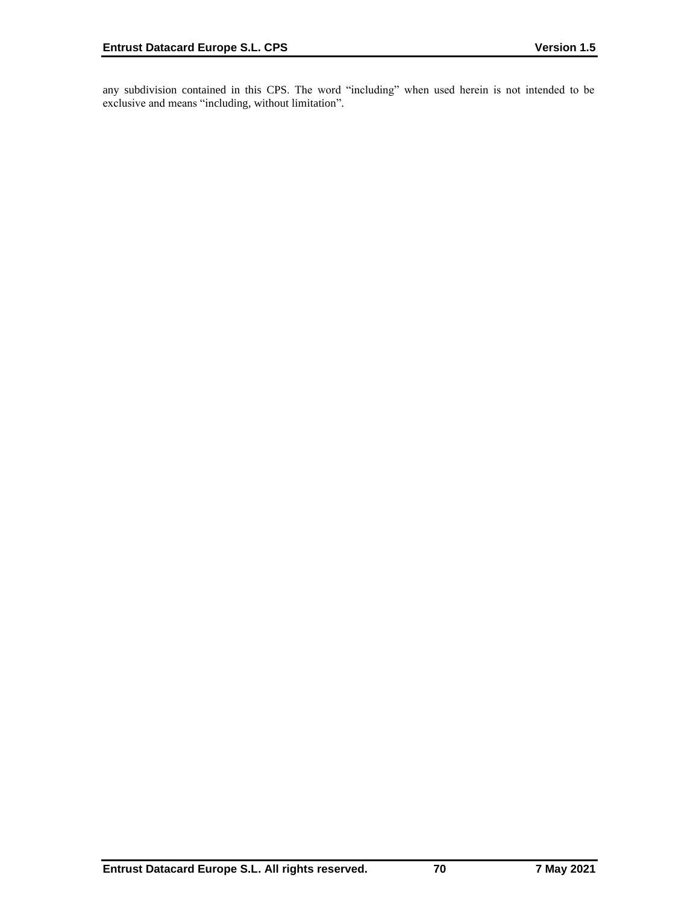any subdivision contained in this CPS. The word “including” when used herein is not intended to be exclusive and means “including, without limitation”.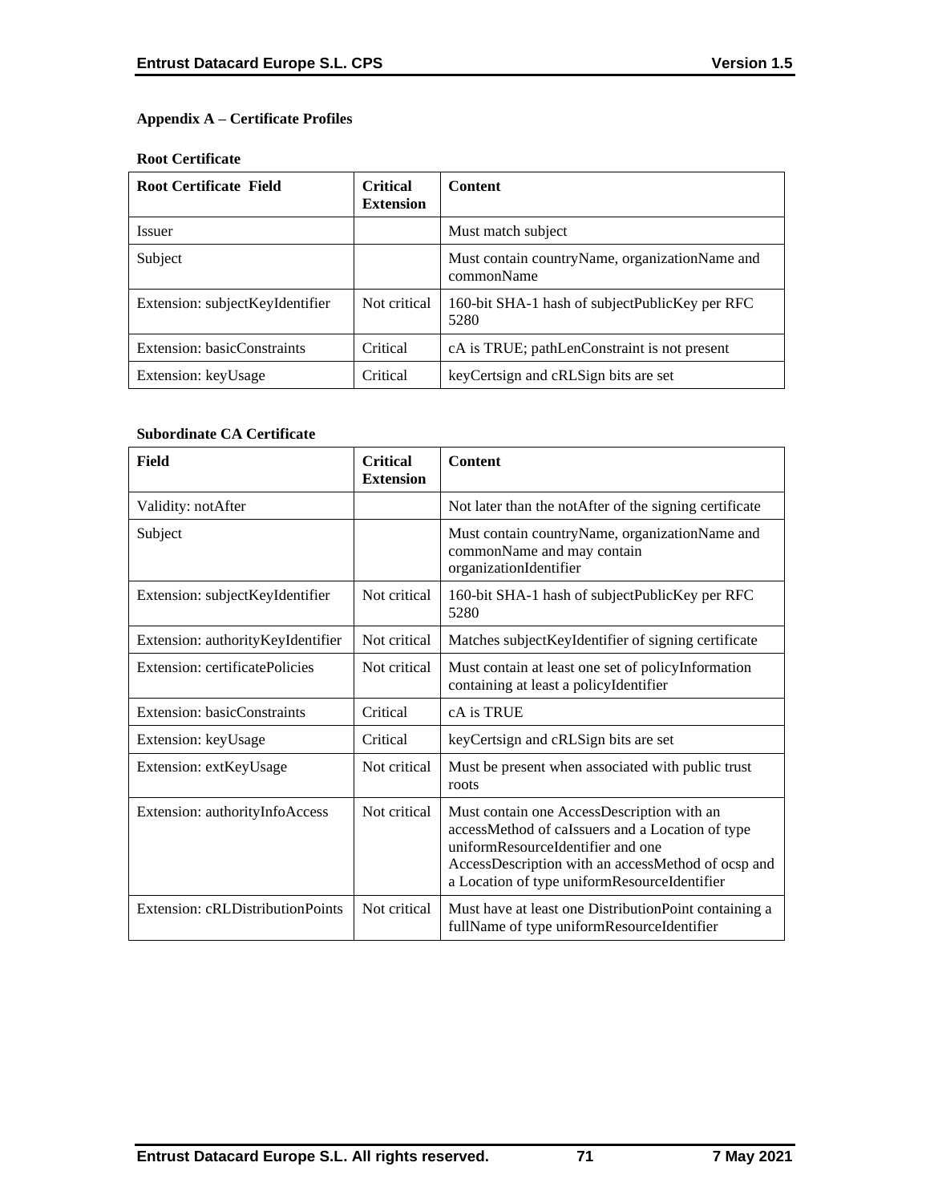**Appendix A – Certificate Profiles**

**Root Certificate**

| Root Certificate Field | Critical Extension | Content |
|---|---|---|
| Issuer | | Must match subject |
| Subject | | Must contain countryName, organizationName and commonName |
| Extension: subjectKeyIdentifier | Not critical | 160-bit SHA-1 hash of subjectPublicKey per RFC 5280 |
| Extension: basicConstraints | Critical | cA is TRUE; pathLenConstraint is not present |
| Extension: keyUsage | Critical | keyCertsign and cRLSign bits are set |

**Subordinate CA Certificate**

| Field | Critical Extension | Content |
|---|---|---|
| Validity: notAfter | | Not later than the notAfter of the signing certificate |
| Subject | | Must contain countryName, organizationName and commonName and may contain organizationIdentifier |
| Extension: subjectKeyIdentifier | Not critical | 160-bit SHA-1 hash of subjectPublicKey per RFC 5280 |
| Extension: authorityKeyIdentifier | Not critical | Matches subjectKeyIdentifier of signing certificate |
| Extension: certificatePolicies | Not critical | Must contain at least one set of policyInformation containing at least a policyIdentifier |
| Extension: basicConstraints | Critical | cA is TRUE |
| Extension: keyUsage | Critical | keyCertsign and cRLSign bits are set |
| Extension: extKeyUsage | Not critical | Must be present when associated with public trust roots |
| Extension: authorityInfoAccess | Not critical | Must contain one AccessDescription with an accessMethod of caIssuers and a Location of type uniformResourceIdentifier and one AccessDescription with an accessMethod of ocsp and a Location of type uniformResourceIdentifier |
| Extension: cRLDistributionPoints | Not critical | Must have at least one DistributionPoint containing a fullName of type uniformResourceIdentifier |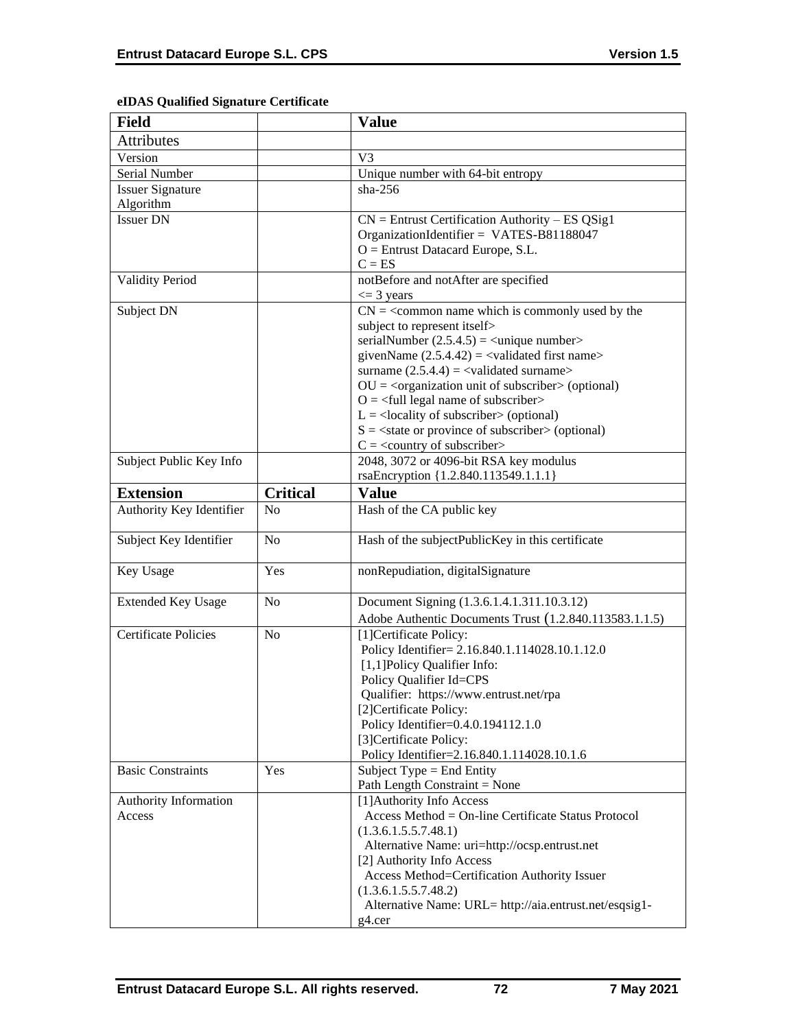**eIDAS Qualified Signature Certificate**

| Field | | Value |
|---|---|---|
| Attributes | | |
| Version | | V3 |
| Serial Number | | Unique number with 64-bit entropy |
| Issuer Signature Algorithm | | sha-256 |
| Issuer DN | | CN = Entrust Certification Authority – ES QSig1<br>OrganizationIdentifier = VATES-B81188047<br>O = Entrust Datacard Europe, S.L.<br>C = ES |
| Validity Period | | notBefore and notAfter are specified<br><= 3 years |
| Subject DN | | CN = <common name which is commonly used by the subject to represent itself><br>serialNumber (2.5.4.5) = <unique number><br>givenName (2.5.4.42) = <validated first name><br>surname (2.5.4.4) = <validated surname><br>OU = <organization unit of subscriber> (optional)<br>O = <full legal name of subscriber><br>L = <locality of subscriber> (optional)<br>S = <state or province of subscriber> (optional)<br>C = <country of subscriber> |
| Subject Public Key Info | | 2048, 3072 or 4096-bit RSA key modulus<br>rsaEncryption {1.2.840.113549.1.1.1} |
| **Extension** | **Critical** | **Value** |
| Authority Key Identifier | No | Hash of the CA public key |
| Subject Key Identifier | No | Hash of the subjectPublicKey in this certificate |
| Key Usage | Yes | nonRepudiation, digitalSignature |
| Extended Key Usage | No | Document Signing (1.3.6.1.4.1.311.10.3.12)<br>Adobe Authentic Documents Trust (1.2.840.113583.1.1.5) |
| Certificate Policies | No | [1]Certificate Policy:<br>Policy Identifier= 2.16.840.1.114028.10.1.12.0<br>[1,1]Policy Qualifier Info:<br>Policy Qualifier Id=CPS<br>Qualifier: https://www.entrust.net/rpa<br>[2]Certificate Policy:<br>Policy Identifier=0.4.0.194112.1.0<br>[3]Certificate Policy:<br>Policy Identifier=2.16.840.1.114028.10.1.6 |
| Basic Constraints | Yes | Subject Type = End Entity<br>Path Length Constraint = None |
| Authority Information Access | | [1]Authority Info Access<br>Access Method = On-line Certificate Status Protocol (1.3.6.1.5.5.7.48.1)<br>Alternative Name: uri=http://ocsp.entrust.net<br>[2] Authority Info Access<br>Access Method=Certification Authority Issuer (1.3.6.1.5.5.7.48.2)<br>Alternative Name: URL= http://aia.entrust.net/esqsig1-g4.cer |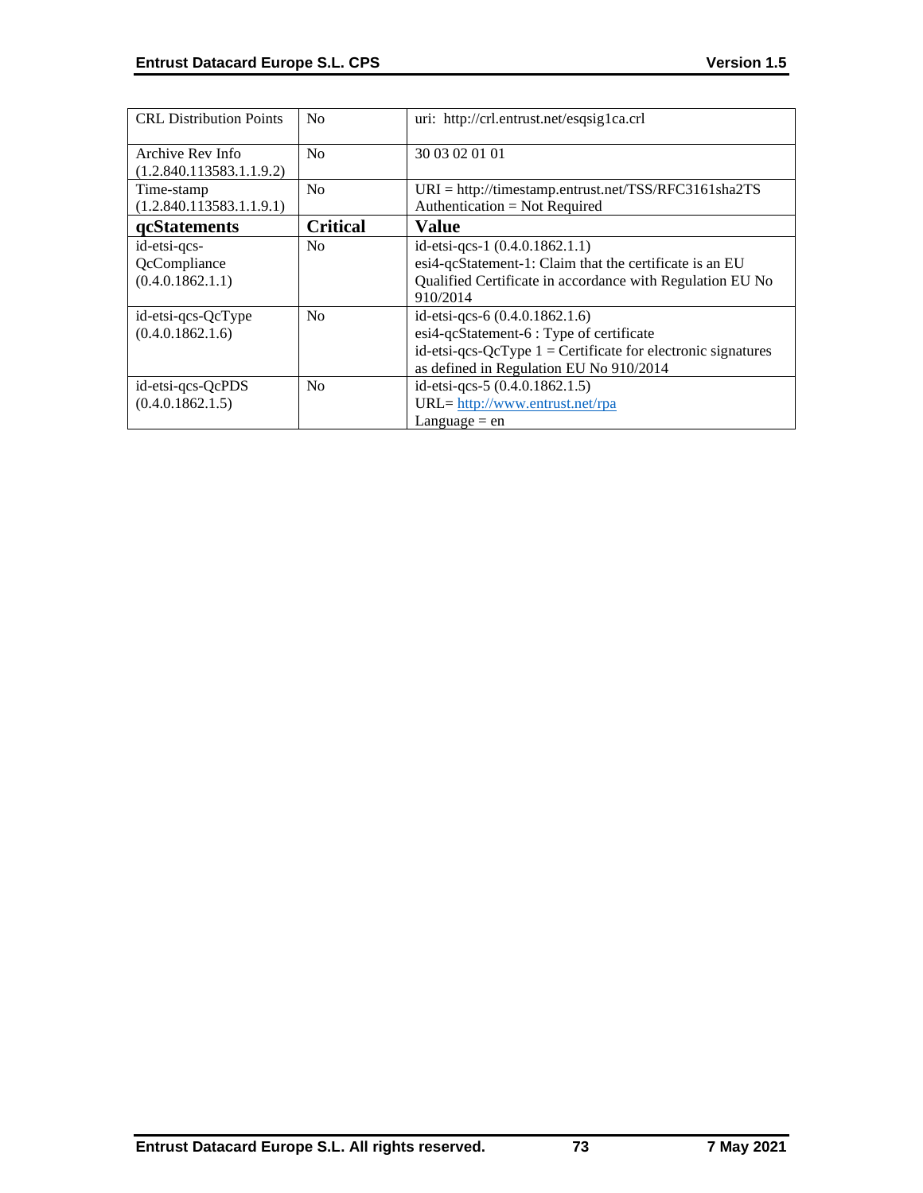| CRL Distribution Points | No | uri: http://crl.entrust.net/esqsig1ca.crl |
|---|---|---|
| Archive Rev Info (1.2.840.113583.1.1.9.2) | No | 30 03 02 01 01 |
| Time-stamp (1.2.840.113583.1.1.9.1) | No | URI = http://timestamp.entrust.net/TSS/RFC3161sha2TS<br>Authentication = Not Required |
| **qcStatements** | **Critical** | **Value** |
| id-etsi-qcs-QcCompliance (0.4.0.1862.1.1) | No | id-etsi-qcs-1 (0.4.0.1862.1.1)<br>esi4-qcStatement-1: Claim that the certificate is an EU Qualified Certificate in accordance with Regulation EU No 910/2014 |
| id-etsi-qcs-QcType (0.4.0.1862.1.6) | No | id-etsi-qcs-6 (0.4.0.1862.1.6)<br>esi4-qcStatement-6 : Type of certificate<br>id-etsi-qcs-QcType 1 = Certificate for electronic signatures as defined in Regulation EU No 910/2014 |
| id-etsi-qcs-QcPDS (0.4.0.1862.1.5) | No | id-etsi-qcs-5 (0.4.0.1862.1.5)<br>URL= http://www.entrust.net/rpa<br>Language = en |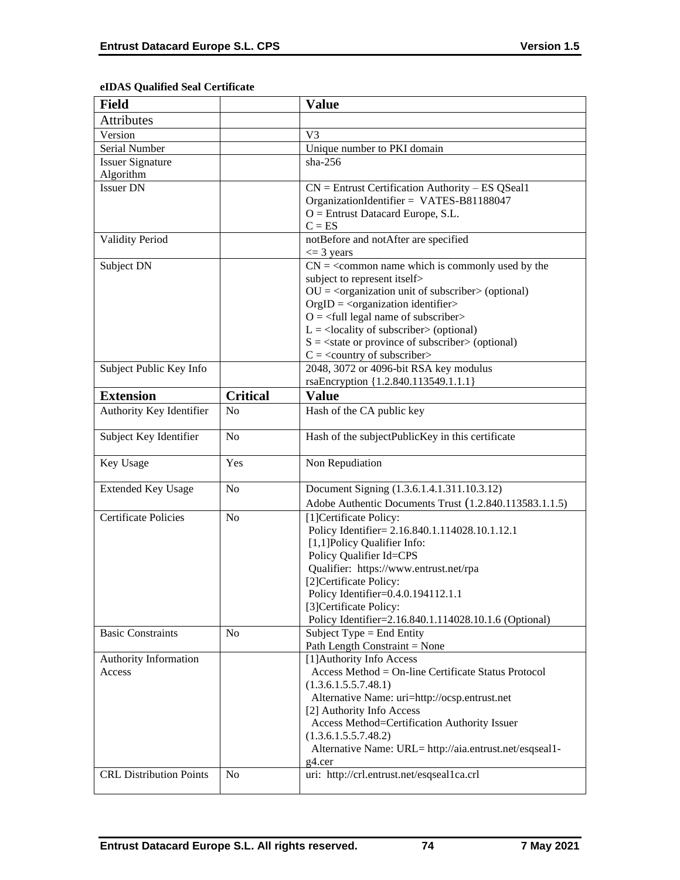**eIDAS Qualified Seal Certificate**

| Field | | Value |
|---|---|---|
| Attributes | | |
| Version | | V3 |
| Serial Number | | Unique number to PKI domain |
| Issuer Signature Algorithm | | sha-256 |
| Issuer DN | | CN = Entrust Certification Authority – ES QSeal1<br>OrganizationIdentifier = VATES-B81188047<br>O = Entrust Datacard Europe, S.L.<br>C = ES |
| Validity Period | | notBefore and notAfter are specified<br><= 3 years |
| Subject DN | | CN = <common name which is commonly used by the subject to represent itself><br>OU = <organization unit of subscriber> (optional)<br>OrgID = <organization identifier><br>O = <full legal name of subscriber><br>L = <locality of subscriber> (optional)<br>S = <state or province of subscriber> (optional)<br>C = <country of subscriber> |
| Subject Public Key Info | | 2048, 3072 or 4096-bit RSA key modulus<br>rsaEncryption {1.2.840.113549.1.1.1} |
| **Extension** | **Critical** | **Value** |
| Authority Key Identifier | No | Hash of the CA public key |
| Subject Key Identifier | No | Hash of the subjectPublicKey in this certificate |
| Key Usage | Yes | Non Repudiation |
| Extended Key Usage | No | Document Signing (1.3.6.1.4.1.311.10.3.12)<br>Adobe Authentic Documents Trust (1.2.840.113583.1.1.5) |
| Certificate Policies | No | [1]Certificate Policy:<br>Policy Identifier= 2.16.840.1.114028.10.1.12.1<br>[1,1]Policy Qualifier Info:<br>Policy Qualifier Id=CPS<br>Qualifier: https://www.entrust.net/rpa<br>[2]Certificate Policy:<br>Policy Identifier=0.4.0.194112.1.1<br>[3]Certificate Policy:<br>Policy Identifier=2.16.840.1.114028.10.1.6 (Optional) |
| Basic Constraints | No | Subject Type = End Entity<br>Path Length Constraint = None |
| Authority Information Access | | [1]Authority Info Access<br>Access Method = On-line Certificate Status Protocol (1.3.6.1.5.5.7.48.1)<br>Alternative Name: uri=http://ocsp.entrust.net<br>[2] Authority Info Access<br>Access Method=Certification Authority Issuer (1.3.6.1.5.5.7.48.2)<br>Alternative Name: URL= http://aia.entrust.net/esqseal1-g4.cer |
| CRL Distribution Points | No | uri: http://crl.entrust.net/esqseal1ca.crl |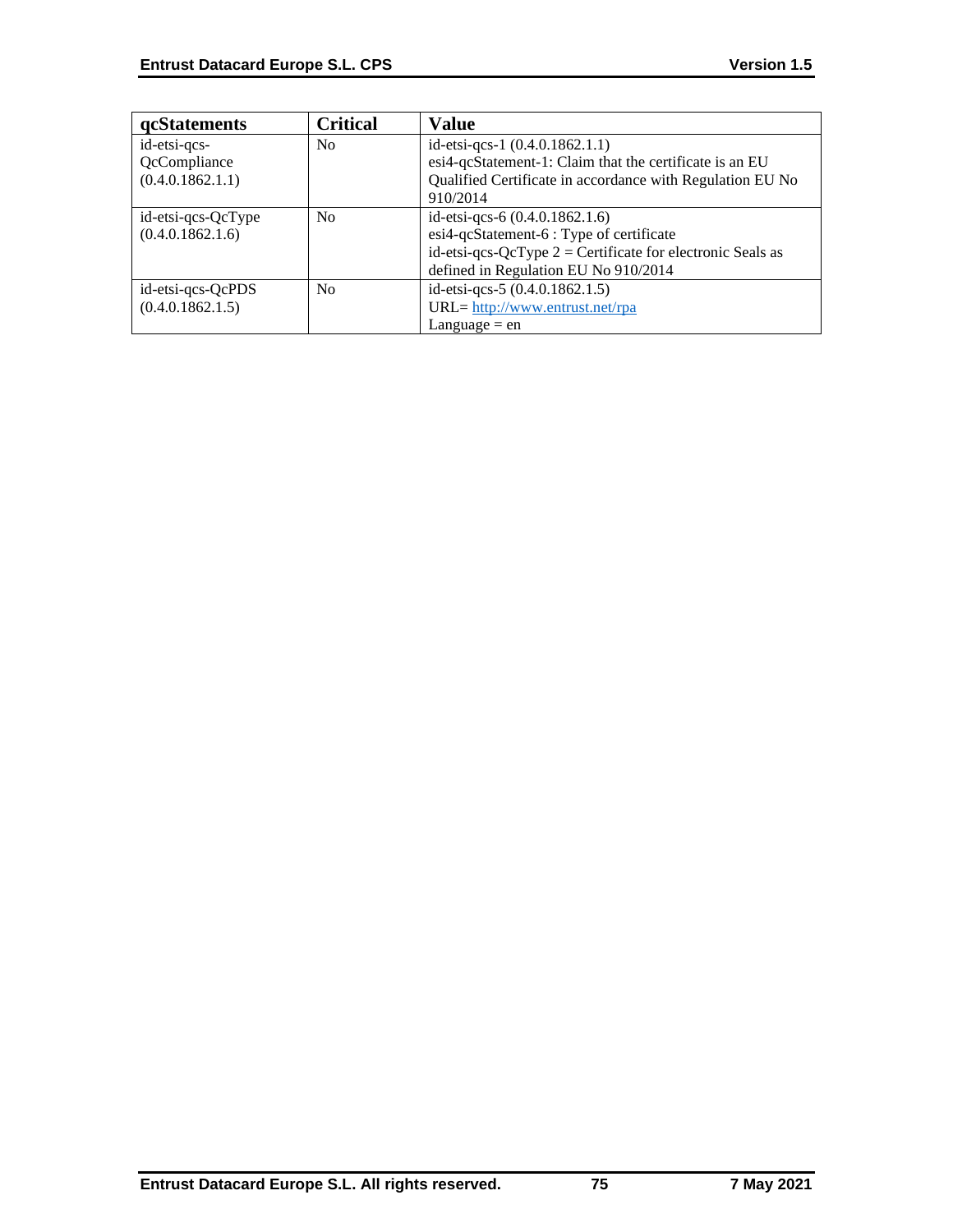| qcStatements | Critical | Value |
|---|---|---|
| id-etsi-qcs-QcCompliance (0.4.0.1862.1.1) | No | id-etsi-qcs-1 (0.4.0.1862.1.1)<br>esi4-qcStatement-1: Claim that the certificate is an EU Qualified Certificate in accordance with Regulation EU No 910/2014 |
| id-etsi-qcs-QcType (0.4.0.1862.1.6) | No | id-etsi-qcs-6 (0.4.0.1862.1.6)<br>esi4-qcStatement-6 : Type of certificate<br>id-etsi-qcs-QcType 2 = Certificate for electronic Seals as defined in Regulation EU No 910/2014 |
| id-etsi-qcs-QcPDS (0.4.0.1862.1.5) | No | id-etsi-qcs-5 (0.4.0.1862.1.5)<br>URL= http://www.entrust.net/rpa<br>Language = en |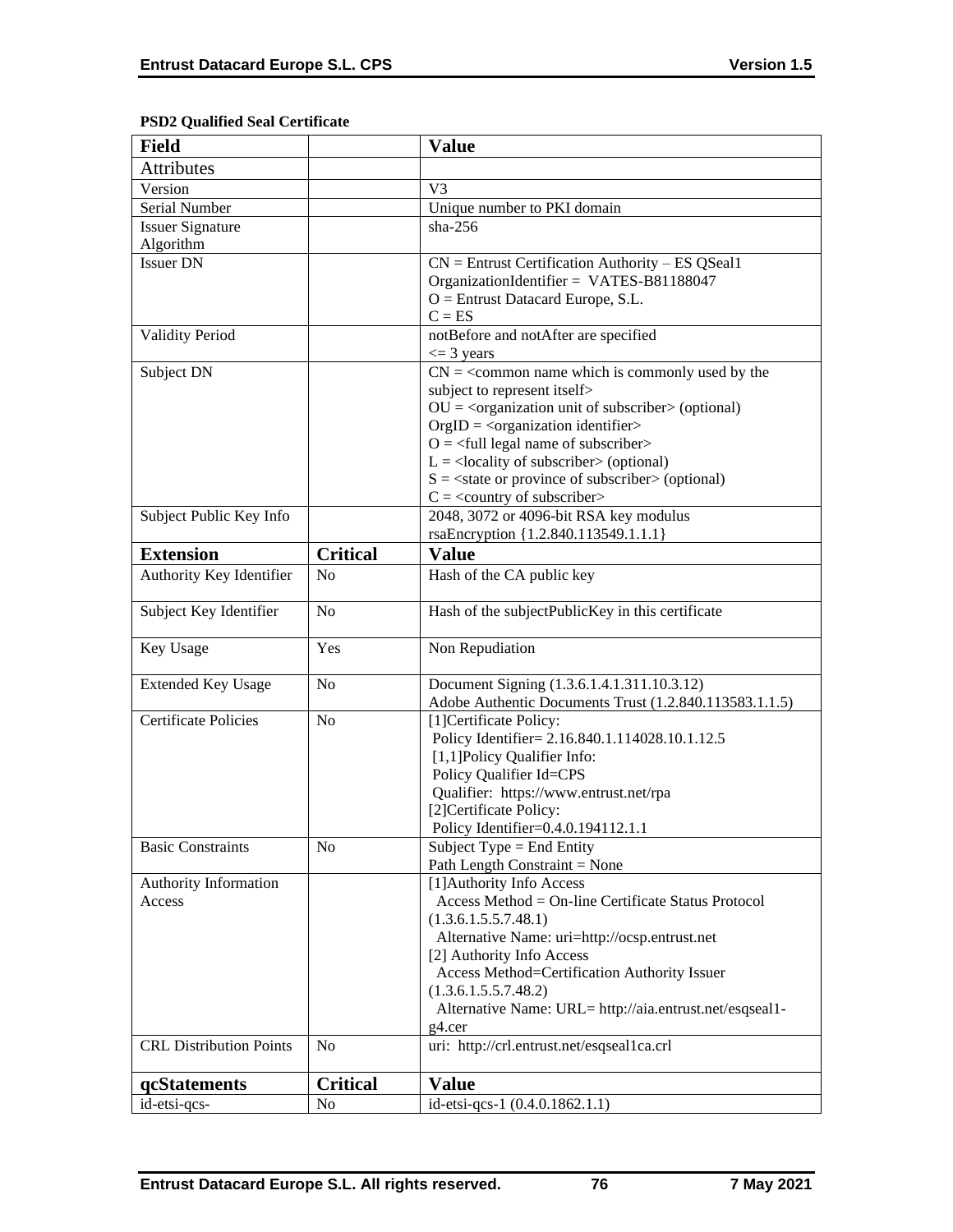**PSD2 Qualified Seal Certificate**

| **Field** | | **Value** |
|---|---|---|
| Attributes | | |
| Version | | V3 |
| Serial Number | | Unique number to PKI domain |
| Issuer Signature Algorithm | | sha-256 |
| Issuer DN | | CN = Entrust Certification Authority – ES QSeal1<br>OrganizationIdentifier = VATES-B81188047<br>O = Entrust Datacard Europe, S.L.<br>C = ES |
| Validity Period | | notBefore and notAfter are specified<br><= 3 years |
| Subject DN | | CN = <common name which is commonly used by the subject to represent itself><br>OU = <organization unit of subscriber> (optional)<br>OrgID = <organization identifier><br>O = <full legal name of subscriber><br>L = <locality of subscriber> (optional)<br>S = <state or province of subscriber> (optional)<br>C = <country of subscriber> |
| Subject Public Key Info | | 2048, 3072 or 4096-bit RSA key modulus<br>rsaEncryption {1.2.840.113549.1.1.1} |
| **Extension** | **Critical** | **Value** |
| Authority Key Identifier | No | Hash of the CA public key |
| Subject Key Identifier | No | Hash of the subjectPublicKey in this certificate |
| Key Usage | Yes | Non Repudiation |
| Extended Key Usage | No | Document Signing (1.3.6.1.4.1.311.10.3.12)<br>Adobe Authentic Documents Trust (1.2.840.113583.1.1.5) |
| Certificate Policies | No | [1]Certificate Policy:<br>Policy Identifier= 2.16.840.1.114028.10.1.12.5<br>[1,1]Policy Qualifier Info:<br>Policy Qualifier Id=CPS<br>Qualifier: https://www.entrust.net/rpa<br>[2]Certificate Policy:<br>Policy Identifier=0.4.0.194112.1.1 |
| Basic Constraints | No | Subject Type = End Entity<br>Path Length Constraint = None |
| Authority Information Access | | [1]Authority Info Access<br>Access Method = On-line Certificate Status Protocol (1.3.6.1.5.5.7.48.1)<br>Alternative Name: uri=http://ocsp.entrust.net<br>[2] Authority Info Access<br>Access Method=Certification Authority Issuer (1.3.6.1.5.5.7.48.2)<br>Alternative Name: URL= http://aia.entrust.net/esqseal1-g4.cer |
| CRL Distribution Points | No | uri: http://crl.entrust.net/esqseal1ca.crl |
| **qcStatements** | **Critical** | **Value** |
| id-etsi-qcs- | No | id-etsi-qcs-1 (0.4.0.1862.1.1) |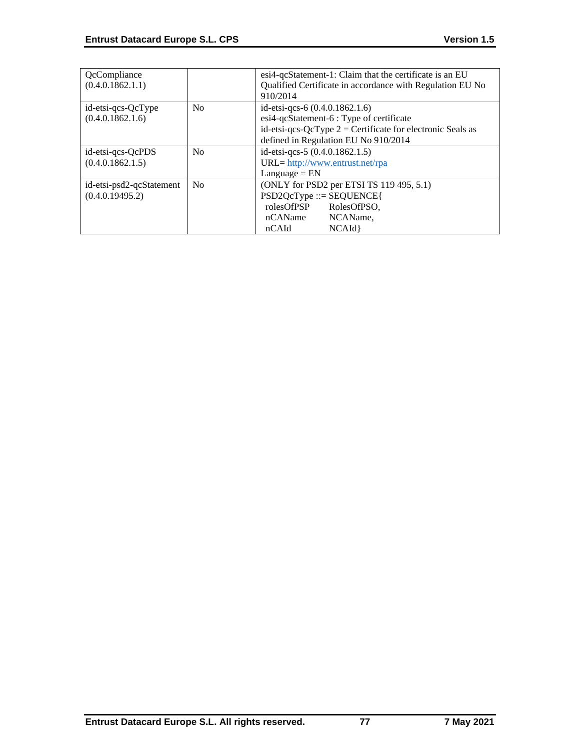| QcCompliance (0.4.0.1862.1.1) | | esi4-qcStatement-1: Claim that the certificate is an EU Qualified Certificate in accordance with Regulation EU No 910/2014 |
|---|---|---|
| id-etsi-qcs-QcType (0.4.0.1862.1.6) | No | id-etsi-qcs-6 (0.4.0.1862.1.6)<br>esi4-qcStatement-6 : Type of certificate<br>id-etsi-qcs-QcType 2 = Certificate for electronic Seals as defined in Regulation EU No 910/2014 |
| id-etsi-qcs-QcPDS (0.4.0.1862.1.5) | No | id-etsi-qcs-5 (0.4.0.1862.1.5)<br>URL= http://www.entrust.net/rpa<br>Language = EN |
| id-etsi-psd2-qcStatement (0.4.0.19495.2) | No | (ONLY for PSD2 per ETSI TS 119 495, 5.1)<br>PSD2QcType ::= SEQUENCE{<br>rolesOfPSP RolesOfPSO,<br>nCAName NCAName,<br>nCAId NCAId} |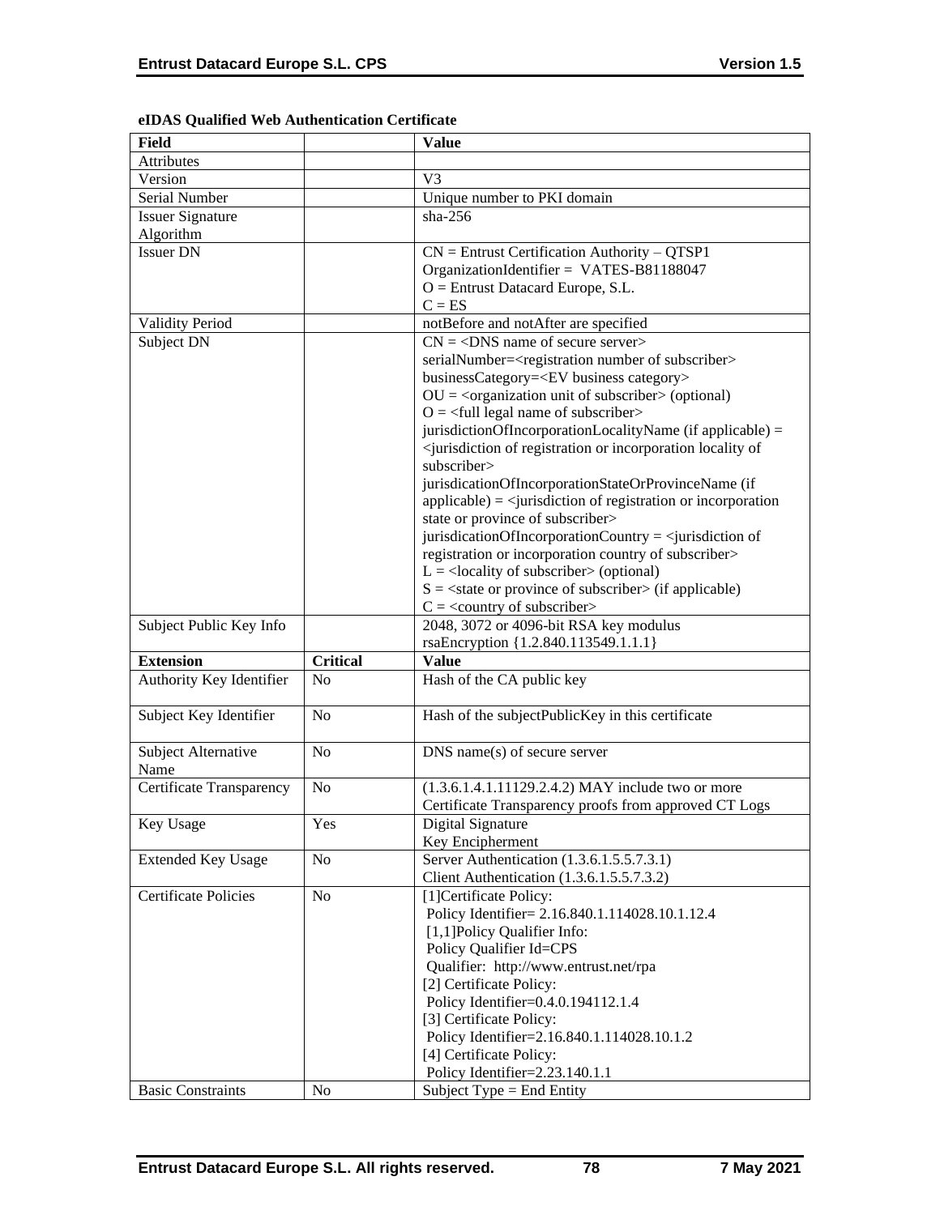**eIDAS Qualified Web Authentication Certificate**

| Field | | Value |
|---|---|---|
| Attributes | | |
| Version | | V3 |
| Serial Number | | Unique number to PKI domain |
| Issuer Signature Algorithm | | sha-256 |
| Issuer DN | | CN = Entrust Certification Authority – QTSP1<br>OrganizationIdentifier = VATES-B81188047<br>O = Entrust Datacard Europe, S.L.<br>C = ES |
| Validity Period | | notBefore and notAfter are specified |
| Subject DN | | CN = <DNS name of secure server><br>serialNumber=<registration number of subscriber><br>businessCategory=<EV business category><br>OU = <organization unit of subscriber> (optional)<br>O = <full legal name of subscriber><br>jurisdictionOfIncorporationLocalityName (if applicable) = <jurisdiction of registration or incorporation locality of subscriber><br>jurisdicationOfIncorporationStateOrProvinceName (if applicable) = <jurisdiction of registration or incorporation state or province of subscriber><br>jurisdicationOfIncorporationCountry = <jurisdiction of registration or incorporation country of subscriber><br>L = <locality of subscriber> (optional)<br>S = <state or province of subscriber> (if applicable)<br>C = <country of subscriber> |
| Subject Public Key Info | | 2048, 3072 or 4096-bit RSA key modulus<br>rsaEncryption {1.2.840.113549.1.1.1} |
| **Extension** | **Critical** | **Value** |
| Authority Key Identifier | No | Hash of the CA public key |
| Subject Key Identifier | No | Hash of the subjectPublicKey in this certificate |
| Subject Alternative Name | No | DNS name(s) of secure server |
| Certificate Transparency | No | (1.3.6.1.4.1.11129.2.4.2) MAY include two or more Certificate Transparency proofs from approved CT Logs |
| Key Usage | Yes | Digital Signature<br>Key Encipherment |
| Extended Key Usage | No | Server Authentication (1.3.6.1.5.5.7.3.1)<br>Client Authentication (1.3.6.1.5.5.7.3.2) |
| Certificate Policies | No | [1]Certificate Policy:<br>Policy Identifier= 2.16.840.1.114028.10.1.12.4<br>[1,1]Policy Qualifier Info:<br>Policy Qualifier Id=CPS<br>Qualifier: http://www.entrust.net/rpa<br>[2] Certificate Policy:<br>Policy Identifier=0.4.0.194112.1.4<br>[3] Certificate Policy:<br>Policy Identifier=2.16.840.1.114028.10.1.2<br>[4] Certificate Policy:<br>Policy Identifier=2.23.140.1.1 |
| Basic Constraints | No | Subject Type = End Entity |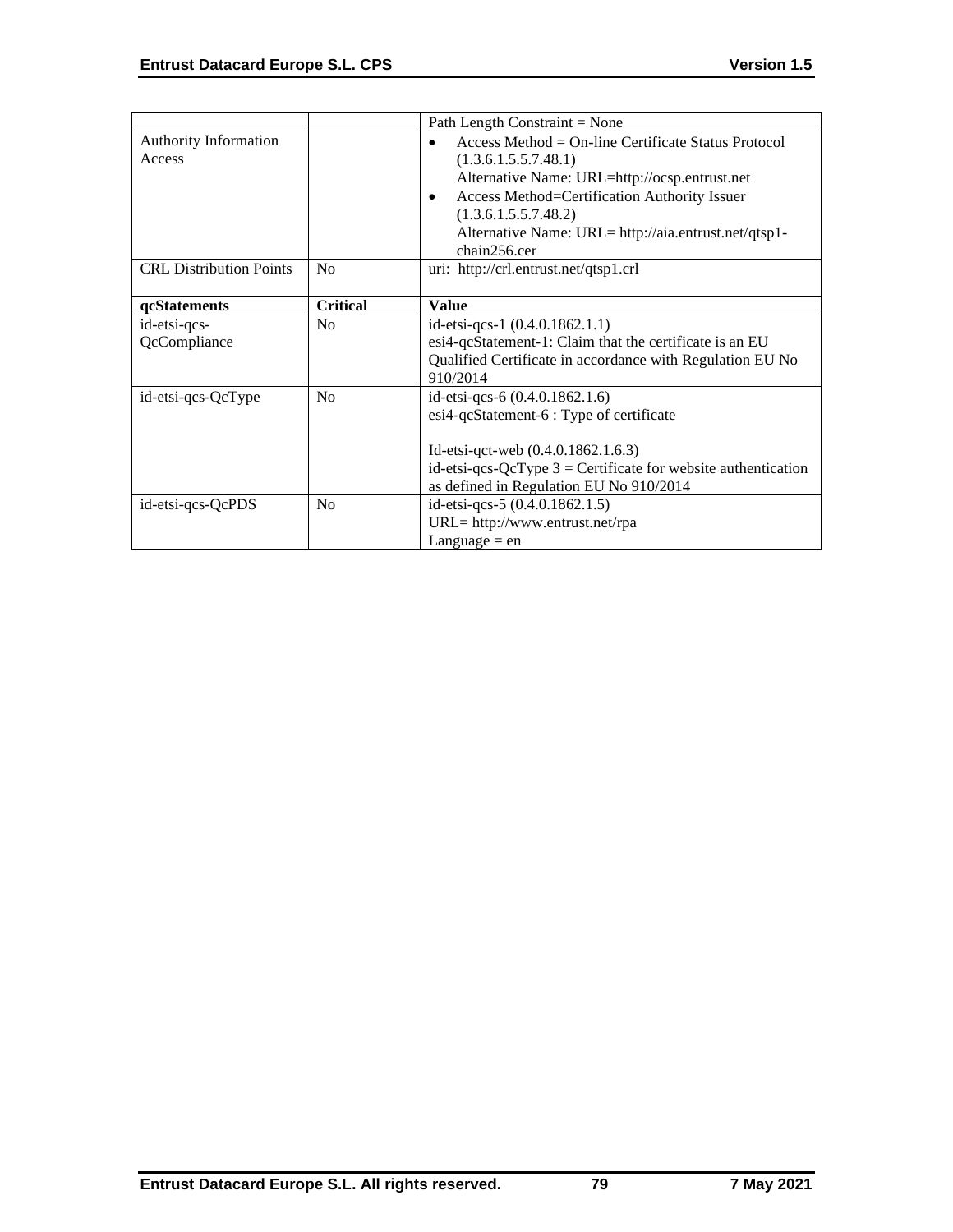| | | |
|---|---|---|
| | | Path Length Constraint = None |
| Authority Information Access | | • Access Method = On-line Certificate Status Protocol (1.3.6.1.5.5.7.48.1)<br>Alternative Name: URL=http://ocsp.entrust.net<br>• Access Method=Certification Authority Issuer (1.3.6.1.5.5.7.48.2)<br>Alternative Name: URL= http://aia.entrust.net/qtsp1-chain256.cer |
| CRL Distribution Points | No | uri: http://crl.entrust.net/qtsp1.crl |
| **qcStatements** | **Critical** | **Value** |
| id-etsi-qcs-QcCompliance | No | id-etsi-qcs-1 (0.4.0.1862.1.1)<br>esi4-qcStatement-1: Claim that the certificate is an EU Qualified Certificate in accordance with Regulation EU No 910/2014 |
| id-etsi-qcs-QcType | No | id-etsi-qcs-6 (0.4.0.1862.1.6)<br>esi4-qcStatement-6 : Type of certificate<br><br>Id-etsi-qct-web (0.4.0.1862.1.6.3)<br>id-etsi-qcs-QcType 3 = Certificate for website authentication as defined in Regulation EU No 910/2014 |
| id-etsi-qcs-QcPDS | No | id-etsi-qcs-5 (0.4.0.1862.1.5)<br>URL= http://www.entrust.net/rpa<br>Language = en |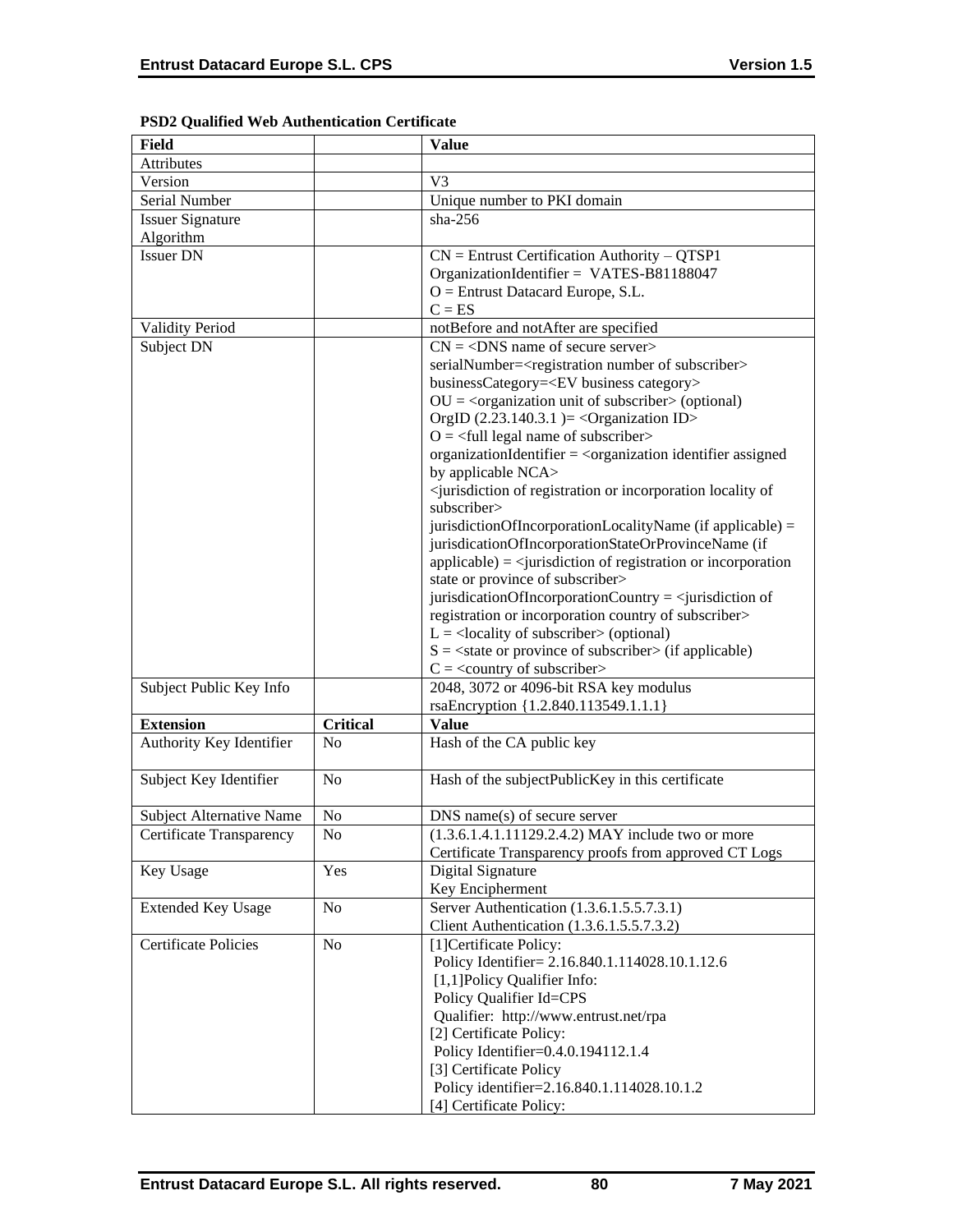**PSD2 Qualified Web Authentication Certificate**

| Field | | Value |
|---|---|---|
| Attributes | | |
| Version | | V3 |
| Serial Number | | Unique number to PKI domain |
| Issuer Signature Algorithm | | sha-256 |
| Issuer DN | | CN = Entrust Certification Authority – QTSP1<br>OrganizationIdentifier = VATES-B81188047<br>O = Entrust Datacard Europe, S.L.<br>C = ES |
| Validity Period | | notBefore and notAfter are specified |
| Subject DN | | CN = <DNS name of secure server><br>serialNumber=<registration number of subscriber><br>businessCategory=<EV business category><br>OU = <organization unit of subscriber> (optional)<br>OrgID (2.23.140.3.1 )= <Organization ID><br>O = <full legal name of subscriber><br>organizationIdentifier = <organization identifier assigned by applicable NCA><br><jurisdiction of registration or incorporation locality of subscriber><br>jurisdictionOfIncorporationLocalityName (if applicable) = jurisdicationOfIncorporationStateOrProvinceName (if applicable) = <jurisdiction of registration or incorporation state or province of subscriber><br>jurisdicationOfIncorporationCountry = <jurisdiction of registration or incorporation country of subscriber><br>L = <locality of subscriber> (optional)<br>S = <state or province of subscriber> (if applicable)<br>C = <country of subscriber> |
| Subject Public Key Info | | 2048, 3072 or 4096-bit RSA key modulus<br>rsaEncryption {1.2.840.113549.1.1.1} |
| **Extension** | **Critical** | **Value** |
| Authority Key Identifier | No | Hash of the CA public key |
| Subject Key Identifier | No | Hash of the subjectPublicKey in this certificate |
| Subject Alternative Name | No | DNS name(s) of secure server |
| Certificate Transparency | No | (1.3.6.1.4.1.11129.2.4.2) MAY include two or more Certificate Transparency proofs from approved CT Logs |
| Key Usage | Yes | Digital Signature<br>Key Encipherment |
| Extended Key Usage | No | Server Authentication (1.3.6.1.5.5.7.3.1)<br>Client Authentication (1.3.6.1.5.5.7.3.2) |
| Certificate Policies | No | [1]Certificate Policy:<br>Policy Identifier= 2.16.840.1.114028.10.1.12.6<br>[1,1]Policy Qualifier Info:<br>Policy Qualifier Id=CPS<br>Qualifier: http://www.entrust.net/rpa<br>[2] Certificate Policy:<br>Policy Identifier=0.4.0.194112.1.4<br>[3] Certificate Policy<br>Policy identifier=2.16.840.1.114028.10.1.2<br>[4] Certificate Policy: |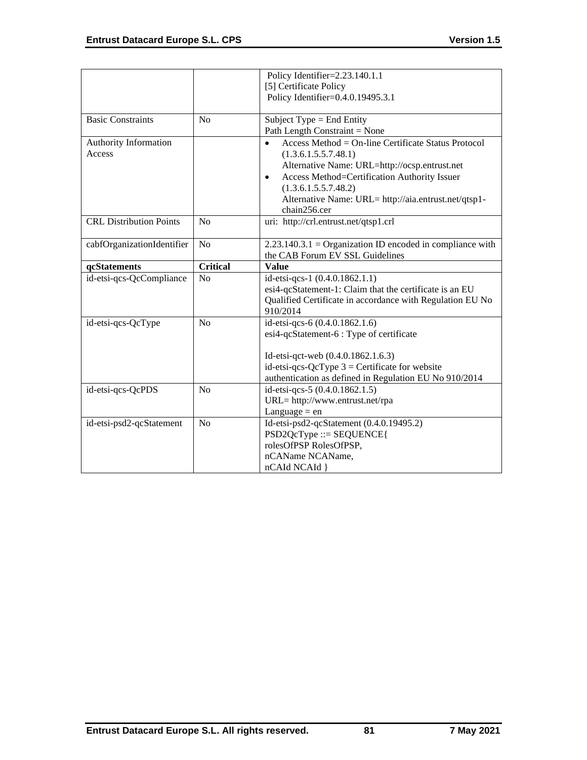| | | Policy Identifier=2.23.140.1.1<br>[5] Certificate Policy<br>Policy Identifier=0.4.0.19495.3.1 |
|---|---|---|
| Basic Constraints | No | Subject Type = End Entity<br>Path Length Constraint = None |
| Authority Information Access | | • Access Method = On-line Certificate Status Protocol (1.3.6.1.5.5.7.48.1)<br>Alternative Name: URL=http://ocsp.entrust.net<br>• Access Method=Certification Authority Issuer (1.3.6.1.5.5.7.48.2)<br>Alternative Name: URL= http://aia.entrust.net/qtsp1-chain256.cer |
| CRL Distribution Points | No | uri: http://crl.entrust.net/qtsp1.crl |
| cabfOrganizationIdentifier | No | 2.23.140.3.1 = Organization ID encoded in compliance with the CAB Forum EV SSL Guidelines |
| **qcStatements** | **Critical** | **Value** |
| id-etsi-qcs-QcCompliance | No | id-etsi-qcs-1 (0.4.0.1862.1.1)<br>esi4-qcStatement-1: Claim that the certificate is an EU Qualified Certificate in accordance with Regulation EU No 910/2014 |
| id-etsi-qcs-QcType | No | id-etsi-qcs-6 (0.4.0.1862.1.6)<br>esi4-qcStatement-6 : Type of certificate<br><br>Id-etsi-qct-web (0.4.0.1862.1.6.3)<br>id-etsi-qcs-QcType 3 = Certificate for website authentication as defined in Regulation EU No 910/2014 |
| id-etsi-qcs-QcPDS | No | id-etsi-qcs-5 (0.4.0.1862.1.5)<br>URL= http://www.entrust.net/rpa<br>Language = en |
| id-etsi-psd2-qcStatement | No | Id-etsi-psd2-qcStatement (0.4.0.19495.2)<br>PSD2QcType ::= SEQUENCE{<br>rolesOfPSP RolesOfPSP,<br>nCAName NCAName,<br>nCAId NCAId } |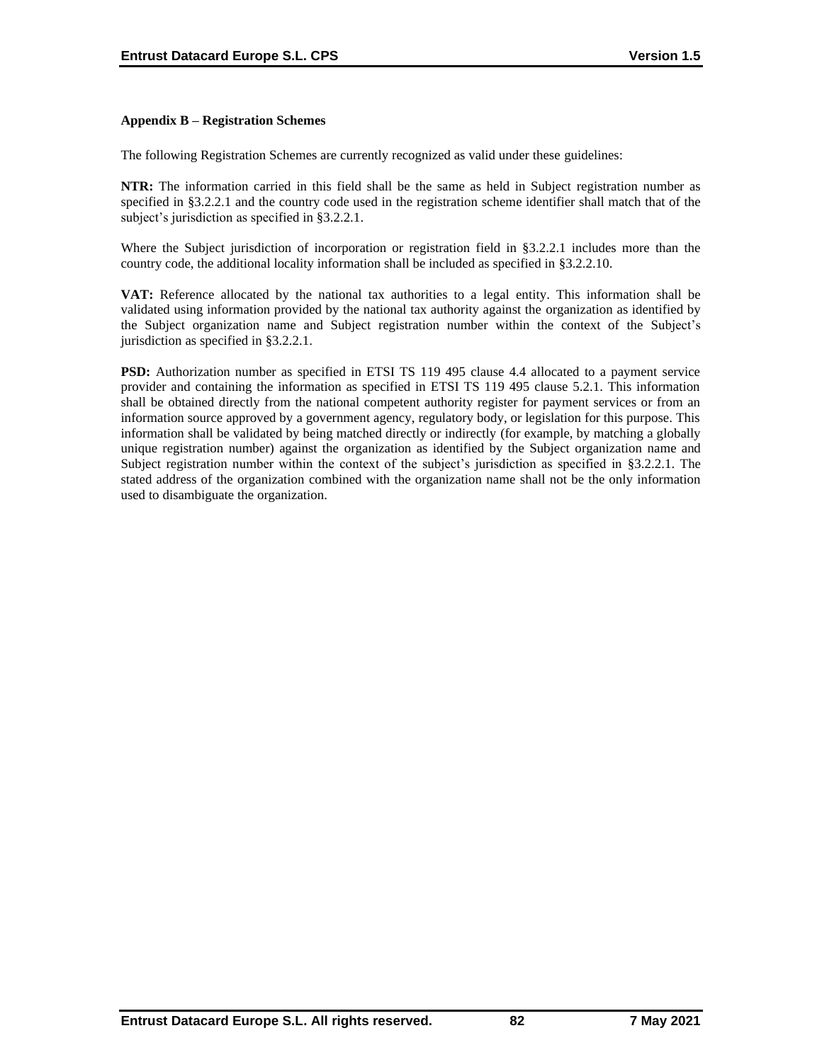**Appendix B – Registration Schemes**

The following Registration Schemes are currently recognized as valid under these guidelines:

**NTR:** The information carried in this field shall be the same as held in Subject registration number as specified in §3.2.2.1 and the country code used in the registration scheme identifier shall match that of the subject's jurisdiction as specified in §3.2.2.1.

Where the Subject jurisdiction of incorporation or registration field in §3.2.2.1 includes more than the country code, the additional locality information shall be included as specified in §3.2.2.10.

**VAT:** Reference allocated by the national tax authorities to a legal entity. This information shall be validated using information provided by the national tax authority against the organization as identified by the Subject organization name and Subject registration number within the context of the Subject's jurisdiction as specified in §3.2.2.1.

**PSD:** Authorization number as specified in ETSI TS 119 495 clause 4.4 allocated to a payment service provider and containing the information as specified in ETSI TS 119 495 clause 5.2.1. This information shall be obtained directly from the national competent authority register for payment services or from an information source approved by a government agency, regulatory body, or legislation for this purpose. This information shall be validated by being matched directly or indirectly (for example, by matching a globally unique registration number) against the organization as identified by the Subject organization name and Subject registration number within the context of the subject's jurisdiction as specified in §3.2.2.1. The stated address of the organization combined with the organization name shall not be the only information used to disambiguate the organization.